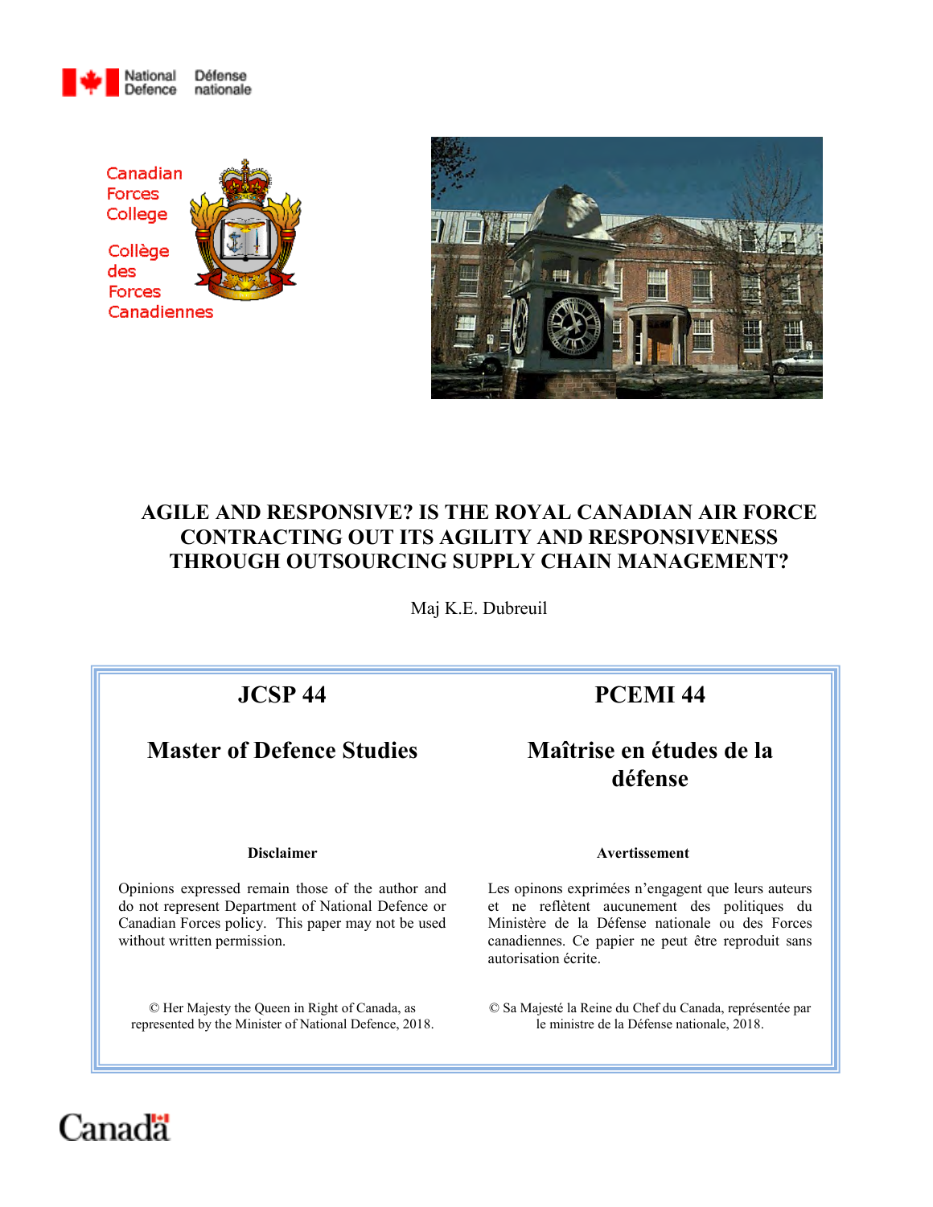National Defence / Défense nationale

Canadian Forces College

Collège des Forces Canadiennes

# AGILE AND RESPONSIVE? IS THE ROYAL CANADIAN AIR FORCE CONTRACTING OUT ITS AGILITY AND RESPONSIVENESS THROUGH OUTSOURCING SUPPLY CHAIN MANAGEMENT?

Maj K.E. Dubreuil

| JCSP 44 | PCEMI 44 |
| --- | --- |
| **Master of Defence Studies** | **Maîtrise en études de la défense** |
| **Disclaimer** | **Avertissement** |
| Opinions expressed remain those of the author and do not represent Department of National Defence or Canadian Forces policy. This paper may not be used without written permission. | Les opinons exprimées n'engagent que leurs auteurs et ne reflètent aucunement des politiques du Ministère de la Défense nationale ou des Forces canadiennes. Ce papier ne peut être reproduit sans autorisation écrite. |
| © Her Majesty the Queen in Right of Canada, as represented by the Minister of National Defence, 2018. | © Sa Majesté la Reine du Chef du Canada, représentée par le ministre de la Défense nationale, 2018. |

Canada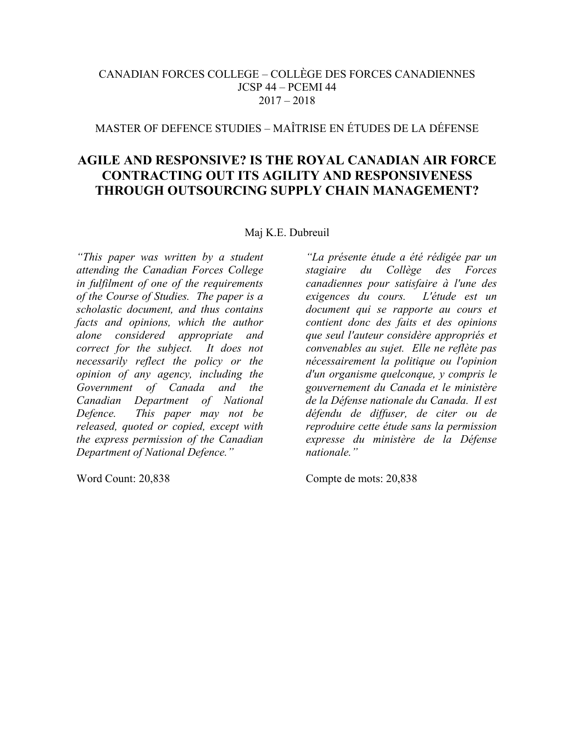CANADIAN FORCES COLLEGE – COLLÈGE DES FORCES CANADIENNES
JCSP 44 – PCEMI 44
2017 – 2018

MASTER OF DEFENCE STUDIES – MAÎTRISE EN ÉTUDES DE LA DÉFENSE

# AGILE AND RESPONSIVE? IS THE ROYAL CANADIAN AIR FORCE CONTRACTING OUT ITS AGILITY AND RESPONSIVENESS THROUGH OUTSOURCING SUPPLY CHAIN MANAGEMENT?

Maj K.E. Dubreuil

*"This paper was written by a student attending the Canadian Forces College in fulfilment of one of the requirements of the Course of Studies. The paper is a scholastic document, and thus contains facts and opinions, which the author alone considered appropriate and correct for the subject. It does not necessarily reflect the policy or the opinion of any agency, including the Government of Canada and the Canadian Department of National Defence. This paper may not be released, quoted or copied, except with the express permission of the Canadian Department of National Defence."*

Word Count: 20,838

*"La présente étude a été rédigée par un stagiaire du Collège des Forces canadiennes pour satisfaire à l'une des exigences du cours. L'étude est un document qui se rapporte au cours et contient donc des faits et des opinions que seul l'auteur considère appropriés et convenables au sujet. Elle ne reflète pas nécessairement la politique ou l'opinion d'un organisme quelconque, y compris le gouvernement du Canada et le ministère de la Défense nationale du Canada. Il est défendu de diffuser, de citer ou de reproduire cette étude sans la permission expresse du ministère de la Défense nationale."*

Compte de mots: 20,838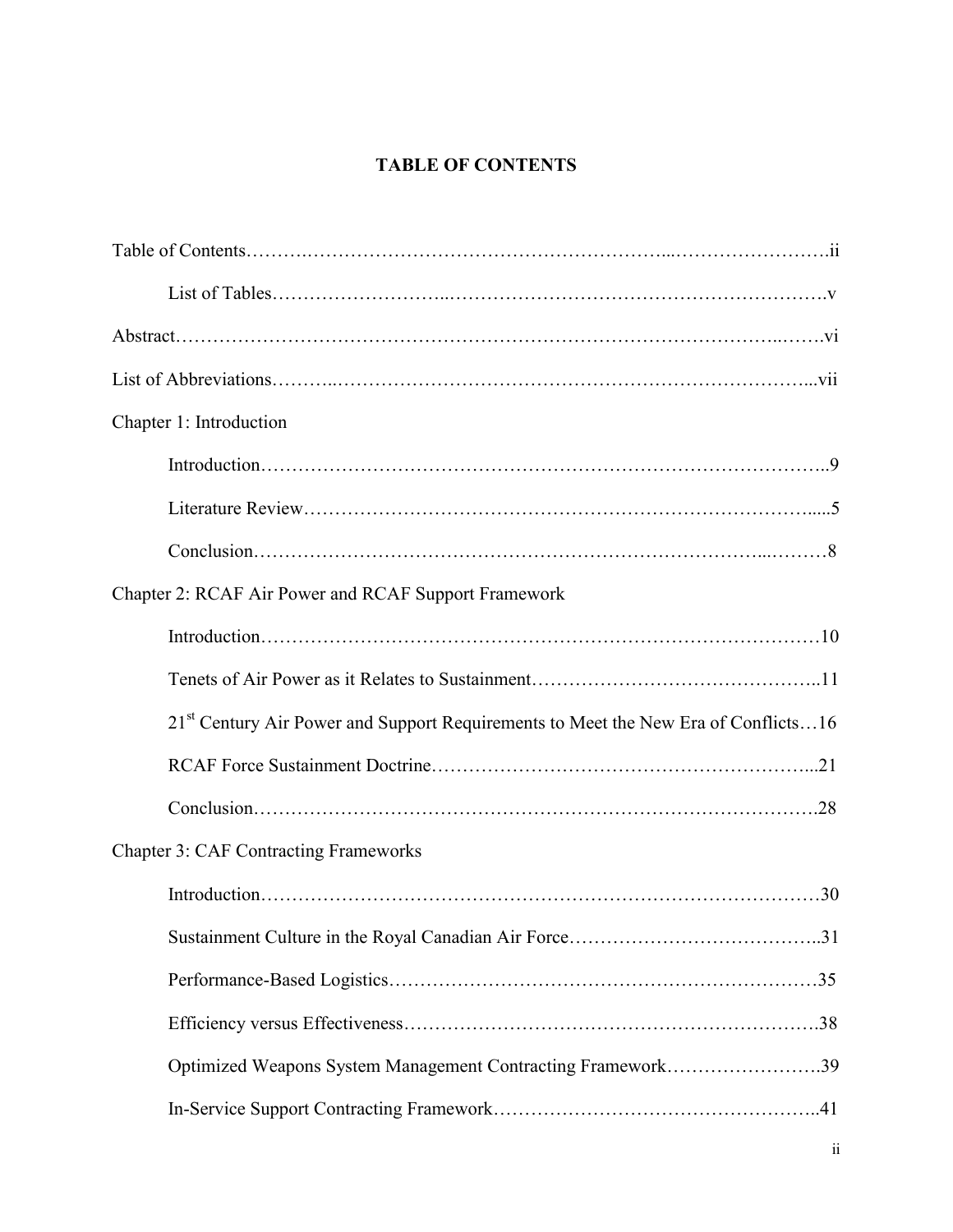# TABLE OF CONTENTS

Table of Contents……….……………………………….…………………...…………………….ii

List of Tables……………………...……………………………………………………….v

Abstract……………………………………………….…………….………………………..…….vi

List of Abbreviations………..…………………………………………………………………...vii

Chapter 1: Introduction

Introduction……………………………………………………………………………..9

Literature Review……………….……………………………………………………….....5

Conclusion……………………………………………………………………...………8

Chapter 2: RCAF Air Power and RCAF Support Framework

Introduction……………………………………………………………………………10

Tenets of Air Power as it Relates to Sustainment………………………………………..11

21st Century Air Power and Support Requirements to Meet the New Era of Conflicts…16

RCAF Force Sustainment Doctrine……………………………………………….……...21

Conclusion…………………………………………………………………………….28

Chapter 3: CAF Contracting Frameworks

Introduction……………………………………………………….……………………30

Sustainment Culture in the Royal Canadian Air Force…………………………………..31

Performance-Based Logistics……………….……………………….……………………35

Efficiency versus Effectiveness………………………………………………………….38

Optimized Weapons System Management Contracting Framework…………………….39

In-Service Support Contracting Framework……………………………………………..41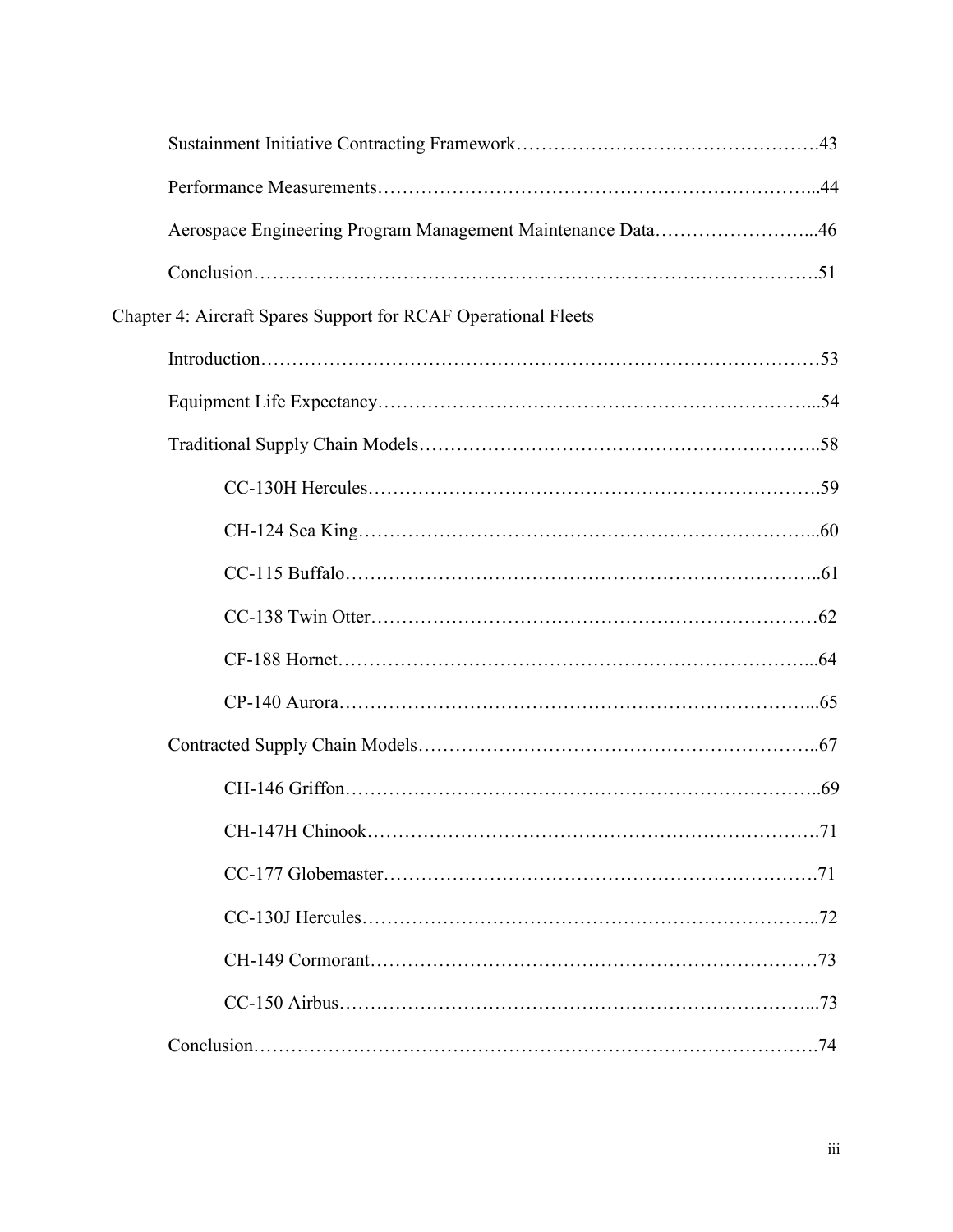Sustainment Initiative Contracting Framework………………………………………….43

Performance Measurements…………………………………………………………...44

Aerospace Engineering Program Management Maintenance Data……………………...46

Conclusion…………………………………………………………………………….51

Chapter 4: Aircraft Spares Support for RCAF Operational Fleets

Introduction……………………………………………………………………………53

Equipment Life Expectancy…………………………………………………………...54

Traditional Supply Chain Models……………………………………………………..58

CC-130H Hercules…………………………………………………………….59

CH-124 Sea King……………………………………………………………...60

CC-115 Buffalo………………………………………………………………..61

CC-138 Twin Otter……………………………………………………………62

CF-188 Hornet………………………………………………………………...64

CP-140 Aurora………………………………………………………………...65

Contracted Supply Chain Models……………………………………………………..67

CH-146 Griffon………………………………………………………………..69

CH-147H Chinook…………………………………………………………….71

CC-177 Globemaster………………………………………………………….71

CC-130J Hercules……………………………………………………………..72

CH-149 Cormorant……………………………………………………………73

CC-150 Airbus………………………………………………………………...73

Conclusion…………………………………………………………………………….74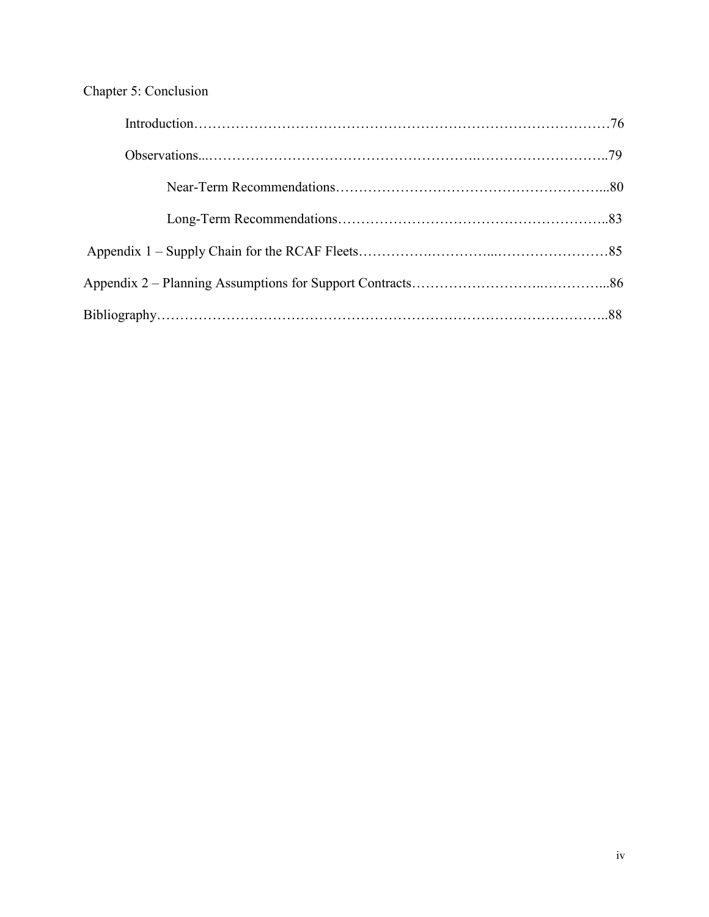Chapter 5: Conclusion

Introduction……………………………………………………………………………76

Observations..…………………………………………….………………………..79

Near-Term Recommendations………………………………………………...80

Long-Term Recommendations………………………………………………..83

Appendix 1 – Supply Chain for the RCAF Fleets………….…………...……………………85

Appendix 2 – Planning Assumptions for Support Contracts……………………..…………...86

Bibliography……………………………………………………………………………..88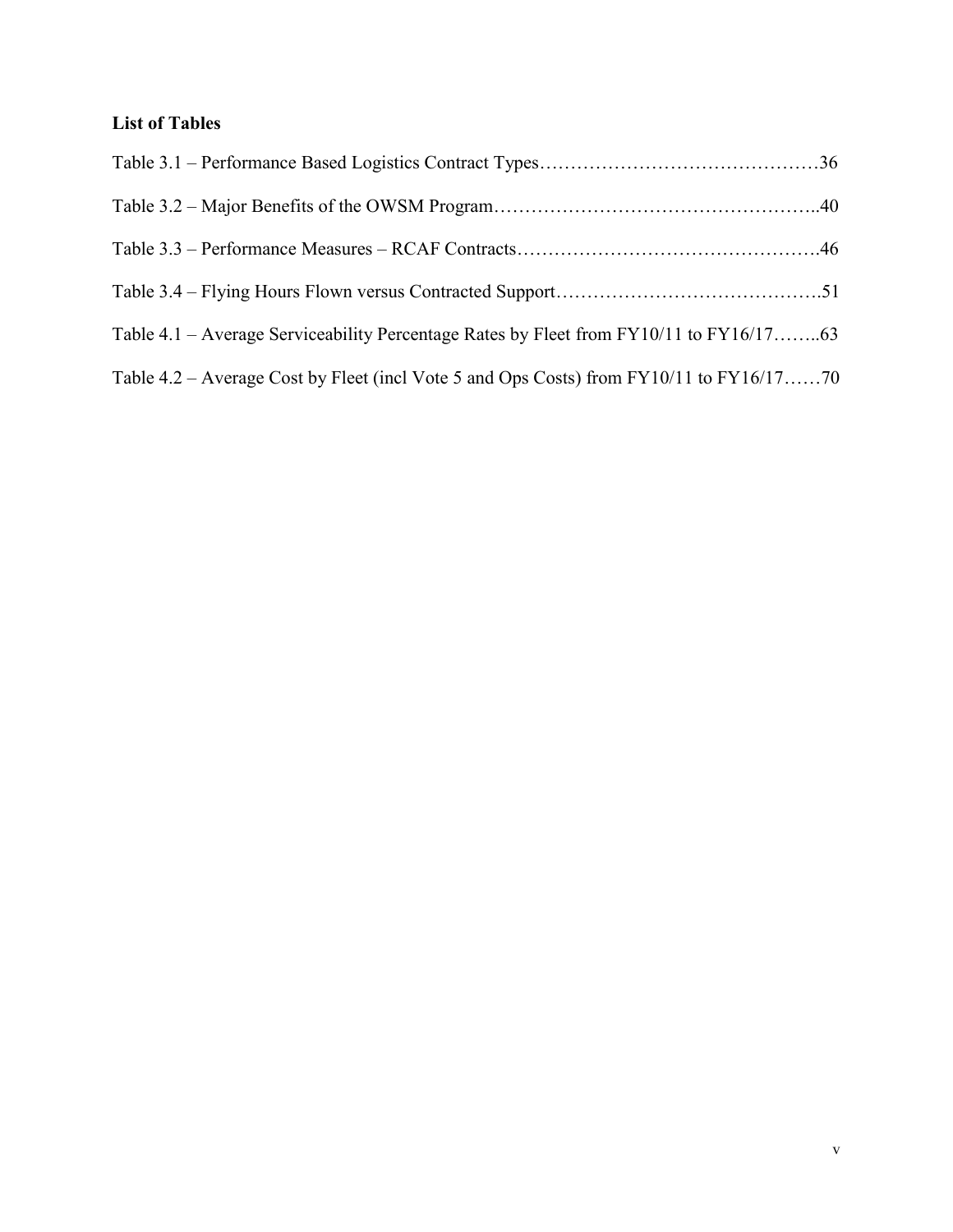## List of Tables

Table 3.1 – Performance Based Logistics Contract Types……………………………………36

Table 3.2 – Major Benefits of the OWSM Program……………………………………………..40

Table 3.3 – Performance Measures – RCAF Contracts………………………………………….46

Table 3.4 – Flying Hours Flown versus Contracted Support…………………………………….51

Table 4.1 – Average Serviceability Percentage Rates by Fleet from FY10/11 to FY16/17……..63

Table 4.2 – Average Cost by Fleet (incl Vote 5 and Ops Costs) from FY10/11 to FY16/17……70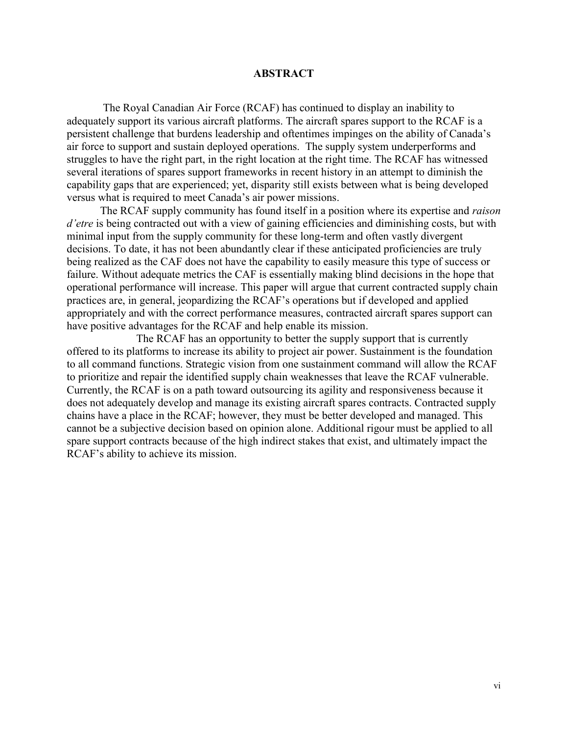## ABSTRACT

The Royal Canadian Air Force (RCAF) has continued to display an inability to adequately support its various aircraft platforms. The aircraft spares support to the RCAF is a persistent challenge that burdens leadership and oftentimes impinges on the ability of Canada's air force to support and sustain deployed operations. The supply system underperforms and struggles to have the right part, in the right location at the right time. The RCAF has witnessed several iterations of spares support frameworks in recent history in an attempt to diminish the capability gaps that are experienced; yet, disparity still exists between what is being developed versus what is required to meet Canada's air power missions.

The RCAF supply community has found itself in a position where its expertise and *raison d'etre* is being contracted out with a view of gaining efficiencies and diminishing costs, but with minimal input from the supply community for these long-term and often vastly divergent decisions. To date, it has not been abundantly clear if these anticipated proficiencies are truly being realized as the CAF does not have the capability to easily measure this type of success or failure. Without adequate metrics the CAF is essentially making blind decisions in the hope that operational performance will increase. This paper will argue that current contracted supply chain practices are, in general, jeopardizing the RCAF's operations but if developed and applied appropriately and with the correct performance measures, contracted aircraft spares support can have positive advantages for the RCAF and help enable its mission.

The RCAF has an opportunity to better the supply support that is currently offered to its platforms to increase its ability to project air power. Sustainment is the foundation to all command functions. Strategic vision from one sustainment command will allow the RCAF to prioritize and repair the identified supply chain weaknesses that leave the RCAF vulnerable. Currently, the RCAF is on a path toward outsourcing its agility and responsiveness because it does not adequately develop and manage its existing aircraft spares contracts. Contracted supply chains have a place in the RCAF; however, they must be better developed and managed. This cannot be a subjective decision based on opinion alone. Additional rigour must be applied to all spare support contracts because of the high indirect stakes that exist, and ultimately impact the RCAF's ability to achieve its mission.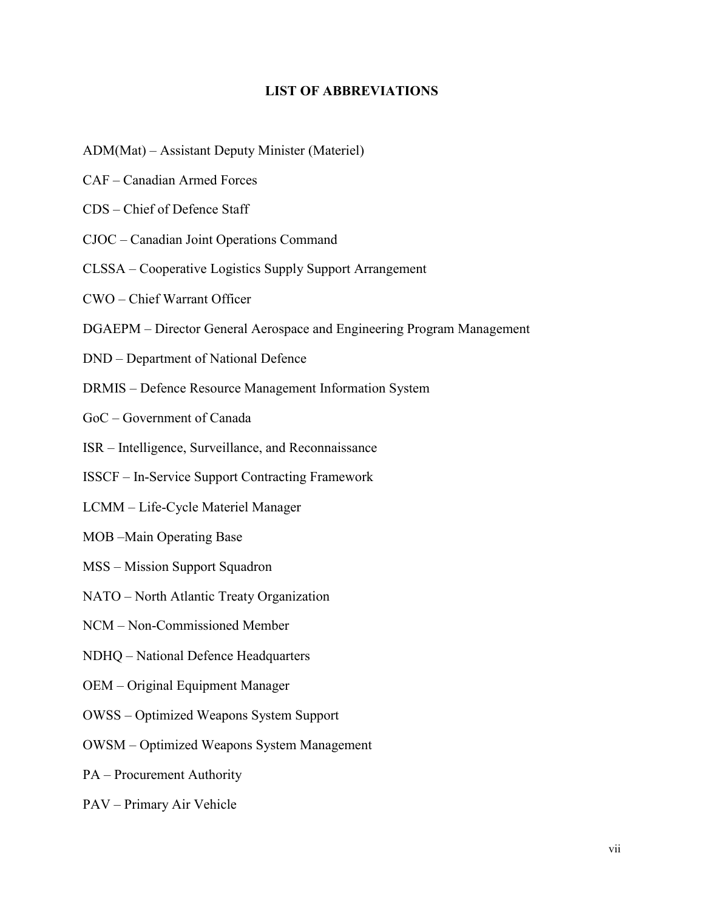# LIST OF ABBREVIATIONS

ADM(Mat) – Assistant Deputy Minister (Materiel)

CAF – Canadian Armed Forces

CDS – Chief of Defence Staff

CJOC – Canadian Joint Operations Command

CLSSA – Cooperative Logistics Supply Support Arrangement

CWO – Chief Warrant Officer

DGAEPM – Director General Aerospace and Engineering Program Management

DND – Department of National Defence

DRMIS – Defence Resource Management Information System

GoC – Government of Canada

ISR – Intelligence, Surveillance, and Reconnaissance

ISSCF – In-Service Support Contracting Framework

LCMM – Life-Cycle Materiel Manager

MOB –Main Operating Base

MSS – Mission Support Squadron

NATO – North Atlantic Treaty Organization

NCM – Non-Commissioned Member

NDHQ – National Defence Headquarters

OEM – Original Equipment Manager

OWSS – Optimized Weapons System Support

OWSM – Optimized Weapons System Management

PA – Procurement Authority

PAV – Primary Air Vehicle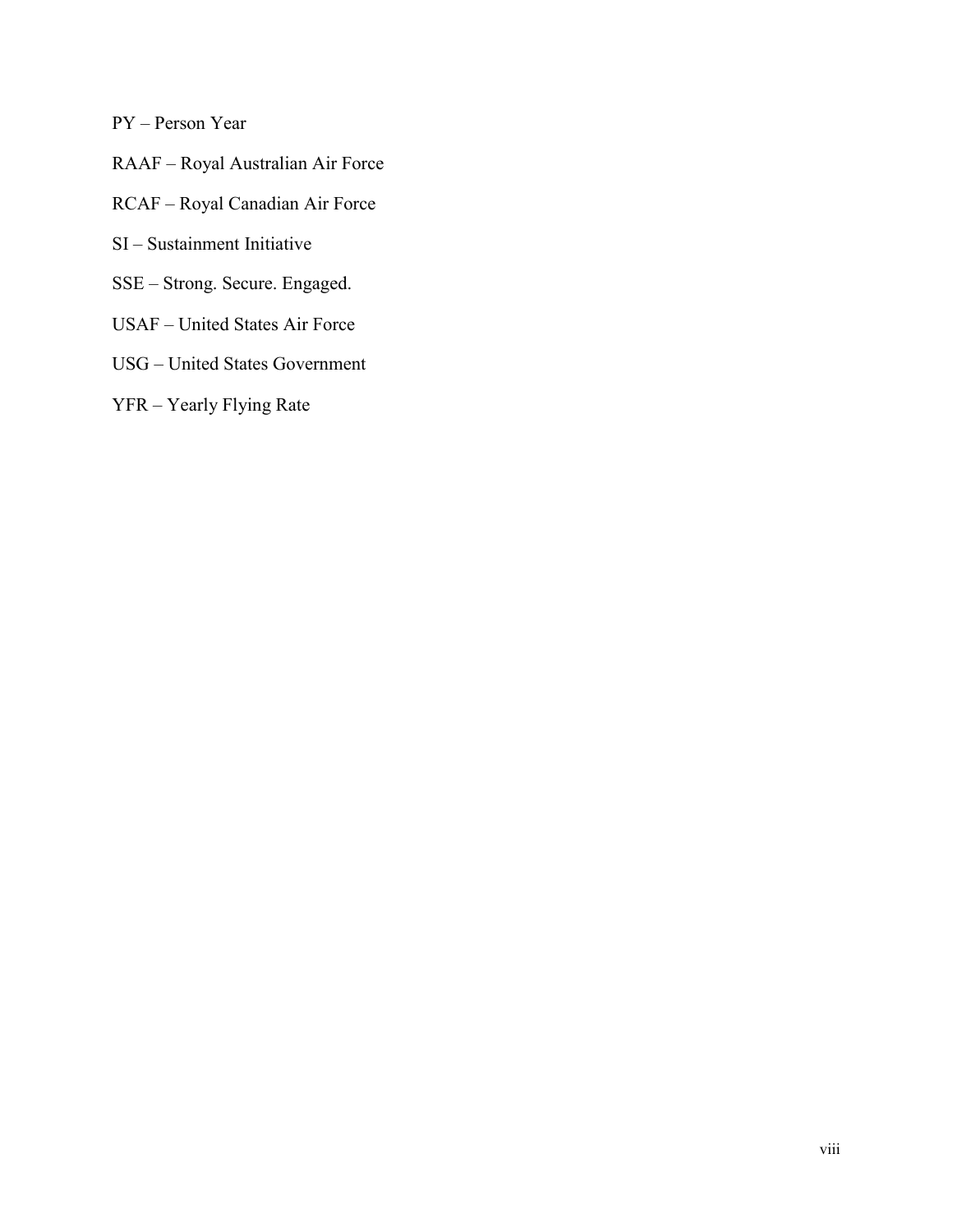PY – Person Year

RAAF – Royal Australian Air Force

RCAF – Royal Canadian Air Force

SI – Sustainment Initiative

SSE – Strong. Secure. Engaged.

USAF – United States Air Force

USG – United States Government

YFR – Yearly Flying Rate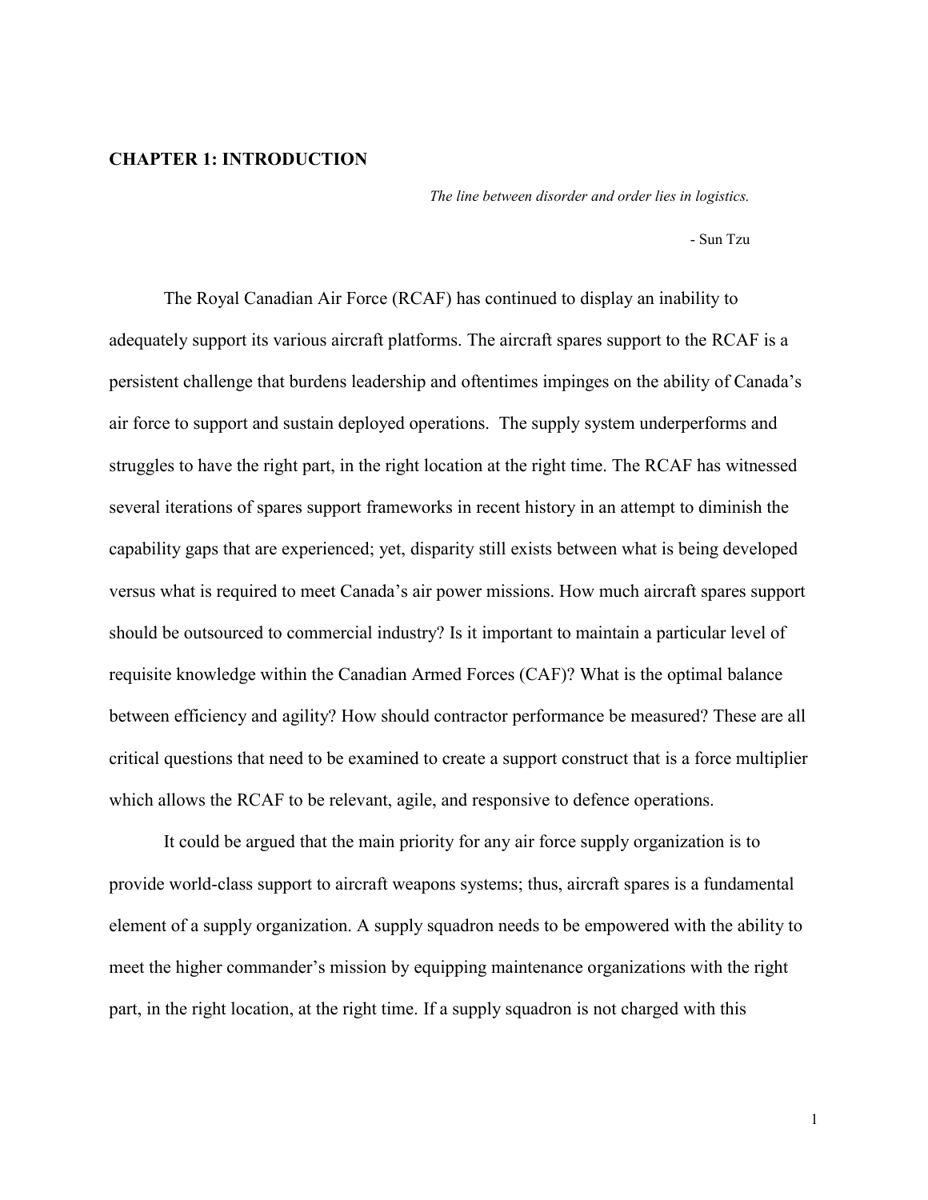# CHAPTER 1: INTRODUCTION

*The line between disorder and order lies in logistics.*

- Sun Tzu

The Royal Canadian Air Force (RCAF) has continued to display an inability to adequately support its various aircraft platforms. The aircraft spares support to the RCAF is a persistent challenge that burdens leadership and oftentimes impinges on the ability of Canada's air force to support and sustain deployed operations. The supply system underperforms and struggles to have the right part, in the right location at the right time. The RCAF has witnessed several iterations of spares support frameworks in recent history in an attempt to diminish the capability gaps that are experienced; yet, disparity still exists between what is being developed versus what is required to meet Canada's air power missions. How much aircraft spares support should be outsourced to commercial industry? Is it important to maintain a particular level of requisite knowledge within the Canadian Armed Forces (CAF)? What is the optimal balance between efficiency and agility? How should contractor performance be measured? These are all critical questions that need to be examined to create a support construct that is a force multiplier which allows the RCAF to be relevant, agile, and responsive to defence operations.

It could be argued that the main priority for any air force supply organization is to provide world-class support to aircraft weapons systems; thus, aircraft spares is a fundamental element of a supply organization. A supply squadron needs to be empowered with the ability to meet the higher commander's mission by equipping maintenance organizations with the right part, in the right location, at the right time. If a supply squadron is not charged with this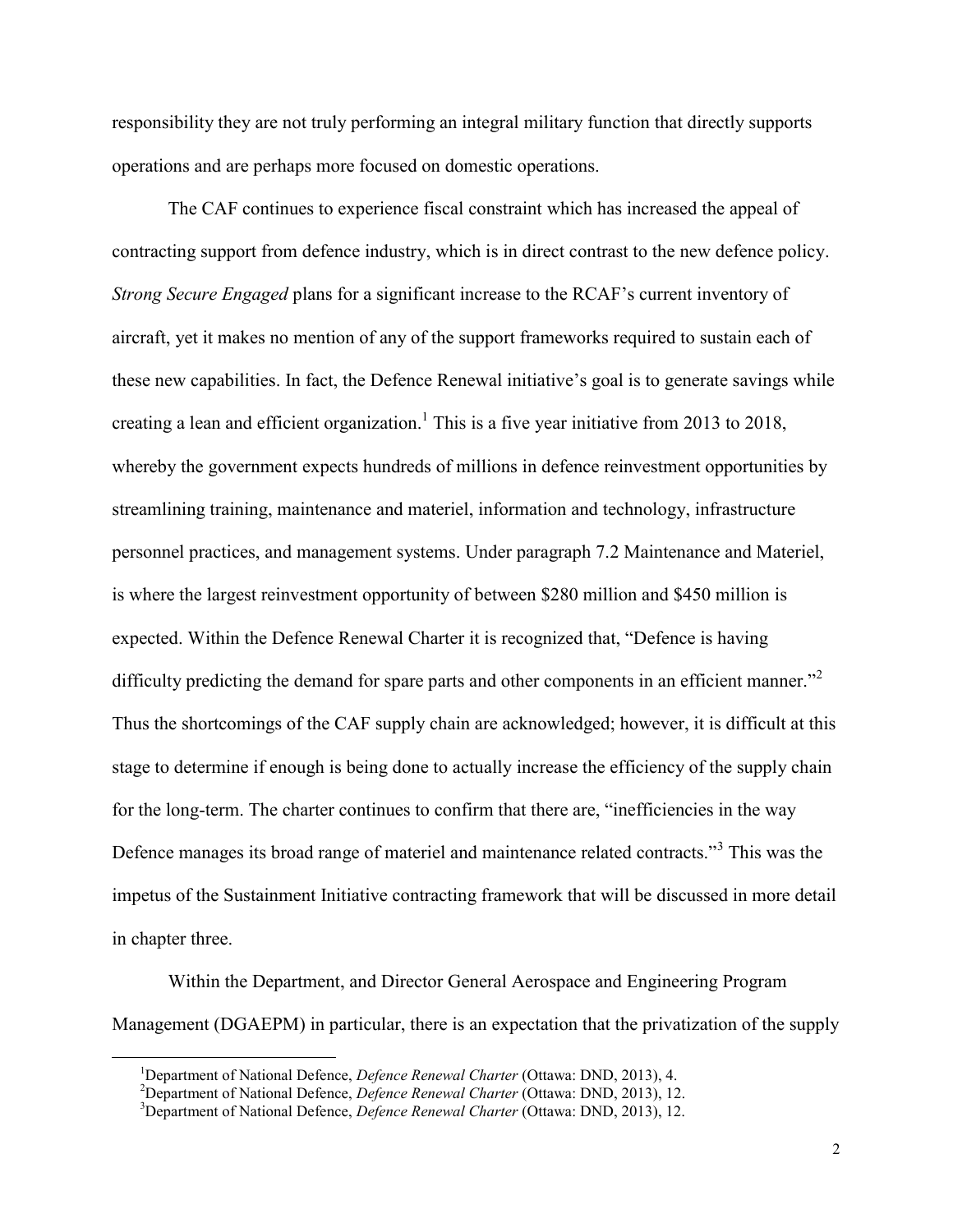responsibility they are not truly performing an integral military function that directly supports operations and are perhaps more focused on domestic operations.

The CAF continues to experience fiscal constraint which has increased the appeal of contracting support from defence industry, which is in direct contrast to the new defence policy. *Strong Secure Engaged* plans for a significant increase to the RCAF's current inventory of aircraft, yet it makes no mention of any of the support frameworks required to sustain each of these new capabilities. In fact, the Defence Renewal initiative's goal is to generate savings while creating a lean and efficient organization.[1] This is a five year initiative from 2013 to 2018, whereby the government expects hundreds of millions in defence reinvestment opportunities by streamlining training, maintenance and materiel, information and technology, infrastructure personnel practices, and management systems. Under paragraph 7.2 Maintenance and Materiel, is where the largest reinvestment opportunity of between \$280 million and \$450 million is expected. Within the Defence Renewal Charter it is recognized that, "Defence is having difficulty predicting the demand for spare parts and other components in an efficient manner."[2] Thus the shortcomings of the CAF supply chain are acknowledged; however, it is difficult at this stage to determine if enough is being done to actually increase the efficiency of the supply chain for the long-term. The charter continues to confirm that there are, "inefficiencies in the way Defence manages its broad range of materiel and maintenance related contracts."[3] This was the impetus of the Sustainment Initiative contracting framework that will be discussed in more detail in chapter three.

Within the Department, and Director General Aerospace and Engineering Program Management (DGAEPM) in particular, there is an expectation that the privatization of the supply

---

[1] Department of National Defence, *Defence Renewal Charter* (Ottawa: DND, 2013), 4.

[2] Department of National Defence, *Defence Renewal Charter* (Ottawa: DND, 2013), 12.

[3] Department of National Defence, *Defence Renewal Charter* (Ottawa: DND, 2013), 12.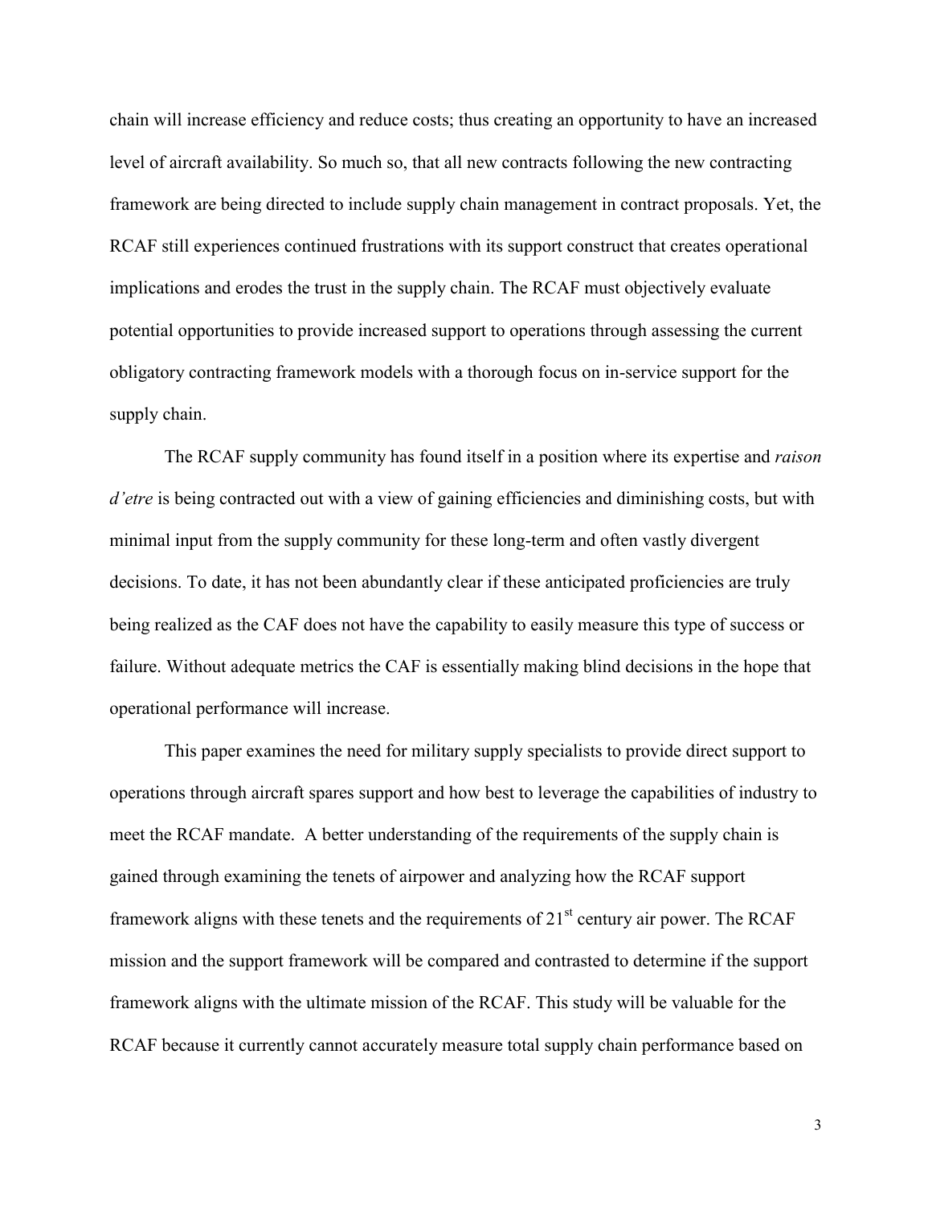chain will increase efficiency and reduce costs; thus creating an opportunity to have an increased level of aircraft availability. So much so, that all new contracts following the new contracting framework are being directed to include supply chain management in contract proposals. Yet, the RCAF still experiences continued frustrations with its support construct that creates operational implications and erodes the trust in the supply chain. The RCAF must objectively evaluate potential opportunities to provide increased support to operations through assessing the current obligatory contracting framework models with a thorough focus on in-service support for the supply chain.

The RCAF supply community has found itself in a position where its expertise and *raison d'etre* is being contracted out with a view of gaining efficiencies and diminishing costs, but with minimal input from the supply community for these long-term and often vastly divergent decisions. To date, it has not been abundantly clear if these anticipated proficiencies are truly being realized as the CAF does not have the capability to easily measure this type of success or failure. Without adequate metrics the CAF is essentially making blind decisions in the hope that operational performance will increase.

This paper examines the need for military supply specialists to provide direct support to operations through aircraft spares support and how best to leverage the capabilities of industry to meet the RCAF mandate. A better understanding of the requirements of the supply chain is gained through examining the tenets of airpower and analyzing how the RCAF support framework aligns with these tenets and the requirements of 21st century air power. The RCAF mission and the support framework will be compared and contrasted to determine if the support framework aligns with the ultimate mission of the RCAF. This study will be valuable for the RCAF because it currently cannot accurately measure total supply chain performance based on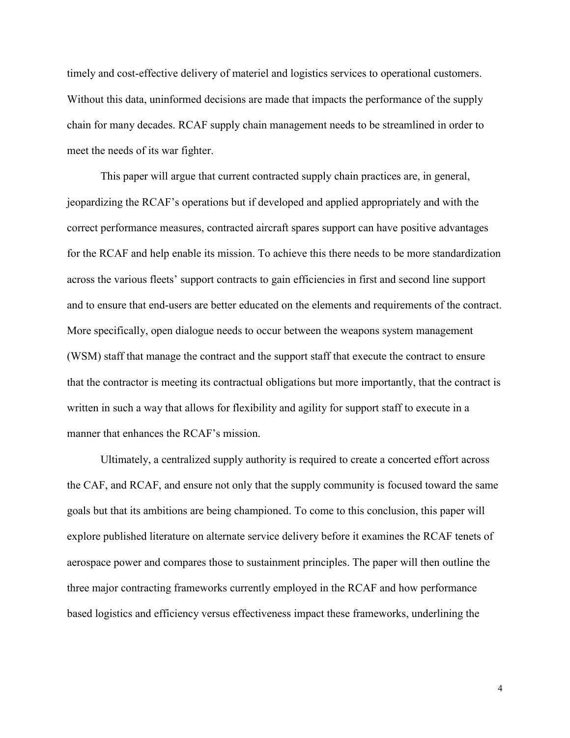timely and cost-effective delivery of materiel and logistics services to operational customers. Without this data, uninformed decisions are made that impacts the performance of the supply chain for many decades. RCAF supply chain management needs to be streamlined in order to meet the needs of its war fighter.

This paper will argue that current contracted supply chain practices are, in general, jeopardizing the RCAF's operations but if developed and applied appropriately and with the correct performance measures, contracted aircraft spares support can have positive advantages for the RCAF and help enable its mission. To achieve this there needs to be more standardization across the various fleets' support contracts to gain efficiencies in first and second line support and to ensure that end-users are better educated on the elements and requirements of the contract. More specifically, open dialogue needs to occur between the weapons system management (WSM) staff that manage the contract and the support staff that execute the contract to ensure that the contractor is meeting its contractual obligations but more importantly, that the contract is written in such a way that allows for flexibility and agility for support staff to execute in a manner that enhances the RCAF's mission.

Ultimately, a centralized supply authority is required to create a concerted effort across the CAF, and RCAF, and ensure not only that the supply community is focused toward the same goals but that its ambitions are being championed. To come to this conclusion, this paper will explore published literature on alternate service delivery before it examines the RCAF tenets of aerospace power and compares those to sustainment principles. The paper will then outline the three major contracting frameworks currently employed in the RCAF and how performance based logistics and efficiency versus effectiveness impact these frameworks, underlining the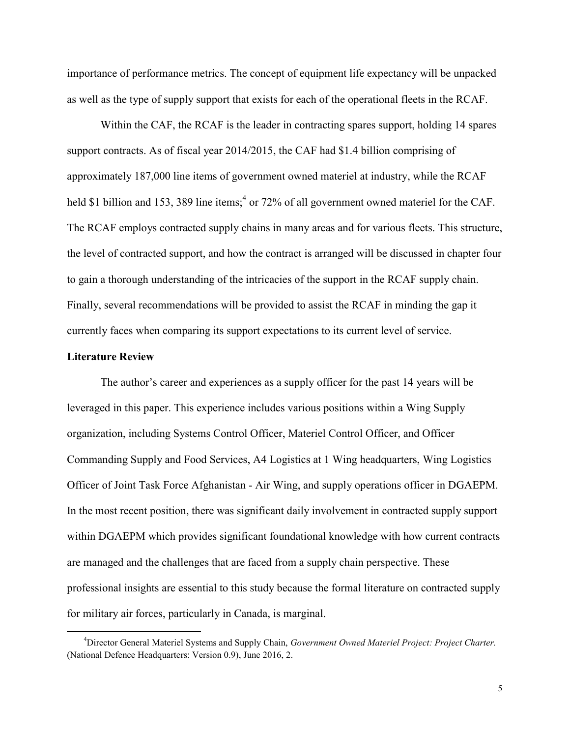importance of performance metrics. The concept of equipment life expectancy will be unpacked as well as the type of supply support that exists for each of the operational fleets in the RCAF.

Within the CAF, the RCAF is the leader in contracting spares support, holding 14 spares support contracts. As of fiscal year 2014/2015, the CAF had $1.4 billion comprising of approximately 187,000 line items of government owned materiel at industry, while the RCAF held $1 billion and 153, 389 line items;[4] or 72% of all government owned materiel for the CAF. The RCAF employs contracted supply chains in many areas and for various fleets. This structure, the level of contracted support, and how the contract is arranged will be discussed in chapter four to gain a thorough understanding of the intricacies of the support in the RCAF supply chain. Finally, several recommendations will be provided to assist the RCAF in minding the gap it currently faces when comparing its support expectations to its current level of service.

**Literature Review**

The author's career and experiences as a supply officer for the past 14 years will be leveraged in this paper. This experience includes various positions within a Wing Supply organization, including Systems Control Officer, Materiel Control Officer, and Officer Commanding Supply and Food Services, A4 Logistics at 1 Wing headquarters, Wing Logistics Officer of Joint Task Force Afghanistan - Air Wing, and supply operations officer in DGAEPM. In the most recent position, there was significant daily involvement in contracted supply support within DGAEPM which provides significant foundational knowledge with how current contracts are managed and the challenges that are faced from a supply chain perspective. These professional insights are essential to this study because the formal literature on contracted supply for military air forces, particularly in Canada, is marginal.

---

[4]Director General Materiel Systems and Supply Chain, *Government Owned Materiel Project: Project Charter.* (National Defence Headquarters: Version 0.9), June 2016, 2.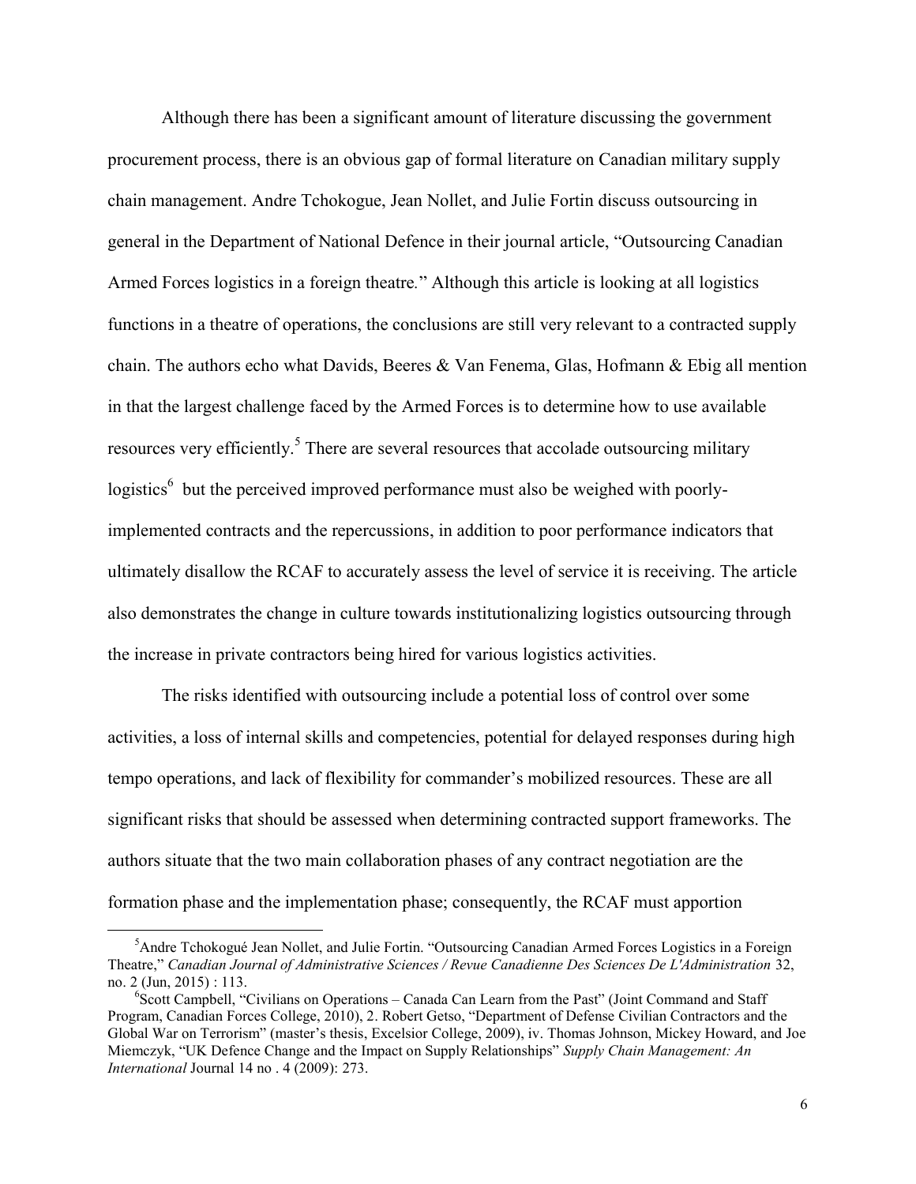Although there has been a significant amount of literature discussing the government procurement process, there is an obvious gap of formal literature on Canadian military supply chain management. Andre Tchokogue, Jean Nollet, and Julie Fortin discuss outsourcing in general in the Department of National Defence in their journal article, "Outsourcing Canadian Armed Forces logistics in a foreign theatre." Although this article is looking at all logistics functions in a theatre of operations, the conclusions are still very relevant to a contracted supply chain. The authors echo what Davids, Beeres & Van Fenema, Glas, Hofmann & Ebig all mention in that the largest challenge faced by the Armed Forces is to determine how to use available resources very efficiently.[5] There are several resources that accolade outsourcing military logistics[6] but the perceived improved performance must also be weighed with poorly-implemented contracts and the repercussions, in addition to poor performance indicators that ultimately disallow the RCAF to accurately assess the level of service it is receiving. The article also demonstrates the change in culture towards institutionalizing logistics outsourcing through the increase in private contractors being hired for various logistics activities.

The risks identified with outsourcing include a potential loss of control over some activities, a loss of internal skills and competencies, potential for delayed responses during high tempo operations, and lack of flexibility for commander's mobilized resources. These are all significant risks that should be assessed when determining contracted support frameworks. The authors situate that the two main collaboration phases of any contract negotiation are the formation phase and the implementation phase; consequently, the RCAF must apportion

---

[5] Andre Tchokogué Jean Nollet, and Julie Fortin. "Outsourcing Canadian Armed Forces Logistics in a Foreign Theatre," *Canadian Journal of Administrative Sciences / Revue Canadienne Des Sciences De L'Administration* 32, no. 2 (Jun, 2015) : 113.

[6] Scott Campbell, "Civilians on Operations – Canada Can Learn from the Past" (Joint Command and Staff Program, Canadian Forces College, 2010), 2. Robert Getso, "Department of Defense Civilian Contractors and the Global War on Terrorism" (master's thesis, Excelsior College, 2009), iv. Thomas Johnson, Mickey Howard, and Joe Miemczyk, "UK Defence Change and the Impact on Supply Relationships" *Supply Chain Management: An International* Journal 14 no . 4 (2009): 273.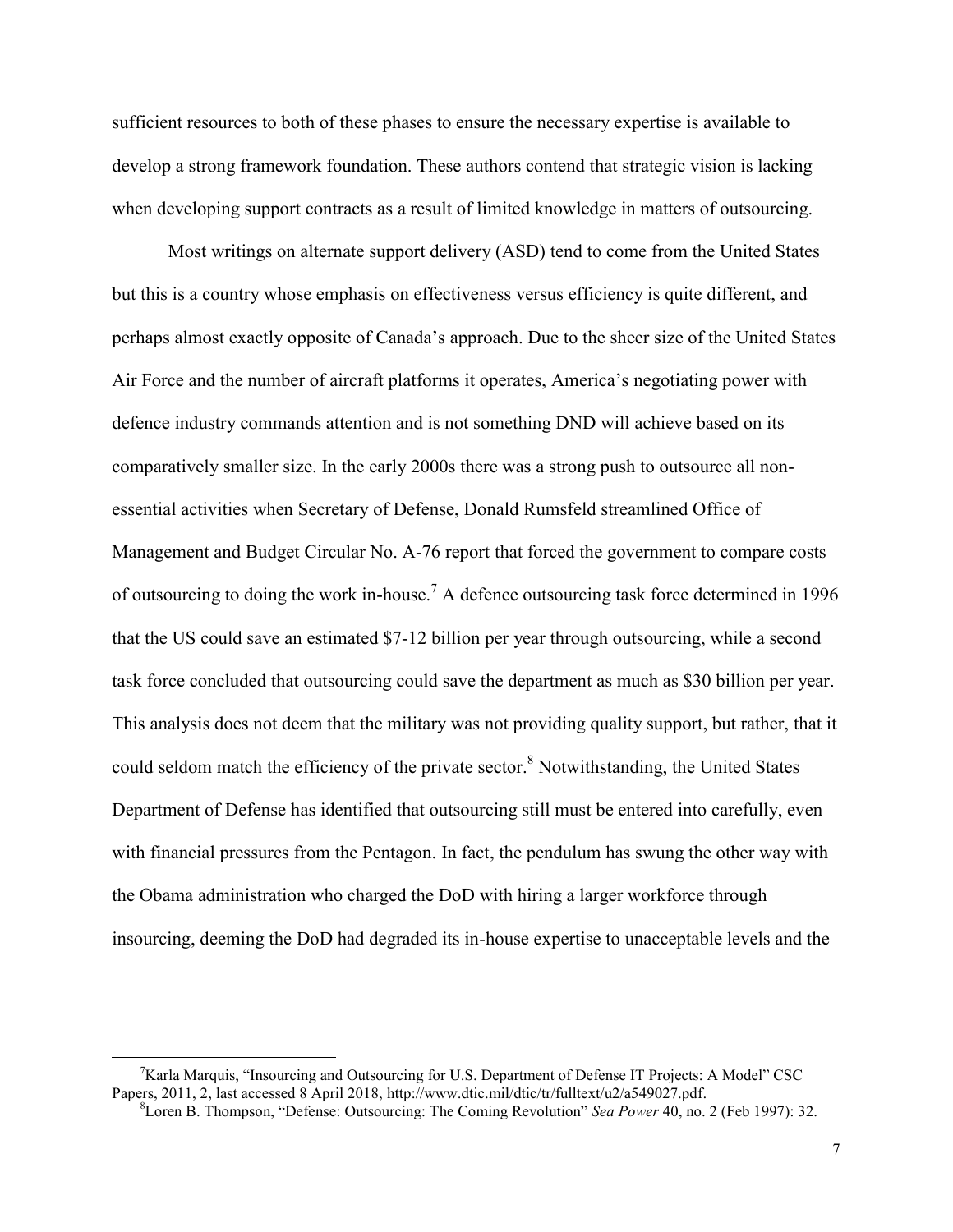sufficient resources to both of these phases to ensure the necessary expertise is available to develop a strong framework foundation. These authors contend that strategic vision is lacking when developing support contracts as a result of limited knowledge in matters of outsourcing.

Most writings on alternate support delivery (ASD) tend to come from the United States but this is a country whose emphasis on effectiveness versus efficiency is quite different, and perhaps almost exactly opposite of Canada's approach. Due to the sheer size of the United States Air Force and the number of aircraft platforms it operates, America's negotiating power with defence industry commands attention and is not something DND will achieve based on its comparatively smaller size. In the early 2000s there was a strong push to outsource all non-essential activities when Secretary of Defense, Donald Rumsfeld streamlined Office of Management and Budget Circular No. A-76 report that forced the government to compare costs of outsourcing to doing the work in-house.[7] A defence outsourcing task force determined in 1996 that the US could save an estimated $7-12 billion per year through outsourcing, while a second task force concluded that outsourcing could save the department as much as $30 billion per year. This analysis does not deem that the military was not providing quality support, but rather, that it could seldom match the efficiency of the private sector.[8] Notwithstanding, the United States Department of Defense has identified that outsourcing still must be entered into carefully, even with financial pressures from the Pentagon. In fact, the pendulum has swung the other way with the Obama administration who charged the DoD with hiring a larger workforce through insourcing, deeming the DoD had degraded its in-house expertise to unacceptable levels and the

---

[7] Karla Marquis, "Insourcing and Outsourcing for U.S. Department of Defense IT Projects: A Model" CSC Papers, 2011, 2, last accessed 8 April 2018, http://www.dtic.mil/dtic/tr/fulltext/u2/a549027.pdf.

[8] Loren B. Thompson, "Defense: Outsourcing: The Coming Revolution" *Sea Power* 40, no. 2 (Feb 1997): 32.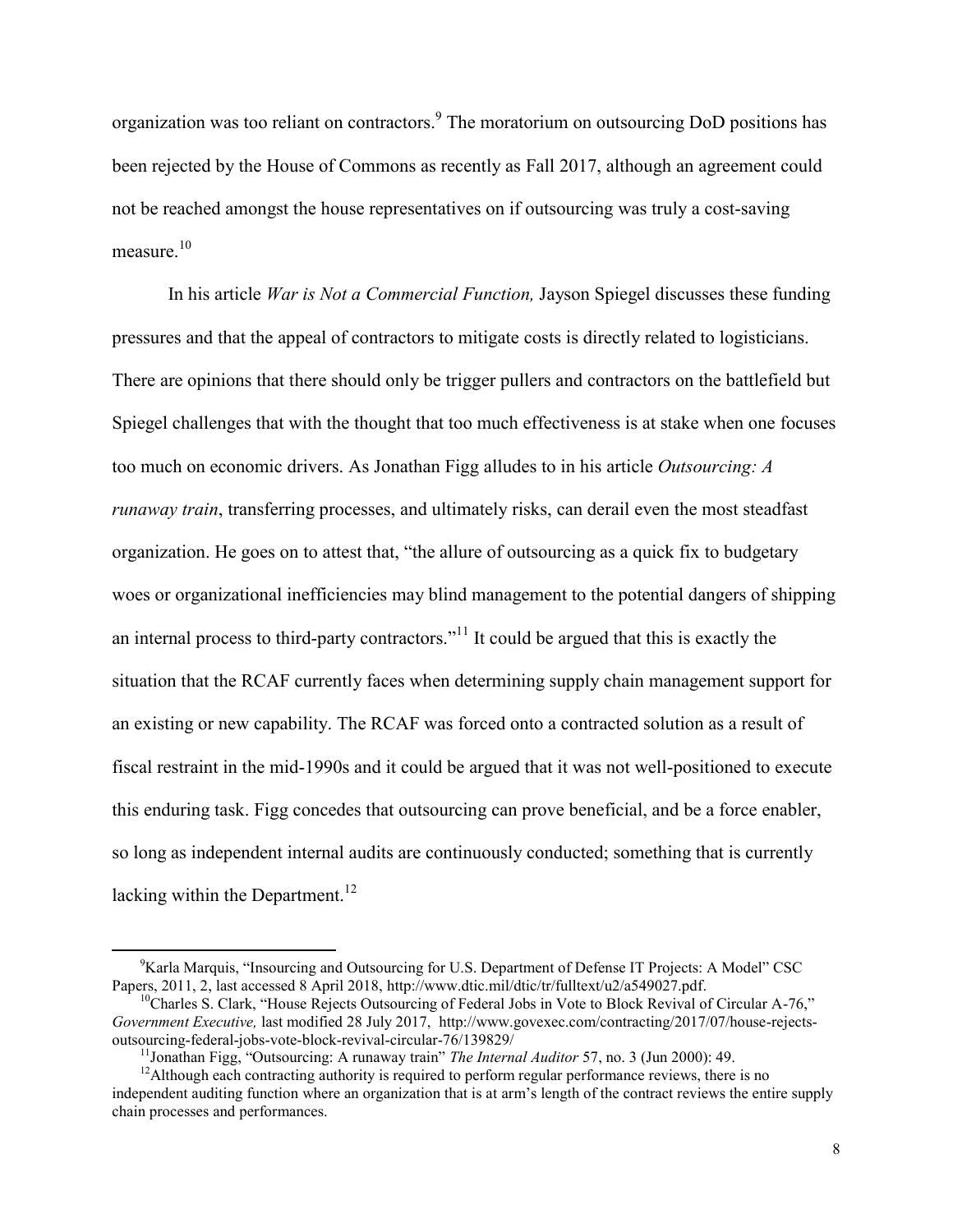organization was too reliant on contractors.[9] The moratorium on outsourcing DoD positions has been rejected by the House of Commons as recently as Fall 2017, although an agreement could not be reached amongst the house representatives on if outsourcing was truly a cost-saving measure.[10]

In his article *War is Not a Commercial Function,* Jayson Spiegel discusses these funding pressures and that the appeal of contractors to mitigate costs is directly related to logisticians. There are opinions that there should only be trigger pullers and contractors on the battlefield but Spiegel challenges that with the thought that too much effectiveness is at stake when one focuses too much on economic drivers. As Jonathan Figg alludes to in his article *Outsourcing: A runaway train*, transferring processes, and ultimately risks, can derail even the most steadfast organization. He goes on to attest that, "the allure of outsourcing as a quick fix to budgetary woes or organizational inefficiencies may blind management to the potential dangers of shipping an internal process to third-party contractors."[11] It could be argued that this is exactly the situation that the RCAF currently faces when determining supply chain management support for an existing or new capability. The RCAF was forced onto a contracted solution as a result of fiscal restraint in the mid-1990s and it could be argued that it was not well-positioned to execute this enduring task. Figg concedes that outsourcing can prove beneficial, and be a force enabler, so long as independent internal audits are continuously conducted; something that is currently lacking within the Department.[12]

---

[9] Karla Marquis, "Insourcing and Outsourcing for U.S. Department of Defense IT Projects: A Model" CSC Papers, 2011, 2, last accessed 8 April 2018, http://www.dtic.mil/dtic/tr/fulltext/u2/a549027.pdf.

[10] Charles S. Clark, "House Rejects Outsourcing of Federal Jobs in Vote to Block Revival of Circular A-76," *Government Executive,* last modified 28 July 2017, http://www.govexec.com/contracting/2017/07/house-rejects-outsourcing-federal-jobs-vote-block-revival-circular-76/139829/

[11] Jonathan Figg, "Outsourcing: A runaway train" *The Internal Auditor* 57, no. 3 (Jun 2000): 49.

[12] Although each contracting authority is required to perform regular performance reviews, there is no independent auditing function where an organization that is at arm's length of the contract reviews the entire supply chain processes and performances.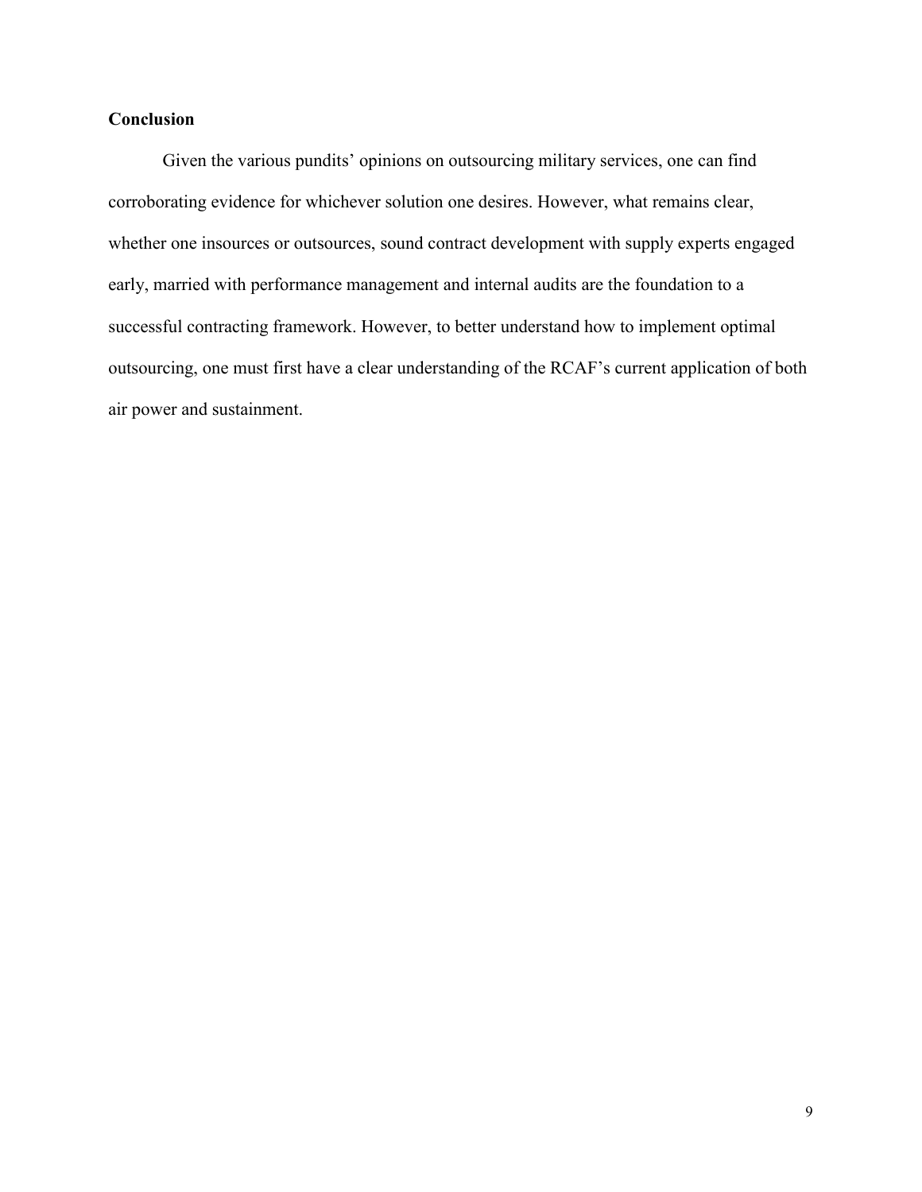### Conclusion

Given the various pundits' opinions on outsourcing military services, one can find corroborating evidence for whichever solution one desires. However, what remains clear, whether one insources or outsources, sound contract development with supply experts engaged early, married with performance management and internal audits are the foundation to a successful contracting framework. However, to better understand how to implement optimal outsourcing, one must first have a clear understanding of the RCAF's current application of both air power and sustainment.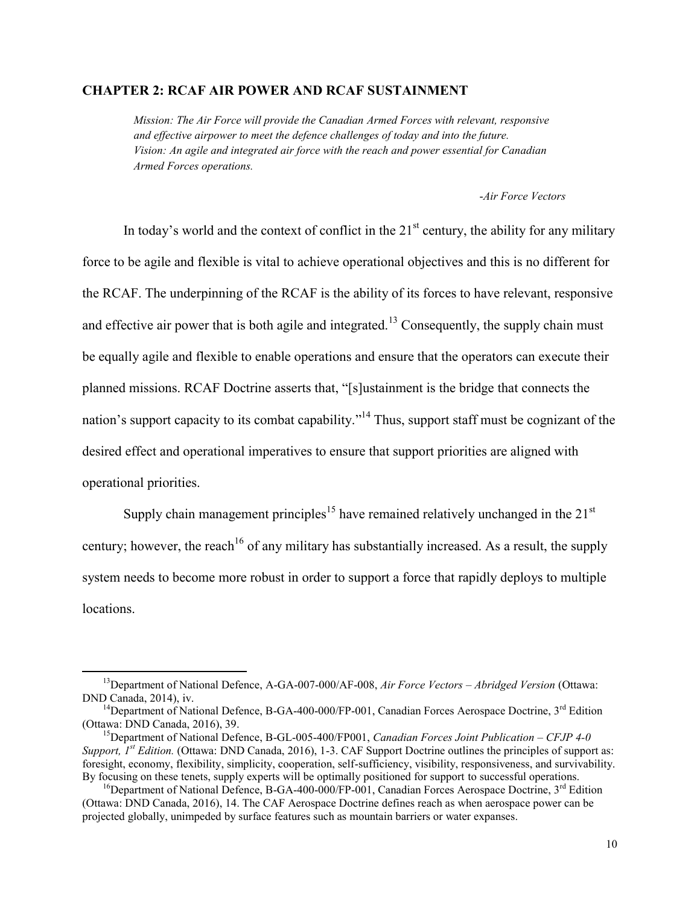## CHAPTER 2: RCAF AIR POWER AND RCAF SUSTAINMENT

> *Mission: The Air Force will provide the Canadian Armed Forces with relevant, responsive and effective airpower to meet the defence challenges of today and into the future.*
> *Vision: An agile and integrated air force with the reach and power essential for Canadian Armed Forces operations.*
>
> -*Air Force Vectors*

In today's world and the context of conflict in the 21st century, the ability for any military force to be agile and flexible is vital to achieve operational objectives and this is no different for the RCAF. The underpinning of the RCAF is the ability of its forces to have relevant, responsive and effective air power that is both agile and integrated.[13] Consequently, the supply chain must be equally agile and flexible to enable operations and ensure that the operators can execute their planned missions. RCAF Doctrine asserts that, "[s]ustainment is the bridge that connects the nation's support capacity to its combat capability."[14] Thus, support staff must be cognizant of the desired effect and operational imperatives to ensure that support priorities are aligned with operational priorities.

Supply chain management principles[15] have remained relatively unchanged in the 21st century; however, the reach[16] of any military has substantially increased. As a result, the supply system needs to become more robust in order to support a force that rapidly deploys to multiple locations.

---

[13] Department of National Defence, A-GA-007-000/AF-008, *Air Force Vectors – Abridged Version* (Ottawa: DND Canada, 2014), iv.

[14] Department of National Defence, B-GA-400-000/FP-001, Canadian Forces Aerospace Doctrine, 3rd Edition (Ottawa: DND Canada, 2016), 39.

[15] Department of National Defence, B-GL-005-400/FP001, *Canadian Forces Joint Publication – CFJP 4-0 Support, 1st Edition.* (Ottawa: DND Canada, 2016), 1-3. CAF Support Doctrine outlines the principles of support as: foresight, economy, flexibility, simplicity, cooperation, self-sufficiency, visibility, responsiveness, and survivability. By focusing on these tenets, supply experts will be optimally positioned for support to successful operations.

[16] Department of National Defence, B-GA-400-000/FP-001, Canadian Forces Aerospace Doctrine, 3rd Edition (Ottawa: DND Canada, 2016), 14. The CAF Aerospace Doctrine defines reach as when aerospace power can be projected globally, unimpeded by surface features such as mountain barriers or water expanses.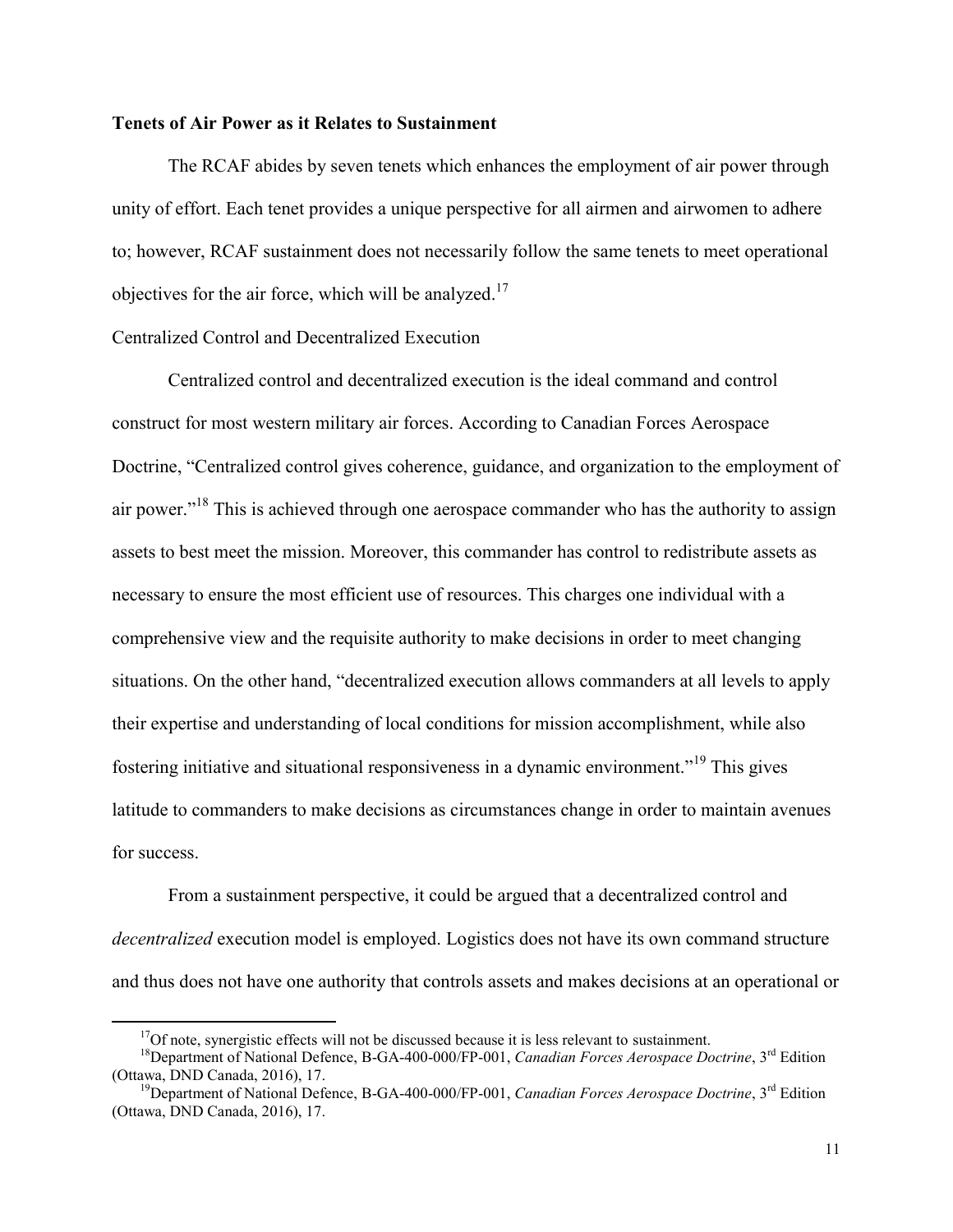**Tenets of Air Power as it Relates to Sustainment**

The RCAF abides by seven tenets which enhances the employment of air power through unity of effort. Each tenet provides a unique perspective for all airmen and airwomen to adhere to; however, RCAF sustainment does not necessarily follow the same tenets to meet operational objectives for the air force, which will be analyzed.[17]

Centralized Control and Decentralized Execution

Centralized control and decentralized execution is the ideal command and control construct for most western military air forces. According to Canadian Forces Aerospace Doctrine, "Centralized control gives coherence, guidance, and organization to the employment of air power."[18] This is achieved through one aerospace commander who has the authority to assign assets to best meet the mission. Moreover, this commander has control to redistribute assets as necessary to ensure the most efficient use of resources. This charges one individual with a comprehensive view and the requisite authority to make decisions in order to meet changing situations. On the other hand, "decentralized execution allows commanders at all levels to apply their expertise and understanding of local conditions for mission accomplishment, while also fostering initiative and situational responsiveness in a dynamic environment."[19] This gives latitude to commanders to make decisions as circumstances change in order to maintain avenues for success.

From a sustainment perspective, it could be argued that a decentralized control and *decentralized* execution model is employed. Logistics does not have its own command structure and thus does not have one authority that controls assets and makes decisions at an operational or

---

[17] Of note, synergistic effects will not be discussed because it is less relevant to sustainment.

[18] Department of National Defence, B-GA-400-000/FP-001, *Canadian Forces Aerospace Doctrine*, 3rd Edition (Ottawa, DND Canada, 2016), 17.

[19] Department of National Defence, B-GA-400-000/FP-001, *Canadian Forces Aerospace Doctrine*, 3rd Edition (Ottawa, DND Canada, 2016), 17.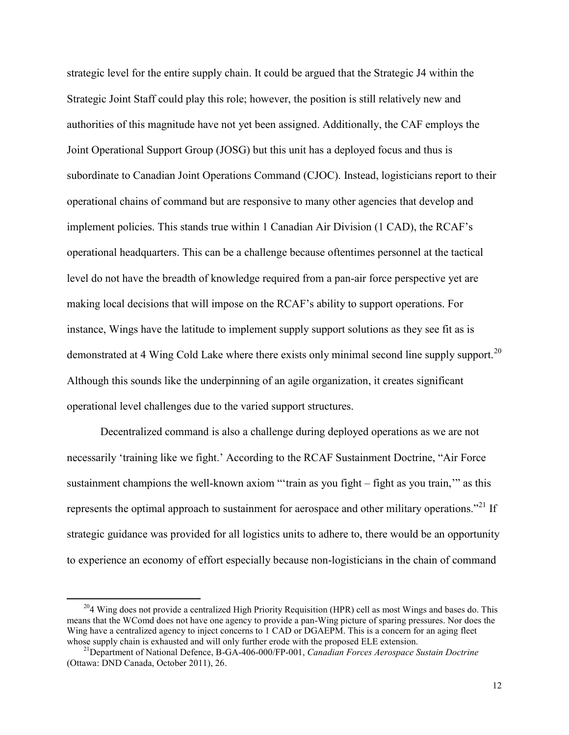strategic level for the entire supply chain. It could be argued that the Strategic J4 within the Strategic Joint Staff could play this role; however, the position is still relatively new and authorities of this magnitude have not yet been assigned. Additionally, the CAF employs the Joint Operational Support Group (JOSG) but this unit has a deployed focus and thus is subordinate to Canadian Joint Operations Command (CJOC). Instead, logisticians report to their operational chains of command but are responsive to many other agencies that develop and implement policies. This stands true within 1 Canadian Air Division (1 CAD), the RCAF's operational headquarters. This can be a challenge because oftentimes personnel at the tactical level do not have the breadth of knowledge required from a pan-air force perspective yet are making local decisions that will impose on the RCAF's ability to support operations. For instance, Wings have the latitude to implement supply support solutions as they see fit as is demonstrated at 4 Wing Cold Lake where there exists only minimal second line supply support.[20] Although this sounds like the underpinning of an agile organization, it creates significant operational level challenges due to the varied support structures.

Decentralized command is also a challenge during deployed operations as we are not necessarily 'training like we fight.' According to the RCAF Sustainment Doctrine, "Air Force sustainment champions the well-known axiom "'train as you fight – fight as you train,'" as this represents the optimal approach to sustainment for aerospace and other military operations."[21] If strategic guidance was provided for all logistics units to adhere to, there would be an opportunity to experience an economy of effort especially because non-logisticians in the chain of command

---

[20] 4 Wing does not provide a centralized High Priority Requisition (HPR) cell as most Wings and bases do. This means that the WComd does not have one agency to provide a pan-Wing picture of sparing pressures. Nor does the Wing have a centralized agency to inject concerns to 1 CAD or DGAEPM. This is a concern for an aging fleet whose supply chain is exhausted and will only further erode with the proposed ELE extension.

[21] Department of National Defence, B-GA-406-000/FP-001, *Canadian Forces Aerospace Sustain Doctrine* (Ottawa: DND Canada, October 2011), 26.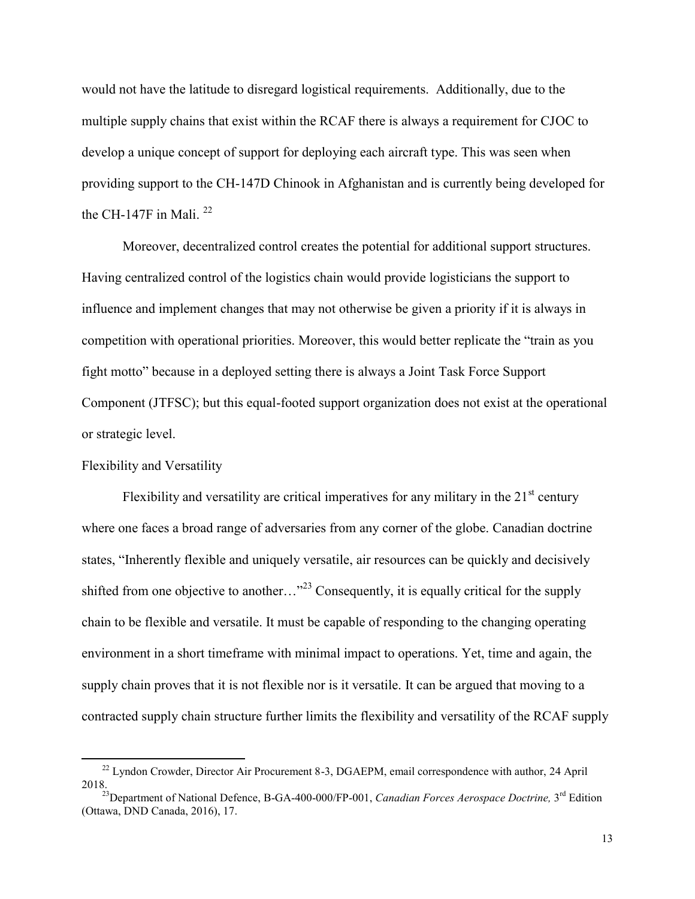would not have the latitude to disregard logistical requirements. Additionally, due to the multiple supply chains that exist within the RCAF there is always a requirement for CJOC to develop a unique concept of support for deploying each aircraft type. This was seen when providing support to the CH-147D Chinook in Afghanistan and is currently being developed for the CH-147F in Mali. [22]

Moreover, decentralized control creates the potential for additional support structures. Having centralized control of the logistics chain would provide logisticians the support to influence and implement changes that may not otherwise be given a priority if it is always in competition with operational priorities. Moreover, this would better replicate the "train as you fight motto" because in a deployed setting there is always a Joint Task Force Support Component (JTFSC); but this equal-footed support organization does not exist at the operational or strategic level.

## Flexibility and Versatility

Flexibility and versatility are critical imperatives for any military in the 21st century where one faces a broad range of adversaries from any corner of the globe. Canadian doctrine states, "Inherently flexible and uniquely versatile, air resources can be quickly and decisively shifted from one objective to another…"[23] Consequently, it is equally critical for the supply chain to be flexible and versatile. It must be capable of responding to the changing operating environment in a short timeframe with minimal impact to operations. Yet, time and again, the supply chain proves that it is not flexible nor is it versatile. It can be argued that moving to a contracted supply chain structure further limits the flexibility and versatility of the RCAF supply

---

[22] Lyndon Crowder, Director Air Procurement 8-3, DGAEPM, email correspondence with author, 24 April 2018.

[23] Department of National Defence, B-GA-400-000/FP-001, *Canadian Forces Aerospace Doctrine,* 3rd Edition (Ottawa, DND Canada, 2016), 17.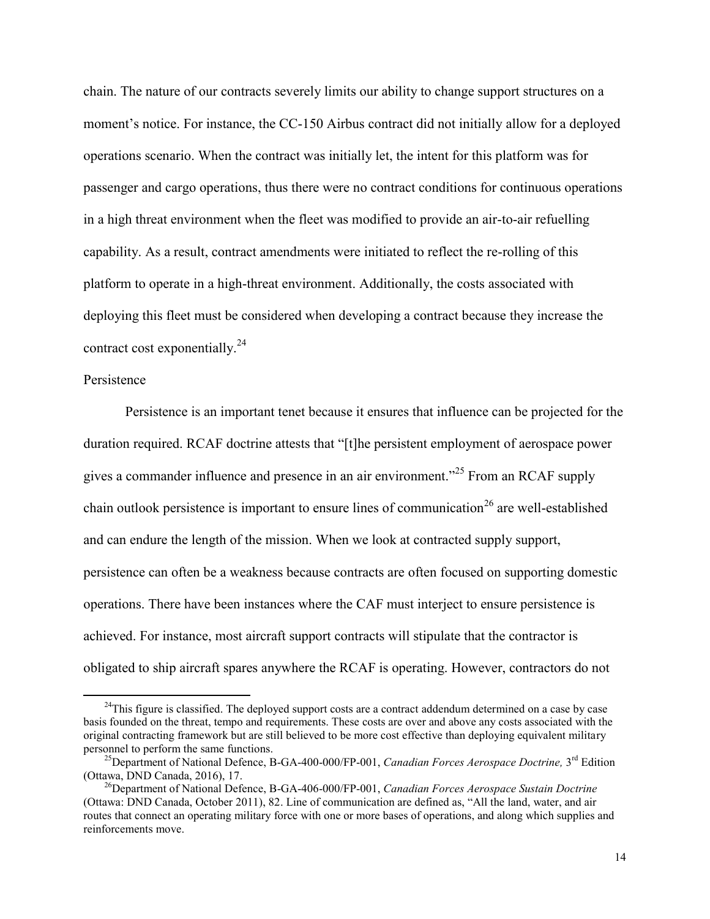chain. The nature of our contracts severely limits our ability to change support structures on a moment's notice. For instance, the CC-150 Airbus contract did not initially allow for a deployed operations scenario. When the contract was initially let, the intent for this platform was for passenger and cargo operations, thus there were no contract conditions for continuous operations in a high threat environment when the fleet was modified to provide an air-to-air refuelling capability. As a result, contract amendments were initiated to reflect the re-rolling of this platform to operate in a high-threat environment. Additionally, the costs associated with deploying this fleet must be considered when developing a contract because they increase the contract cost exponentially.[24]

### Persistence

Persistence is an important tenet because it ensures that influence can be projected for the duration required. RCAF doctrine attests that "[t]he persistent employment of aerospace power gives a commander influence and presence in an air environment."[25] From an RCAF supply chain outlook persistence is important to ensure lines of communication[26] are well-established and can endure the length of the mission. When we look at contracted supply support, persistence can often be a weakness because contracts are often focused on supporting domestic operations. There have been instances where the CAF must interject to ensure persistence is achieved. For instance, most aircraft support contracts will stipulate that the contractor is obligated to ship aircraft spares anywhere the RCAF is operating. However, contractors do not

---

[24]This figure is classified. The deployed support costs are a contract addendum determined on a case by case basis founded on the threat, tempo and requirements. These costs are over and above any costs associated with the original contracting framework but are still believed to be more cost effective than deploying equivalent military personnel to perform the same functions.

[25]Department of National Defence, B-GA-400-000/FP-001, *Canadian Forces Aerospace Doctrine,* 3rd Edition (Ottawa, DND Canada, 2016), 17.

[26]Department of National Defence, B-GA-406-000/FP-001, *Canadian Forces Aerospace Sustain Doctrine* (Ottawa: DND Canada, October 2011), 82. Line of communication are defined as, "All the land, water, and air routes that connect an operating military force with one or more bases of operations, and along which supplies and reinforcements move.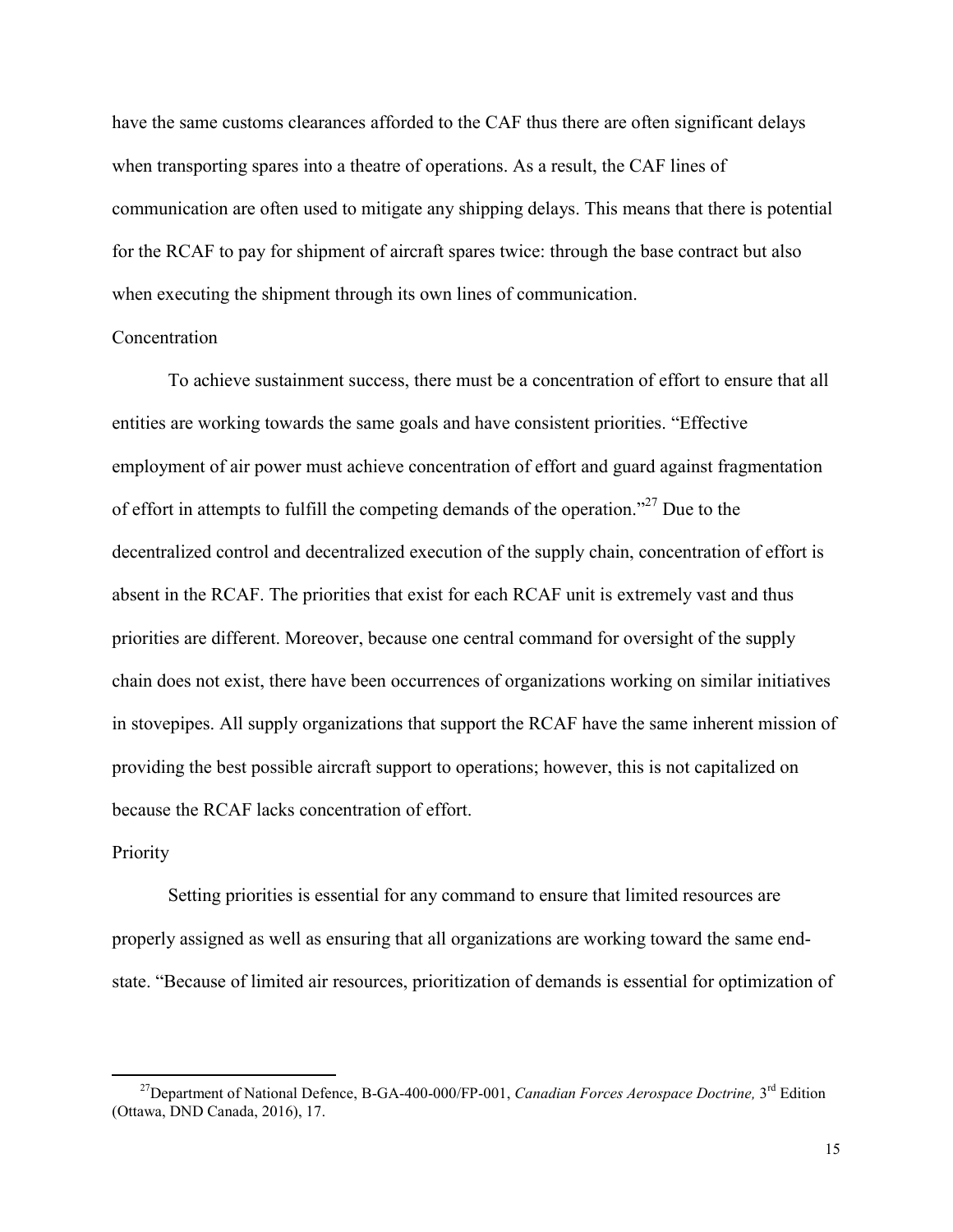have the same customs clearances afforded to the CAF thus there are often significant delays when transporting spares into a theatre of operations. As a result, the CAF lines of communication are often used to mitigate any shipping delays. This means that there is potential for the RCAF to pay for shipment of aircraft spares twice: through the base contract but also when executing the shipment through its own lines of communication.

### Concentration

To achieve sustainment success, there must be a concentration of effort to ensure that all entities are working towards the same goals and have consistent priorities. "Effective employment of air power must achieve concentration of effort and guard against fragmentation of effort in attempts to fulfill the competing demands of the operation."[27] Due to the decentralized control and decentralized execution of the supply chain, concentration of effort is absent in the RCAF. The priorities that exist for each RCAF unit is extremely vast and thus priorities are different. Moreover, because one central command for oversight of the supply chain does not exist, there have been occurrences of organizations working on similar initiatives in stovepipes. All supply organizations that support the RCAF have the same inherent mission of providing the best possible aircraft support to operations; however, this is not capitalized on because the RCAF lacks concentration of effort.

### Priority

Setting priorities is essential for any command to ensure that limited resources are properly assigned as well as ensuring that all organizations are working toward the same end-state. "Because of limited air resources, prioritization of demands is essential for optimization of

---

[27] Department of National Defence, B-GA-400-000/FP-001, *Canadian Forces Aerospace Doctrine,* 3rd Edition (Ottawa, DND Canada, 2016), 17.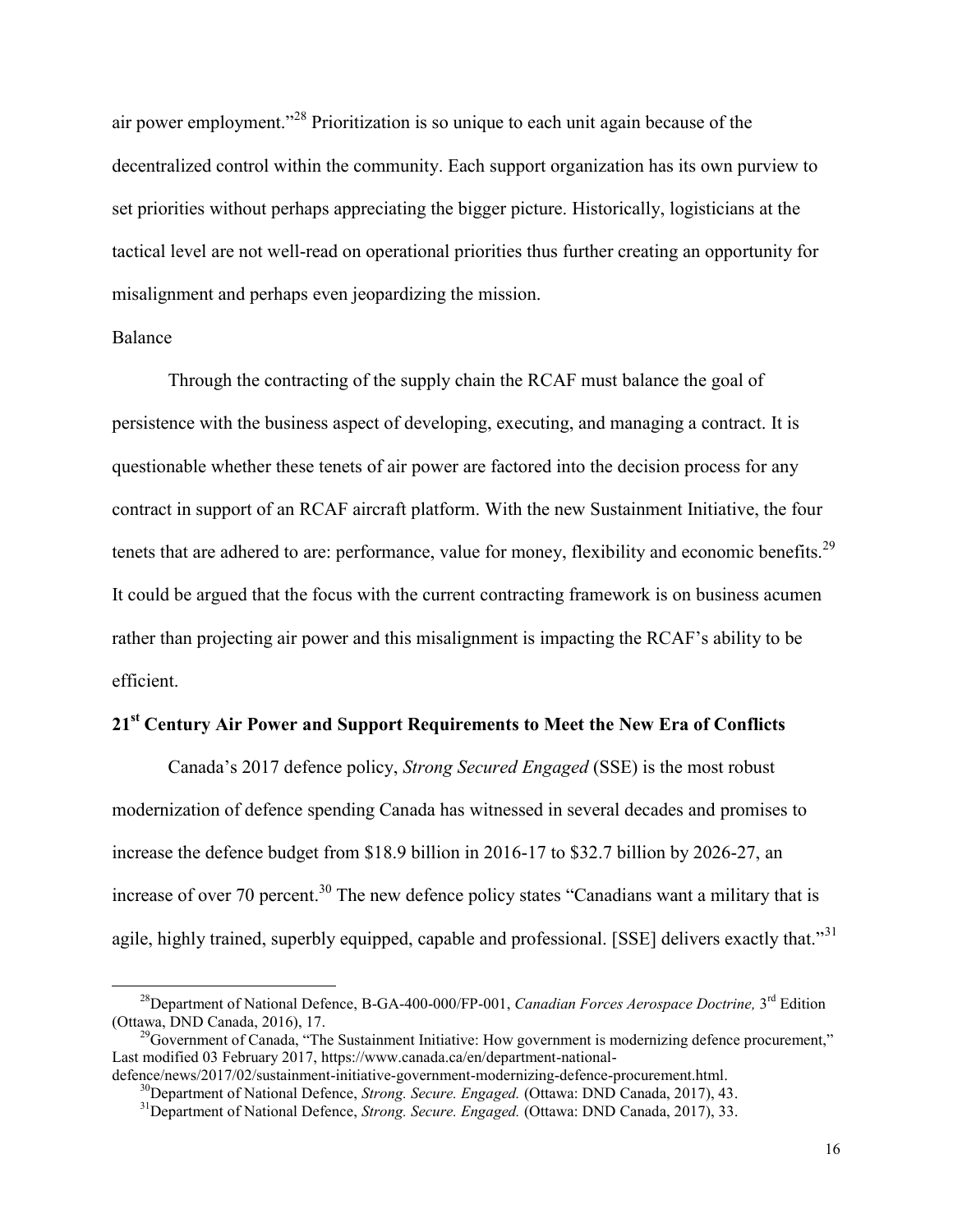air power employment."[28] Prioritization is so unique to each unit again because of the decentralized control within the community. Each support organization has its own purview to set priorities without perhaps appreciating the bigger picture. Historically, logisticians at the tactical level are not well-read on operational priorities thus further creating an opportunity for misalignment and perhaps even jeopardizing the mission.

Balance

Through the contracting of the supply chain the RCAF must balance the goal of persistence with the business aspect of developing, executing, and managing a contract. It is questionable whether these tenets of air power are factored into the decision process for any contract in support of an RCAF aircraft platform. With the new Sustainment Initiative, the four tenets that are adhered to are: performance, value for money, flexibility and economic benefits.[29] It could be argued that the focus with the current contracting framework is on business acumen rather than projecting air power and this misalignment is impacting the RCAF's ability to be efficient.

## 21st Century Air Power and Support Requirements to Meet the New Era of Conflicts

Canada's 2017 defence policy, *Strong Secured Engaged* (SSE) is the most robust modernization of defence spending Canada has witnessed in several decades and promises to increase the defence budget from $18.9 billion in 2016-17 to $32.7 billion by 2026-27, an increase of over 70 percent.[30] The new defence policy states "Canadians want a military that is agile, highly trained, superbly equipped, capable and professional. [SSE] delivers exactly that."[31]

---

[28] Department of National Defence, B-GA-400-000/FP-001, *Canadian Forces Aerospace Doctrine,* 3rd Edition (Ottawa, DND Canada, 2016), 17.

[29] Government of Canada, "The Sustainment Initiative: How government is modernizing defence procurement," Last modified 03 February 2017, https://www.canada.ca/en/department-national-defence/news/2017/02/sustainment-initiative-government-modernizing-defence-procurement.html.

[30] Department of National Defence, *Strong. Secure. Engaged.* (Ottawa: DND Canada, 2017), 43.

[31] Department of National Defence, *Strong. Secure. Engaged.* (Ottawa: DND Canada, 2017), 33.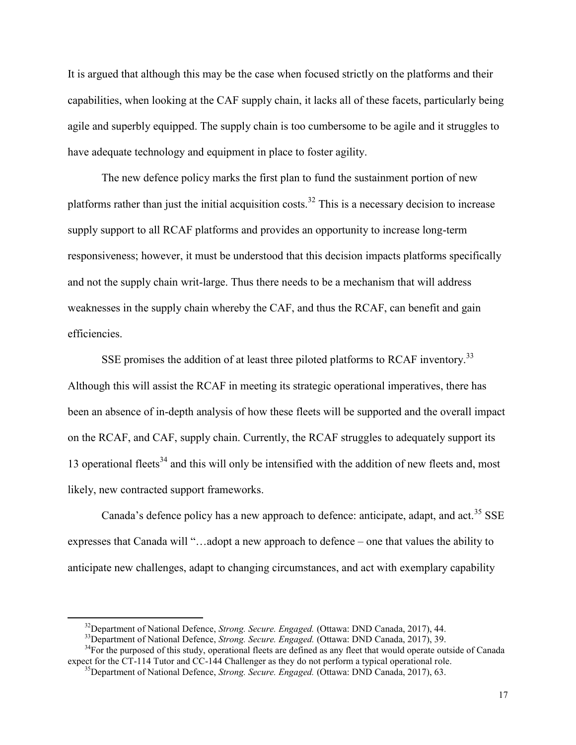It is argued that although this may be the case when focused strictly on the platforms and their capabilities, when looking at the CAF supply chain, it lacks all of these facets, particularly being agile and superbly equipped. The supply chain is too cumbersome to be agile and it struggles to have adequate technology and equipment in place to foster agility.

The new defence policy marks the first plan to fund the sustainment portion of new platforms rather than just the initial acquisition costs.[32] This is a necessary decision to increase supply support to all RCAF platforms and provides an opportunity to increase long-term responsiveness; however, it must be understood that this decision impacts platforms specifically and not the supply chain writ-large. Thus there needs to be a mechanism that will address weaknesses in the supply chain whereby the CAF, and thus the RCAF, can benefit and gain efficiencies.

SSE promises the addition of at least three piloted platforms to RCAF inventory.[33] Although this will assist the RCAF in meeting its strategic operational imperatives, there has been an absence of in-depth analysis of how these fleets will be supported and the overall impact on the RCAF, and CAF, supply chain. Currently, the RCAF struggles to adequately support its 13 operational fleets[34] and this will only be intensified with the addition of new fleets and, most likely, new contracted support frameworks.

Canada's defence policy has a new approach to defence: anticipate, adapt, and act.[35] SSE expresses that Canada will "…adopt a new approach to defence – one that values the ability to anticipate new challenges, adapt to changing circumstances, and act with exemplary capability

---

[32]Department of National Defence, *Strong. Secure. Engaged.* (Ottawa: DND Canada, 2017), 44.

[33]Department of National Defence, *Strong. Secure. Engaged.* (Ottawa: DND Canada, 2017), 39.

[34]For the purposed of this study, operational fleets are defined as any fleet that would operate outside of Canada expect for the CT-114 Tutor and CC-144 Challenger as they do not perform a typical operational role.

[35]Department of National Defence, *Strong. Secure. Engaged.* (Ottawa: DND Canada, 2017), 63.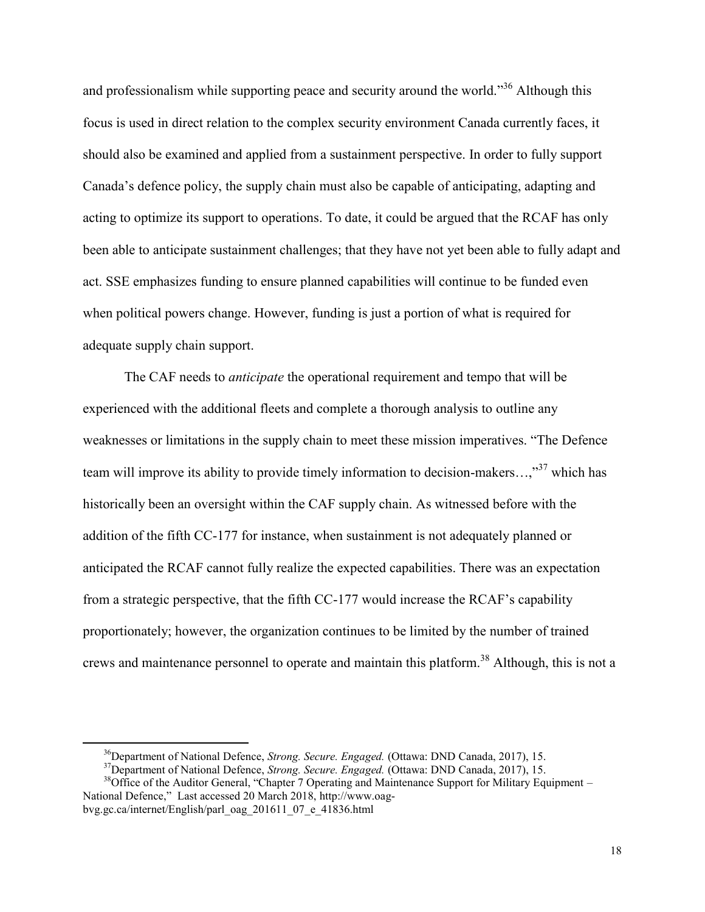and professionalism while supporting peace and security around the world."[36] Although this focus is used in direct relation to the complex security environment Canada currently faces, it should also be examined and applied from a sustainment perspective. In order to fully support Canada's defence policy, the supply chain must also be capable of anticipating, adapting and acting to optimize its support to operations. To date, it could be argued that the RCAF has only been able to anticipate sustainment challenges; that they have not yet been able to fully adapt and act. SSE emphasizes funding to ensure planned capabilities will continue to be funded even when political powers change. However, funding is just a portion of what is required for adequate supply chain support.

The CAF needs to *anticipate* the operational requirement and tempo that will be experienced with the additional fleets and complete a thorough analysis to outline any weaknesses or limitations in the supply chain to meet these mission imperatives. "The Defence team will improve its ability to provide timely information to decision-makers…,"[37] which has historically been an oversight within the CAF supply chain. As witnessed before with the addition of the fifth CC-177 for instance, when sustainment is not adequately planned or anticipated the RCAF cannot fully realize the expected capabilities. There was an expectation from a strategic perspective, that the fifth CC-177 would increase the RCAF's capability proportionately; however, the organization continues to be limited by the number of trained crews and maintenance personnel to operate and maintain this platform.[38] Although, this is not a

---

[36] Department of National Defence, *Strong. Secure. Engaged.* (Ottawa: DND Canada, 2017), 15.

[37] Department of National Defence, *Strong. Secure. Engaged.* (Ottawa: DND Canada, 2017), 15.

[38] Office of the Auditor General, "Chapter 7 Operating and Maintenance Support for Military Equipment – National Defence," Last accessed 20 March 2018, http://www.oag-bvg.gc.ca/internet/English/parl_oag_201611_07_e_41836.html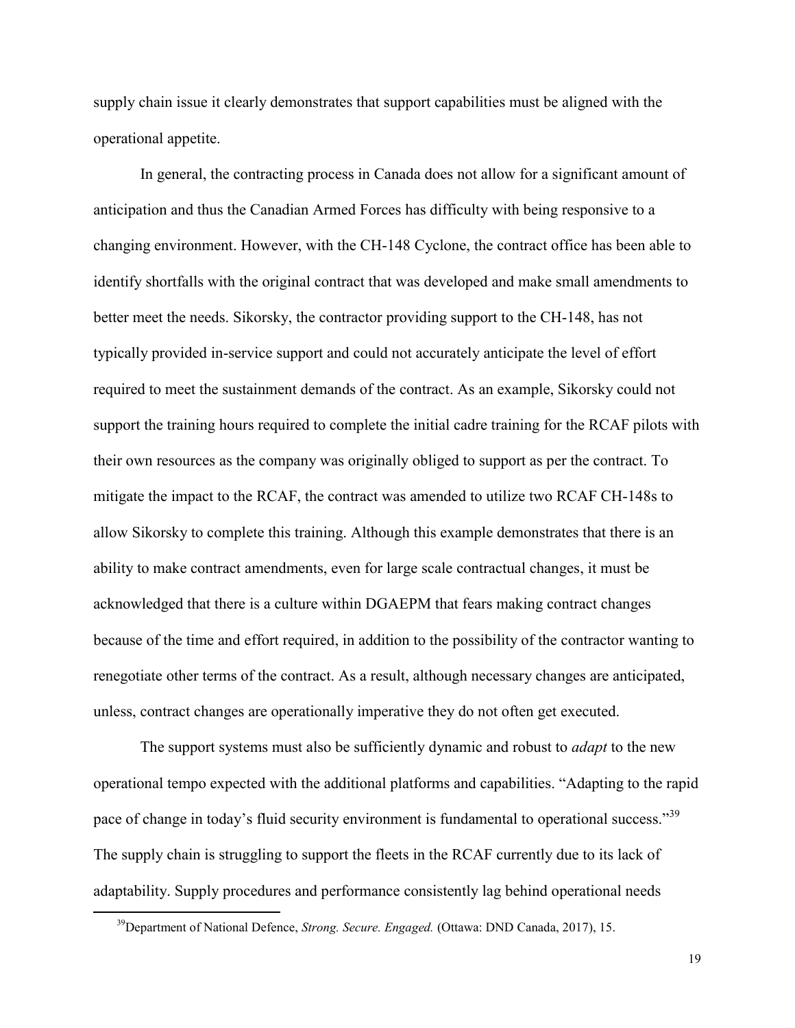supply chain issue it clearly demonstrates that support capabilities must be aligned with the operational appetite.

In general, the contracting process in Canada does not allow for a significant amount of anticipation and thus the Canadian Armed Forces has difficulty with being responsive to a changing environment. However, with the CH-148 Cyclone, the contract office has been able to identify shortfalls with the original contract that was developed and make small amendments to better meet the needs. Sikorsky, the contractor providing support to the CH-148, has not typically provided in-service support and could not accurately anticipate the level of effort required to meet the sustainment demands of the contract. As an example, Sikorsky could not support the training hours required to complete the initial cadre training for the RCAF pilots with their own resources as the company was originally obliged to support as per the contract. To mitigate the impact to the RCAF, the contract was amended to utilize two RCAF CH-148s to allow Sikorsky to complete this training. Although this example demonstrates that there is an ability to make contract amendments, even for large scale contractual changes, it must be acknowledged that there is a culture within DGAEPM that fears making contract changes because of the time and effort required, in addition to the possibility of the contractor wanting to renegotiate other terms of the contract. As a result, although necessary changes are anticipated, unless, contract changes are operationally imperative they do not often get executed.

The support systems must also be sufficiently dynamic and robust to *adapt* to the new operational tempo expected with the additional platforms and capabilities. "Adapting to the rapid pace of change in today's fluid security environment is fundamental to operational success."[39] The supply chain is struggling to support the fleets in the RCAF currently due to its lack of adaptability. Supply procedures and performance consistently lag behind operational needs

[39] Department of National Defence, *Strong. Secure. Engaged.* (Ottawa: DND Canada, 2017), 15.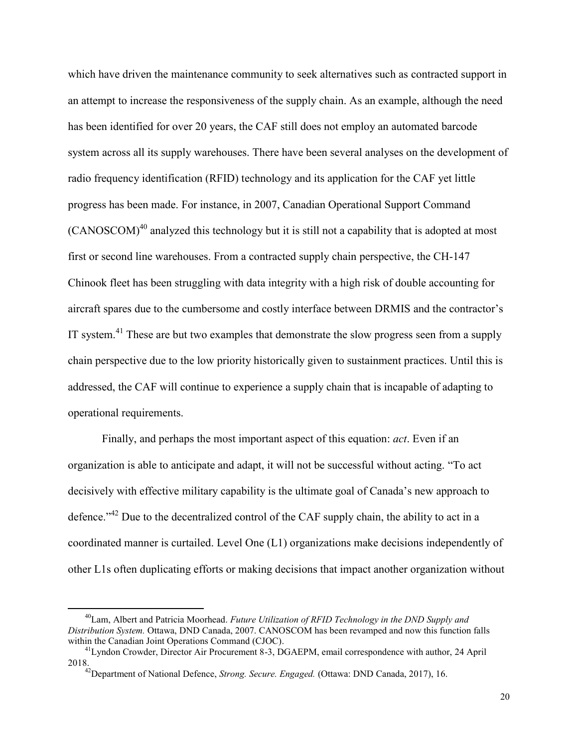which have driven the maintenance community to seek alternatives such as contracted support in an attempt to increase the responsiveness of the supply chain. As an example, although the need has been identified for over 20 years, the CAF still does not employ an automated barcode system across all its supply warehouses. There have been several analyses on the development of radio frequency identification (RFID) technology and its application for the CAF yet little progress has been made. For instance, in 2007, Canadian Operational Support Command (CANOSCOM)[40] analyzed this technology but it is still not a capability that is adopted at most first or second line warehouses. From a contracted supply chain perspective, the CH-147 Chinook fleet has been struggling with data integrity with a high risk of double accounting for aircraft spares due to the cumbersome and costly interface between DRMIS and the contractor's IT system.[41] These are but two examples that demonstrate the slow progress seen from a supply chain perspective due to the low priority historically given to sustainment practices. Until this is addressed, the CAF will continue to experience a supply chain that is incapable of adapting to operational requirements.

Finally, and perhaps the most important aspect of this equation: *act*. Even if an organization is able to anticipate and adapt, it will not be successful without acting. "To act decisively with effective military capability is the ultimate goal of Canada's new approach to defence."[42] Due to the decentralized control of the CAF supply chain, the ability to act in a coordinated manner is curtailed. Level One (L1) organizations make decisions independently of other L1s often duplicating efforts or making decisions that impact another organization without

---

[40] Lam, Albert and Patricia Moorhead. *Future Utilization of RFID Technology in the DND Supply and Distribution System.* Ottawa, DND Canada, 2007. CANOSCOM has been revamped and now this function falls within the Canadian Joint Operations Command (CJOC).

[41] Lyndon Crowder, Director Air Procurement 8-3, DGAEPM, email correspondence with author, 24 April 2018.

[42] Department of National Defence, *Strong. Secure. Engaged.* (Ottawa: DND Canada, 2017), 16.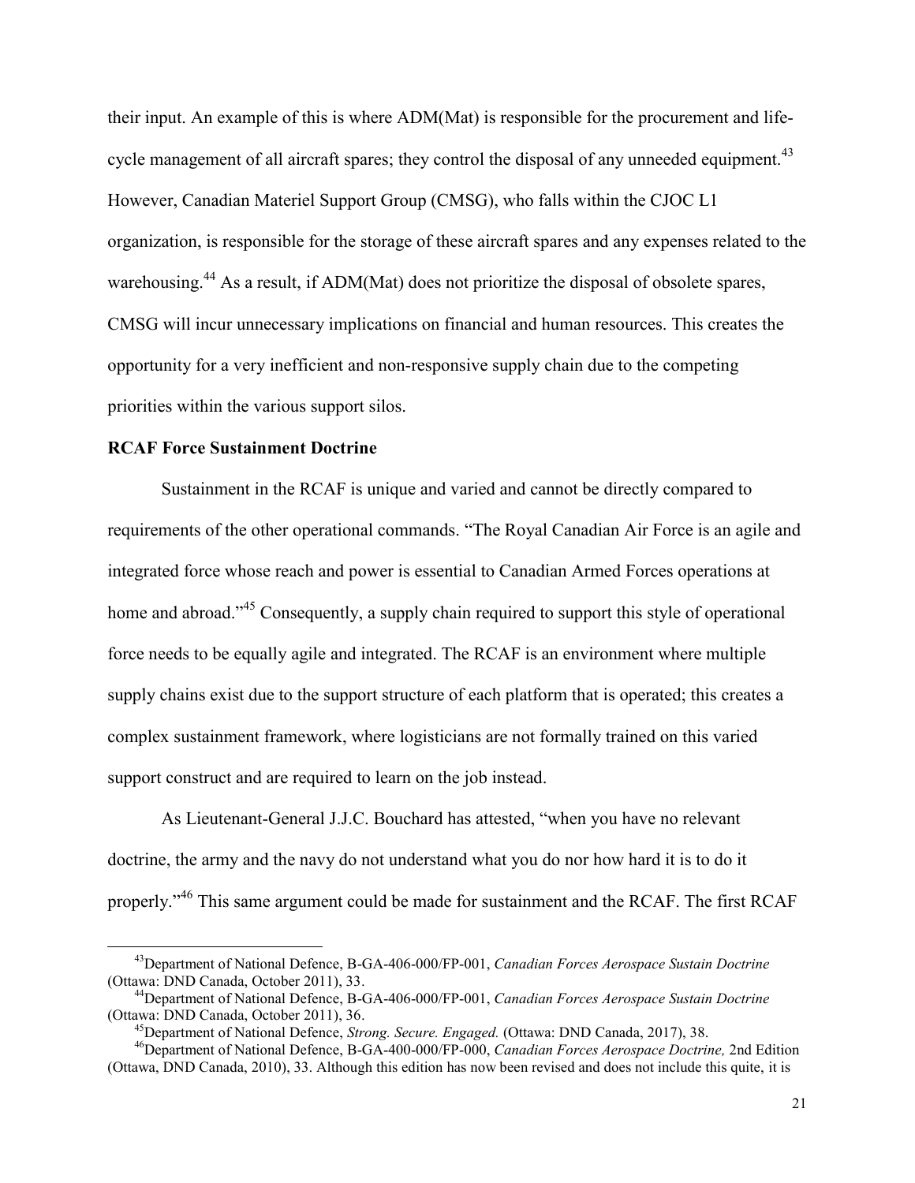their input. An example of this is where ADM(Mat) is responsible for the procurement and life-cycle management of all aircraft spares; they control the disposal of any unneeded equipment.[43] However, Canadian Materiel Support Group (CMSG), who falls within the CJOC L1 organization, is responsible for the storage of these aircraft spares and any expenses related to the warehousing.[44] As a result, if ADM(Mat) does not prioritize the disposal of obsolete spares, CMSG will incur unnecessary implications on financial and human resources. This creates the opportunity for a very inefficient and non-responsive supply chain due to the competing priorities within the various support silos.

**RCAF Force Sustainment Doctrine**

Sustainment in the RCAF is unique and varied and cannot be directly compared to requirements of the other operational commands. "The Royal Canadian Air Force is an agile and integrated force whose reach and power is essential to Canadian Armed Forces operations at home and abroad."[45] Consequently, a supply chain required to support this style of operational force needs to be equally agile and integrated. The RCAF is an environment where multiple supply chains exist due to the support structure of each platform that is operated; this creates a complex sustainment framework, where logisticians are not formally trained on this varied support construct and are required to learn on the job instead.

As Lieutenant-General J.J.C. Bouchard has attested, "when you have no relevant doctrine, the army and the navy do not understand what you do nor how hard it is to do it properly."[46] This same argument could be made for sustainment and the RCAF. The first RCAF

---

[43]Department of National Defence, B-GA-406-000/FP-001, *Canadian Forces Aerospace Sustain Doctrine* (Ottawa: DND Canada, October 2011), 33.

[44]Department of National Defence, B-GA-406-000/FP-001, *Canadian Forces Aerospace Sustain Doctrine* (Ottawa: DND Canada, October 2011), 36.

[45]Department of National Defence, *Strong. Secure. Engaged.* (Ottawa: DND Canada, 2017), 38.

[46]Department of National Defence, B-GA-400-000/FP-000, *Canadian Forces Aerospace Doctrine,* 2nd Edition (Ottawa, DND Canada, 2010), 33. Although this edition has now been revised and does not include this quite, it is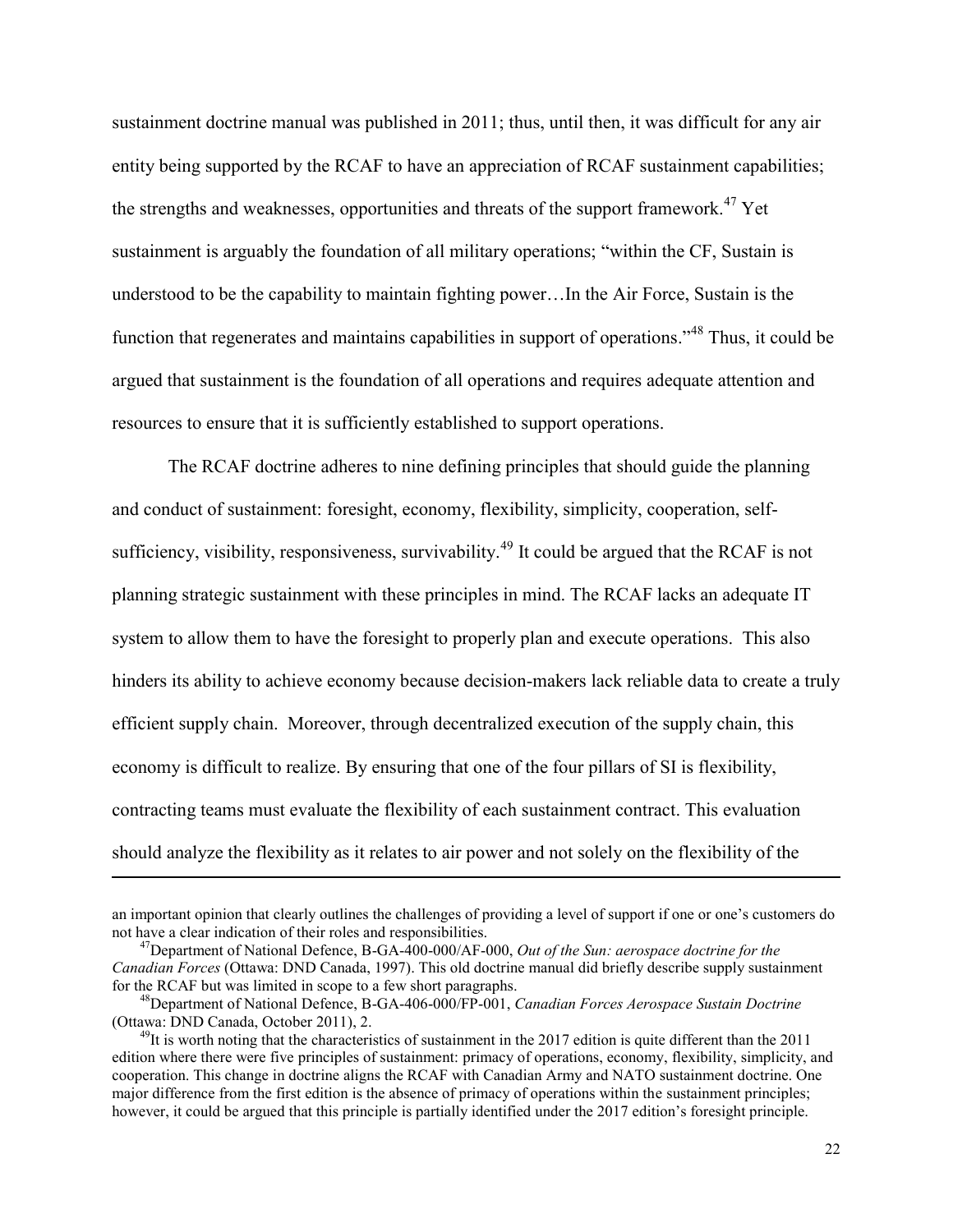sustainment doctrine manual was published in 2011; thus, until then, it was difficult for any air entity being supported by the RCAF to have an appreciation of RCAF sustainment capabilities; the strengths and weaknesses, opportunities and threats of the support framework.[47] Yet sustainment is arguably the foundation of all military operations; "within the CF, Sustain is understood to be the capability to maintain fighting power…In the Air Force, Sustain is the function that regenerates and maintains capabilities in support of operations."[48] Thus, it could be argued that sustainment is the foundation of all operations and requires adequate attention and resources to ensure that it is sufficiently established to support operations.

The RCAF doctrine adheres to nine defining principles that should guide the planning and conduct of sustainment: foresight, economy, flexibility, simplicity, cooperation, self-sufficiency, visibility, responsiveness, survivability.[49] It could be argued that the RCAF is not planning strategic sustainment with these principles in mind. The RCAF lacks an adequate IT system to allow them to have the foresight to properly plan and execute operations. This also hinders its ability to achieve economy because decision-makers lack reliable data to create a truly efficient supply chain. Moreover, through decentralized execution of the supply chain, this economy is difficult to realize. By ensuring that one of the four pillars of SI is flexibility, contracting teams must evaluate the flexibility of each sustainment contract. This evaluation should analyze the flexibility as it relates to air power and not solely on the flexibility of the

---

an important opinion that clearly outlines the challenges of providing a level of support if one or one's customers do not have a clear indication of their roles and responsibilities.

[47] Department of National Defence, B-GA-400-000/AF-000, *Out of the Sun: aerospace doctrine for the Canadian Forces* (Ottawa: DND Canada, 1997). This old doctrine manual did briefly describe supply sustainment for the RCAF but was limited in scope to a few short paragraphs.

[48] Department of National Defence, B-GA-406-000/FP-001, *Canadian Forces Aerospace Sustain Doctrine* (Ottawa: DND Canada, October 2011), 2.

[49] It is worth noting that the characteristics of sustainment in the 2017 edition is quite different than the 2011 edition where there were five principles of sustainment: primacy of operations, economy, flexibility, simplicity, and cooperation. This change in doctrine aligns the RCAF with Canadian Army and NATO sustainment doctrine. One major difference from the first edition is the absence of primacy of operations within the sustainment principles; however, it could be argued that this principle is partially identified under the 2017 edition's foresight principle.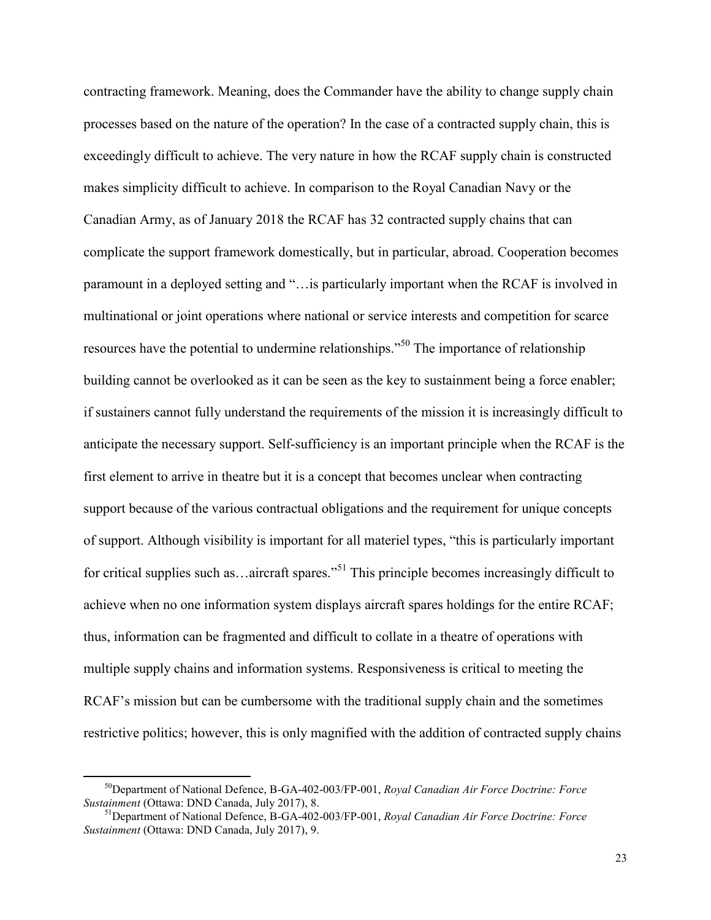contracting framework. Meaning, does the Commander have the ability to change supply chain processes based on the nature of the operation? In the case of a contracted supply chain, this is exceedingly difficult to achieve. The very nature in how the RCAF supply chain is constructed makes simplicity difficult to achieve. In comparison to the Royal Canadian Navy or the Canadian Army, as of January 2018 the RCAF has 32 contracted supply chains that can complicate the support framework domestically, but in particular, abroad. Cooperation becomes paramount in a deployed setting and "…is particularly important when the RCAF is involved in multinational or joint operations where national or service interests and competition for scarce resources have the potential to undermine relationships."[50] The importance of relationship building cannot be overlooked as it can be seen as the key to sustainment being a force enabler; if sustainers cannot fully understand the requirements of the mission it is increasingly difficult to anticipate the necessary support. Self-sufficiency is an important principle when the RCAF is the first element to arrive in theatre but it is a concept that becomes unclear when contracting support because of the various contractual obligations and the requirement for unique concepts of support. Although visibility is important for all materiel types, "this is particularly important for critical supplies such as…aircraft spares."[51] This principle becomes increasingly difficult to achieve when no one information system displays aircraft spares holdings for the entire RCAF; thus, information can be fragmented and difficult to collate in a theatre of operations with multiple supply chains and information systems. Responsiveness is critical to meeting the RCAF's mission but can be cumbersome with the traditional supply chain and the sometimes restrictive politics; however, this is only magnified with the addition of contracted supply chains

[50] Department of National Defence, B-GA-402-003/FP-001, *Royal Canadian Air Force Doctrine: Force Sustainment* (Ottawa: DND Canada, July 2017), 8.

[51] Department of National Defence, B-GA-402-003/FP-001, *Royal Canadian Air Force Doctrine: Force Sustainment* (Ottawa: DND Canada, July 2017), 9.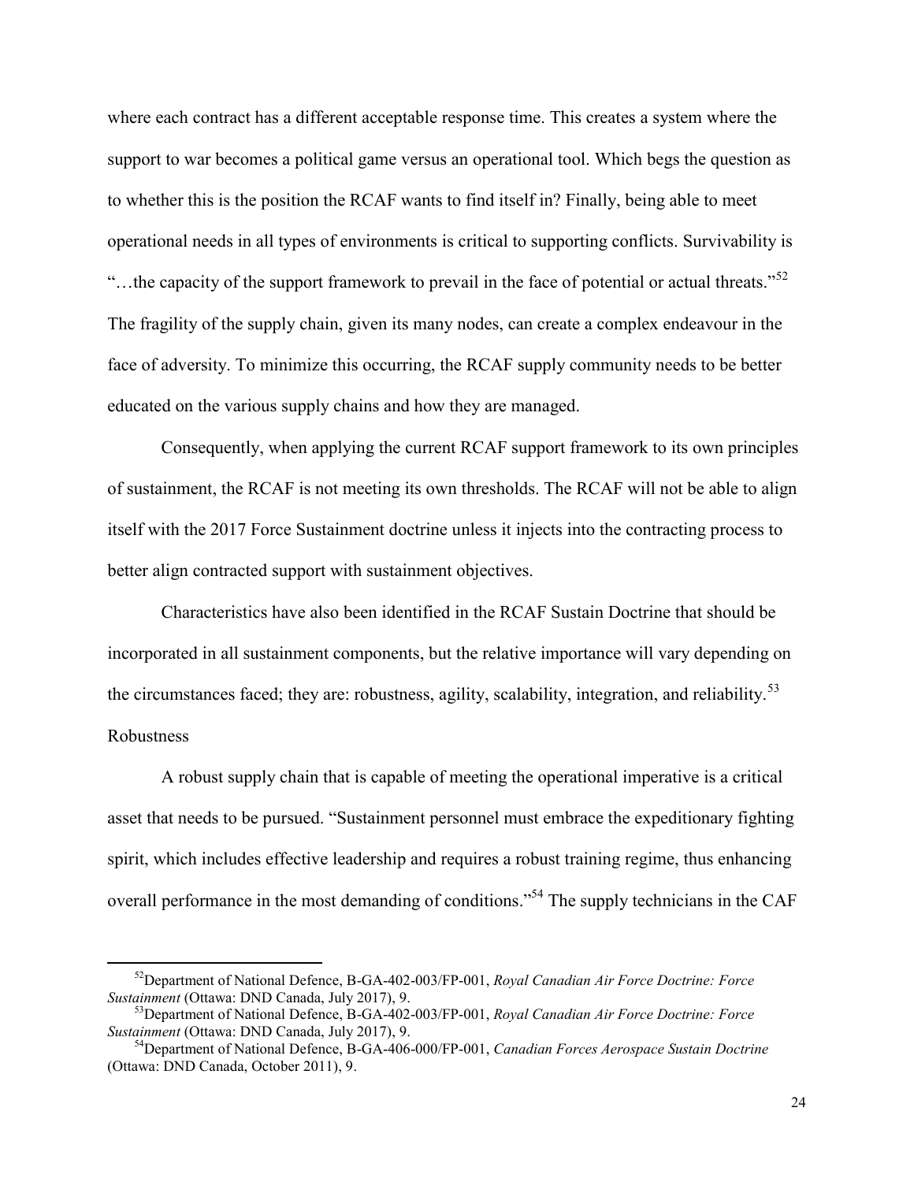where each contract has a different acceptable response time. This creates a system where the support to war becomes a political game versus an operational tool. Which begs the question as to whether this is the position the RCAF wants to find itself in? Finally, being able to meet operational needs in all types of environments is critical to supporting conflicts. Survivability is "…the capacity of the support framework to prevail in the face of potential or actual threats."[52] The fragility of the supply chain, given its many nodes, can create a complex endeavour in the face of adversity. To minimize this occurring, the RCAF supply community needs to be better educated on the various supply chains and how they are managed.

Consequently, when applying the current RCAF support framework to its own principles of sustainment, the RCAF is not meeting its own thresholds. The RCAF will not be able to align itself with the 2017 Force Sustainment doctrine unless it injects into the contracting process to better align contracted support with sustainment objectives.

Characteristics have also been identified in the RCAF Sustain Doctrine that should be incorporated in all sustainment components, but the relative importance will vary depending on the circumstances faced; they are: robustness, agility, scalability, integration, and reliability.[53]

Robustness

A robust supply chain that is capable of meeting the operational imperative is a critical asset that needs to be pursued. "Sustainment personnel must embrace the expeditionary fighting spirit, which includes effective leadership and requires a robust training regime, thus enhancing overall performance in the most demanding of conditions."[54] The supply technicians in the CAF

---

[52]Department of National Defence, B-GA-402-003/FP-001, *Royal Canadian Air Force Doctrine: Force Sustainment* (Ottawa: DND Canada, July 2017), 9.

[53]Department of National Defence, B-GA-402-003/FP-001, *Royal Canadian Air Force Doctrine: Force Sustainment* (Ottawa: DND Canada, July 2017), 9.

[54]Department of National Defence, B-GA-406-000/FP-001, *Canadian Forces Aerospace Sustain Doctrine* (Ottawa: DND Canada, October 2011), 9.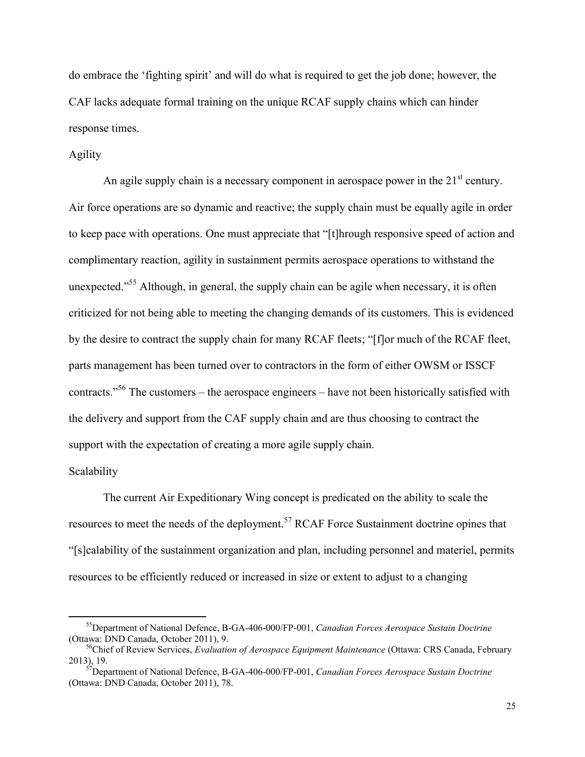do embrace the 'fighting spirit' and will do what is required to get the job done; however, the CAF lacks adequate formal training on the unique RCAF supply chains which can hinder response times.

### Agility

An agile supply chain is a necessary component in aerospace power in the 21st century. Air force operations are so dynamic and reactive; the supply chain must be equally agile in order to keep pace with operations. One must appreciate that "[t]hrough responsive speed of action and complimentary reaction, agility in sustainment permits aerospace operations to withstand the unexpected."[55] Although, in general, the supply chain can be agile when necessary, it is often criticized for not being able to meeting the changing demands of its customers. This is evidenced by the desire to contract the supply chain for many RCAF fleets; "[f]or much of the RCAF fleet, parts management has been turned over to contractors in the form of either OWSM or ISSCF contracts."[56] The customers – the aerospace engineers – have not been historically satisfied with the delivery and support from the CAF supply chain and are thus choosing to contract the support with the expectation of creating a more agile supply chain.

### Scalability

The current Air Expeditionary Wing concept is predicated on the ability to scale the resources to meet the needs of the deployment.[57] RCAF Force Sustainment doctrine opines that "[s]calability of the sustainment organization and plan, including personnel and materiel, permits resources to be efficiently reduced or increased in size or extent to adjust to a changing

---

[55] Department of National Defence, B-GA-406-000/FP-001, *Canadian Forces Aerospace Sustain Doctrine* (Ottawa: DND Canada, October 2011), 9.

[56] Chief of Review Services, *Evaluation of Aerospace Equipment Maintenance* (Ottawa: CRS Canada, February 2013), 19.

[57] Department of National Defence, B-GA-406-000/FP-001, *Canadian Forces Aerospace Sustain Doctrine* (Ottawa: DND Canada, October 2011), 78.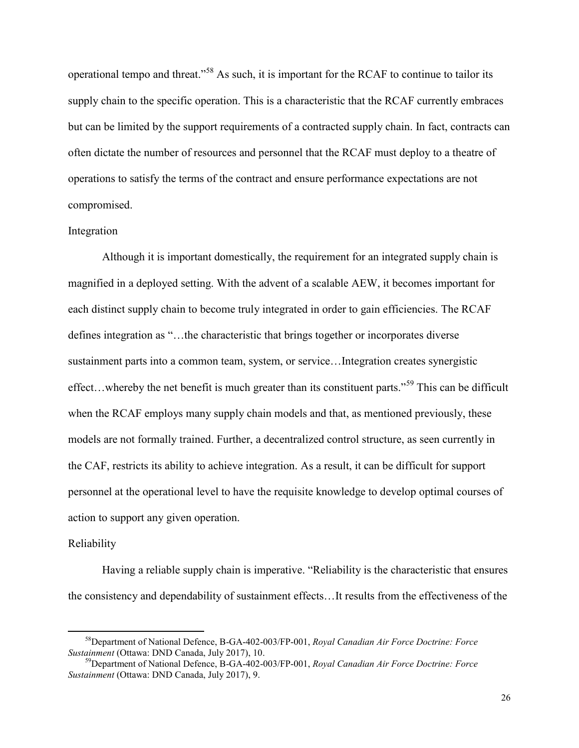operational tempo and threat."[58] As such, it is important for the RCAF to continue to tailor its supply chain to the specific operation. This is a characteristic that the RCAF currently embraces but can be limited by the support requirements of a contracted supply chain. In fact, contracts can often dictate the number of resources and personnel that the RCAF must deploy to a theatre of operations to satisfy the terms of the contract and ensure performance expectations are not compromised.

### Integration

Although it is important domestically, the requirement for an integrated supply chain is magnified in a deployed setting. With the advent of a scalable AEW, it becomes important for each distinct supply chain to become truly integrated in order to gain efficiencies. The RCAF defines integration as "…the characteristic that brings together or incorporates diverse sustainment parts into a common team, system, or service…Integration creates synergistic effect…whereby the net benefit is much greater than its constituent parts."[59] This can be difficult when the RCAF employs many supply chain models and that, as mentioned previously, these models are not formally trained. Further, a decentralized control structure, as seen currently in the CAF, restricts its ability to achieve integration. As a result, it can be difficult for support personnel at the operational level to have the requisite knowledge to develop optimal courses of action to support any given operation.

### Reliability

Having a reliable supply chain is imperative. "Reliability is the characteristic that ensures the consistency and dependability of sustainment effects…It results from the effectiveness of the

---

[58] Department of National Defence, B-GA-402-003/FP-001, *Royal Canadian Air Force Doctrine: Force Sustainment* (Ottawa: DND Canada, July 2017), 10.

[59] Department of National Defence, B-GA-402-003/FP-001, *Royal Canadian Air Force Doctrine: Force Sustainment* (Ottawa: DND Canada, July 2017), 9.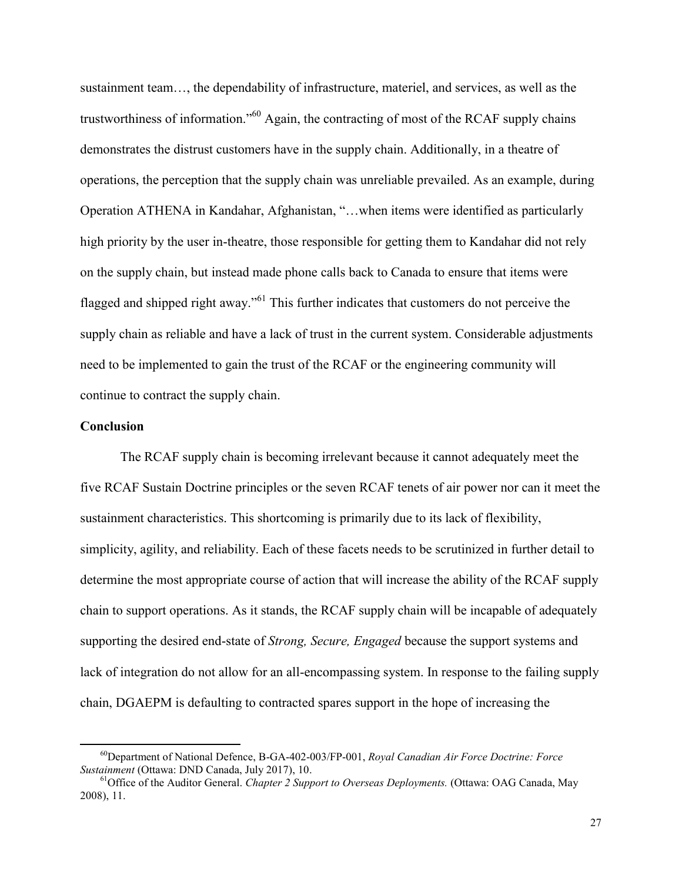sustainment team…, the dependability of infrastructure, materiel, and services, as well as the trustworthiness of information."[60] Again, the contracting of most of the RCAF supply chains demonstrates the distrust customers have in the supply chain. Additionally, in a theatre of operations, the perception that the supply chain was unreliable prevailed. As an example, during Operation ATHENA in Kandahar, Afghanistan, "…when items were identified as particularly high priority by the user in-theatre, those responsible for getting them to Kandahar did not rely on the supply chain, but instead made phone calls back to Canada to ensure that items were flagged and shipped right away."[61] This further indicates that customers do not perceive the supply chain as reliable and have a lack of trust in the current system. Considerable adjustments need to be implemented to gain the trust of the RCAF or the engineering community will continue to contract the supply chain.

**Conclusion**

The RCAF supply chain is becoming irrelevant because it cannot adequately meet the five RCAF Sustain Doctrine principles or the seven RCAF tenets of air power nor can it meet the sustainment characteristics. This shortcoming is primarily due to its lack of flexibility, simplicity, agility, and reliability. Each of these facets needs to be scrutinized in further detail to determine the most appropriate course of action that will increase the ability of the RCAF supply chain to support operations. As it stands, the RCAF supply chain will be incapable of adequately supporting the desired end-state of *Strong, Secure, Engaged* because the support systems and lack of integration do not allow for an all-encompassing system. In response to the failing supply chain, DGAEPM is defaulting to contracted spares support in the hope of increasing the

[60]Department of National Defence, B-GA-402-003/FP-001, *Royal Canadian Air Force Doctrine: Force Sustainment* (Ottawa: DND Canada, July 2017), 10.

[61]Office of the Auditor General. *Chapter 2 Support to Overseas Deployments.* (Ottawa: OAG Canada, May 2008), 11.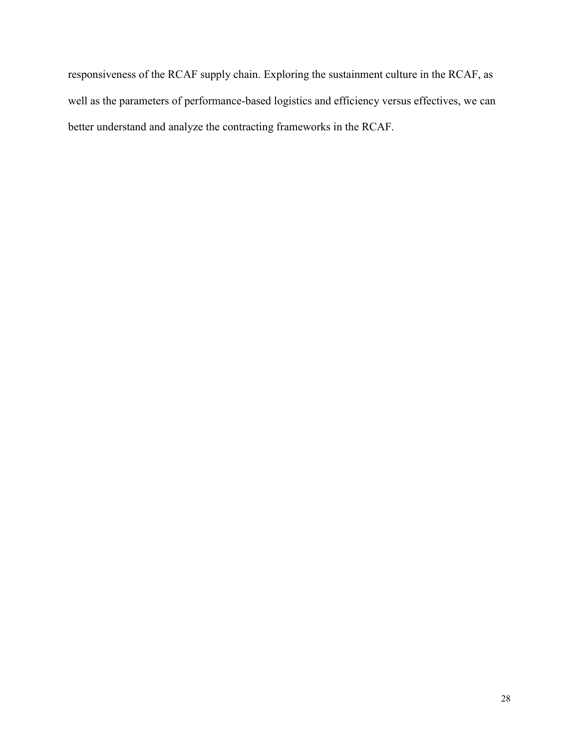responsiveness of the RCAF supply chain. Exploring the sustainment culture in the RCAF, as well as the parameters of performance-based logistics and efficiency versus effectives, we can better understand and analyze the contracting frameworks in the RCAF.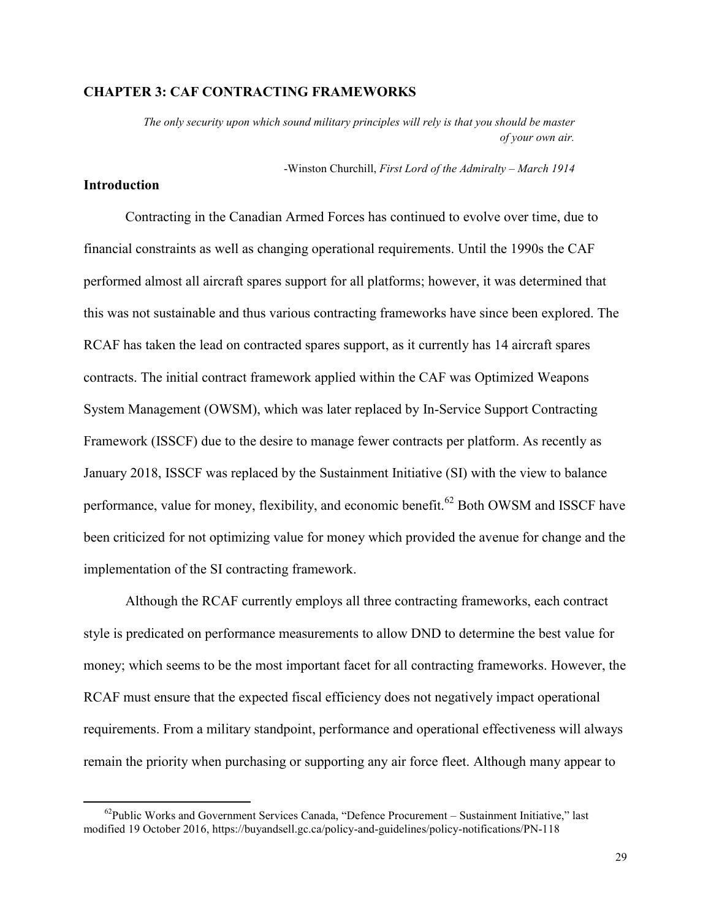## CHAPTER 3: CAF CONTRACTING FRAMEWORKS

> *The only security upon which sound military principles will rely is that you should be master of your own air.*
>
> -Winston Churchill, *First Lord of the Admiralty – March 1914*

### Introduction

Contracting in the Canadian Armed Forces has continued to evolve over time, due to financial constraints as well as changing operational requirements. Until the 1990s the CAF performed almost all aircraft spares support for all platforms; however, it was determined that this was not sustainable and thus various contracting frameworks have since been explored. The RCAF has taken the lead on contracted spares support, as it currently has 14 aircraft spares contracts. The initial contract framework applied within the CAF was Optimized Weapons System Management (OWSM), which was later replaced by In-Service Support Contracting Framework (ISSCF) due to the desire to manage fewer contracts per platform. As recently as January 2018, ISSCF was replaced by the Sustainment Initiative (SI) with the view to balance performance, value for money, flexibility, and economic benefit.[62] Both OWSM and ISSCF have been criticized for not optimizing value for money which provided the avenue for change and the implementation of the SI contracting framework.

Although the RCAF currently employs all three contracting frameworks, each contract style is predicated on performance measurements to allow DND to determine the best value for money; which seems to be the most important facet for all contracting frameworks. However, the RCAF must ensure that the expected fiscal efficiency does not negatively impact operational requirements. From a military standpoint, performance and operational effectiveness will always remain the priority when purchasing or supporting any air force fleet. Although many appear to

---

[62] Public Works and Government Services Canada, "Defence Procurement – Sustainment Initiative," last modified 19 October 2016, https://buyandsell.gc.ca/policy-and-guidelines/policy-notifications/PN-118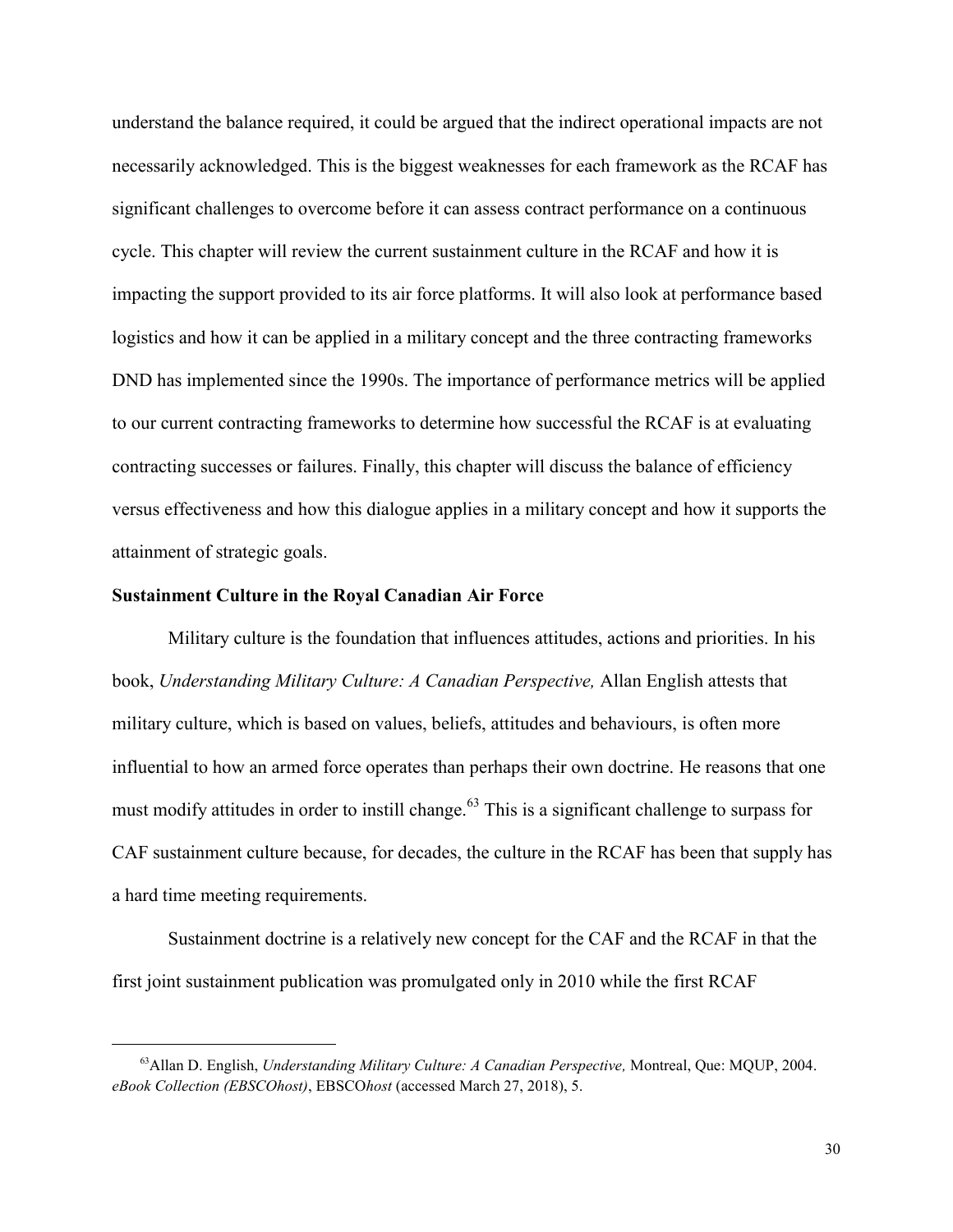understand the balance required, it could be argued that the indirect operational impacts are not necessarily acknowledged. This is the biggest weaknesses for each framework as the RCAF has significant challenges to overcome before it can assess contract performance on a continuous cycle. This chapter will review the current sustainment culture in the RCAF and how it is impacting the support provided to its air force platforms. It will also look at performance based logistics and how it can be applied in a military concept and the three contracting frameworks DND has implemented since the 1990s. The importance of performance metrics will be applied to our current contracting frameworks to determine how successful the RCAF is at evaluating contracting successes or failures. Finally, this chapter will discuss the balance of efficiency versus effectiveness and how this dialogue applies in a military concept and how it supports the attainment of strategic goals.

**Sustainment Culture in the Royal Canadian Air Force**

Military culture is the foundation that influences attitudes, actions and priorities. In his book, *Understanding Military Culture: A Canadian Perspective,* Allan English attests that military culture, which is based on values, beliefs, attitudes and behaviours, is often more influential to how an armed force operates than perhaps their own doctrine. He reasons that one must modify attitudes in order to instill change.[63] This is a significant challenge to surpass for CAF sustainment culture because, for decades, the culture in the RCAF has been that supply has a hard time meeting requirements.

Sustainment doctrine is a relatively new concept for the CAF and the RCAF in that the first joint sustainment publication was promulgated only in 2010 while the first RCAF

---

[63] Allan D. English, *Understanding Military Culture: A Canadian Perspective,* Montreal, Que: MQUP, 2004. *eBook Collection (EBSCOhost)*, EBSCO*host* (accessed March 27, 2018), 5.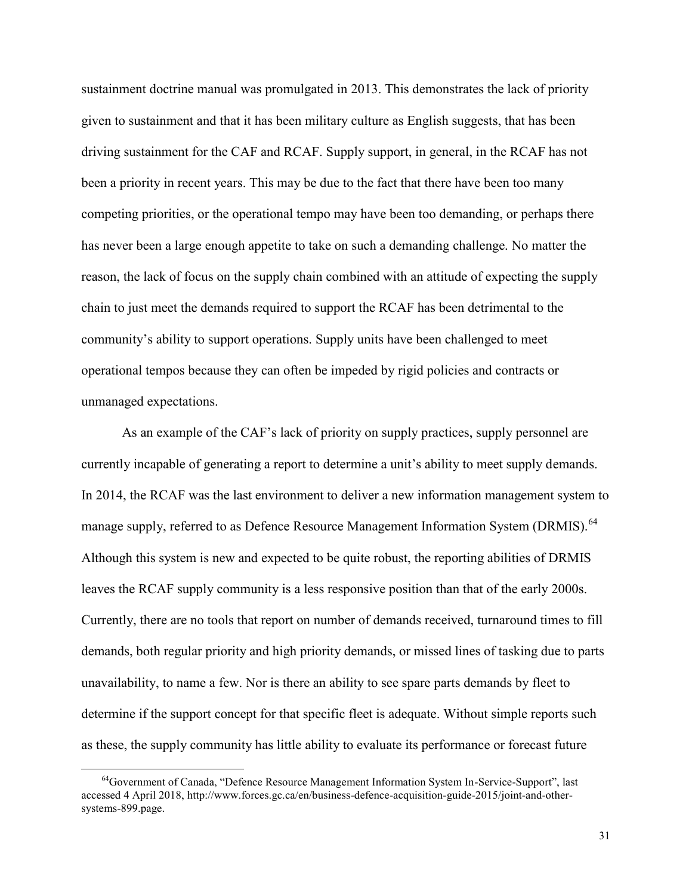sustainment doctrine manual was promulgated in 2013. This demonstrates the lack of priority given to sustainment and that it has been military culture as English suggests, that has been driving sustainment for the CAF and RCAF. Supply support, in general, in the RCAF has not been a priority in recent years. This may be due to the fact that there have been too many competing priorities, or the operational tempo may have been too demanding, or perhaps there has never been a large enough appetite to take on such a demanding challenge. No matter the reason, the lack of focus on the supply chain combined with an attitude of expecting the supply chain to just meet the demands required to support the RCAF has been detrimental to the community's ability to support operations. Supply units have been challenged to meet operational tempos because they can often be impeded by rigid policies and contracts or unmanaged expectations.

As an example of the CAF's lack of priority on supply practices, supply personnel are currently incapable of generating a report to determine a unit's ability to meet supply demands. In 2014, the RCAF was the last environment to deliver a new information management system to manage supply, referred to as Defence Resource Management Information System (DRMIS).[64] Although this system is new and expected to be quite robust, the reporting abilities of DRMIS leaves the RCAF supply community is a less responsive position than that of the early 2000s. Currently, there are no tools that report on number of demands received, turnaround times to fill demands, both regular priority and high priority demands, or missed lines of tasking due to parts unavailability, to name a few. Nor is there an ability to see spare parts demands by fleet to determine if the support concept for that specific fleet is adequate. Without simple reports such as these, the supply community has little ability to evaluate its performance or forecast future

[64] Government of Canada, "Defence Resource Management Information System In-Service-Support", last accessed 4 April 2018, http://www.forces.gc.ca/en/business-defence-acquisition-guide-2015/joint-and-other-systems-899.page.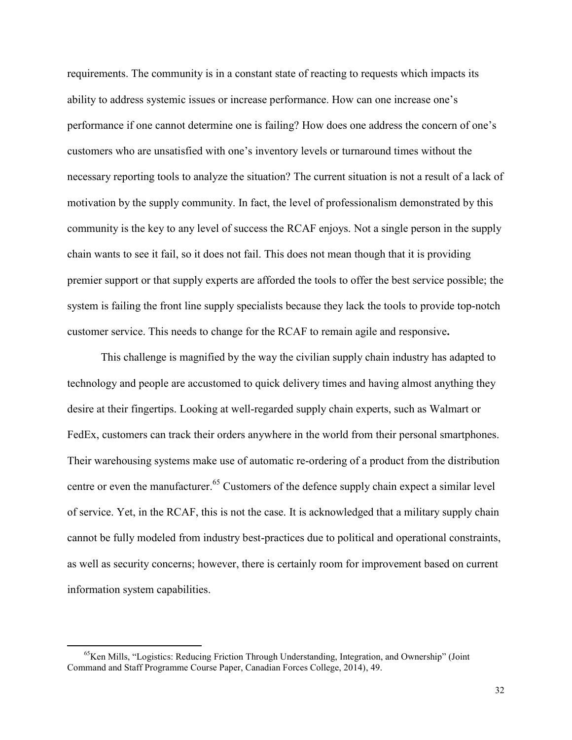requirements. The community is in a constant state of reacting to requests which impacts its ability to address systemic issues or increase performance. How can one increase one's performance if one cannot determine one is failing? How does one address the concern of one's customers who are unsatisfied with one's inventory levels or turnaround times without the necessary reporting tools to analyze the situation? The current situation is not a result of a lack of motivation by the supply community. In fact, the level of professionalism demonstrated by this community is the key to any level of success the RCAF enjoys. Not a single person in the supply chain wants to see it fail, so it does not fail. This does not mean though that it is providing premier support or that supply experts are afforded the tools to offer the best service possible; the system is failing the front line supply specialists because they lack the tools to provide top-notch customer service. This needs to change for the RCAF to remain agile and responsive**.**

This challenge is magnified by the way the civilian supply chain industry has adapted to technology and people are accustomed to quick delivery times and having almost anything they desire at their fingertips. Looking at well-regarded supply chain experts, such as Walmart or FedEx, customers can track their orders anywhere in the world from their personal smartphones. Their warehousing systems make use of automatic re-ordering of a product from the distribution centre or even the manufacturer.[65] Customers of the defence supply chain expect a similar level of service. Yet, in the RCAF, this is not the case. It is acknowledged that a military supply chain cannot be fully modeled from industry best-practices due to political and operational constraints, as well as security concerns; however, there is certainly room for improvement based on current information system capabilities.

---

[65] Ken Mills, "Logistics: Reducing Friction Through Understanding, Integration, and Ownership" (Joint Command and Staff Programme Course Paper, Canadian Forces College, 2014), 49.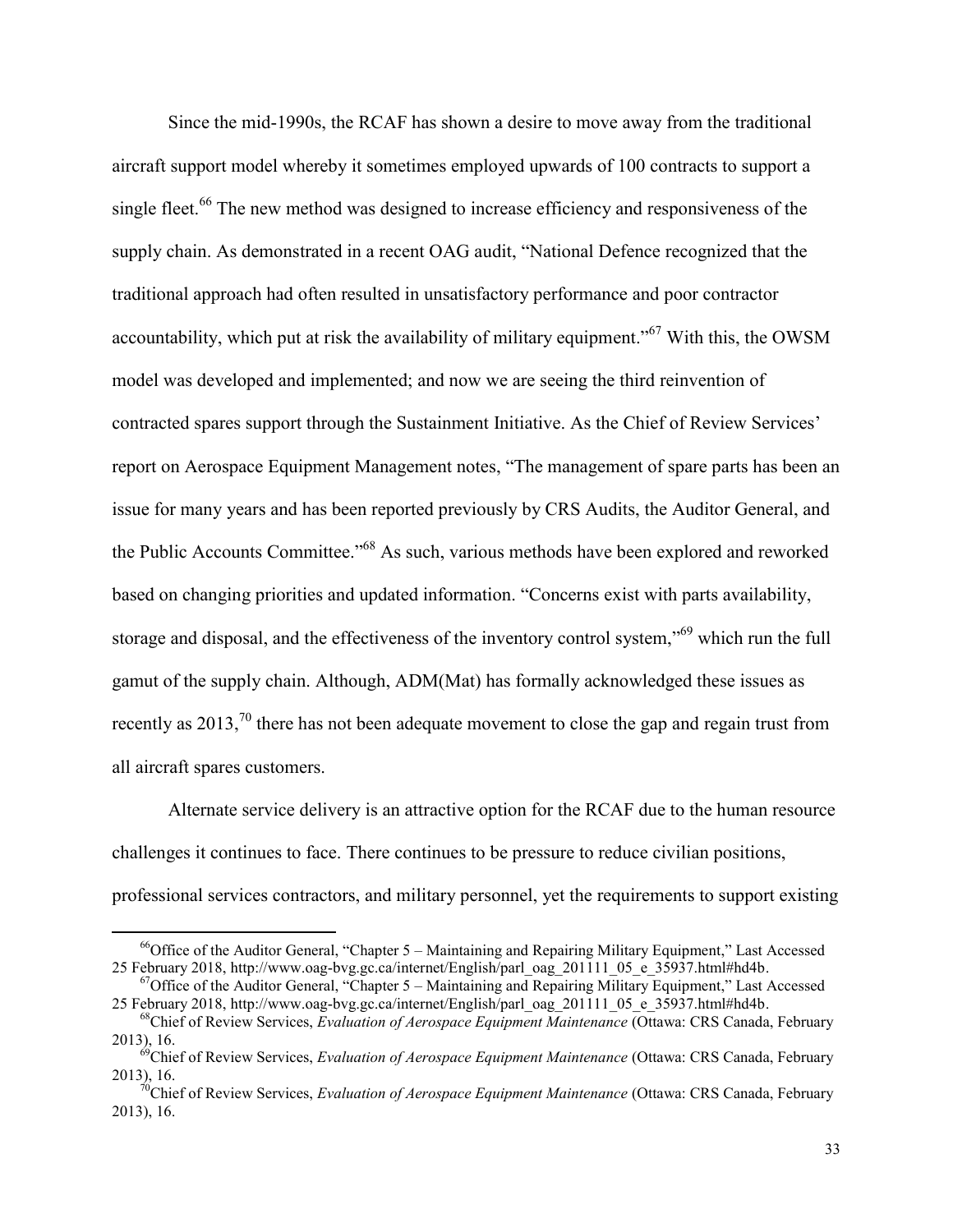Since the mid-1990s, the RCAF has shown a desire to move away from the traditional aircraft support model whereby it sometimes employed upwards of 100 contracts to support a single fleet.[66] The new method was designed to increase efficiency and responsiveness of the supply chain. As demonstrated in a recent OAG audit, "National Defence recognized that the traditional approach had often resulted in unsatisfactory performance and poor contractor accountability, which put at risk the availability of military equipment."[67] With this, the OWSM model was developed and implemented; and now we are seeing the third reinvention of contracted spares support through the Sustainment Initiative. As the Chief of Review Services' report on Aerospace Equipment Management notes, "The management of spare parts has been an issue for many years and has been reported previously by CRS Audits, the Auditor General, and the Public Accounts Committee."[68] As such, various methods have been explored and reworked based on changing priorities and updated information. "Concerns exist with parts availability, storage and disposal, and the effectiveness of the inventory control system,"[69] which run the full gamut of the supply chain. Although, ADM(Mat) has formally acknowledged these issues as recently as 2013,[70] there has not been adequate movement to close the gap and regain trust from all aircraft spares customers.

Alternate service delivery is an attractive option for the RCAF due to the human resource challenges it continues to face. There continues to be pressure to reduce civilian positions, professional services contractors, and military personnel, yet the requirements to support existing

---

[66] Office of the Auditor General, "Chapter 5 – Maintaining and Repairing Military Equipment," Last Accessed 25 February 2018, http://www.oag-bvg.gc.ca/internet/English/parl_oag_201111_05_e_35937.html#hd4b.

[67] Office of the Auditor General, "Chapter 5 – Maintaining and Repairing Military Equipment," Last Accessed 25 February 2018, http://www.oag-bvg.gc.ca/internet/English/parl_oag_201111_05_e_35937.html#hd4b.

[68] Chief of Review Services, *Evaluation of Aerospace Equipment Maintenance* (Ottawa: CRS Canada, February 2013), 16.

[69] Chief of Review Services, *Evaluation of Aerospace Equipment Maintenance* (Ottawa: CRS Canada, February 2013), 16.

[70] Chief of Review Services, *Evaluation of Aerospace Equipment Maintenance* (Ottawa: CRS Canada, February 2013), 16.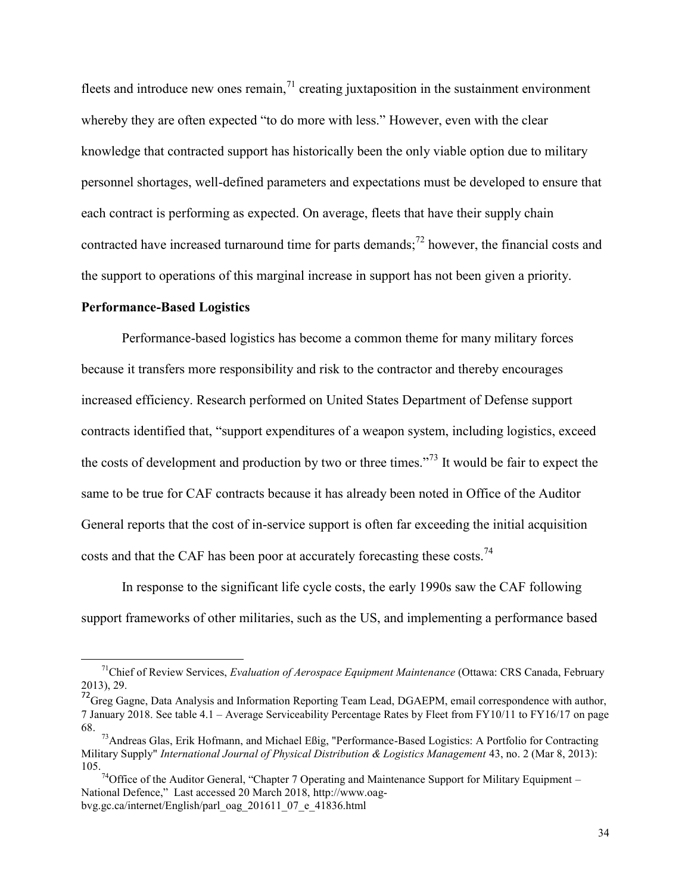fleets and introduce new ones remain,[71] creating juxtaposition in the sustainment environment whereby they are often expected "to do more with less." However, even with the clear knowledge that contracted support has historically been the only viable option due to military personnel shortages, well-defined parameters and expectations must be developed to ensure that each contract is performing as expected. On average, fleets that have their supply chain contracted have increased turnaround time for parts demands;[72] however, the financial costs and the support to operations of this marginal increase in support has not been given a priority.

**Performance-Based Logistics**

Performance-based logistics has become a common theme for many military forces because it transfers more responsibility and risk to the contractor and thereby encourages increased efficiency. Research performed on United States Department of Defense support contracts identified that, "support expenditures of a weapon system, including logistics, exceed the costs of development and production by two or three times."[73] It would be fair to expect the same to be true for CAF contracts because it has already been noted in Office of the Auditor General reports that the cost of in-service support is often far exceeding the initial acquisition costs and that the CAF has been poor at accurately forecasting these costs.[74]

In response to the significant life cycle costs, the early 1990s saw the CAF following support frameworks of other militaries, such as the US, and implementing a performance based

---

[71] Chief of Review Services, *Evaluation of Aerospace Equipment Maintenance* (Ottawa: CRS Canada, February 2013), 29.

[72] Greg Gagne, Data Analysis and Information Reporting Team Lead, DGAEPM, email correspondence with author, 7 January 2018. See table 4.1 – Average Serviceability Percentage Rates by Fleet from FY10/11 to FY16/17 on page 68.

[73] Andreas Glas, Erik Hofmann, and Michael Eßig, "Performance-Based Logistics: A Portfolio for Contracting Military Supply" *International Journal of Physical Distribution & Logistics Management* 43, no. 2 (Mar 8, 2013): 105.

[74] Office of the Auditor General, "Chapter 7 Operating and Maintenance Support for Military Equipment – National Defence," Last accessed 20 March 2018, http://www.oag-bvg.gc.ca/internet/English/parl_oag_201611_07_e_41836.html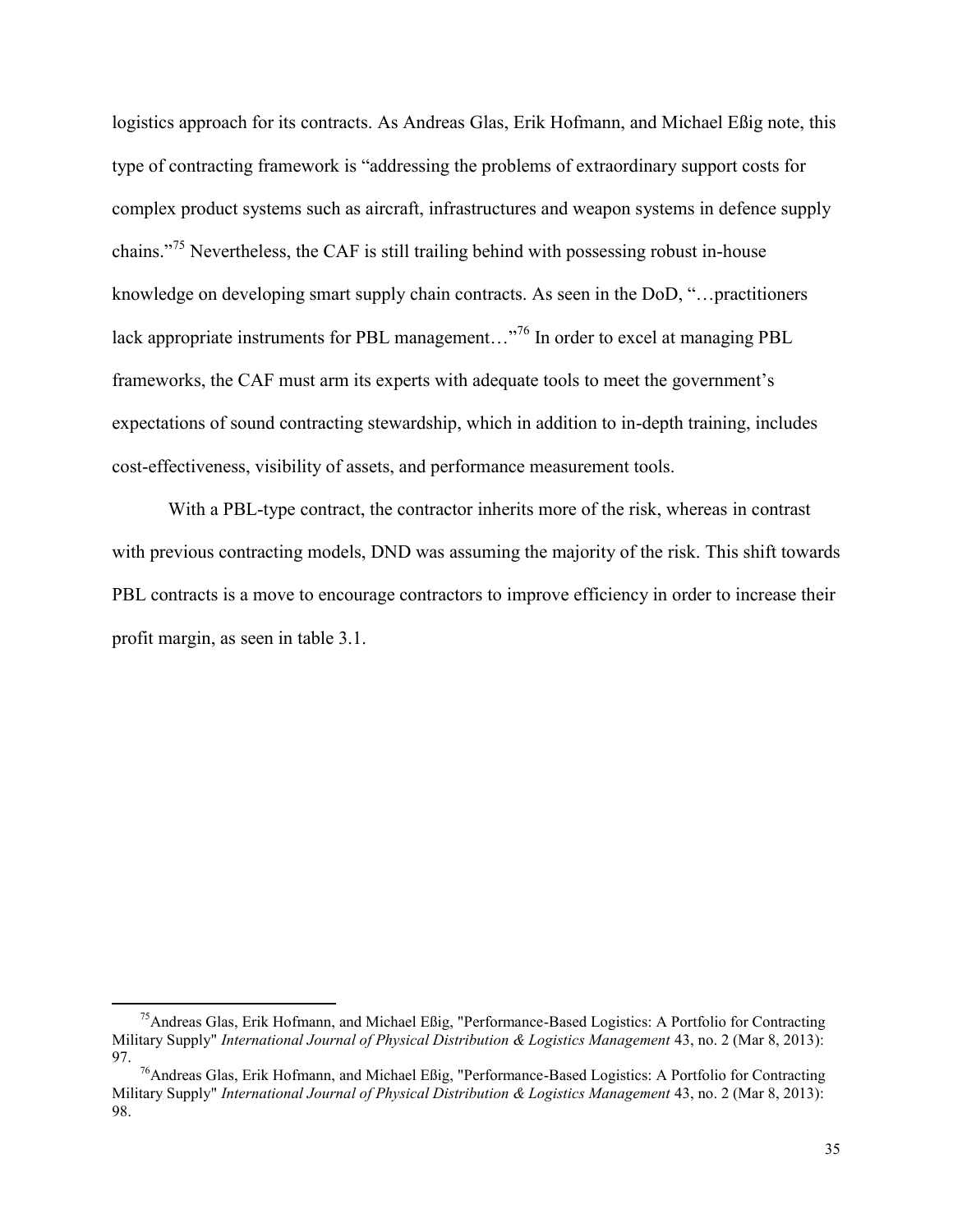logistics approach for its contracts. As Andreas Glas, Erik Hofmann, and Michael Eßig note, this type of contracting framework is "addressing the problems of extraordinary support costs for complex product systems such as aircraft, infrastructures and weapon systems in defence supply chains."[75] Nevertheless, the CAF is still trailing behind with possessing robust in-house knowledge on developing smart supply chain contracts. As seen in the DoD, "…practitioners lack appropriate instruments for PBL management…"[76] In order to excel at managing PBL frameworks, the CAF must arm its experts with adequate tools to meet the government's expectations of sound contracting stewardship, which in addition to in-depth training, includes cost-effectiveness, visibility of assets, and performance measurement tools.

With a PBL-type contract, the contractor inherits more of the risk, whereas in contrast with previous contracting models, DND was assuming the majority of the risk. This shift towards PBL contracts is a move to encourage contractors to improve efficiency in order to increase their profit margin, as seen in table 3.1.

---

[75] Andreas Glas, Erik Hofmann, and Michael Eßig, "Performance-Based Logistics: A Portfolio for Contracting Military Supply" *International Journal of Physical Distribution & Logistics Management* 43, no. 2 (Mar 8, 2013): 97.

[76] Andreas Glas, Erik Hofmann, and Michael Eßig, "Performance-Based Logistics: A Portfolio for Contracting Military Supply" *International Journal of Physical Distribution & Logistics Management* 43, no. 2 (Mar 8, 2013): 98.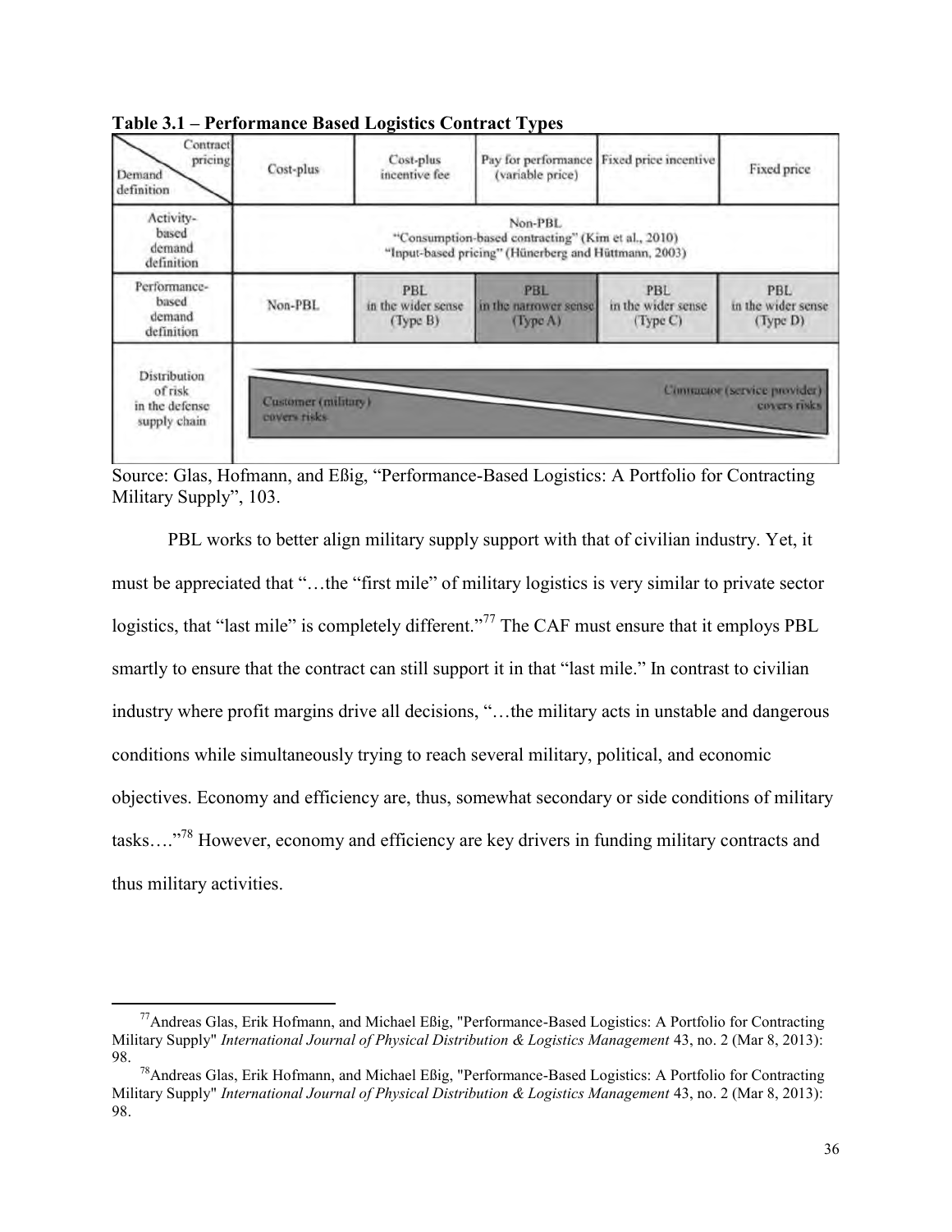**Table 3.1 – Performance Based Logistics Contract Types**

| Demand definition \ Contract pricing | Cost-plus | Cost-plus incentive fee | Pay for performance (variable price) | Fixed price incentive | Fixed price |
|---|---|---|---|---|---|
| Activity-based demand definition | Non-PBL "Consumption-based contracting" (Kim et al., 2010) "Input-based pricing" (Hünerberg and Hüttmann, 2003) | | | | |
| Performance-based demand definition | Non-PBL | PBL in the wider sense (Type B) | PBL in the narrower sense (Type A) | PBL in the wider sense (Type C) | PBL in the wider sense (Type D) |
| Distribution of risk in the defense supply chain | Customer (military) covers risks | | | | Contractor (service provider) covers risks |

Source: Glas, Hofmann, and Eßig, "Performance-Based Logistics: A Portfolio for Contracting Military Supply", 103.

PBL works to better align military supply support with that of civilian industry. Yet, it must be appreciated that "…the "first mile" of military logistics is very similar to private sector logistics, that "last mile" is completely different."[77] The CAF must ensure that it employs PBL smartly to ensure that the contract can still support it in that "last mile." In contrast to civilian industry where profit margins drive all decisions, "…the military acts in unstable and dangerous conditions while simultaneously trying to reach several military, political, and economic objectives. Economy and efficiency are, thus, somewhat secondary or side conditions of military tasks…."[78] However, economy and efficiency are key drivers in funding military contracts and thus military activities.

---

[77] Andreas Glas, Erik Hofmann, and Michael Eßig, "Performance-Based Logistics: A Portfolio for Contracting Military Supply" *International Journal of Physical Distribution & Logistics Management* 43, no. 2 (Mar 8, 2013): 98.

[78] Andreas Glas, Erik Hofmann, and Michael Eßig, "Performance-Based Logistics: A Portfolio for Contracting Military Supply" *International Journal of Physical Distribution & Logistics Management* 43, no. 2 (Mar 8, 2013): 98.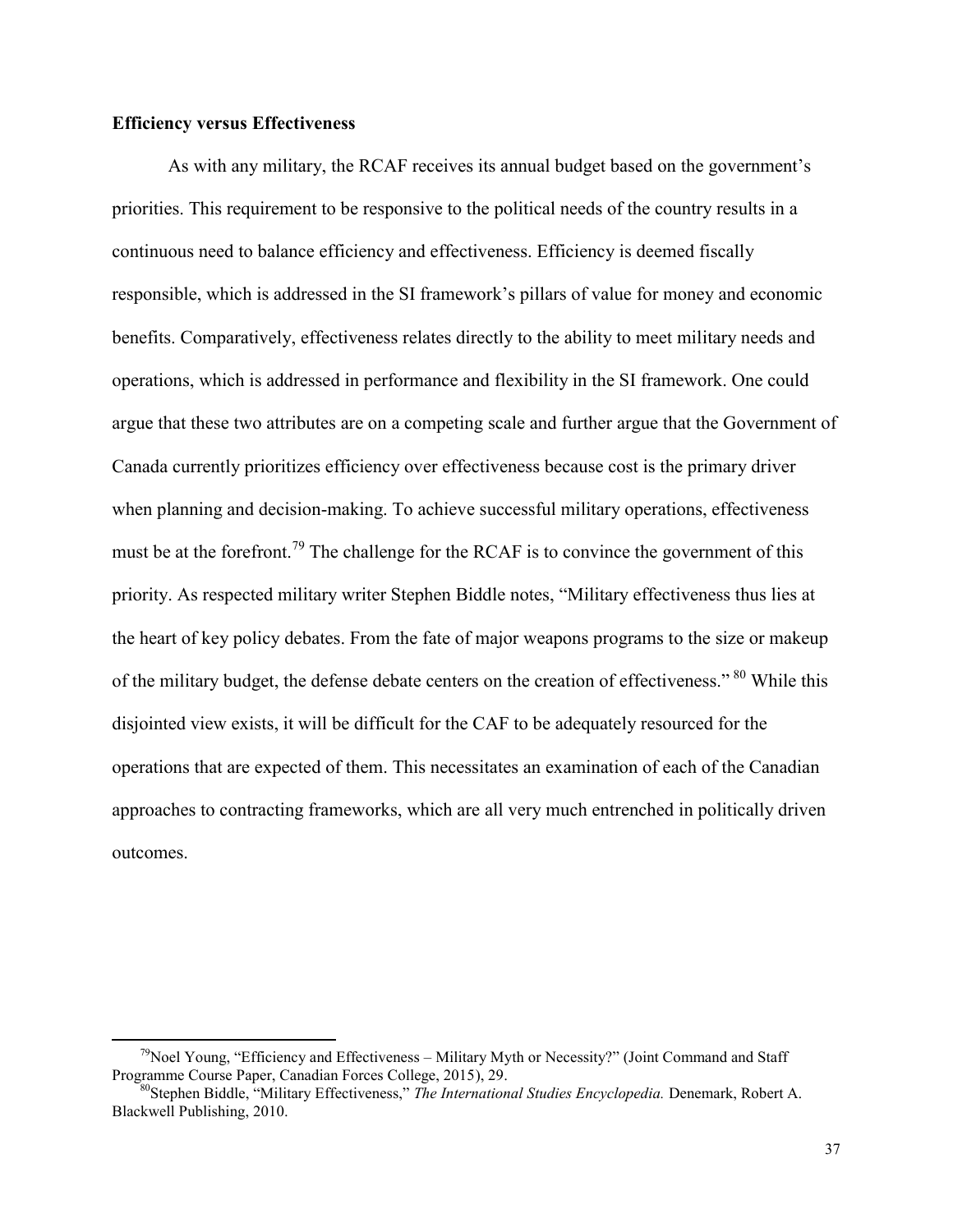**Efficiency versus Effectiveness**

As with any military, the RCAF receives its annual budget based on the government's priorities. This requirement to be responsive to the political needs of the country results in a continuous need to balance efficiency and effectiveness. Efficiency is deemed fiscally responsible, which is addressed in the SI framework's pillars of value for money and economic benefits. Comparatively, effectiveness relates directly to the ability to meet military needs and operations, which is addressed in performance and flexibility in the SI framework. One could argue that these two attributes are on a competing scale and further argue that the Government of Canada currently prioritizes efficiency over effectiveness because cost is the primary driver when planning and decision-making. To achieve successful military operations, effectiveness must be at the forefront.[79] The challenge for the RCAF is to convince the government of this priority. As respected military writer Stephen Biddle notes, "Military effectiveness thus lies at the heart of key policy debates. From the fate of major weapons programs to the size or makeup of the military budget, the defense debate centers on the creation of effectiveness." [80] While this disjointed view exists, it will be difficult for the CAF to be adequately resourced for the operations that are expected of them. This necessitates an examination of each of the Canadian approaches to contracting frameworks, which are all very much entrenched in politically driven outcomes.

---

[79]Noel Young, "Efficiency and Effectiveness – Military Myth or Necessity?" (Joint Command and Staff Programme Course Paper, Canadian Forces College, 2015), 29.

[80]Stephen Biddle, "Military Effectiveness," *The International Studies Encyclopedia.* Denemark, Robert A. Blackwell Publishing, 2010.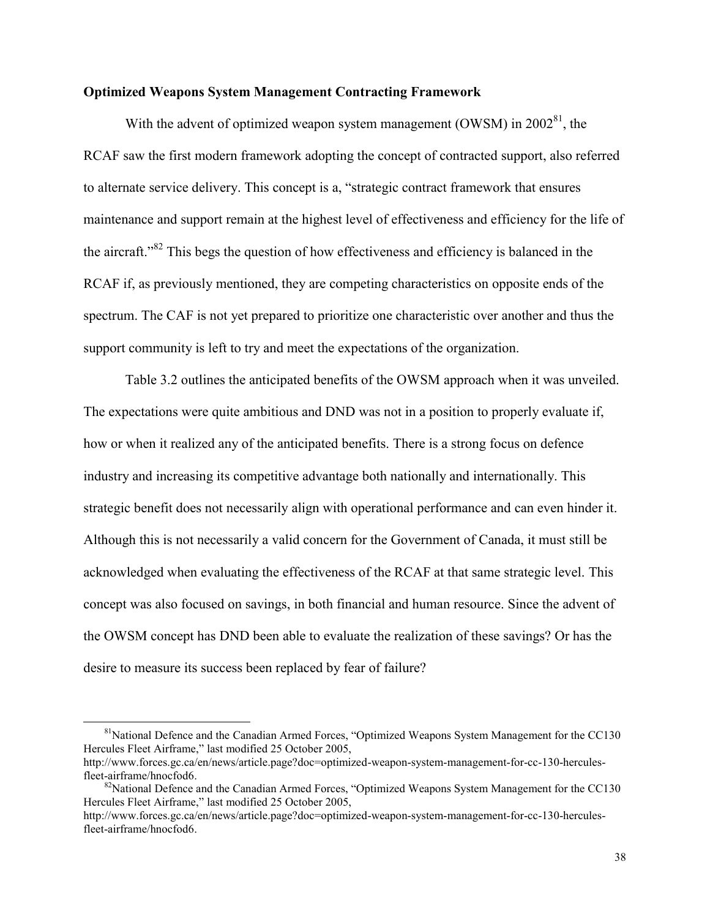**Optimized Weapons System Management Contracting Framework**

With the advent of optimized weapon system management (OWSM) in 2002[81], the RCAF saw the first modern framework adopting the concept of contracted support, also referred to alternate service delivery. This concept is a, "strategic contract framework that ensures maintenance and support remain at the highest level of effectiveness and efficiency for the life of the aircraft."[82] This begs the question of how effectiveness and efficiency is balanced in the RCAF if, as previously mentioned, they are competing characteristics on opposite ends of the spectrum. The CAF is not yet prepared to prioritize one characteristic over another and thus the support community is left to try and meet the expectations of the organization.

Table 3.2 outlines the anticipated benefits of the OWSM approach when it was unveiled. The expectations were quite ambitious and DND was not in a position to properly evaluate if, how or when it realized any of the anticipated benefits. There is a strong focus on defence industry and increasing its competitive advantage both nationally and internationally. This strategic benefit does not necessarily align with operational performance and can even hinder it. Although this is not necessarily a valid concern for the Government of Canada, it must still be acknowledged when evaluating the effectiveness of the RCAF at that same strategic level. This concept was also focused on savings, in both financial and human resource. Since the advent of the OWSM concept has DND been able to evaluate the realization of these savings? Or has the desire to measure its success been replaced by fear of failure?

---

[81] National Defence and the Canadian Armed Forces, "Optimized Weapons System Management for the CC130 Hercules Fleet Airframe," last modified 25 October 2005, http://www.forces.gc.ca/en/news/article.page?doc=optimized-weapon-system-management-for-cc-130-hercules-fleet-airframe/hnocfod6.

[82] National Defence and the Canadian Armed Forces, "Optimized Weapons System Management for the CC130 Hercules Fleet Airframe," last modified 25 October 2005, http://www.forces.gc.ca/en/news/article.page?doc=optimized-weapon-system-management-for-cc-130-hercules-fleet-airframe/hnocfod6.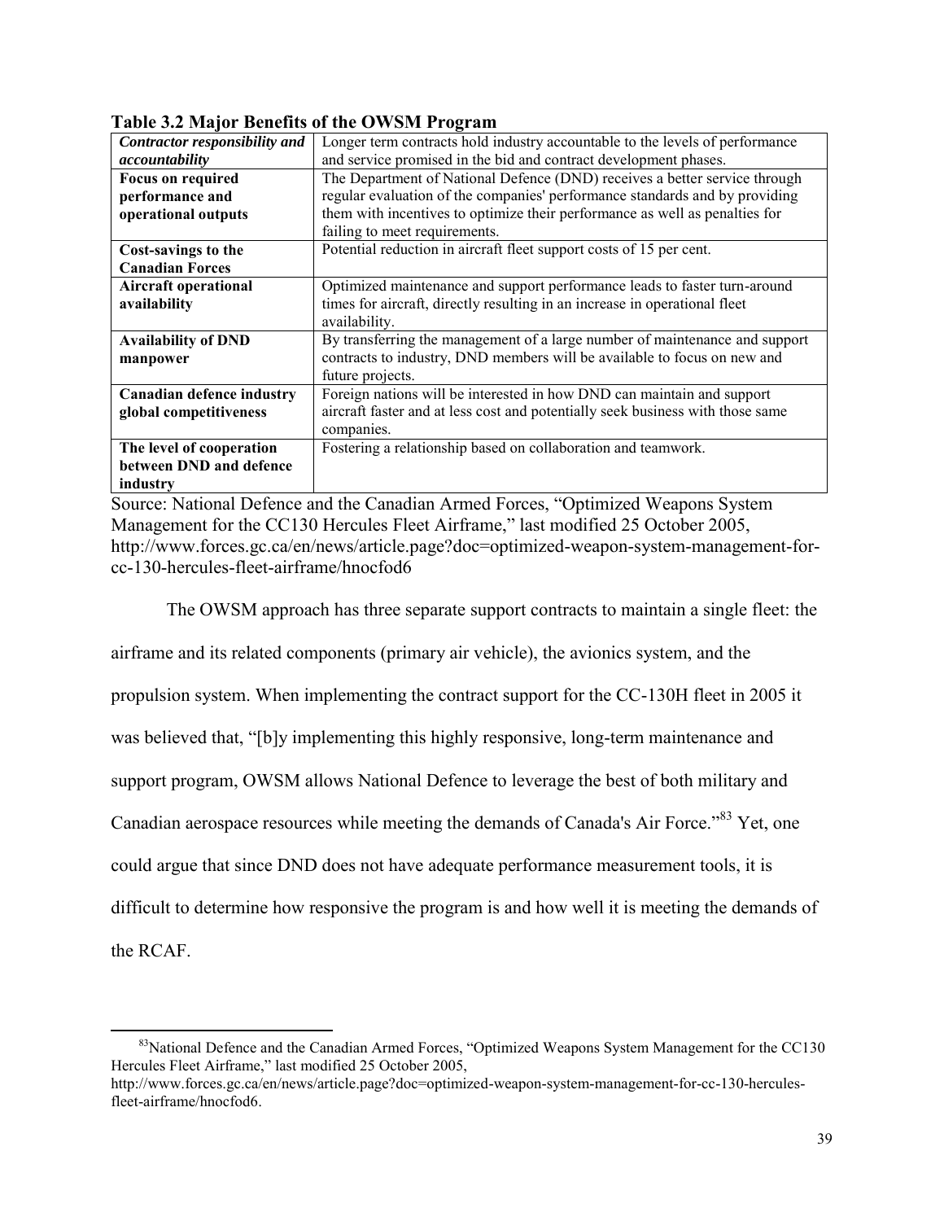**Table 3.2 Major Benefits of the OWSM Program**

| | |
|---|---|
| ***Contractor responsibility and accountability*** | Longer term contracts hold industry accountable to the levels of performance and service promised in the bid and contract development phases. |
| **Focus on required performance and operational outputs** | The Department of National Defence (DND) receives a better service through regular evaluation of the companies' performance standards and by providing them with incentives to optimize their performance as well as penalties for failing to meet requirements. |
| **Cost-savings to the Canadian Forces** | Potential reduction in aircraft fleet support costs of 15 per cent. |
| **Aircraft operational availability** | Optimized maintenance and support performance leads to faster turn-around times for aircraft, directly resulting in an increase in operational fleet availability. |
| **Availability of DND manpower** | By transferring the management of a large number of maintenance and support contracts to industry, DND members will be available to focus on new and future projects. |
| **Canadian defence industry global competitiveness** | Foreign nations will be interested in how DND can maintain and support aircraft faster and at less cost and potentially seek business with those same companies. |
| **The level of cooperation between DND and defence industry** | Fostering a relationship based on collaboration and teamwork. |

Source: National Defence and the Canadian Armed Forces, "Optimized Weapons System Management for the CC130 Hercules Fleet Airframe," last modified 25 October 2005, http://www.forces.gc.ca/en/news/article.page?doc=optimized-weapon-system-management-for-cc-130-hercules-fleet-airframe/hnocfod6

The OWSM approach has three separate support contracts to maintain a single fleet: the airframe and its related components (primary air vehicle), the avionics system, and the propulsion system. When implementing the contract support for the CC-130H fleet in 2005 it was believed that, "[b]y implementing this highly responsive, long-term maintenance and support program, OWSM allows National Defence to leverage the best of both military and Canadian aerospace resources while meeting the demands of Canada's Air Force."[83] Yet, one could argue that since DND does not have adequate performance measurement tools, it is difficult to determine how responsive the program is and how well it is meeting the demands of the RCAF.

---

[83] National Defence and the Canadian Armed Forces, "Optimized Weapons System Management for the CC130 Hercules Fleet Airframe," last modified 25 October 2005, http://www.forces.gc.ca/en/news/article.page?doc=optimized-weapon-system-management-for-cc-130-hercules-fleet-airframe/hnocfod6.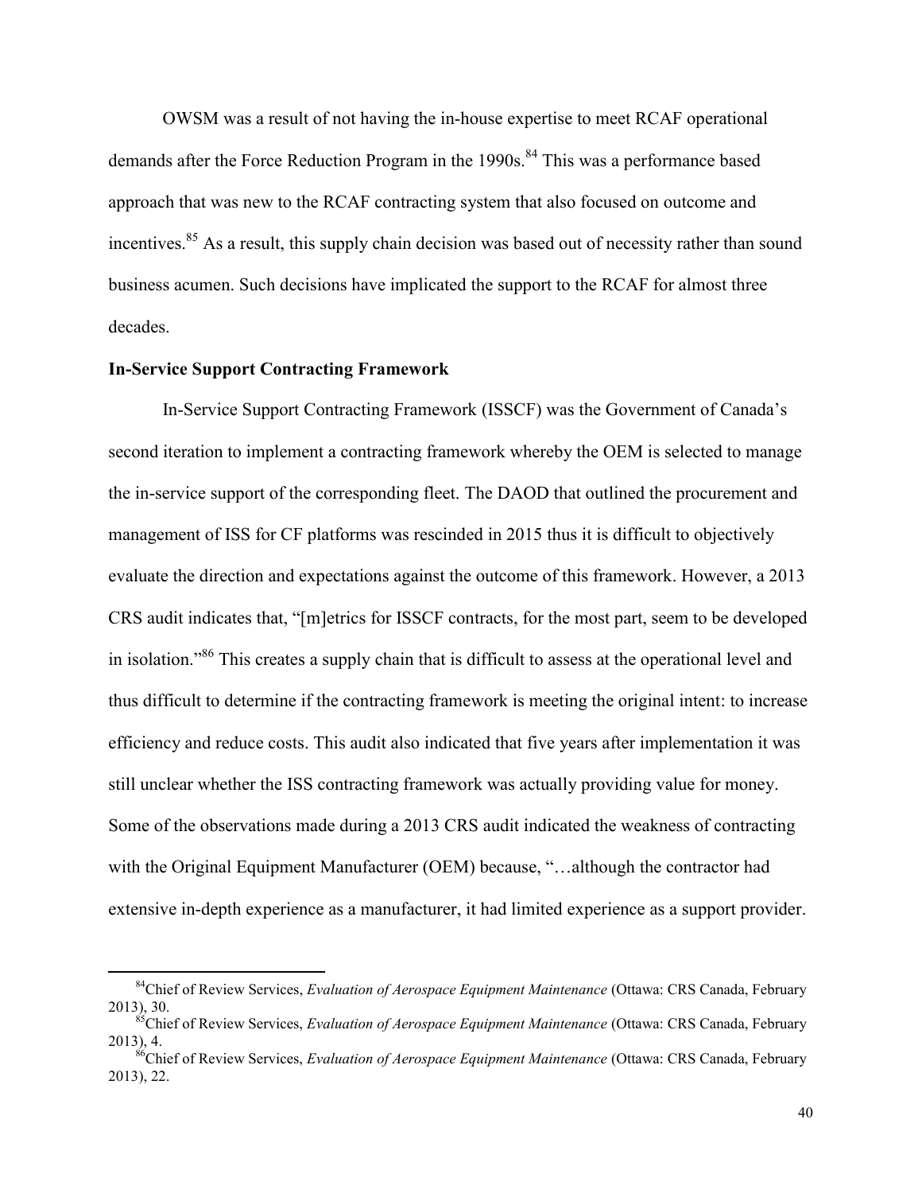OWSM was a result of not having the in-house expertise to meet RCAF operational demands after the Force Reduction Program in the 1990s.[84] This was a performance based approach that was new to the RCAF contracting system that also focused on outcome and incentives.[85] As a result, this supply chain decision was based out of necessity rather than sound business acumen. Such decisions have implicated the support to the RCAF for almost three decades.

**In-Service Support Contracting Framework**

In-Service Support Contracting Framework (ISSCF) was the Government of Canada's second iteration to implement a contracting framework whereby the OEM is selected to manage the in-service support of the corresponding fleet. The DAOD that outlined the procurement and management of ISS for CF platforms was rescinded in 2015 thus it is difficult to objectively evaluate the direction and expectations against the outcome of this framework. However, a 2013 CRS audit indicates that, "[m]etrics for ISSCF contracts, for the most part, seem to be developed in isolation."[86] This creates a supply chain that is difficult to assess at the operational level and thus difficult to determine if the contracting framework is meeting the original intent: to increase efficiency and reduce costs. This audit also indicated that five years after implementation it was still unclear whether the ISS contracting framework was actually providing value for money. Some of the observations made during a 2013 CRS audit indicated the weakness of contracting with the Original Equipment Manufacturer (OEM) because, "…although the contractor had extensive in-depth experience as a manufacturer, it had limited experience as a support provider.

---

[84] Chief of Review Services, *Evaluation of Aerospace Equipment Maintenance* (Ottawa: CRS Canada, February 2013), 30.

[85] Chief of Review Services, *Evaluation of Aerospace Equipment Maintenance* (Ottawa: CRS Canada, February 2013), 4.

[86] Chief of Review Services, *Evaluation of Aerospace Equipment Maintenance* (Ottawa: CRS Canada, February 2013), 22.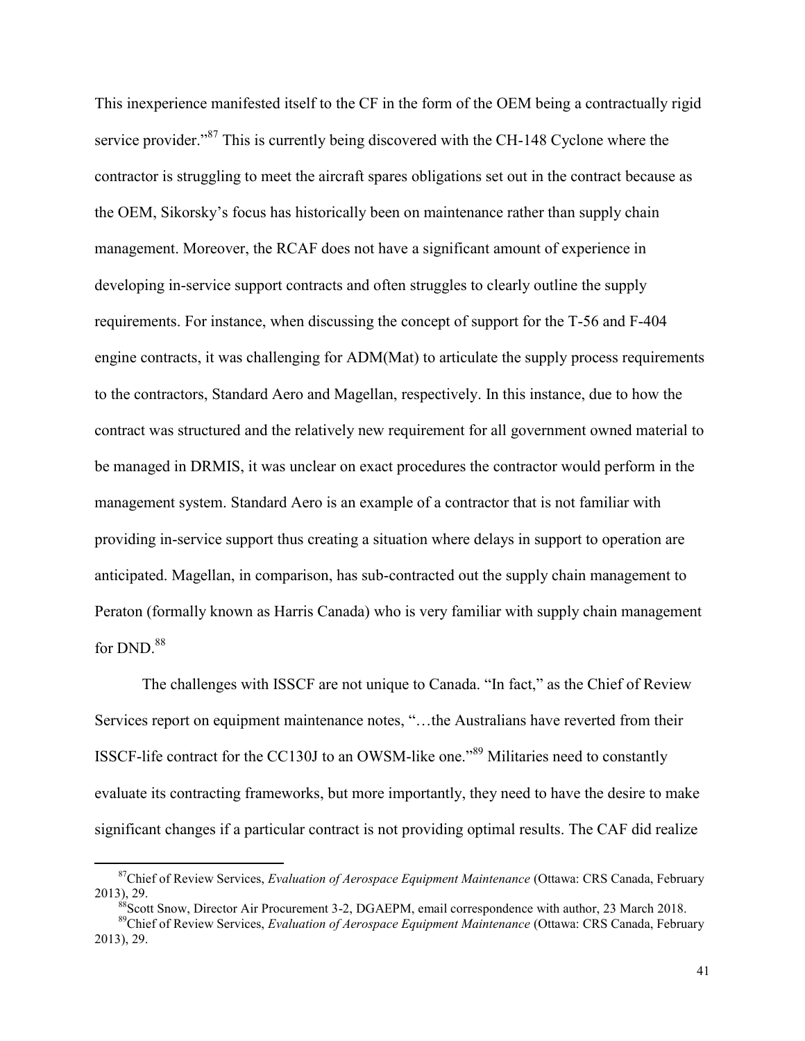This inexperience manifested itself to the CF in the form of the OEM being a contractually rigid service provider."[87] This is currently being discovered with the CH-148 Cyclone where the contractor is struggling to meet the aircraft spares obligations set out in the contract because as the OEM, Sikorsky's focus has historically been on maintenance rather than supply chain management. Moreover, the RCAF does not have a significant amount of experience in developing in-service support contracts and often struggles to clearly outline the supply requirements. For instance, when discussing the concept of support for the T-56 and F-404 engine contracts, it was challenging for ADM(Mat) to articulate the supply process requirements to the contractors, Standard Aero and Magellan, respectively. In this instance, due to how the contract was structured and the relatively new requirement for all government owned material to be managed in DRMIS, it was unclear on exact procedures the contractor would perform in the management system. Standard Aero is an example of a contractor that is not familiar with providing in-service support thus creating a situation where delays in support to operation are anticipated. Magellan, in comparison, has sub-contracted out the supply chain management to Peraton (formally known as Harris Canada) who is very familiar with supply chain management for DND.[88]

The challenges with ISSCF are not unique to Canada. "In fact," as the Chief of Review Services report on equipment maintenance notes, "…the Australians have reverted from their ISSCF-life contract for the CC130J to an OWSM-like one."[89] Militaries need to constantly evaluate its contracting frameworks, but more importantly, they need to have the desire to make significant changes if a particular contract is not providing optimal results. The CAF did realize

---

[87] Chief of Review Services, *Evaluation of Aerospace Equipment Maintenance* (Ottawa: CRS Canada, February 2013), 29.

[88] Scott Snow, Director Air Procurement 3-2, DGAEPM, email correspondence with author, 23 March 2018.

[89] Chief of Review Services, *Evaluation of Aerospace Equipment Maintenance* (Ottawa: CRS Canada, February 2013), 29.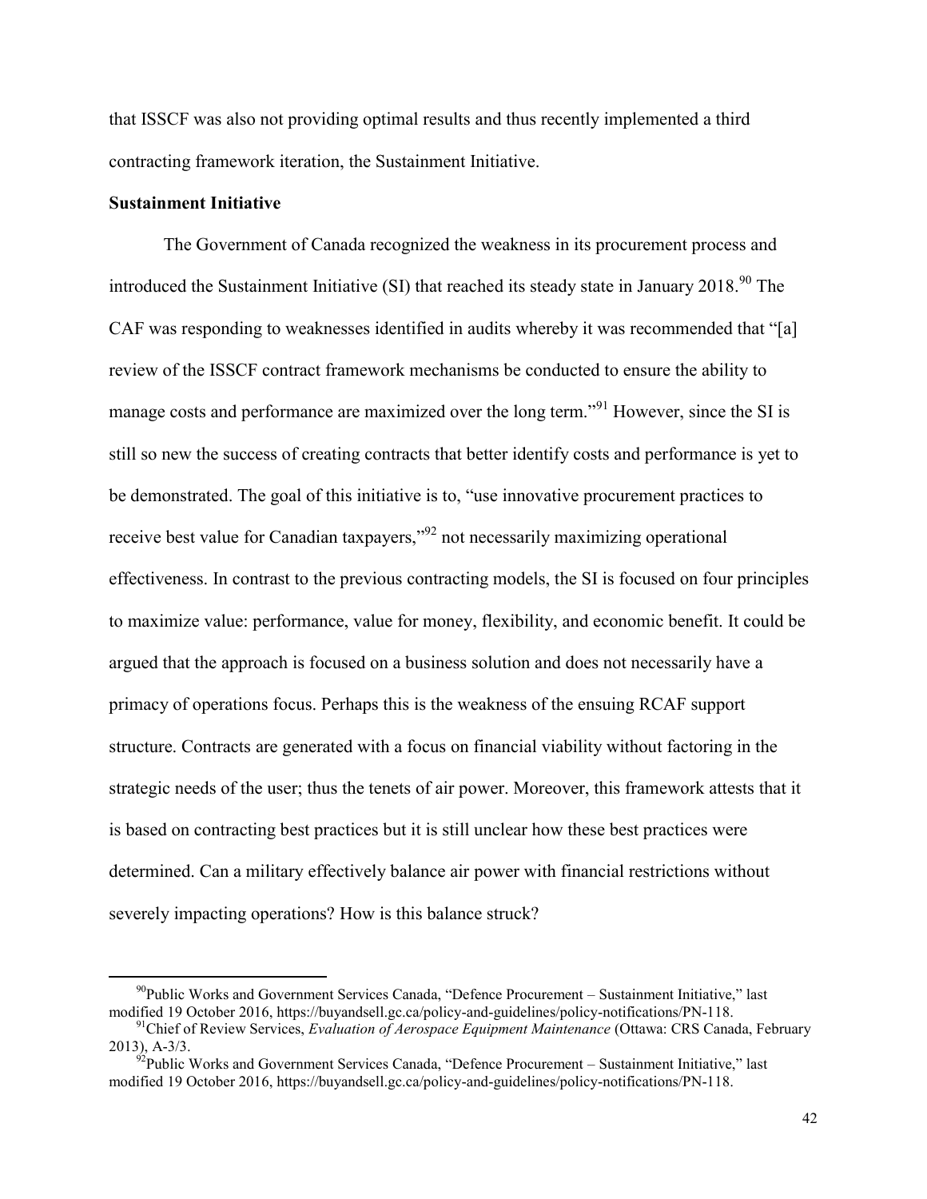that ISSCF was also not providing optimal results and thus recently implemented a third contracting framework iteration, the Sustainment Initiative.

**Sustainment Initiative**

The Government of Canada recognized the weakness in its procurement process and introduced the Sustainment Initiative (SI) that reached its steady state in January 2018.[90] The CAF was responding to weaknesses identified in audits whereby it was recommended that "[a] review of the ISSCF contract framework mechanisms be conducted to ensure the ability to manage costs and performance are maximized over the long term."[91] However, since the SI is still so new the success of creating contracts that better identify costs and performance is yet to be demonstrated. The goal of this initiative is to, "use innovative procurement practices to receive best value for Canadian taxpayers,"[92] not necessarily maximizing operational effectiveness. In contrast to the previous contracting models, the SI is focused on four principles to maximize value: performance, value for money, flexibility, and economic benefit. It could be argued that the approach is focused on a business solution and does not necessarily have a primacy of operations focus. Perhaps this is the weakness of the ensuing RCAF support structure. Contracts are generated with a focus on financial viability without factoring in the strategic needs of the user; thus the tenets of air power. Moreover, this framework attests that it is based on contracting best practices but it is still unclear how these best practices were determined. Can a military effectively balance air power with financial restrictions without severely impacting operations? How is this balance struck?

---

[90] Public Works and Government Services Canada, "Defence Procurement – Sustainment Initiative," last modified 19 October 2016, https://buyandsell.gc.ca/policy-and-guidelines/policy-notifications/PN-118.

[91] Chief of Review Services, *Evaluation of Aerospace Equipment Maintenance* (Ottawa: CRS Canada, February 2013), A-3/3.

[92] Public Works and Government Services Canada, "Defence Procurement – Sustainment Initiative," last modified 19 October 2016, https://buyandsell.gc.ca/policy-and-guidelines/policy-notifications/PN-118.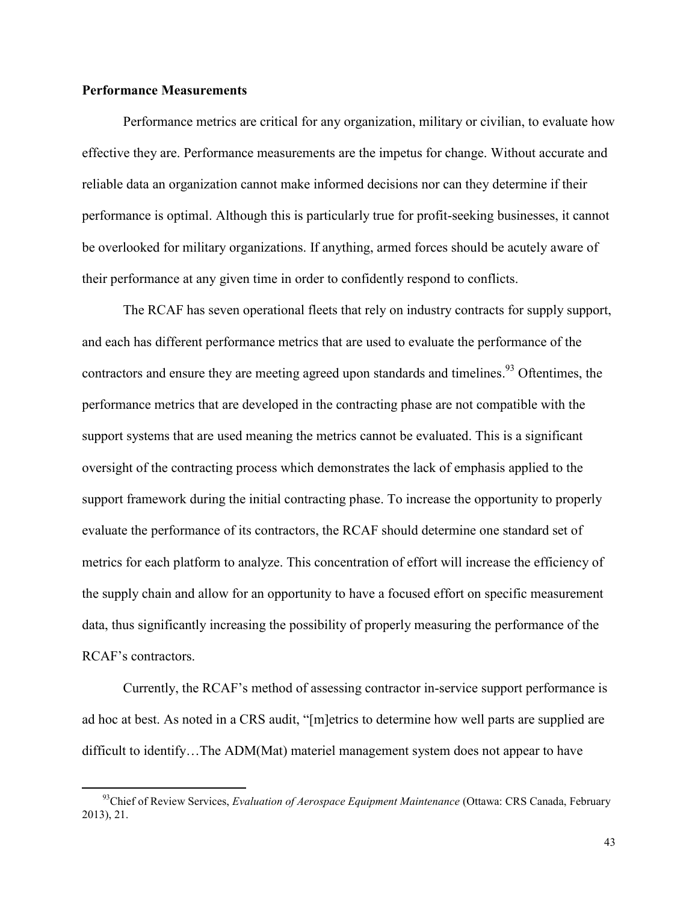**Performance Measurements**

Performance metrics are critical for any organization, military or civilian, to evaluate how effective they are. Performance measurements are the impetus for change. Without accurate and reliable data an organization cannot make informed decisions nor can they determine if their performance is optimal. Although this is particularly true for profit-seeking businesses, it cannot be overlooked for military organizations. If anything, armed forces should be acutely aware of their performance at any given time in order to confidently respond to conflicts.

The RCAF has seven operational fleets that rely on industry contracts for supply support, and each has different performance metrics that are used to evaluate the performance of the contractors and ensure they are meeting agreed upon standards and timelines.[93] Oftentimes, the performance metrics that are developed in the contracting phase are not compatible with the support systems that are used meaning the metrics cannot be evaluated. This is a significant oversight of the contracting process which demonstrates the lack of emphasis applied to the support framework during the initial contracting phase. To increase the opportunity to properly evaluate the performance of its contractors, the RCAF should determine one standard set of metrics for each platform to analyze. This concentration of effort will increase the efficiency of the supply chain and allow for an opportunity to have a focused effort on specific measurement data, thus significantly increasing the possibility of properly measuring the performance of the RCAF's contractors.

Currently, the RCAF's method of assessing contractor in-service support performance is ad hoc at best. As noted in a CRS audit, "[m]etrics to determine how well parts are supplied are difficult to identify…The ADM(Mat) materiel management system does not appear to have

[93] Chief of Review Services, *Evaluation of Aerospace Equipment Maintenance* (Ottawa: CRS Canada, February 2013), 21.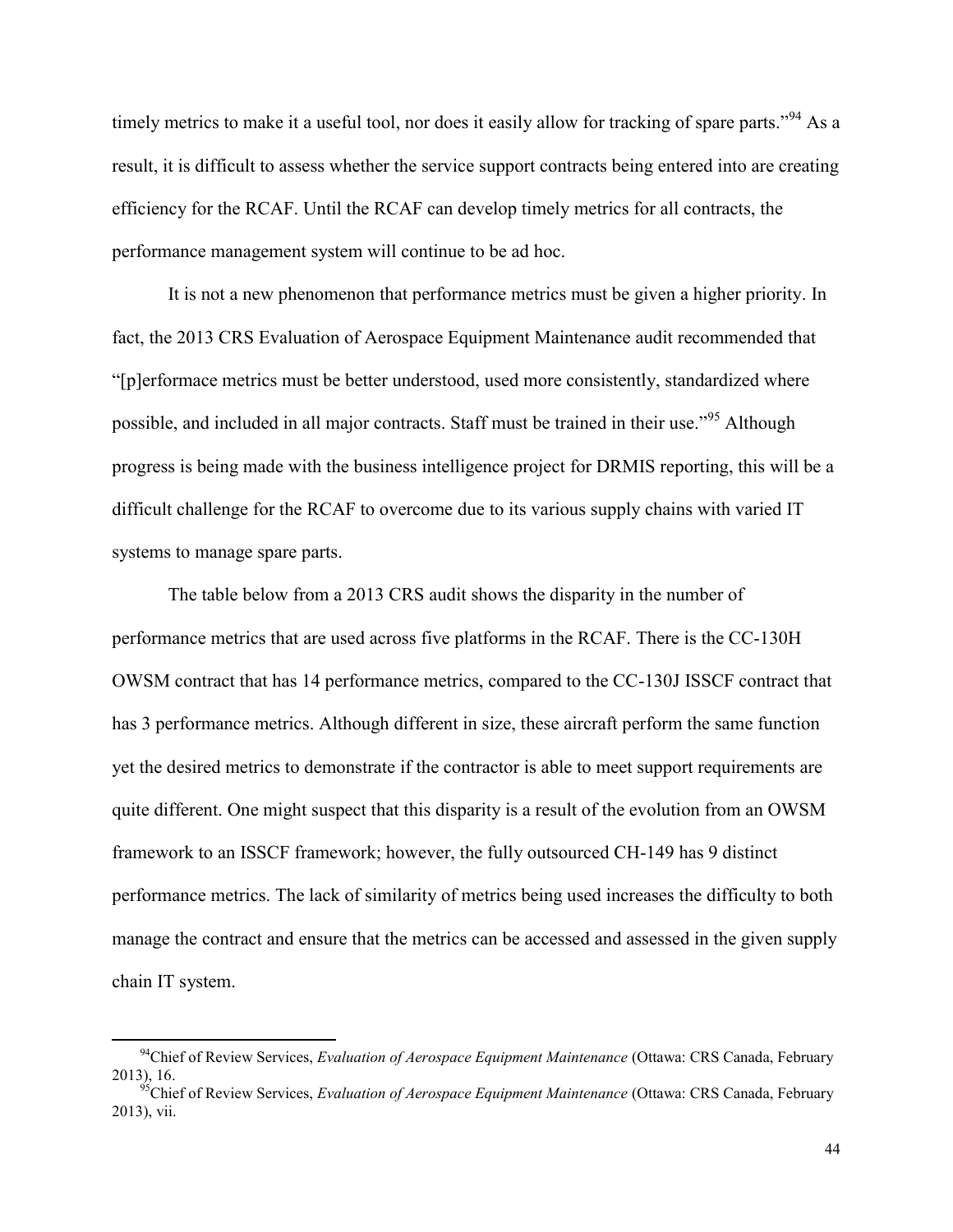timely metrics to make it a useful tool, nor does it easily allow for tracking of spare parts."[94] As a result, it is difficult to assess whether the service support contracts being entered into are creating efficiency for the RCAF. Until the RCAF can develop timely metrics for all contracts, the performance management system will continue to be ad hoc.

It is not a new phenomenon that performance metrics must be given a higher priority. In fact, the 2013 CRS Evaluation of Aerospace Equipment Maintenance audit recommended that "[p]erformace metrics must be better understood, used more consistently, standardized where possible, and included in all major contracts. Staff must be trained in their use."[95] Although progress is being made with the business intelligence project for DRMIS reporting, this will be a difficult challenge for the RCAF to overcome due to its various supply chains with varied IT systems to manage spare parts.

The table below from a 2013 CRS audit shows the disparity in the number of performance metrics that are used across five platforms in the RCAF. There is the CC-130H OWSM contract that has 14 performance metrics, compared to the CC-130J ISSCF contract that has 3 performance metrics. Although different in size, these aircraft perform the same function yet the desired metrics to demonstrate if the contractor is able to meet support requirements are quite different. One might suspect that this disparity is a result of the evolution from an OWSM framework to an ISSCF framework; however, the fully outsourced CH-149 has 9 distinct performance metrics. The lack of similarity of metrics being used increases the difficulty to both manage the contract and ensure that the metrics can be accessed and assessed in the given supply chain IT system.

---

[94] Chief of Review Services, *Evaluation of Aerospace Equipment Maintenance* (Ottawa: CRS Canada, February 2013), 16.

[95] Chief of Review Services, *Evaluation of Aerospace Equipment Maintenance* (Ottawa: CRS Canada, February 2013), vii.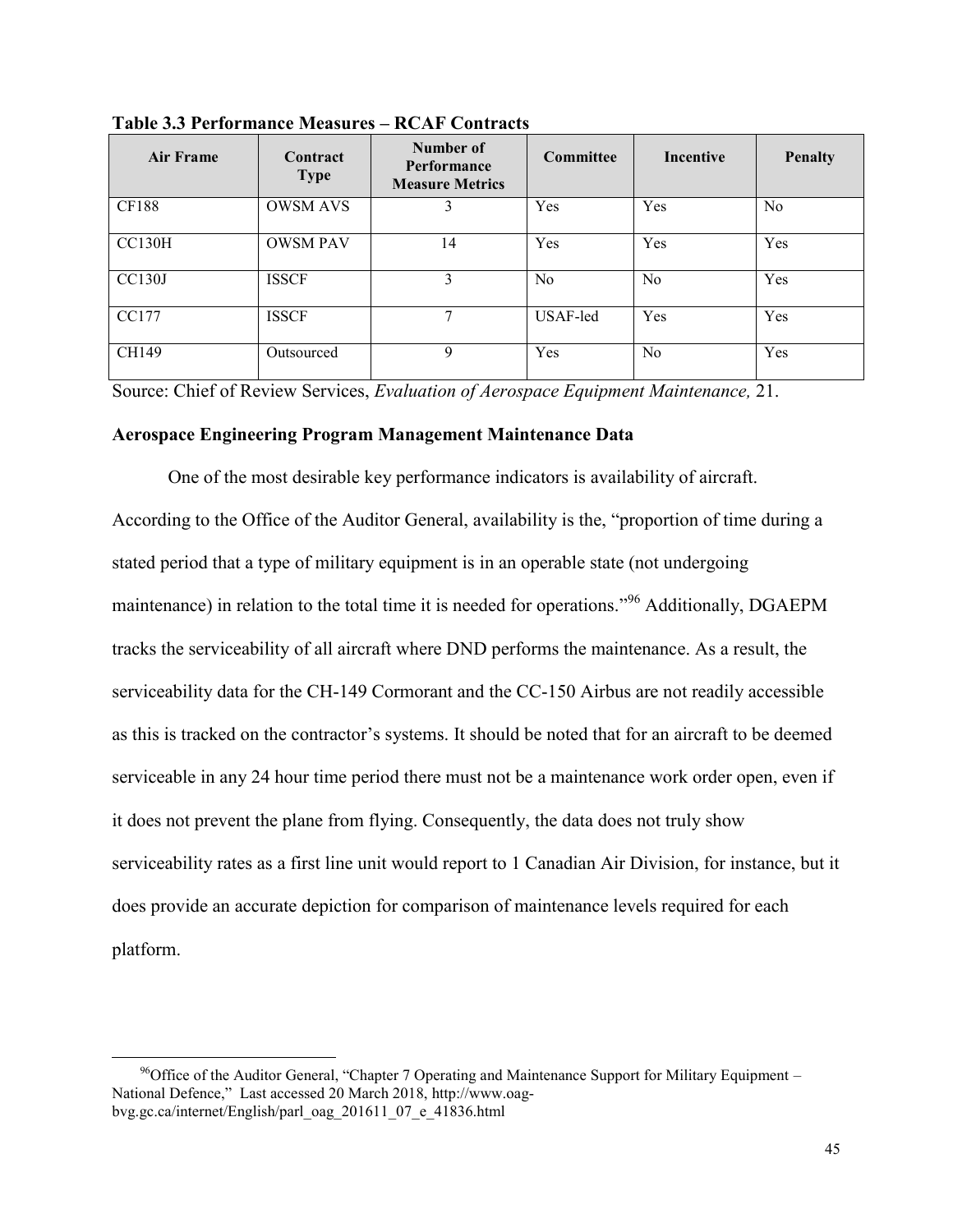**Table 3.3 Performance Measures – RCAF Contracts**

| Air Frame | Contract Type | Number of Performance Measure Metrics | Committee | Incentive | Penalty |
|---|---|---|---|---|---|
| CF188 | OWSM AVS | 3 | Yes | Yes | No |
| CC130H | OWSM PAV | 14 | Yes | Yes | Yes |
| CC130J | ISSCF | 3 | No | No | Yes |
| CC177 | ISSCF | 7 | USAF-led | Yes | Yes |
| CH149 | Outsourced | 9 | Yes | No | Yes |

Source: Chief of Review Services, *Evaluation of Aerospace Equipment Maintenance,* 21.

**Aerospace Engineering Program Management Maintenance Data**

One of the most desirable key performance indicators is availability of aircraft. According to the Office of the Auditor General, availability is the, "proportion of time during a stated period that a type of military equipment is in an operable state (not undergoing maintenance) in relation to the total time it is needed for operations."[96] Additionally, DGAEPM tracks the serviceability of all aircraft where DND performs the maintenance. As a result, the serviceability data for the CH-149 Cormorant and the CC-150 Airbus are not readily accessible as this is tracked on the contractor's systems. It should be noted that for an aircraft to be deemed serviceable in any 24 hour time period there must not be a maintenance work order open, even if it does not prevent the plane from flying. Consequently, the data does not truly show serviceability rates as a first line unit would report to 1 Canadian Air Division, for instance, but it does provide an accurate depiction for comparison of maintenance levels required for each platform.

[96] Office of the Auditor General, "Chapter 7 Operating and Maintenance Support for Military Equipment – National Defence," Last accessed 20 March 2018, http://www.oag-bvg.gc.ca/internet/English/parl_oag_201611_07_e_41836.html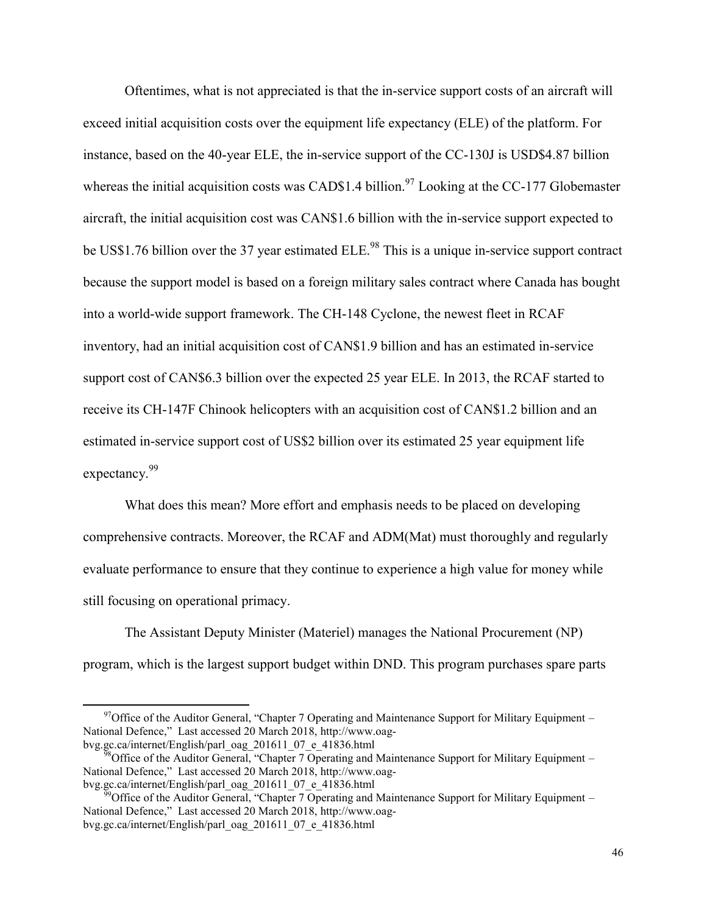Oftentimes, what is not appreciated is that the in-service support costs of an aircraft will exceed initial acquisition costs over the equipment life expectancy (ELE) of the platform. For instance, based on the 40-year ELE, the in-service support of the CC-130J is USD$4.87 billion whereas the initial acquisition costs was CAD$1.4 billion.[97] Looking at the CC-177 Globemaster aircraft, the initial acquisition cost was CAN$1.6 billion with the in-service support expected to be US$1.76 billion over the 37 year estimated ELE.[98] This is a unique in-service support contract because the support model is based on a foreign military sales contract where Canada has bought into a world-wide support framework. The CH-148 Cyclone, the newest fleet in RCAF inventory, had an initial acquisition cost of CAN$1.9 billion and has an estimated in-service support cost of CAN$6.3 billion over the expected 25 year ELE. In 2013, the RCAF started to receive its CH-147F Chinook helicopters with an acquisition cost of CAN$1.2 billion and an estimated in-service support cost of US$2 billion over its estimated 25 year equipment life expectancy.[99]

What does this mean? More effort and emphasis needs to be placed on developing comprehensive contracts. Moreover, the RCAF and ADM(Mat) must thoroughly and regularly evaluate performance to ensure that they continue to experience a high value for money while still focusing on operational primacy.

The Assistant Deputy Minister (Materiel) manages the National Procurement (NP) program, which is the largest support budget within DND. This program purchases spare parts

---

[97] Office of the Auditor General, "Chapter 7 Operating and Maintenance Support for Military Equipment – National Defence," Last accessed 20 March 2018, http://www.oag-bvg.gc.ca/internet/English/parl_oag_201611_07_e_41836.html

[98] Office of the Auditor General, "Chapter 7 Operating and Maintenance Support for Military Equipment – National Defence," Last accessed 20 March 2018, http://www.oag-bvg.gc.ca/internet/English/parl_oag_201611_07_e_41836.html

[99] Office of the Auditor General, "Chapter 7 Operating and Maintenance Support for Military Equipment – National Defence," Last accessed 20 March 2018, http://www.oag-bvg.gc.ca/internet/English/parl_oag_201611_07_e_41836.html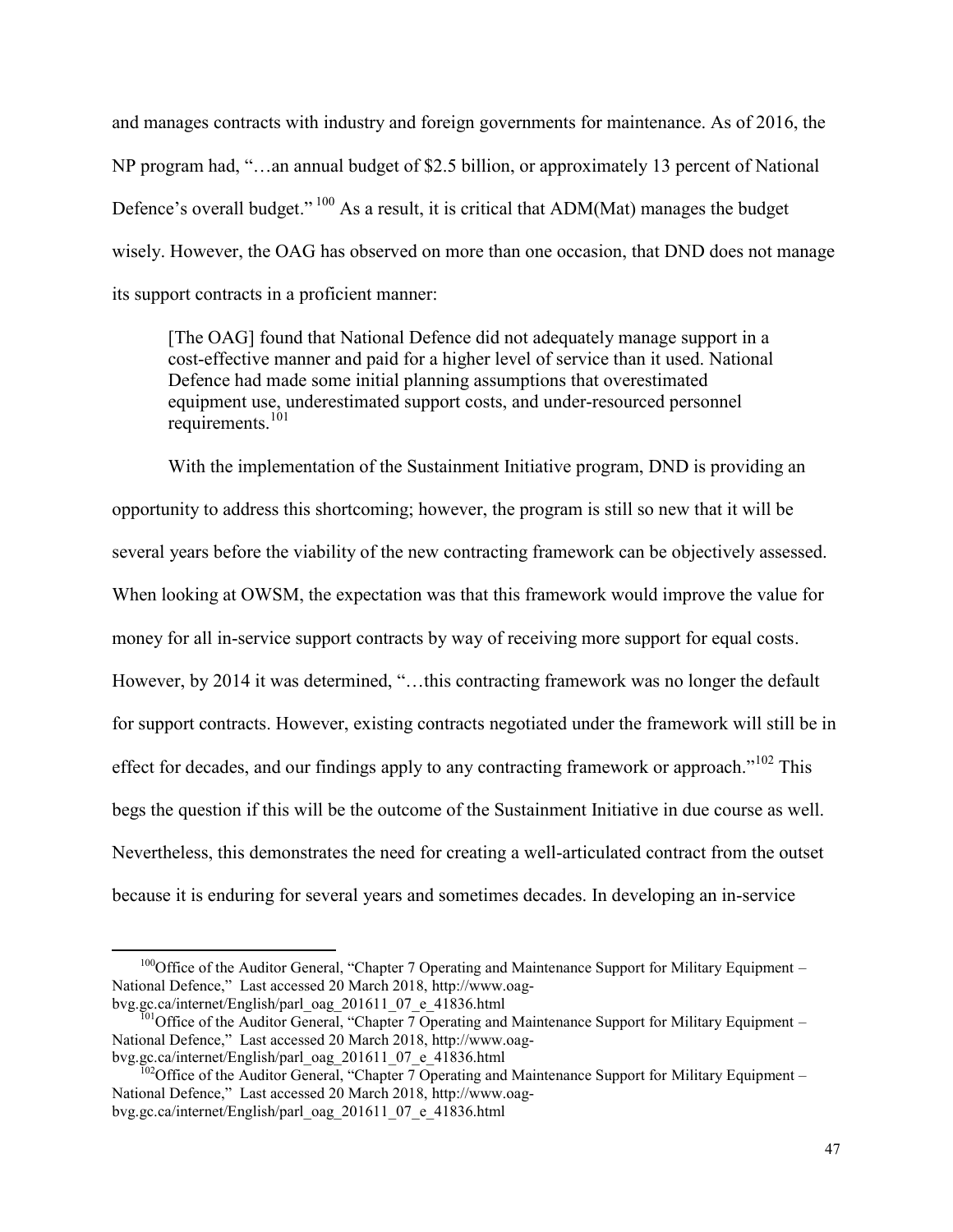and manages contracts with industry and foreign governments for maintenance. As of 2016, the NP program had, "…an annual budget of $2.5 billion, or approximately 13 percent of National Defence's overall budget."[100] As a result, it is critical that ADM(Mat) manages the budget wisely. However, the OAG has observed on more than one occasion, that DND does not manage its support contracts in a proficient manner:

> [The OAG] found that National Defence did not adequately manage support in a cost-effective manner and paid for a higher level of service than it used. National Defence had made some initial planning assumptions that overestimated equipment use, underestimated support costs, and under-resourced personnel requirements.[101]

With the implementation of the Sustainment Initiative program, DND is providing an opportunity to address this shortcoming; however, the program is still so new that it will be several years before the viability of the new contracting framework can be objectively assessed. When looking at OWSM, the expectation was that this framework would improve the value for money for all in-service support contracts by way of receiving more support for equal costs. However, by 2014 it was determined, "…this contracting framework was no longer the default for support contracts. However, existing contracts negotiated under the framework will still be in effect for decades, and our findings apply to any contracting framework or approach."[102] This begs the question if this will be the outcome of the Sustainment Initiative in due course as well. Nevertheless, this demonstrates the need for creating a well-articulated contract from the outset because it is enduring for several years and sometimes decades. In developing an in-service

---

[100] Office of the Auditor General, "Chapter 7 Operating and Maintenance Support for Military Equipment – National Defence," Last accessed 20 March 2018, http://www.oag-bvg.gc.ca/internet/English/parl_oag_201611_07_e_41836.html

[101] Office of the Auditor General, "Chapter 7 Operating and Maintenance Support for Military Equipment – National Defence," Last accessed 20 March 2018, http://www.oag-bvg.gc.ca/internet/English/parl_oag_201611_07_e_41836.html

[102] Office of the Auditor General, "Chapter 7 Operating and Maintenance Support for Military Equipment – National Defence," Last accessed 20 March 2018, http://www.oag-bvg.gc.ca/internet/English/parl_oag_201611_07_e_41836.html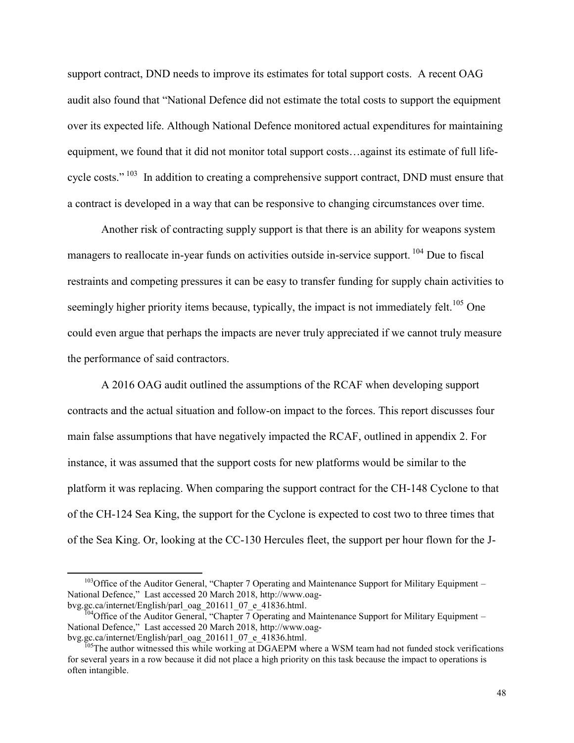support contract, DND needs to improve its estimates for total support costs. A recent OAG audit also found that "National Defence did not estimate the total costs to support the equipment over its expected life. Although National Defence monitored actual expenditures for maintaining equipment, we found that it did not monitor total support costs…against its estimate of full life-cycle costs."[103] In addition to creating a comprehensive support contract, DND must ensure that a contract is developed in a way that can be responsive to changing circumstances over time.

Another risk of contracting supply support is that there is an ability for weapons system managers to reallocate in-year funds on activities outside in-service support.[104] Due to fiscal restraints and competing pressures it can be easy to transfer funding for supply chain activities to seemingly higher priority items because, typically, the impact is not immediately felt.[105] One could even argue that perhaps the impacts are never truly appreciated if we cannot truly measure the performance of said contractors.

A 2016 OAG audit outlined the assumptions of the RCAF when developing support contracts and the actual situation and follow-on impact to the forces. This report discusses four main false assumptions that have negatively impacted the RCAF, outlined in appendix 2. For instance, it was assumed that the support costs for new platforms would be similar to the platform it was replacing. When comparing the support contract for the CH-148 Cyclone to that of the CH-124 Sea King, the support for the Cyclone is expected to cost two to three times that of the Sea King. Or, looking at the CC-130 Hercules fleet, the support per hour flown for the J-

---

[103] Office of the Auditor General, "Chapter 7 Operating and Maintenance Support for Military Equipment – National Defence," Last accessed 20 March 2018, http://www.oag-bvg.gc.ca/internet/English/parl_oag_201611_07_e_41836.html.

[104] Office of the Auditor General, "Chapter 7 Operating and Maintenance Support for Military Equipment – National Defence," Last accessed 20 March 2018, http://www.oag-bvg.gc.ca/internet/English/parl_oag_201611_07_e_41836.html.

[105] The author witnessed this while working at DGAEPM where a WSM team had not funded stock verifications for several years in a row because it did not place a high priority on this task because the impact to operations is often intangible.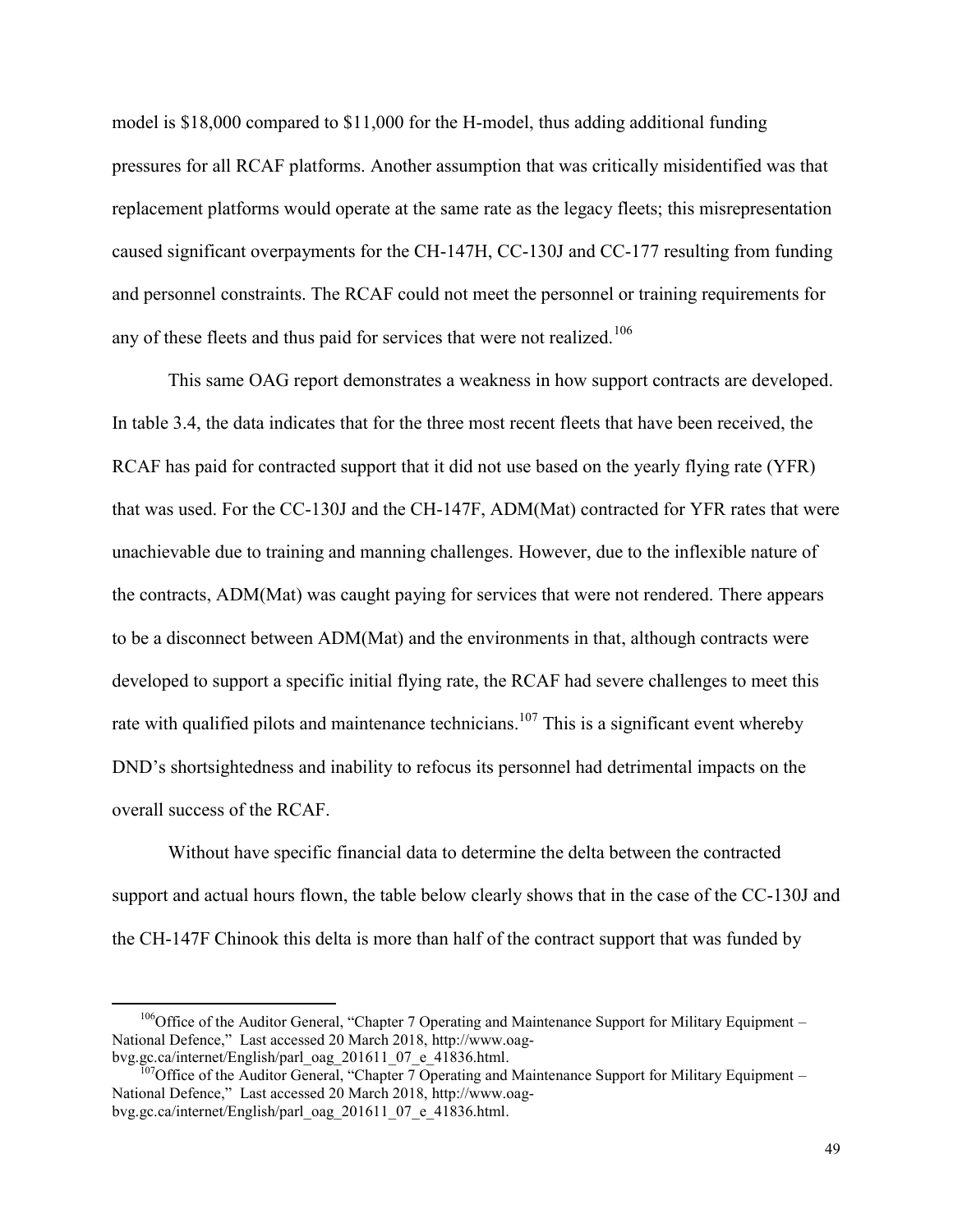model is $18,000 compared to $11,000 for the H-model, thus adding additional funding pressures for all RCAF platforms. Another assumption that was critically misidentified was that replacement platforms would operate at the same rate as the legacy fleets; this misrepresentation caused significant overpayments for the CH-147H, CC-130J and CC-177 resulting from funding and personnel constraints. The RCAF could not meet the personnel or training requirements for any of these fleets and thus paid for services that were not realized.[106]

This same OAG report demonstrates a weakness in how support contracts are developed. In table 3.4, the data indicates that for the three most recent fleets that have been received, the RCAF has paid for contracted support that it did not use based on the yearly flying rate (YFR) that was used. For the CC-130J and the CH-147F, ADM(Mat) contracted for YFR rates that were unachievable due to training and manning challenges. However, due to the inflexible nature of the contracts, ADM(Mat) was caught paying for services that were not rendered. There appears to be a disconnect between ADM(Mat) and the environments in that, although contracts were developed to support a specific initial flying rate, the RCAF had severe challenges to meet this rate with qualified pilots and maintenance technicians.[107] This is a significant event whereby DND's shortsightedness and inability to refocus its personnel had detrimental impacts on the overall success of the RCAF.

Without have specific financial data to determine the delta between the contracted support and actual hours flown, the table below clearly shows that in the case of the CC-130J and the CH-147F Chinook this delta is more than half of the contract support that was funded by

---

[106] Office of the Auditor General, "Chapter 7 Operating and Maintenance Support for Military Equipment – National Defence," Last accessed 20 March 2018, http://www.oag-bvg.gc.ca/internet/English/parl_oag_201611_07_e_41836.html.

[107] Office of the Auditor General, "Chapter 7 Operating and Maintenance Support for Military Equipment – National Defence," Last accessed 20 March 2018, http://www.oag-bvg.gc.ca/internet/English/parl_oag_201611_07_e_41836.html.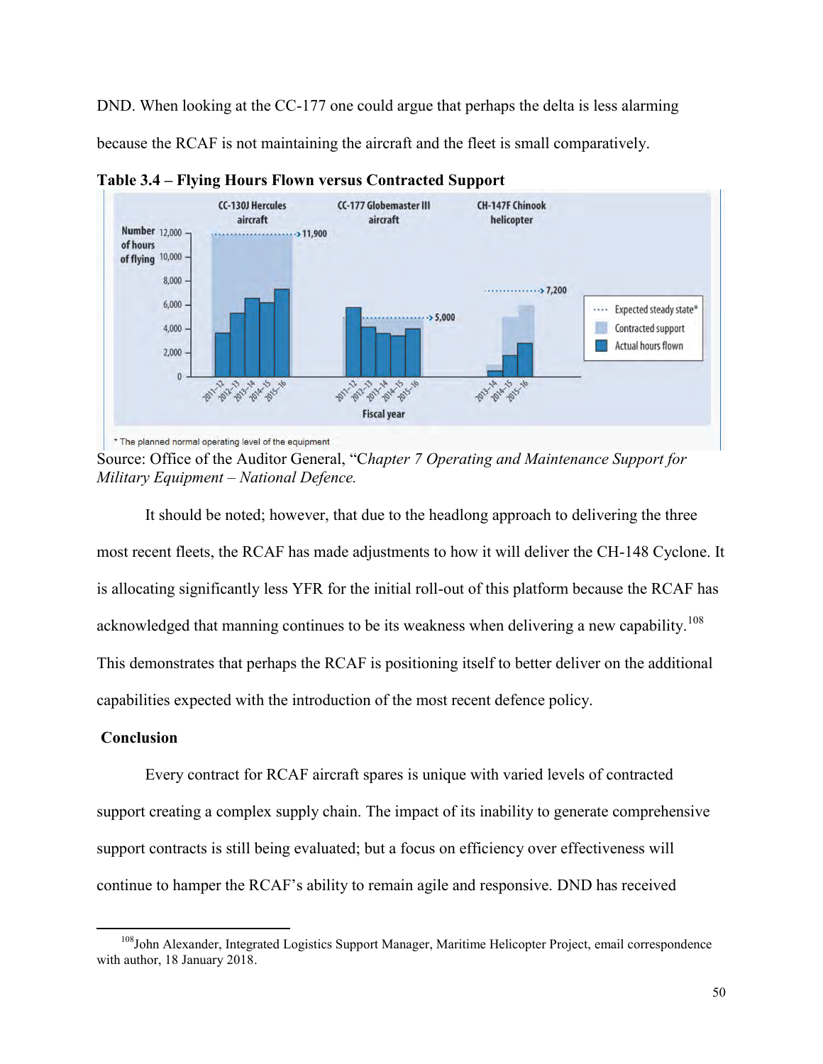DND. When looking at the CC-177 one could argue that perhaps the delta is less alarming because the RCAF is not maintaining the aircraft and the fleet is small comparatively.

**Table 3.4 – Flying Hours Flown versus Contracted Support**

Source: Office of the Auditor General, "C*hapter 7 Operating and Maintenance Support for Military Equipment – National Defence.*

It should be noted; however, that due to the headlong approach to delivering the three most recent fleets, the RCAF has made adjustments to how it will deliver the CH-148 Cyclone. It is allocating significantly less YFR for the initial roll-out of this platform because the RCAF has acknowledged that manning continues to be its weakness when delivering a new capability.[108] This demonstrates that perhaps the RCAF is positioning itself to better deliver on the additional capabilities expected with the introduction of the most recent defence policy.

## Conclusion

Every contract for RCAF aircraft spares is unique with varied levels of contracted support creating a complex supply chain. The impact of its inability to generate comprehensive support contracts is still being evaluated; but a focus on efficiency over effectiveness will continue to hamper the RCAF's ability to remain agile and responsive. DND has received

[108] John Alexander, Integrated Logistics Support Manager, Maritime Helicopter Project, email correspondence with author, 18 January 2018.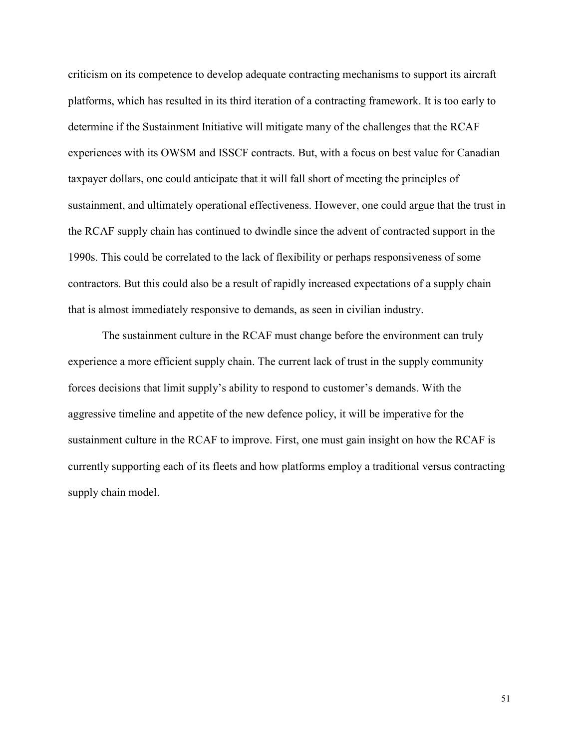criticism on its competence to develop adequate contracting mechanisms to support its aircraft platforms, which has resulted in its third iteration of a contracting framework. It is too early to determine if the Sustainment Initiative will mitigate many of the challenges that the RCAF experiences with its OWSM and ISSCF contracts. But, with a focus on best value for Canadian taxpayer dollars, one could anticipate that it will fall short of meeting the principles of sustainment, and ultimately operational effectiveness. However, one could argue that the trust in the RCAF supply chain has continued to dwindle since the advent of contracted support in the 1990s. This could be correlated to the lack of flexibility or perhaps responsiveness of some contractors. But this could also be a result of rapidly increased expectations of a supply chain that is almost immediately responsive to demands, as seen in civilian industry.

The sustainment culture in the RCAF must change before the environment can truly experience a more efficient supply chain. The current lack of trust in the supply community forces decisions that limit supply's ability to respond to customer's demands. With the aggressive timeline and appetite of the new defence policy, it will be imperative for the sustainment culture in the RCAF to improve. First, one must gain insight on how the RCAF is currently supporting each of its fleets and how platforms employ a traditional versus contracting supply chain model.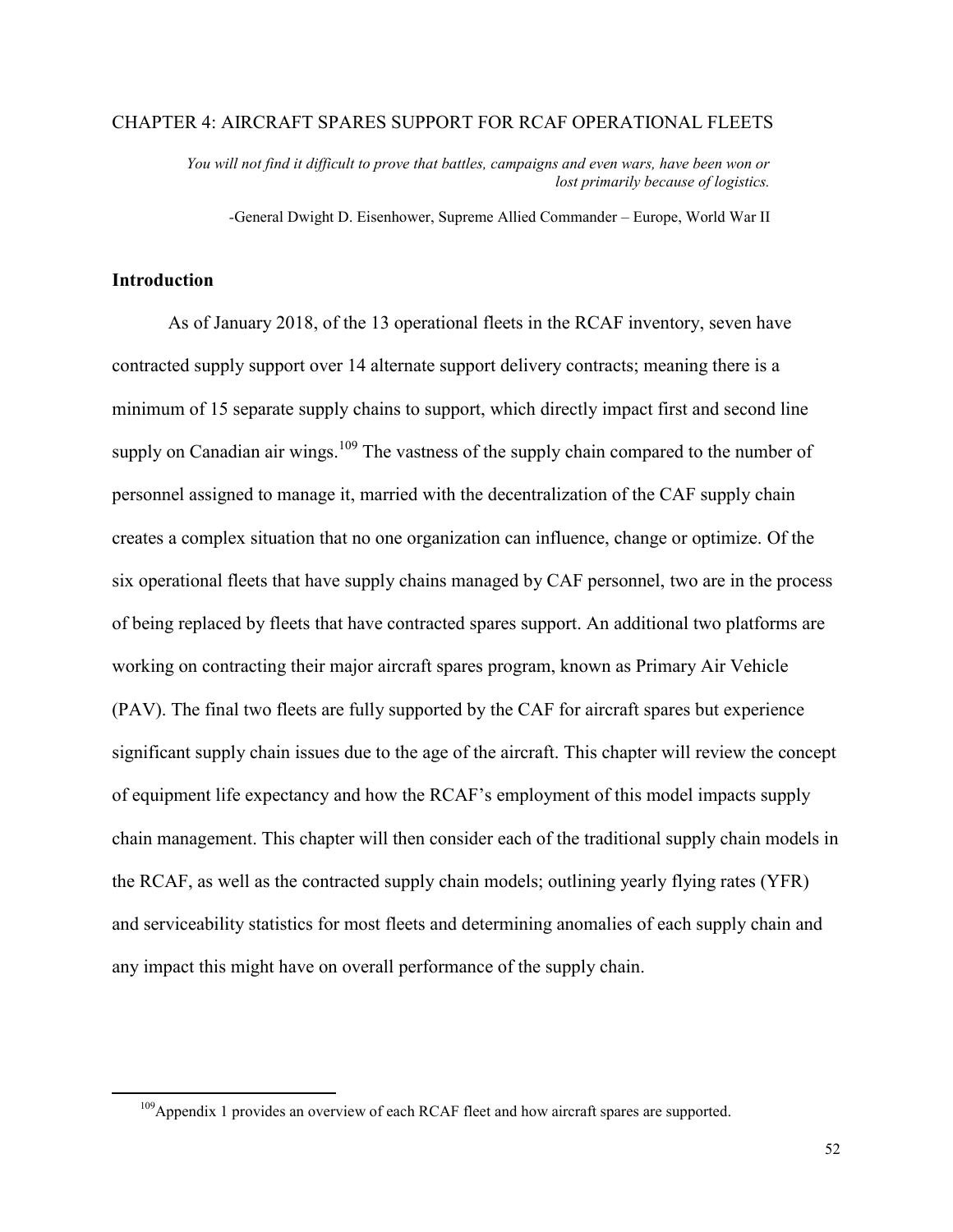# CHAPTER 4: AIRCRAFT SPARES SUPPORT FOR RCAF OPERATIONAL FLEETS

> *You will not find it difficult to prove that battles, campaigns and even wars, have been won or lost primarily because of logistics.*
>
> -General Dwight D. Eisenhower, Supreme Allied Commander – Europe, World War II

## Introduction

As of January 2018, of the 13 operational fleets in the RCAF inventory, seven have contracted supply support over 14 alternate support delivery contracts; meaning there is a minimum of 15 separate supply chains to support, which directly impact first and second line supply on Canadian air wings.[109] The vastness of the supply chain compared to the number of personnel assigned to manage it, married with the decentralization of the CAF supply chain creates a complex situation that no one organization can influence, change or optimize. Of the six operational fleets that have supply chains managed by CAF personnel, two are in the process of being replaced by fleets that have contracted spares support. An additional two platforms are working on contracting their major aircraft spares program, known as Primary Air Vehicle (PAV). The final two fleets are fully supported by the CAF for aircraft spares but experience significant supply chain issues due to the age of the aircraft. This chapter will review the concept of equipment life expectancy and how the RCAF's employment of this model impacts supply chain management. This chapter will then consider each of the traditional supply chain models in the RCAF, as well as the contracted supply chain models; outlining yearly flying rates (YFR) and serviceability statistics for most fleets and determining anomalies of each supply chain and any impact this might have on overall performance of the supply chain.

---

[109] Appendix 1 provides an overview of each RCAF fleet and how aircraft spares are supported.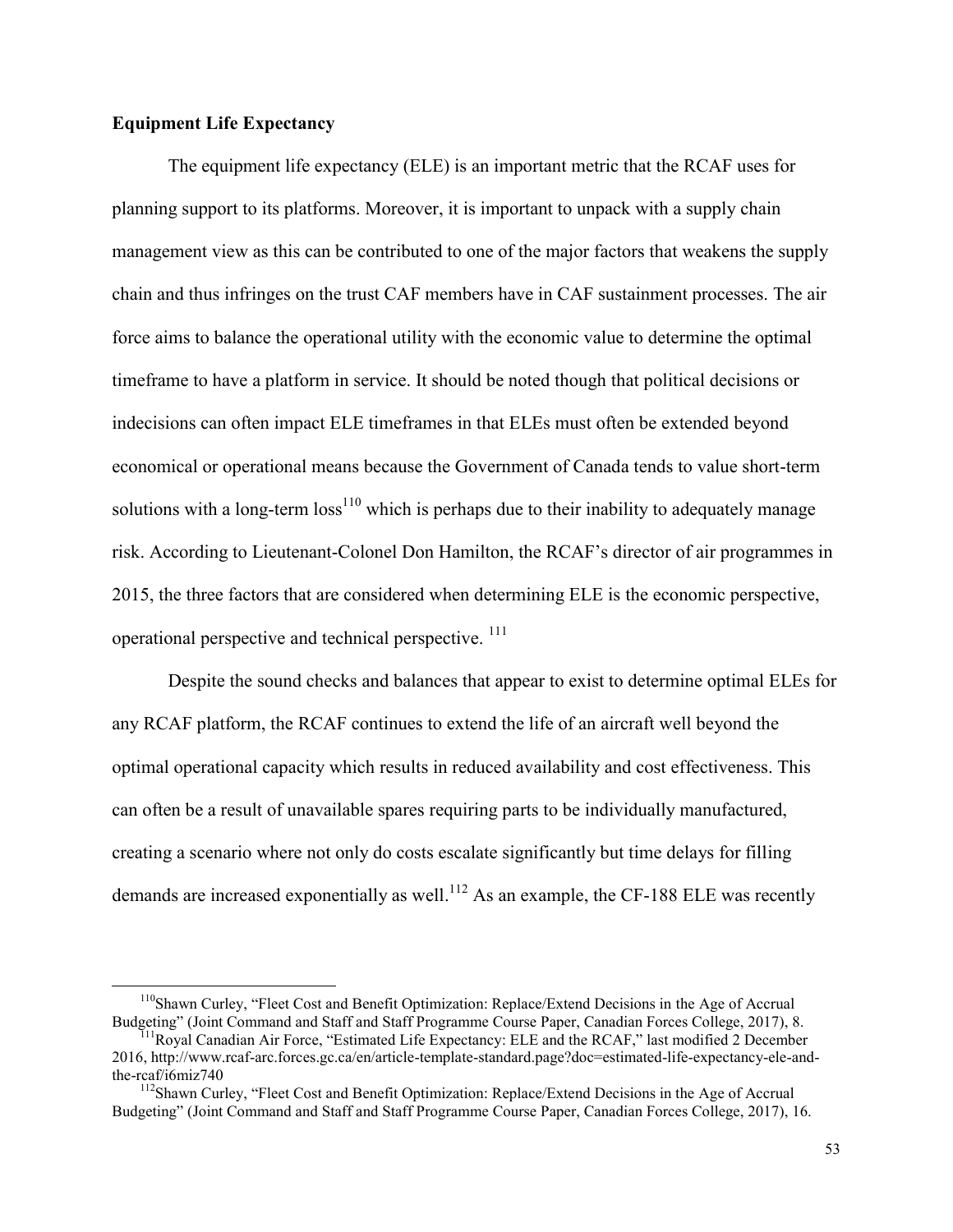**Equipment Life Expectancy**

The equipment life expectancy (ELE) is an important metric that the RCAF uses for planning support to its platforms. Moreover, it is important to unpack with a supply chain management view as this can be contributed to one of the major factors that weakens the supply chain and thus infringes on the trust CAF members have in CAF sustainment processes. The air force aims to balance the operational utility with the economic value to determine the optimal timeframe to have a platform in service. It should be noted though that political decisions or indecisions can often impact ELE timeframes in that ELEs must often be extended beyond economical or operational means because the Government of Canada tends to value short-term solutions with a long-term loss[110] which is perhaps due to their inability to adequately manage risk. According to Lieutenant-Colonel Don Hamilton, the RCAF's director of air programmes in 2015, the three factors that are considered when determining ELE is the economic perspective, operational perspective and technical perspective. [111]

Despite the sound checks and balances that appear to exist to determine optimal ELEs for any RCAF platform, the RCAF continues to extend the life of an aircraft well beyond the optimal operational capacity which results in reduced availability and cost effectiveness. This can often be a result of unavailable spares requiring parts to be individually manufactured, creating a scenario where not only do costs escalate significantly but time delays for filling demands are increased exponentially as well.[112] As an example, the CF-188 ELE was recently

[110] Shawn Curley, "Fleet Cost and Benefit Optimization: Replace/Extend Decisions in the Age of Accrual Budgeting" (Joint Command and Staff and Staff Programme Course Paper, Canadian Forces College, 2017), 8.

[111] Royal Canadian Air Force, "Estimated Life Expectancy: ELE and the RCAF," last modified 2 December 2016, http://www.rcaf-arc.forces.gc.ca/en/article-template-standard.page?doc=estimated-life-expectancy-ele-and-the-rcaf/i6miz740

[112] Shawn Curley, "Fleet Cost and Benefit Optimization: Replace/Extend Decisions in the Age of Accrual Budgeting" (Joint Command and Staff and Staff Programme Course Paper, Canadian Forces College, 2017), 16.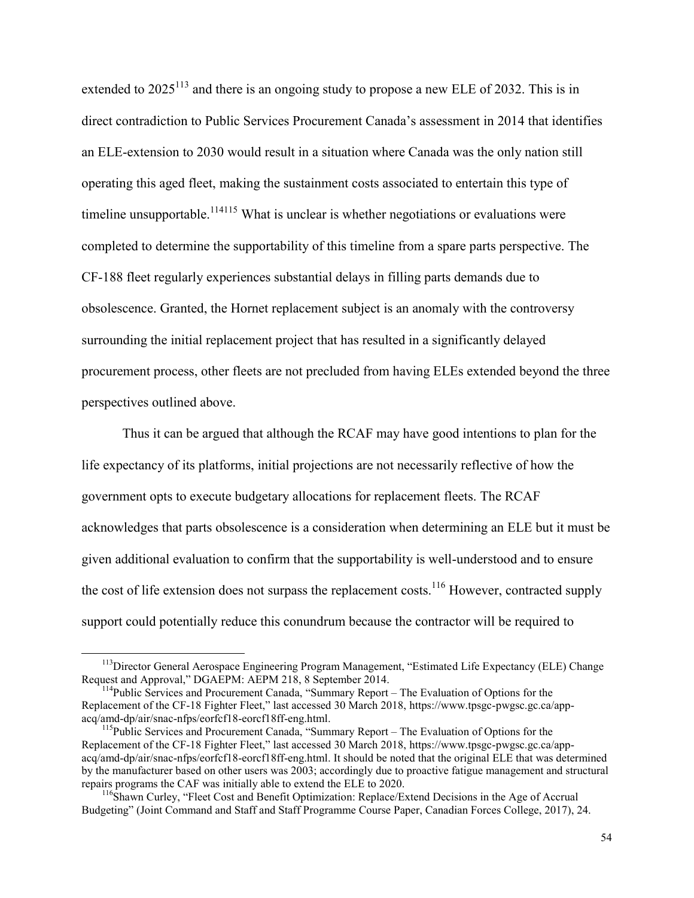extended to 2025[113] and there is an ongoing study to propose a new ELE of 2032. This is in direct contradiction to Public Services Procurement Canada's assessment in 2014 that identifies an ELE-extension to 2030 would result in a situation where Canada was the only nation still operating this aged fleet, making the sustainment costs associated to entertain this type of timeline unsupportable.[114][115] What is unclear is whether negotiations or evaluations were completed to determine the supportability of this timeline from a spare parts perspective. The CF-188 fleet regularly experiences substantial delays in filling parts demands due to obsolescence. Granted, the Hornet replacement subject is an anomaly with the controversy surrounding the initial replacement project that has resulted in a significantly delayed procurement process, other fleets are not precluded from having ELEs extended beyond the three perspectives outlined above.

Thus it can be argued that although the RCAF may have good intentions to plan for the life expectancy of its platforms, initial projections are not necessarily reflective of how the government opts to execute budgetary allocations for replacement fleets. The RCAF acknowledges that parts obsolescence is a consideration when determining an ELE but it must be given additional evaluation to confirm that the supportability is well-understood and to ensure the cost of life extension does not surpass the replacement costs.[116] However, contracted supply support could potentially reduce this conundrum because the contractor will be required to

---

[113] Director General Aerospace Engineering Program Management, "Estimated Life Expectancy (ELE) Change Request and Approval," DGAEPM: AEPM 218, 8 September 2014.

[114] Public Services and Procurement Canada, "Summary Report – The Evaluation of Options for the Replacement of the CF-18 Fighter Fleet," last accessed 30 March 2018, https://www.tpsgc-pwgsc.gc.ca/app-acq/amd-dp/air/snac-nfps/eorfcf18-eorcf18ff-eng.html.

[115] Public Services and Procurement Canada, "Summary Report – The Evaluation of Options for the Replacement of the CF-18 Fighter Fleet," last accessed 30 March 2018, https://www.tpsgc-pwgsc.gc.ca/app-acq/amd-dp/air/snac-nfps/eorfcf18-eorcf18ff-eng.html. It should be noted that the original ELE that was determined by the manufacturer based on other users was 2003; accordingly due to proactive fatigue management and structural repairs programs the CAF was initially able to extend the ELE to 2020.

[116] Shawn Curley, "Fleet Cost and Benefit Optimization: Replace/Extend Decisions in the Age of Accrual Budgeting" (Joint Command and Staff and Staff Programme Course Paper, Canadian Forces College, 2017), 24.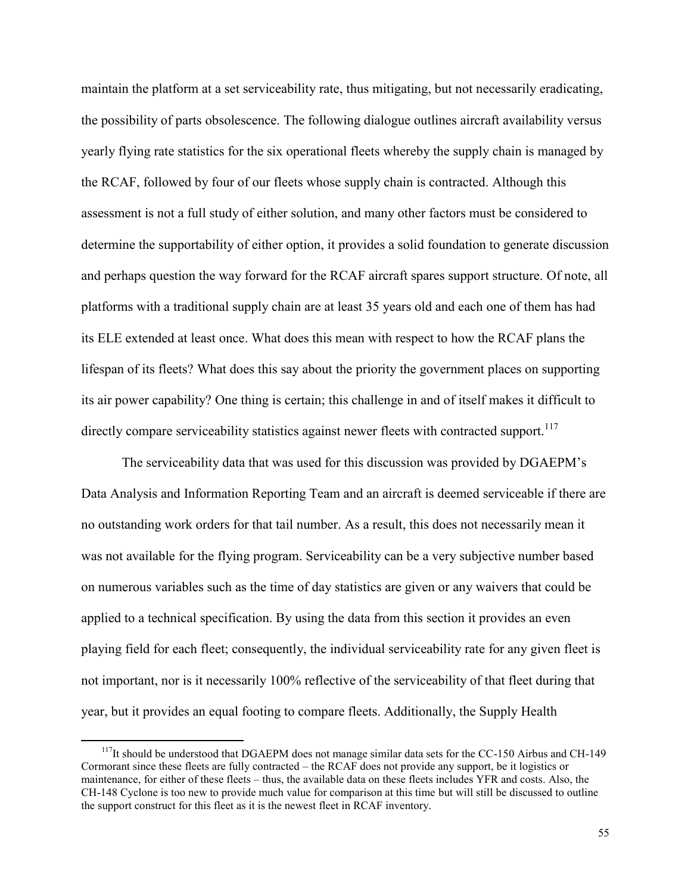maintain the platform at a set serviceability rate, thus mitigating, but not necessarily eradicating, the possibility of parts obsolescence. The following dialogue outlines aircraft availability versus yearly flying rate statistics for the six operational fleets whereby the supply chain is managed by the RCAF, followed by four of our fleets whose supply chain is contracted. Although this assessment is not a full study of either solution, and many other factors must be considered to determine the supportability of either option, it provides a solid foundation to generate discussion and perhaps question the way forward for the RCAF aircraft spares support structure. Of note, all platforms with a traditional supply chain are at least 35 years old and each one of them has had its ELE extended at least once. What does this mean with respect to how the RCAF plans the lifespan of its fleets? What does this say about the priority the government places on supporting its air power capability? One thing is certain; this challenge in and of itself makes it difficult to directly compare serviceability statistics against newer fleets with contracted support.[117]

The serviceability data that was used for this discussion was provided by DGAEPM's Data Analysis and Information Reporting Team and an aircraft is deemed serviceable if there are no outstanding work orders for that tail number. As a result, this does not necessarily mean it was not available for the flying program. Serviceability can be a very subjective number based on numerous variables such as the time of day statistics are given or any waivers that could be applied to a technical specification. By using the data from this section it provides an even playing field for each fleet; consequently, the individual serviceability rate for any given fleet is not important, nor is it necessarily 100% reflective of the serviceability of that fleet during that year, but it provides an equal footing to compare fleets. Additionally, the Supply Health

[117] It should be understood that DGAEPM does not manage similar data sets for the CC-150 Airbus and CH-149 Cormorant since these fleets are fully contracted – the RCAF does not provide any support, be it logistics or maintenance, for either of these fleets – thus, the available data on these fleets includes YFR and costs. Also, the CH-148 Cyclone is too new to provide much value for comparison at this time but will still be discussed to outline the support construct for this fleet as it is the newest fleet in RCAF inventory.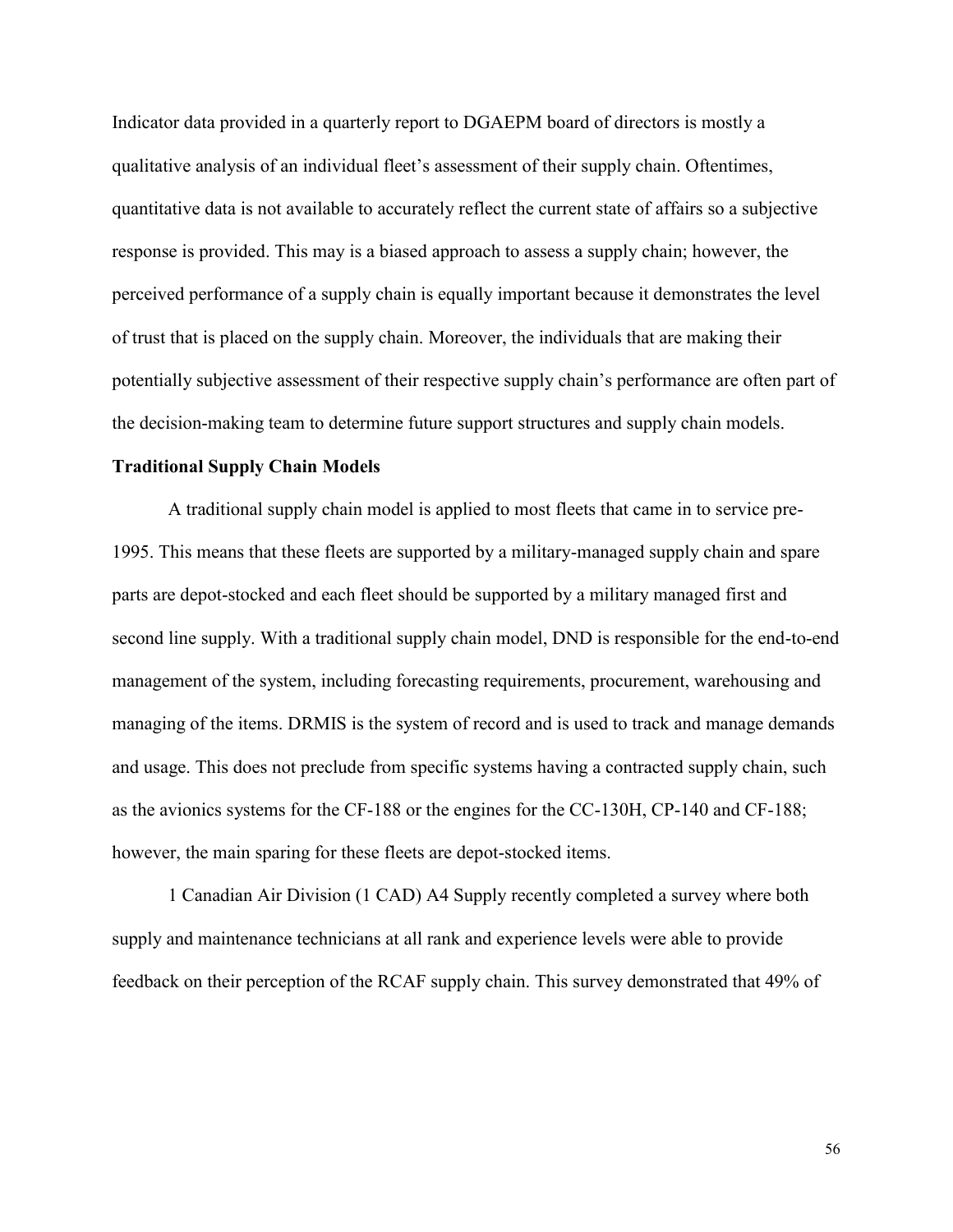Indicator data provided in a quarterly report to DGAEPM board of directors is mostly a qualitative analysis of an individual fleet's assessment of their supply chain. Oftentimes, quantitative data is not available to accurately reflect the current state of affairs so a subjective response is provided. This may is a biased approach to assess a supply chain; however, the perceived performance of a supply chain is equally important because it demonstrates the level of trust that is placed on the supply chain. Moreover, the individuals that are making their potentially subjective assessment of their respective supply chain's performance are often part of the decision-making team to determine future support structures and supply chain models.

**Traditional Supply Chain Models**

A traditional supply chain model is applied to most fleets that came in to service pre-1995. This means that these fleets are supported by a military-managed supply chain and spare parts are depot-stocked and each fleet should be supported by a military managed first and second line supply. With a traditional supply chain model, DND is responsible for the end-to-end management of the system, including forecasting requirements, procurement, warehousing and managing of the items. DRMIS is the system of record and is used to track and manage demands and usage. This does not preclude from specific systems having a contracted supply chain, such as the avionics systems for the CF-188 or the engines for the CC-130H, CP-140 and CF-188; however, the main sparing for these fleets are depot-stocked items.

1 Canadian Air Division (1 CAD) A4 Supply recently completed a survey where both supply and maintenance technicians at all rank and experience levels were able to provide feedback on their perception of the RCAF supply chain. This survey demonstrated that 49% of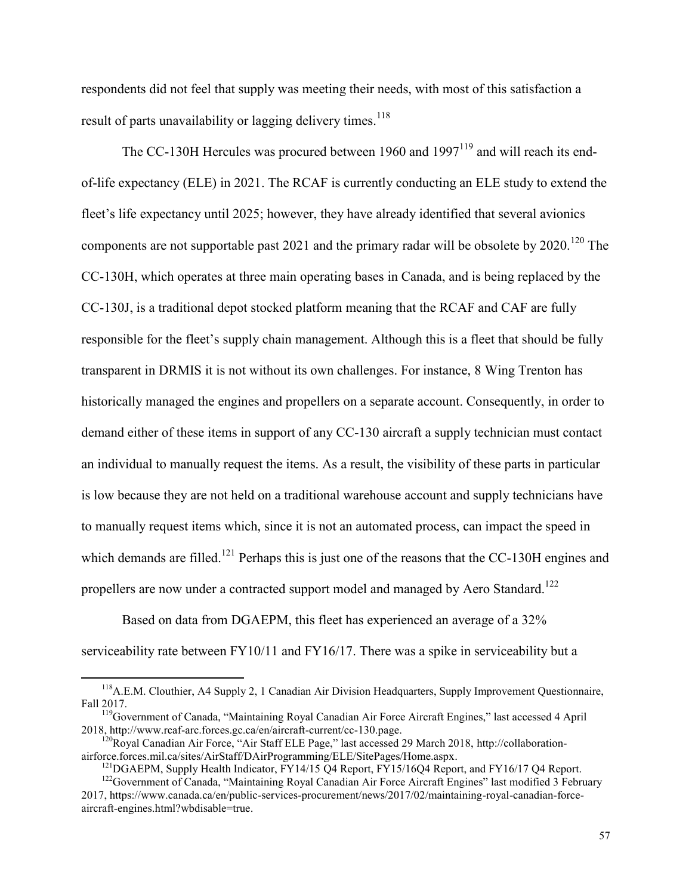respondents did not feel that supply was meeting their needs, with most of this satisfaction a result of parts unavailability or lagging delivery times.[118]

The CC-130H Hercules was procured between 1960 and 1997[119] and will reach its end-of-life expectancy (ELE) in 2021. The RCAF is currently conducting an ELE study to extend the fleet's life expectancy until 2025; however, they have already identified that several avionics components are not supportable past 2021 and the primary radar will be obsolete by 2020.[120] The CC-130H, which operates at three main operating bases in Canada, and is being replaced by the CC-130J, is a traditional depot stocked platform meaning that the RCAF and CAF are fully responsible for the fleet's supply chain management. Although this is a fleet that should be fully transparent in DRMIS it is not without its own challenges. For instance, 8 Wing Trenton has historically managed the engines and propellers on a separate account. Consequently, in order to demand either of these items in support of any CC-130 aircraft a supply technician must contact an individual to manually request the items. As a result, the visibility of these parts in particular is low because they are not held on a traditional warehouse account and supply technicians have to manually request items which, since it is not an automated process, can impact the speed in which demands are filled.[121] Perhaps this is just one of the reasons that the CC-130H engines and propellers are now under a contracted support model and managed by Aero Standard.[122]

Based on data from DGAEPM, this fleet has experienced an average of a 32% serviceability rate between FY10/11 and FY16/17. There was a spike in serviceability but a

---

[118] A.E.M. Clouthier, A4 Supply 2, 1 Canadian Air Division Headquarters, Supply Improvement Questionnaire, Fall 2017.

[119] Government of Canada, "Maintaining Royal Canadian Air Force Aircraft Engines," last accessed 4 April 2018, http://www.rcaf-arc.forces.gc.ca/en/aircraft-current/cc-130.page.

[120] Royal Canadian Air Force, "Air Staff ELE Page," last accessed 29 March 2018, http://collaboration-airforce.forces.mil.ca/sites/AirStaff/DAirProgramming/ELE/SitePages/Home.aspx.

[121] DGAEPM, Supply Health Indicator, FY14/15 Q4 Report, FY15/16Q4 Report, and FY16/17 Q4 Report.

[122] Government of Canada, "Maintaining Royal Canadian Air Force Aircraft Engines" last modified 3 February 2017, https://www.canada.ca/en/public-services-procurement/news/2017/02/maintaining-royal-canadian-force-aircraft-engines.html?wbdisable=true.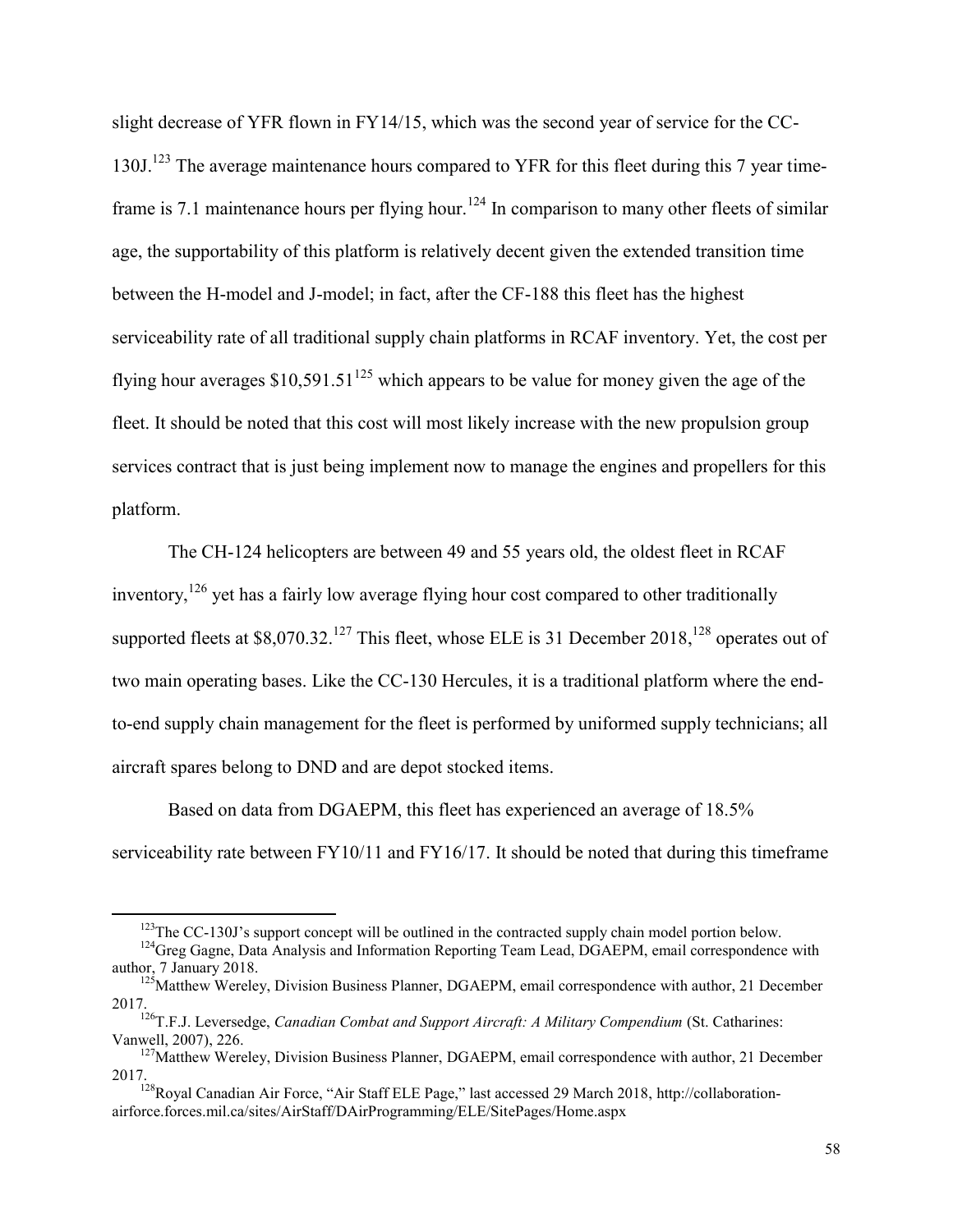slight decrease of YFR flown in FY14/15, which was the second year of service for the CC-130J.[123] The average maintenance hours compared to YFR for this fleet during this 7 year time-frame is 7.1 maintenance hours per flying hour.[124] In comparison to many other fleets of similar age, the supportability of this platform is relatively decent given the extended transition time between the H-model and J-model; in fact, after the CF-188 this fleet has the highest serviceability rate of all traditional supply chain platforms in RCAF inventory. Yet, the cost per flying hour averages $10,591.51[125] which appears to be value for money given the age of the fleet. It should be noted that this cost will most likely increase with the new propulsion group services contract that is just being implement now to manage the engines and propellers for this platform.

The CH-124 helicopters are between 49 and 55 years old, the oldest fleet in RCAF inventory,[126] yet has a fairly low average flying hour cost compared to other traditionally supported fleets at $8,070.32.[127] This fleet, whose ELE is 31 December 2018,[128] operates out of two main operating bases. Like the CC-130 Hercules, it is a traditional platform where the end-to-end supply chain management for the fleet is performed by uniformed supply technicians; all aircraft spares belong to DND and are depot stocked items.

Based on data from DGAEPM, this fleet has experienced an average of 18.5% serviceability rate between FY10/11 and FY16/17. It should be noted that during this timeframe

---

[123] The CC-130J's support concept will be outlined in the contracted supply chain model portion below.

[124] Greg Gagne, Data Analysis and Information Reporting Team Lead, DGAEPM, email correspondence with author, 7 January 2018.

[125] Matthew Wereley, Division Business Planner, DGAEPM, email correspondence with author, 21 December 2017.

[126] T.F.J. Leversedge, *Canadian Combat and Support Aircraft: A Military Compendium* (St. Catharines: Vanwell, 2007), 226.

[127] Matthew Wereley, Division Business Planner, DGAEPM, email correspondence with author, 21 December 2017.

[128] Royal Canadian Air Force, "Air Staff ELE Page," last accessed 29 March 2018, http://collaboration-airforce.forces.mil.ca/sites/AirStaff/DAirProgramming/ELE/SitePages/Home.aspx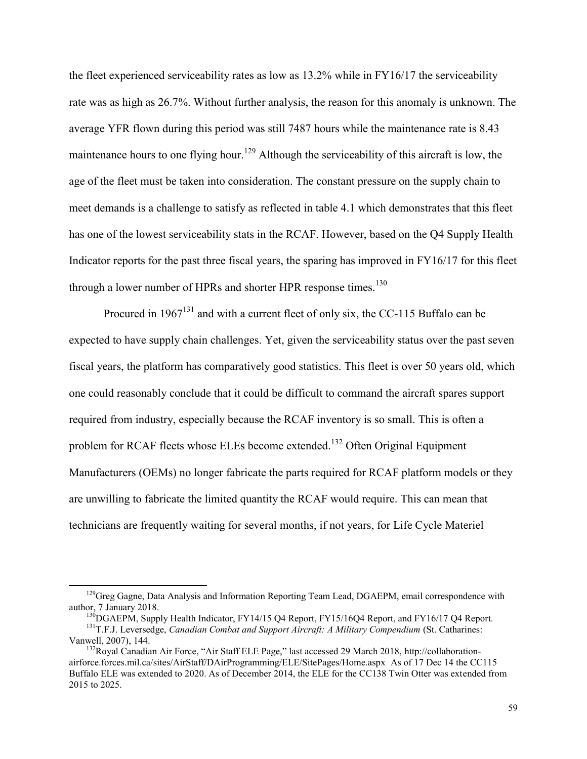the fleet experienced serviceability rates as low as 13.2% while in FY16/17 the serviceability rate was as high as 26.7%. Without further analysis, the reason for this anomaly is unknown. The average YFR flown during this period was still 7487 hours while the maintenance rate is 8.43 maintenance hours to one flying hour.[129] Although the serviceability of this aircraft is low, the age of the fleet must be taken into consideration. The constant pressure on the supply chain to meet demands is a challenge to satisfy as reflected in table 4.1 which demonstrates that this fleet has one of the lowest serviceability stats in the RCAF. However, based on the Q4 Supply Health Indicator reports for the past three fiscal years, the sparing has improved in FY16/17 for this fleet through a lower number of HPRs and shorter HPR response times.[130]

Procured in 1967[131] and with a current fleet of only six, the CC-115 Buffalo can be expected to have supply chain challenges. Yet, given the serviceability status over the past seven fiscal years, the platform has comparatively good statistics. This fleet is over 50 years old, which one could reasonably conclude that it could be difficult to command the aircraft spares support required from industry, especially because the RCAF inventory is so small. This is often a problem for RCAF fleets whose ELEs become extended.[132] Often Original Equipment Manufacturers (OEMs) no longer fabricate the parts required for RCAF platform models or they are unwilling to fabricate the limited quantity the RCAF would require. This can mean that technicians are frequently waiting for several months, if not years, for Life Cycle Materiel

---

[129] Greg Gagne, Data Analysis and Information Reporting Team Lead, DGAEPM, email correspondence with author, 7 January 2018.

[130] DGAEPM, Supply Health Indicator, FY14/15 Q4 Report, FY15/16Q4 Report, and FY16/17 Q4 Report.

[131] T.F.J. Leversedge, *Canadian Combat and Support Aircraft: A Military Compendium* (St. Catharines: Vanwell, 2007), 144.

[132] Royal Canadian Air Force, "Air Staff ELE Page," last accessed 29 March 2018, http://collaboration-airforce.forces.mil.ca/sites/AirStaff/DAirProgramming/ELE/SitePages/Home.aspx As of 17 Dec 14 the CC115 Buffalo ELE was extended to 2020. As of December 2014, the ELE for the CC138 Twin Otter was extended from 2015 to 2025.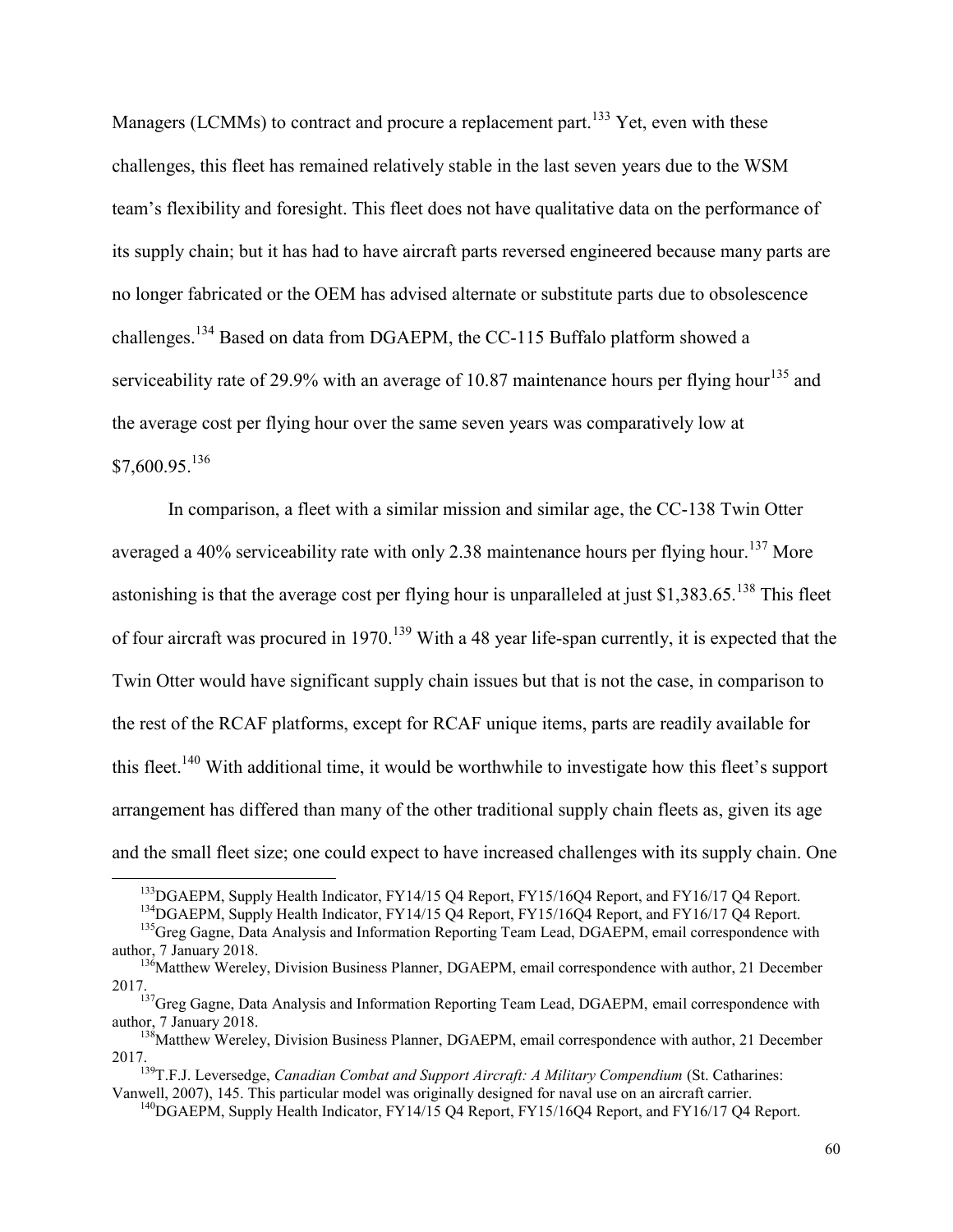Managers (LCMMs) to contract and procure a replacement part.[133] Yet, even with these challenges, this fleet has remained relatively stable in the last seven years due to the WSM team's flexibility and foresight. This fleet does not have qualitative data on the performance of its supply chain; but it has had to have aircraft parts reversed engineered because many parts are no longer fabricated or the OEM has advised alternate or substitute parts due to obsolescence challenges.[134] Based on data from DGAEPM, the CC-115 Buffalo platform showed a serviceability rate of 29.9% with an average of 10.87 maintenance hours per flying hour[135] and the average cost per flying hour over the same seven years was comparatively low at $7,600.95.[136]

In comparison, a fleet with a similar mission and similar age, the CC-138 Twin Otter averaged a 40% serviceability rate with only 2.38 maintenance hours per flying hour.[137] More astonishing is that the average cost per flying hour is unparalleled at just $1,383.65.[138] This fleet of four aircraft was procured in 1970.[139] With a 48 year life-span currently, it is expected that the Twin Otter would have significant supply chain issues but that is not the case, in comparison to the rest of the RCAF platforms, except for RCAF unique items, parts are readily available for this fleet.[140] With additional time, it would be worthwhile to investigate how this fleet's support arrangement has differed than many of the other traditional supply chain fleets as, given its age and the small fleet size; one could expect to have increased challenges with its supply chain. One

---

[133] DGAEPM, Supply Health Indicator, FY14/15 Q4 Report, FY15/16Q4 Report, and FY16/17 Q4 Report.

[134] DGAEPM, Supply Health Indicator, FY14/15 Q4 Report, FY15/16Q4 Report, and FY16/17 Q4 Report.

[135] Greg Gagne, Data Analysis and Information Reporting Team Lead, DGAEPM, email correspondence with author, 7 January 2018.

[136] Matthew Wereley, Division Business Planner, DGAEPM, email correspondence with author, 21 December 2017.

[137] Greg Gagne, Data Analysis and Information Reporting Team Lead, DGAEPM, email correspondence with author, 7 January 2018.

[138] Matthew Wereley, Division Business Planner, DGAEPM, email correspondence with author, 21 December 2017.

[139] T.F.J. Leversedge, *Canadian Combat and Support Aircraft: A Military Compendium* (St. Catharines: Vanwell, 2007), 145. This particular model was originally designed for naval use on an aircraft carrier.

[140] DGAEPM, Supply Health Indicator, FY14/15 Q4 Report, FY15/16Q4 Report, and FY16/17 Q4 Report.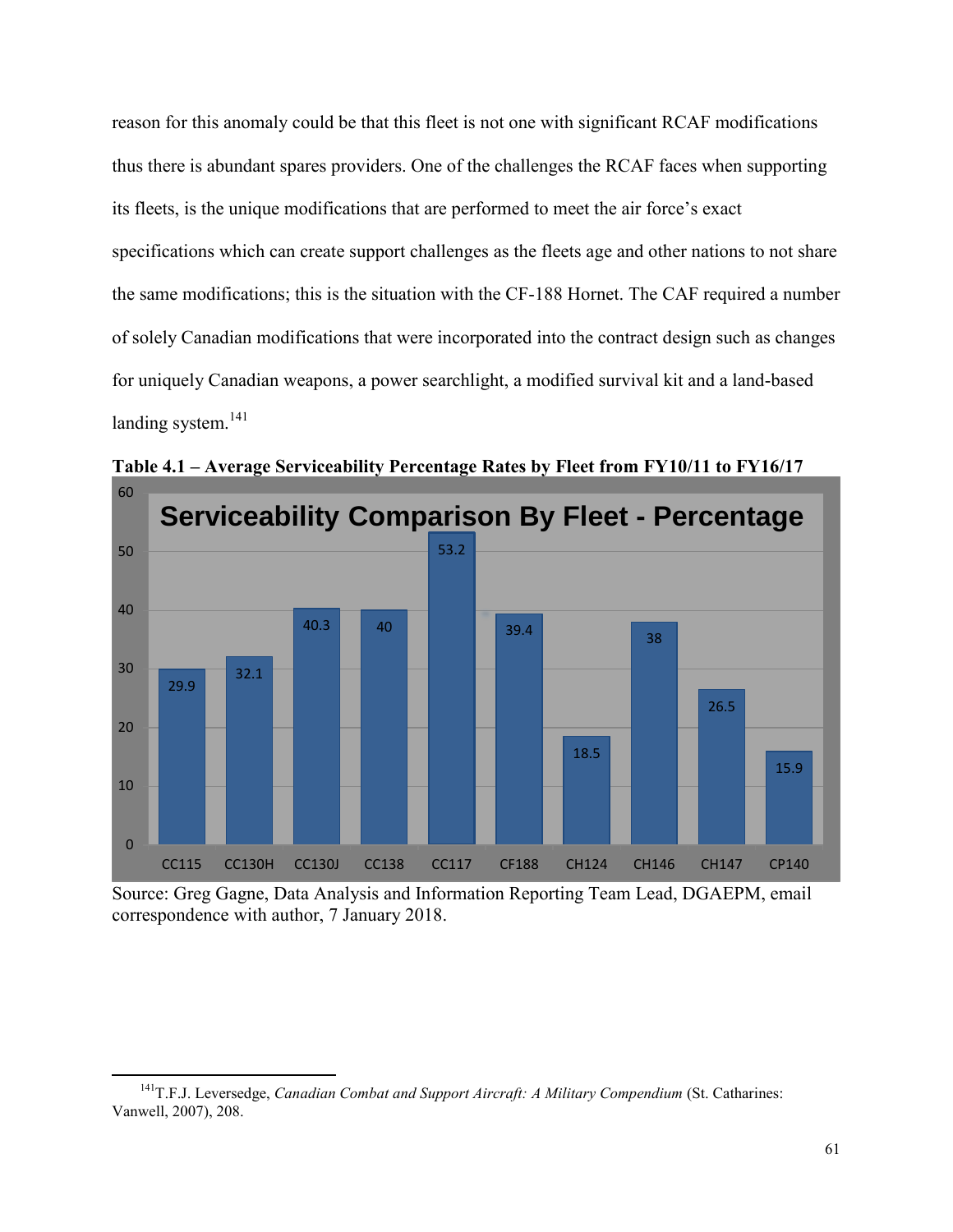reason for this anomaly could be that this fleet is not one with significant RCAF modifications thus there is abundant spares providers. One of the challenges the RCAF faces when supporting its fleets, is the unique modifications that are performed to meet the air force's exact specifications which can create support challenges as the fleets age and other nations to not share the same modifications; this is the situation with the CF-188 Hornet. The CAF required a number of solely Canadian modifications that were incorporated into the contract design such as changes for uniquely Canadian weapons, a power searchlight, a modified survival kit and a land-based landing system.[141]

**Table 4.1 – Average Serviceability Percentage Rates by Fleet from FY10/11 to FY16/17**

Serviceability Comparison By Fleet - Percentage

| Fleet | Serviceability (%) |
| --- | --- |
| CC115 | 29.9 |
| CC130H | 32.1 |
| CC130J | 40.3 |
| CC138 | 40 |
| CC117 | 53.2 |
| CF188 | 39.4 |
| CH124 | 18.5 |
| CH146 | 38 |
| CH147 | 26.5 |
| CP140 | 15.9 |

Source: Greg Gagne, Data Analysis and Information Reporting Team Lead, DGAEPM, email correspondence with author, 7 January 2018.

---

[141] T.F.J. Leversedge, *Canadian Combat and Support Aircraft: A Military Compendium* (St. Catharines: Vanwell, 2007), 208.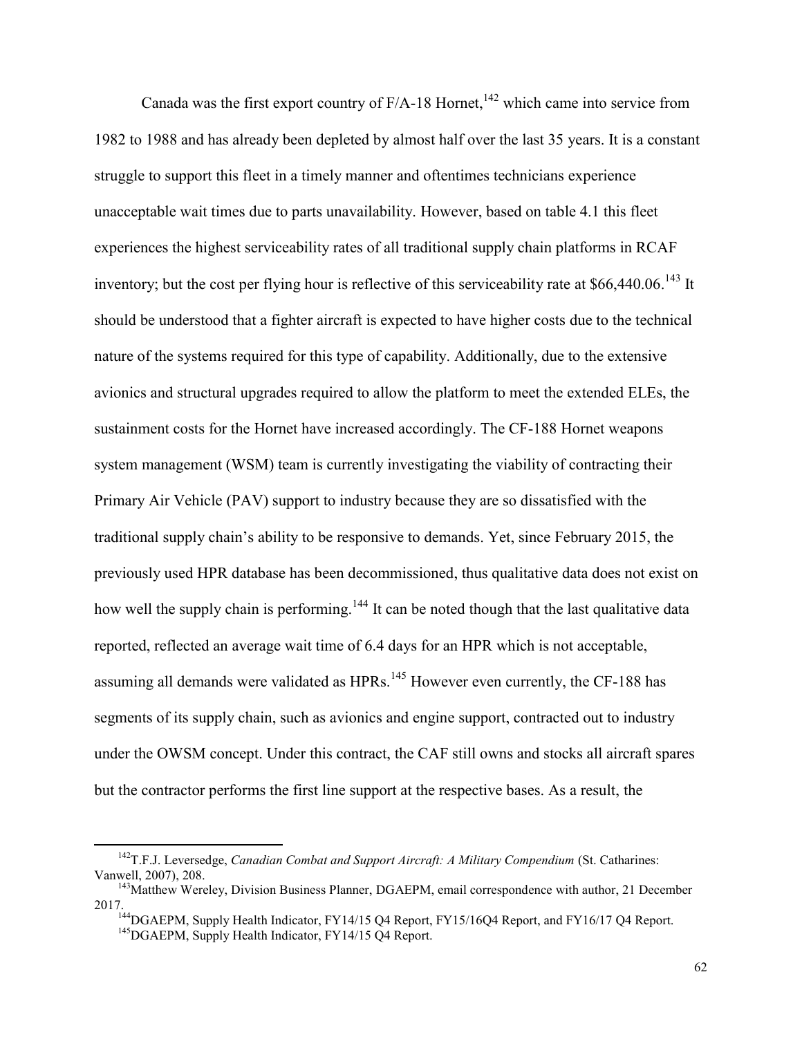Canada was the first export country of F/A-18 Hornet,[142] which came into service from 1982 to 1988 and has already been depleted by almost half over the last 35 years. It is a constant struggle to support this fleet in a timely manner and oftentimes technicians experience unacceptable wait times due to parts unavailability. However, based on table 4.1 this fleet experiences the highest serviceability rates of all traditional supply chain platforms in RCAF inventory; but the cost per flying hour is reflective of this serviceability rate at $66,440.06.[143] It should be understood that a fighter aircraft is expected to have higher costs due to the technical nature of the systems required for this type of capability. Additionally, due to the extensive avionics and structural upgrades required to allow the platform to meet the extended ELEs, the sustainment costs for the Hornet have increased accordingly. The CF-188 Hornet weapons system management (WSM) team is currently investigating the viability of contracting their Primary Air Vehicle (PAV) support to industry because they are so dissatisfied with the traditional supply chain's ability to be responsive to demands. Yet, since February 2015, the previously used HPR database has been decommissioned, thus qualitative data does not exist on how well the supply chain is performing.[144] It can be noted though that the last qualitative data reported, reflected an average wait time of 6.4 days for an HPR which is not acceptable, assuming all demands were validated as HPRs.[145] However even currently, the CF-188 has segments of its supply chain, such as avionics and engine support, contracted out to industry under the OWSM concept. Under this contract, the CAF still owns and stocks all aircraft spares but the contractor performs the first line support at the respective bases. As a result, the

---

[142] T.F.J. Leversedge, *Canadian Combat and Support Aircraft: A Military Compendium* (St. Catharines: Vanwell, 2007), 208.

[143] Matthew Wereley, Division Business Planner, DGAEPM, email correspondence with author, 21 December 2017.

[144] DGAEPM, Supply Health Indicator, FY14/15 Q4 Report, FY15/16Q4 Report, and FY16/17 Q4 Report.

[145] DGAEPM, Supply Health Indicator, FY14/15 Q4 Report.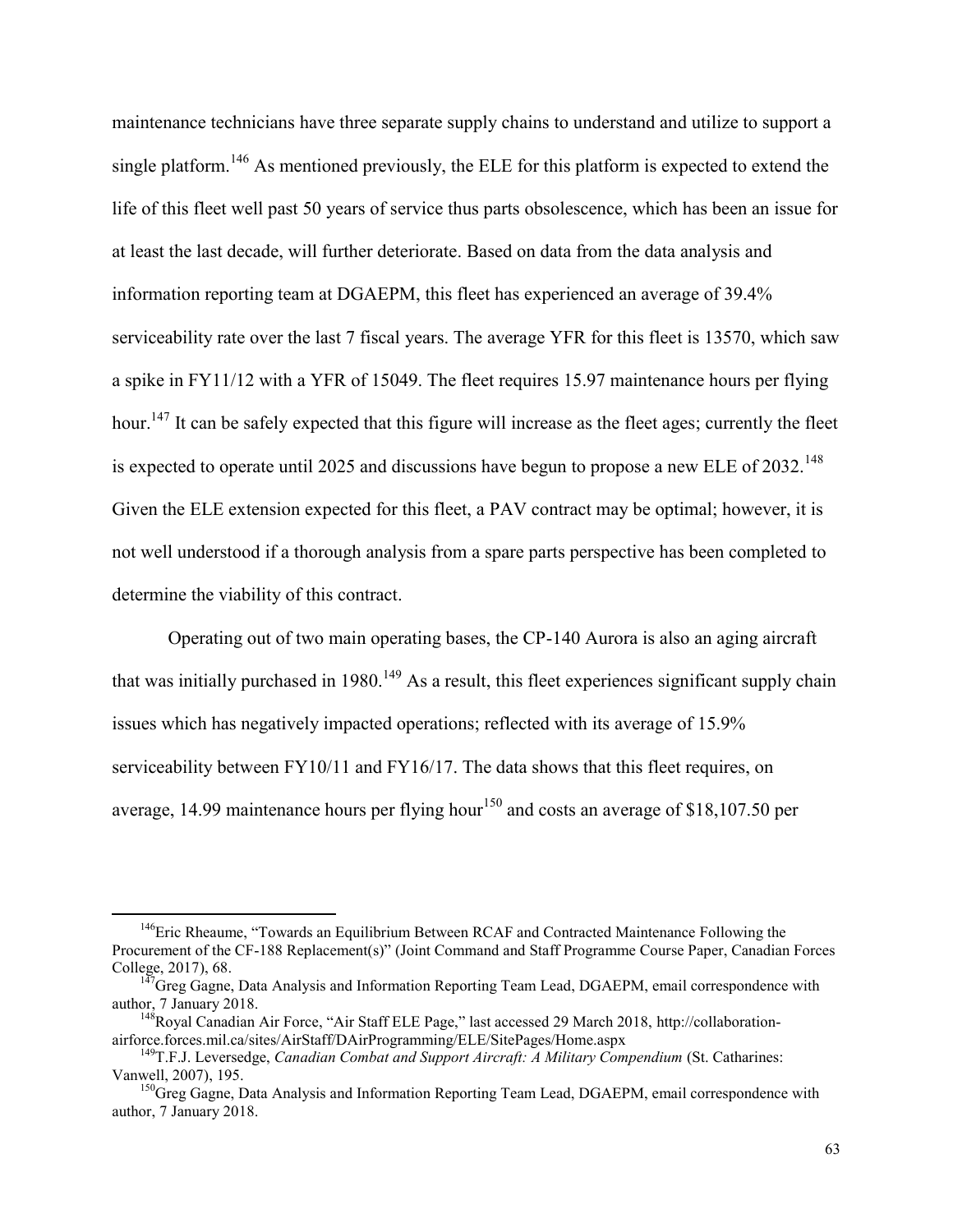maintenance technicians have three separate supply chains to understand and utilize to support a single platform.[146] As mentioned previously, the ELE for this platform is expected to extend the life of this fleet well past 50 years of service thus parts obsolescence, which has been an issue for at least the last decade, will further deteriorate. Based on data from the data analysis and information reporting team at DGAEPM, this fleet has experienced an average of 39.4% serviceability rate over the last 7 fiscal years. The average YFR for this fleet is 13570, which saw a spike in FY11/12 with a YFR of 15049. The fleet requires 15.97 maintenance hours per flying hour.[147] It can be safely expected that this figure will increase as the fleet ages; currently the fleet is expected to operate until 2025 and discussions have begun to propose a new ELE of 2032.[148] Given the ELE extension expected for this fleet, a PAV contract may be optimal; however, it is not well understood if a thorough analysis from a spare parts perspective has been completed to determine the viability of this contract.

Operating out of two main operating bases, the CP-140 Aurora is also an aging aircraft that was initially purchased in 1980.[149] As a result, this fleet experiences significant supply chain issues which has negatively impacted operations; reflected with its average of 15.9% serviceability between FY10/11 and FY16/17. The data shows that this fleet requires, on average, 14.99 maintenance hours per flying hour[150] and costs an average of $18,107.50 per

---

[146] Eric Rheaume, "Towards an Equilibrium Between RCAF and Contracted Maintenance Following the Procurement of the CF-188 Replacement(s)" (Joint Command and Staff Programme Course Paper, Canadian Forces College, 2017), 68.

[147] Greg Gagne, Data Analysis and Information Reporting Team Lead, DGAEPM, email correspondence with author, 7 January 2018.

[148] Royal Canadian Air Force, "Air Staff ELE Page," last accessed 29 March 2018, http://collaboration-airforce.forces.mil.ca/sites/AirStaff/DAirProgramming/ELE/SitePages/Home.aspx

[149] T.F.J. Leversedge, *Canadian Combat and Support Aircraft: A Military Compendium* (St. Catharines: Vanwell, 2007), 195.

[150] Greg Gagne, Data Analysis and Information Reporting Team Lead, DGAEPM, email correspondence with author, 7 January 2018.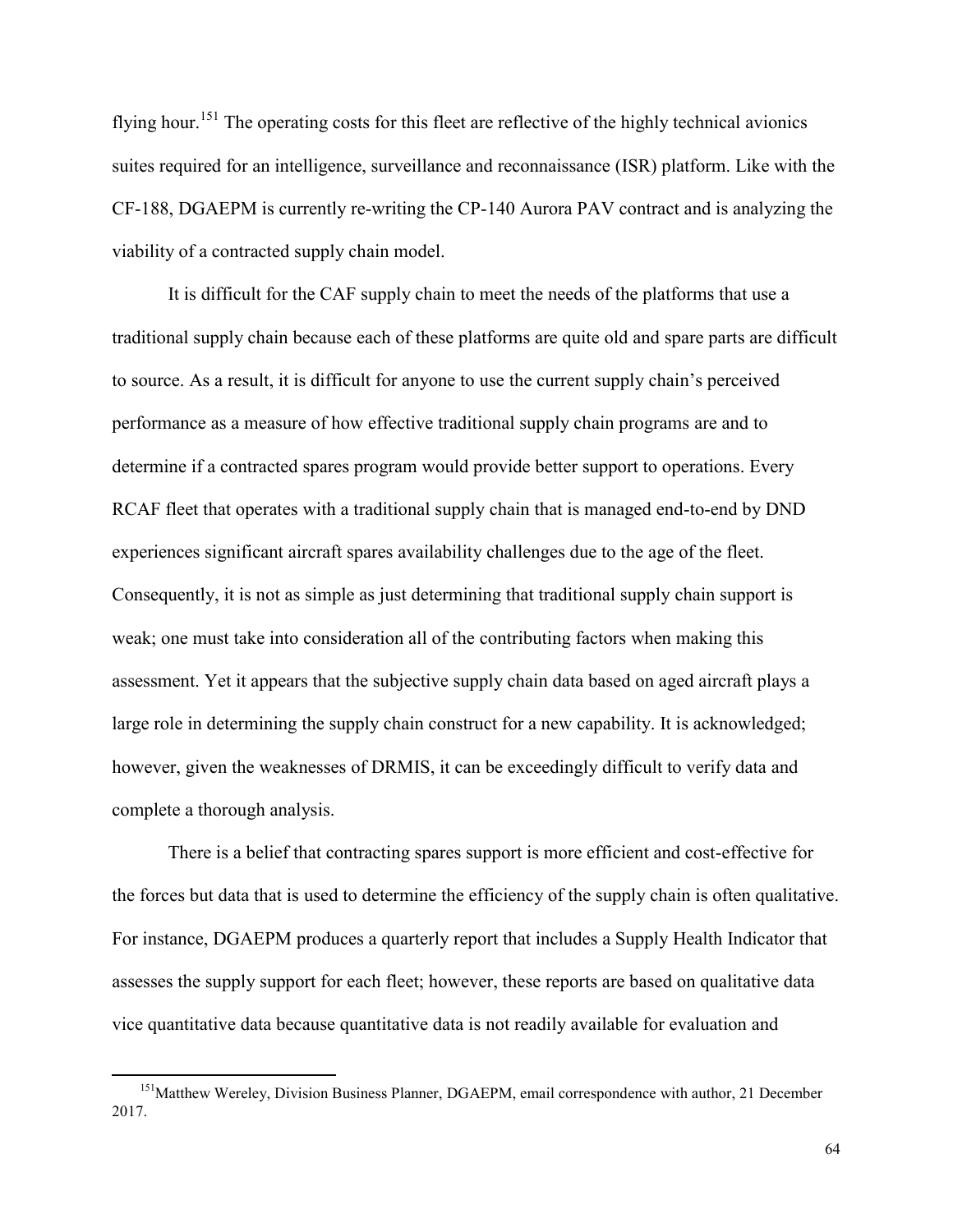flying hour.[151] The operating costs for this fleet are reflective of the highly technical avionics suites required for an intelligence, surveillance and reconnaissance (ISR) platform. Like with the CF-188, DGAEPM is currently re-writing the CP-140 Aurora PAV contract and is analyzing the viability of a contracted supply chain model.

It is difficult for the CAF supply chain to meet the needs of the platforms that use a traditional supply chain because each of these platforms are quite old and spare parts are difficult to source. As a result, it is difficult for anyone to use the current supply chain's perceived performance as a measure of how effective traditional supply chain programs are and to determine if a contracted spares program would provide better support to operations. Every RCAF fleet that operates with a traditional supply chain that is managed end-to-end by DND experiences significant aircraft spares availability challenges due to the age of the fleet. Consequently, it is not as simple as just determining that traditional supply chain support is weak; one must take into consideration all of the contributing factors when making this assessment. Yet it appears that the subjective supply chain data based on aged aircraft plays a large role in determining the supply chain construct for a new capability. It is acknowledged; however, given the weaknesses of DRMIS, it can be exceedingly difficult to verify data and complete a thorough analysis.

There is a belief that contracting spares support is more efficient and cost-effective for the forces but data that is used to determine the efficiency of the supply chain is often qualitative. For instance, DGAEPM produces a quarterly report that includes a Supply Health Indicator that assesses the supply support for each fleet; however, these reports are based on qualitative data vice quantitative data because quantitative data is not readily available for evaluation and

[151] Matthew Wereley, Division Business Planner, DGAEPM, email correspondence with author, 21 December 2017.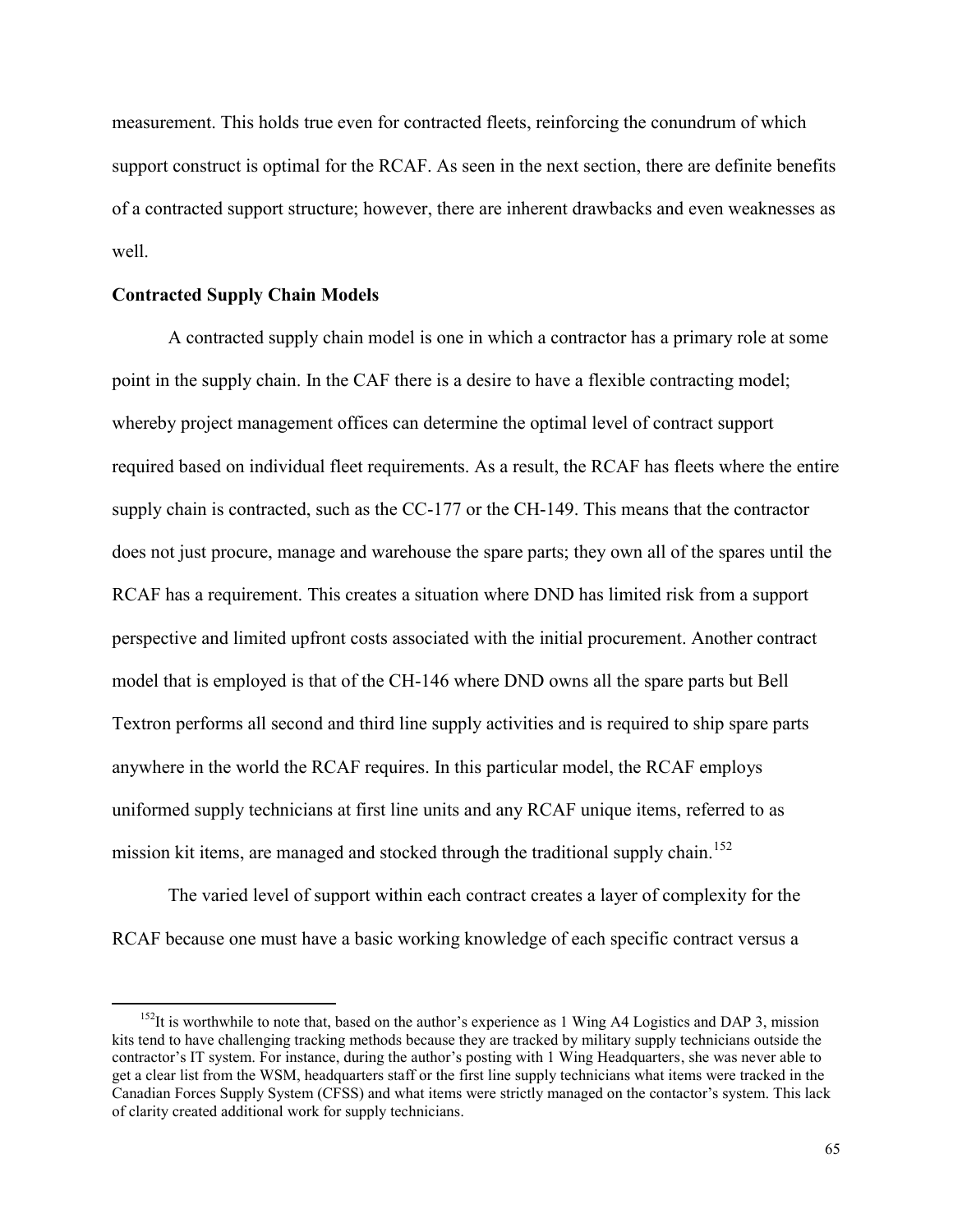measurement. This holds true even for contracted fleets, reinforcing the conundrum of which support construct is optimal for the RCAF. As seen in the next section, there are definite benefits of a contracted support structure; however, there are inherent drawbacks and even weaknesses as well.

**Contracted Supply Chain Models**

A contracted supply chain model is one in which a contractor has a primary role at some point in the supply chain. In the CAF there is a desire to have a flexible contracting model; whereby project management offices can determine the optimal level of contract support required based on individual fleet requirements. As a result, the RCAF has fleets where the entire supply chain is contracted, such as the CC-177 or the CH-149. This means that the contractor does not just procure, manage and warehouse the spare parts; they own all of the spares until the RCAF has a requirement. This creates a situation where DND has limited risk from a support perspective and limited upfront costs associated with the initial procurement. Another contract model that is employed is that of the CH-146 where DND owns all the spare parts but Bell Textron performs all second and third line supply activities and is required to ship spare parts anywhere in the world the RCAF requires. In this particular model, the RCAF employs uniformed supply technicians at first line units and any RCAF unique items, referred to as mission kit items, are managed and stocked through the traditional supply chain.[152]

The varied level of support within each contract creates a layer of complexity for the RCAF because one must have a basic working knowledge of each specific contract versus a

[152] It is worthwhile to note that, based on the author's experience as 1 Wing A4 Logistics and DAP 3, mission kits tend to have challenging tracking methods because they are tracked by military supply technicians outside the contractor's IT system. For instance, during the author's posting with 1 Wing Headquarters, she was never able to get a clear list from the WSM, headquarters staff or the first line supply technicians what items were tracked in the Canadian Forces Supply System (CFSS) and what items were strictly managed on the contactor's system. This lack of clarity created additional work for supply technicians.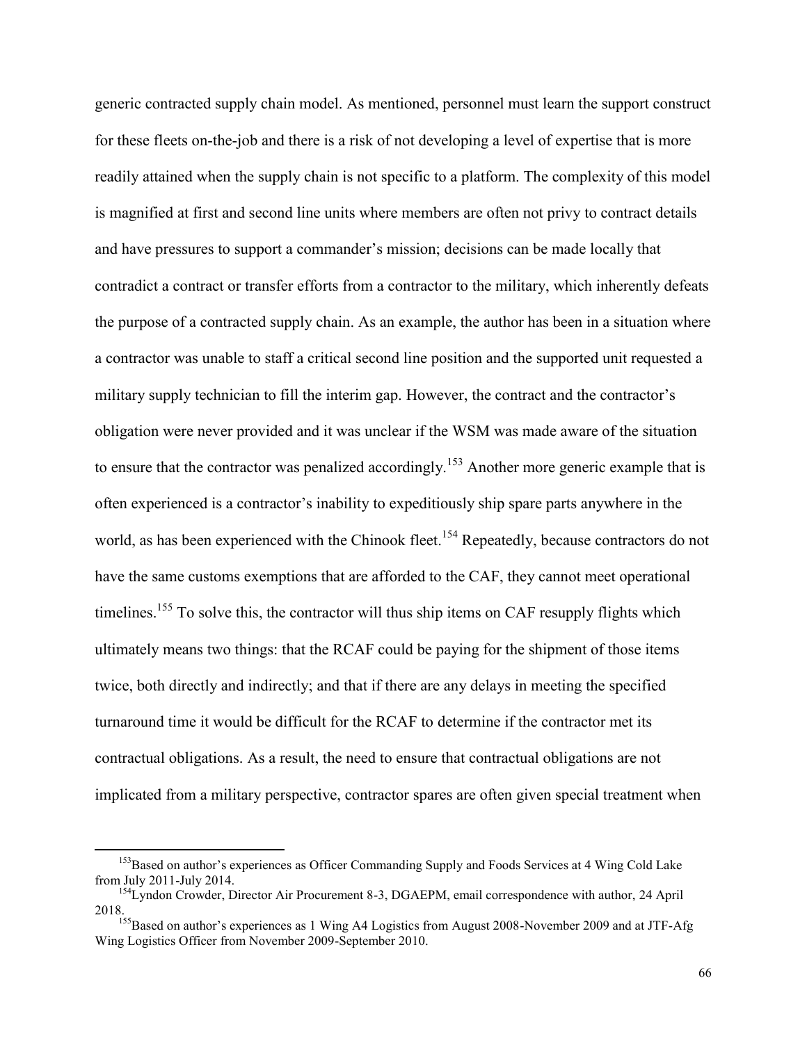generic contracted supply chain model. As mentioned, personnel must learn the support construct for these fleets on-the-job and there is a risk of not developing a level of expertise that is more readily attained when the supply chain is not specific to a platform. The complexity of this model is magnified at first and second line units where members are often not privy to contract details and have pressures to support a commander's mission; decisions can be made locally that contradict a contract or transfer efforts from a contractor to the military, which inherently defeats the purpose of a contracted supply chain. As an example, the author has been in a situation where a contractor was unable to staff a critical second line position and the supported unit requested a military supply technician to fill the interim gap. However, the contract and the contractor's obligation were never provided and it was unclear if the WSM was made aware of the situation to ensure that the contractor was penalized accordingly.[153] Another more generic example that is often experienced is a contractor's inability to expeditiously ship spare parts anywhere in the world, as has been experienced with the Chinook fleet.[154] Repeatedly, because contractors do not have the same customs exemptions that are afforded to the CAF, they cannot meet operational timelines.[155] To solve this, the contractor will thus ship items on CAF resupply flights which ultimately means two things: that the RCAF could be paying for the shipment of those items twice, both directly and indirectly; and that if there are any delays in meeting the specified turnaround time it would be difficult for the RCAF to determine if the contractor met its contractual obligations. As a result, the need to ensure that contractual obligations are not implicated from a military perspective, contractor spares are often given special treatment when

---

[153] Based on author's experiences as Officer Commanding Supply and Foods Services at 4 Wing Cold Lake from July 2011-July 2014.

[154] Lyndon Crowder, Director Air Procurement 8-3, DGAEPM, email correspondence with author, 24 April 2018.

[155] Based on author's experiences as 1 Wing A4 Logistics from August 2008-November 2009 and at JTF-Afg Wing Logistics Officer from November 2009-September 2010.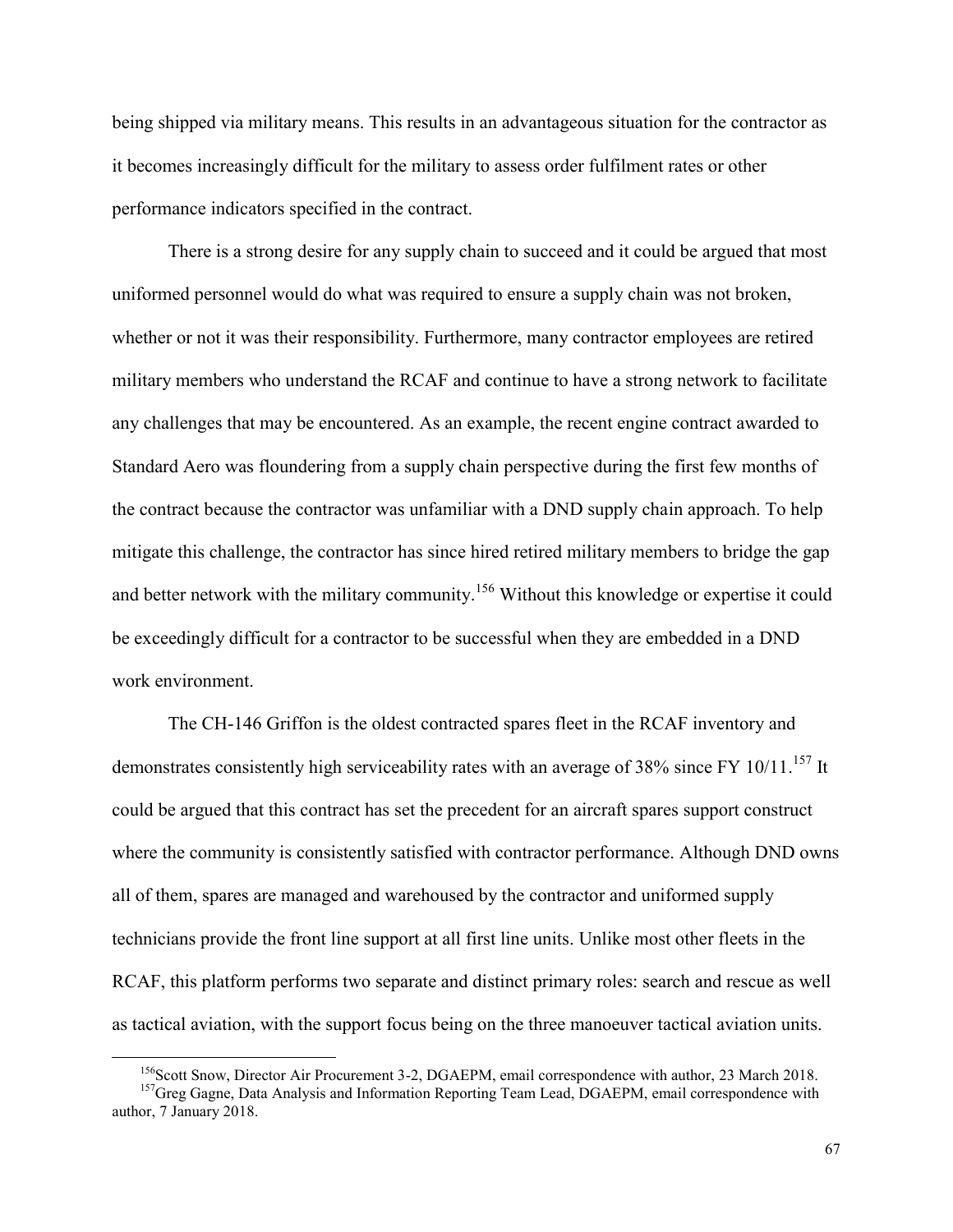being shipped via military means. This results in an advantageous situation for the contractor as it becomes increasingly difficult for the military to assess order fulfilment rates or other performance indicators specified in the contract.

There is a strong desire for any supply chain to succeed and it could be argued that most uniformed personnel would do what was required to ensure a supply chain was not broken, whether or not it was their responsibility. Furthermore, many contractor employees are retired military members who understand the RCAF and continue to have a strong network to facilitate any challenges that may be encountered. As an example, the recent engine contract awarded to Standard Aero was floundering from a supply chain perspective during the first few months of the contract because the contractor was unfamiliar with a DND supply chain approach. To help mitigate this challenge, the contractor has since hired retired military members to bridge the gap and better network with the military community.[156] Without this knowledge or expertise it could be exceedingly difficult for a contractor to be successful when they are embedded in a DND work environment.

The CH-146 Griffon is the oldest contracted spares fleet in the RCAF inventory and demonstrates consistently high serviceability rates with an average of 38% since FY 10/11.[157] It could be argued that this contract has set the precedent for an aircraft spares support construct where the community is consistently satisfied with contractor performance. Although DND owns all of them, spares are managed and warehoused by the contractor and uniformed supply technicians provide the front line support at all first line units. Unlike most other fleets in the RCAF, this platform performs two separate and distinct primary roles: search and rescue as well as tactical aviation, with the support focus being on the three manoeuver tactical aviation units.

---

[156] Scott Snow, Director Air Procurement 3-2, DGAEPM, email correspondence with author, 23 March 2018.

[157] Greg Gagne, Data Analysis and Information Reporting Team Lead, DGAEPM, email correspondence with author, 7 January 2018.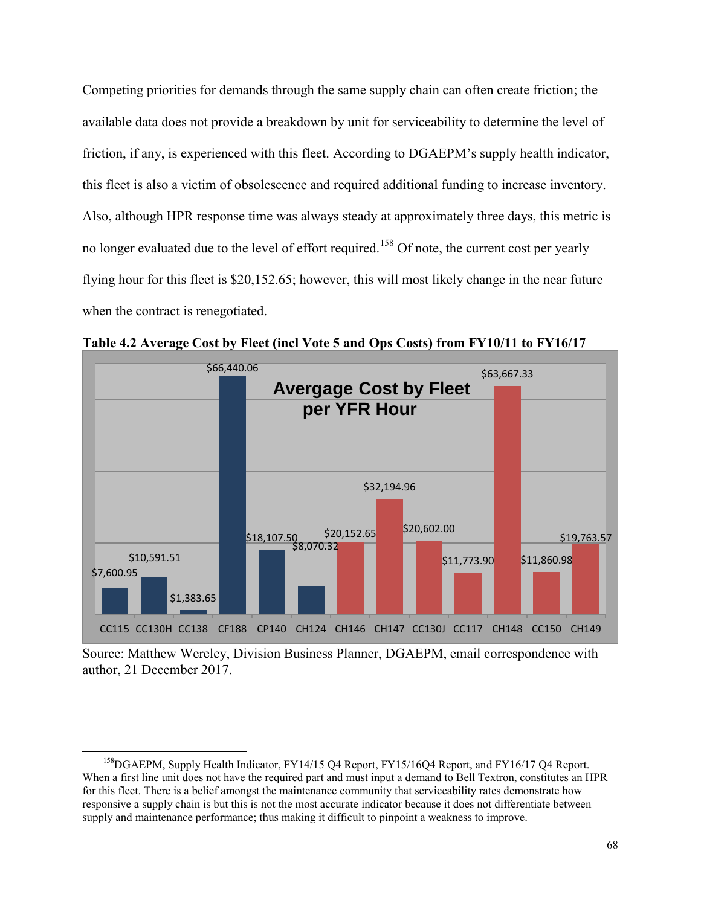Competing priorities for demands through the same supply chain can often create friction; the available data does not provide a breakdown by unit for serviceability to determine the level of friction, if any, is experienced with this fleet. According to DGAEPM's supply health indicator, this fleet is also a victim of obsolescence and required additional funding to increase inventory. Also, although HPR response time was always steady at approximately three days, this metric is no longer evaluated due to the level of effort required.[158] Of note, the current cost per yearly flying hour for this fleet is $20,152.65; however, this will most likely change in the near future when the contract is renegotiated.

**Table 4.2 Average Cost by Fleet (incl Vote 5 and Ops Costs) from FY10/11 to FY16/17**

**Avergage Cost by Fleet per YFR Hour**

| Fleet | Cost |
|---|---|
| CC115 | $7,600.95 |
| CC130H | $10,591.51 |
| CC138 | $1,383.65 |
| CF188 | $66,440.06 |
| CP140 | $18,107.50 |
| CH124 | $8,070.32 |
| CH146 | $20,152.65 |
| CH147 | $32,194.96 |
| CC130J | $20,602.00 |
| CC117 | $11,773.90 |
| CH148 | $63,667.33 |
| CC150 | $11,860.98 |
| CH149 | $19,763.57 |

Source: Matthew Wereley, Division Business Planner, DGAEPM, email correspondence with author, 21 December 2017.

---

[158] DGAEPM, Supply Health Indicator, FY14/15 Q4 Report, FY15/16Q4 Report, and FY16/17 Q4 Report. When a first line unit does not have the required part and must input a demand to Bell Textron, constitutes an HPR for this fleet. There is a belief amongst the maintenance community that serviceability rates demonstrate how responsive a supply chain is but this is not the most accurate indicator because it does not differentiate between supply and maintenance performance; thus making it difficult to pinpoint a weakness to improve.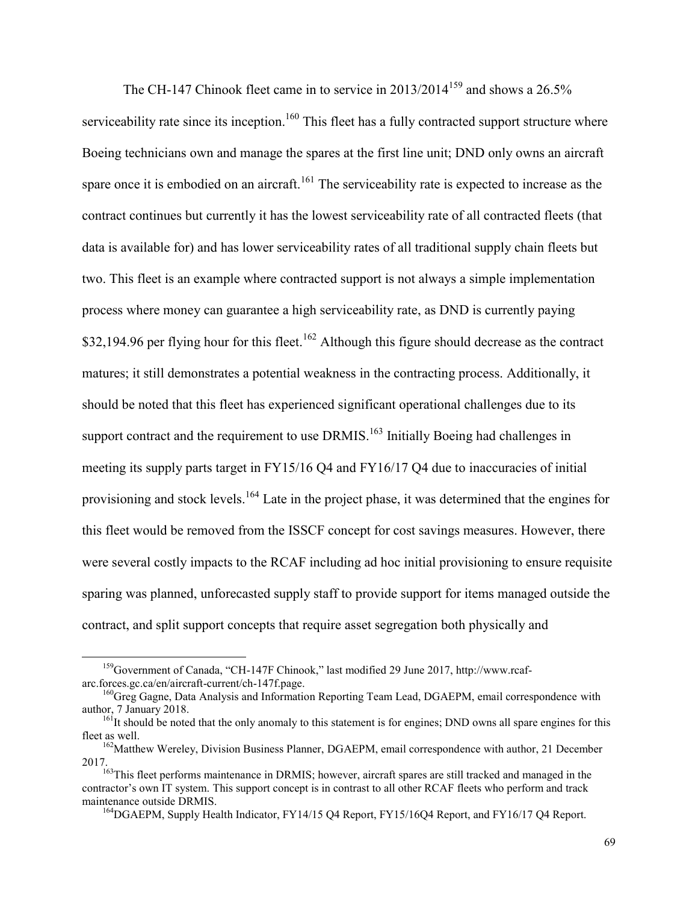The CH-147 Chinook fleet came in to service in 2013/2014[159] and shows a 26.5% serviceability rate since its inception.[160] This fleet has a fully contracted support structure where Boeing technicians own and manage the spares at the first line unit; DND only owns an aircraft spare once it is embodied on an aircraft.[161] The serviceability rate is expected to increase as the contract continues but currently it has the lowest serviceability rate of all contracted fleets (that data is available for) and has lower serviceability rates of all traditional supply chain fleets but two. This fleet is an example where contracted support is not always a simple implementation process where money can guarantee a high serviceability rate, as DND is currently paying $32,194.96 per flying hour for this fleet.[162] Although this figure should decrease as the contract matures; it still demonstrates a potential weakness in the contracting process. Additionally, it should be noted that this fleet has experienced significant operational challenges due to its support contract and the requirement to use DRMIS.[163] Initially Boeing had challenges in meeting its supply parts target in FY15/16 Q4 and FY16/17 Q4 due to inaccuracies of initial provisioning and stock levels.[164] Late in the project phase, it was determined that the engines for this fleet would be removed from the ISSCF concept for cost savings measures. However, there were several costly impacts to the RCAF including ad hoc initial provisioning to ensure requisite sparing was planned, unforecasted supply staff to provide support for items managed outside the contract, and split support concepts that require asset segregation both physically and

---

[159]Government of Canada, "CH-147F Chinook," last modified 29 June 2017, http://www.rcaf-arc.forces.gc.ca/en/aircraft-current/ch-147f.page.

[160]Greg Gagne, Data Analysis and Information Reporting Team Lead, DGAEPM, email correspondence with author, 7 January 2018.

[161]It should be noted that the only anomaly to this statement is for engines; DND owns all spare engines for this fleet as well.

[162]Matthew Wereley, Division Business Planner, DGAEPM, email correspondence with author, 21 December 2017.

[163]This fleet performs maintenance in DRMIS; however, aircraft spares are still tracked and managed in the contractor's own IT system. This support concept is in contrast to all other RCAF fleets who perform and track maintenance outside DRMIS.

[164]DGAEPM, Supply Health Indicator, FY14/15 Q4 Report, FY15/16Q4 Report, and FY16/17 Q4 Report.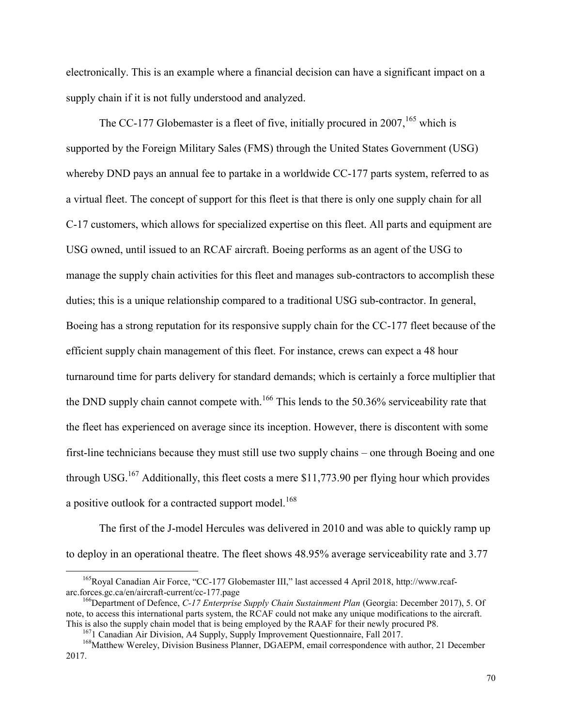electronically. This is an example where a financial decision can have a significant impact on a supply chain if it is not fully understood and analyzed.

The CC-177 Globemaster is a fleet of five, initially procured in 2007,[165] which is supported by the Foreign Military Sales (FMS) through the United States Government (USG) whereby DND pays an annual fee to partake in a worldwide CC-177 parts system, referred to as a virtual fleet. The concept of support for this fleet is that there is only one supply chain for all C-17 customers, which allows for specialized expertise on this fleet. All parts and equipment are USG owned, until issued to an RCAF aircraft. Boeing performs as an agent of the USG to manage the supply chain activities for this fleet and manages sub-contractors to accomplish these duties; this is a unique relationship compared to a traditional USG sub-contractor. In general, Boeing has a strong reputation for its responsive supply chain for the CC-177 fleet because of the efficient supply chain management of this fleet. For instance, crews can expect a 48 hour turnaround time for parts delivery for standard demands; which is certainly a force multiplier that the DND supply chain cannot compete with.[166] This lends to the 50.36% serviceability rate that the fleet has experienced on average since its inception. However, there is discontent with some first-line technicians because they must still use two supply chains – one through Boeing and one through USG.[167] Additionally, this fleet costs a mere $11,773.90 per flying hour which provides a positive outlook for a contracted support model.[168]

The first of the J-model Hercules was delivered in 2010 and was able to quickly ramp up to deploy in an operational theatre. The fleet shows 48.95% average serviceability rate and 3.77

---

[165] Royal Canadian Air Force, "CC-177 Globemaster III," last accessed 4 April 2018, http://www.rcaf-arc.forces.gc.ca/en/aircraft-current/cc-177.page

[166] Department of Defence, *C-17 Enterprise Supply Chain Sustainment Plan* (Georgia: December 2017), 5. Of note, to access this international parts system, the RCAF could not make any unique modifications to the aircraft. This is also the supply chain model that is being employed by the RAAF for their newly procured P8.

[167] 1 Canadian Air Division, A4 Supply, Supply Improvement Questionnaire, Fall 2017.

[168] Matthew Wereley, Division Business Planner, DGAEPM, email correspondence with author, 21 December 2017.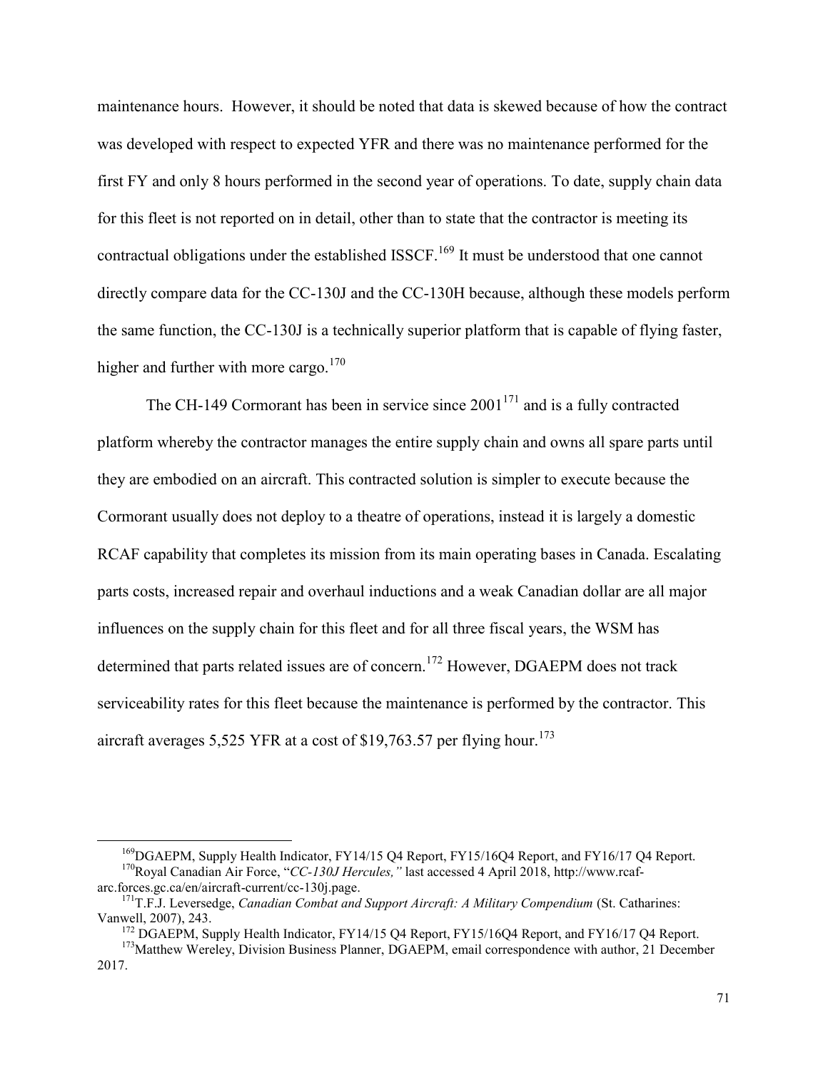maintenance hours. However, it should be noted that data is skewed because of how the contract was developed with respect to expected YFR and there was no maintenance performed for the first FY and only 8 hours performed in the second year of operations. To date, supply chain data for this fleet is not reported on in detail, other than to state that the contractor is meeting its contractual obligations under the established ISSCF.[169] It must be understood that one cannot directly compare data for the CC-130J and the CC-130H because, although these models perform the same function, the CC-130J is a technically superior platform that is capable of flying faster, higher and further with more cargo.[170]

The CH-149 Cormorant has been in service since 2001[171] and is a fully contracted platform whereby the contractor manages the entire supply chain and owns all spare parts until they are embodied on an aircraft. This contracted solution is simpler to execute because the Cormorant usually does not deploy to a theatre of operations, instead it is largely a domestic RCAF capability that completes its mission from its main operating bases in Canada. Escalating parts costs, increased repair and overhaul inductions and a weak Canadian dollar are all major influences on the supply chain for this fleet and for all three fiscal years, the WSM has determined that parts related issues are of concern.[172] However, DGAEPM does not track serviceability rates for this fleet because the maintenance is performed by the contractor. This aircraft averages 5,525 YFR at a cost of $19,763.57 per flying hour.[173]

---

[169] DGAEPM, Supply Health Indicator, FY14/15 Q4 Report, FY15/16Q4 Report, and FY16/17 Q4 Report.

[170] Royal Canadian Air Force, "*CC-130J Hercules,*" last accessed 4 April 2018, http://www.rcaf-arc.forces.gc.ca/en/aircraft-current/cc-130j.page.

[171] T.F.J. Leversedge, *Canadian Combat and Support Aircraft: A Military Compendium* (St. Catharines: Vanwell, 2007), 243.

[172] DGAEPM, Supply Health Indicator, FY14/15 Q4 Report, FY15/16Q4 Report, and FY16/17 Q4 Report.

[173] Matthew Wereley, Division Business Planner, DGAEPM, email correspondence with author, 21 December 2017.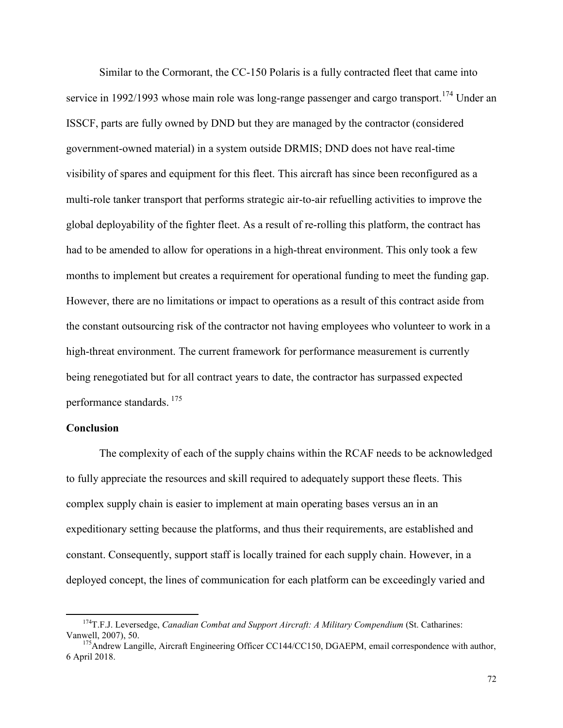Similar to the Cormorant, the CC-150 Polaris is a fully contracted fleet that came into service in 1992/1993 whose main role was long-range passenger and cargo transport.[174] Under an ISSCF, parts are fully owned by DND but they are managed by the contractor (considered government-owned material) in a system outside DRMIS; DND does not have real-time visibility of spares and equipment for this fleet. This aircraft has since been reconfigured as a multi-role tanker transport that performs strategic air-to-air refuelling activities to improve the global deployability of the fighter fleet. As a result of re-rolling this platform, the contract has had to be amended to allow for operations in a high-threat environment. This only took a few months to implement but creates a requirement for operational funding to meet the funding gap. However, there are no limitations or impact to operations as a result of this contract aside from the constant outsourcing risk of the contractor not having employees who volunteer to work in a high-threat environment. The current framework for performance measurement is currently being renegotiated but for all contract years to date, the contractor has surpassed expected performance standards.[175]

**Conclusion**

The complexity of each of the supply chains within the RCAF needs to be acknowledged to fully appreciate the resources and skill required to adequately support these fleets. This complex supply chain is easier to implement at main operating bases versus an in an expeditionary setting because the platforms, and thus their requirements, are established and constant. Consequently, support staff is locally trained for each supply chain. However, in a deployed concept, the lines of communication for each platform can be exceedingly varied and

---

[174] T.F.J. Leversedge, *Canadian Combat and Support Aircraft: A Military Compendium* (St. Catharines: Vanwell, 2007), 50.

[175] Andrew Langille, Aircraft Engineering Officer CC144/CC150, DGAEPM, email correspondence with author, 6 April 2018.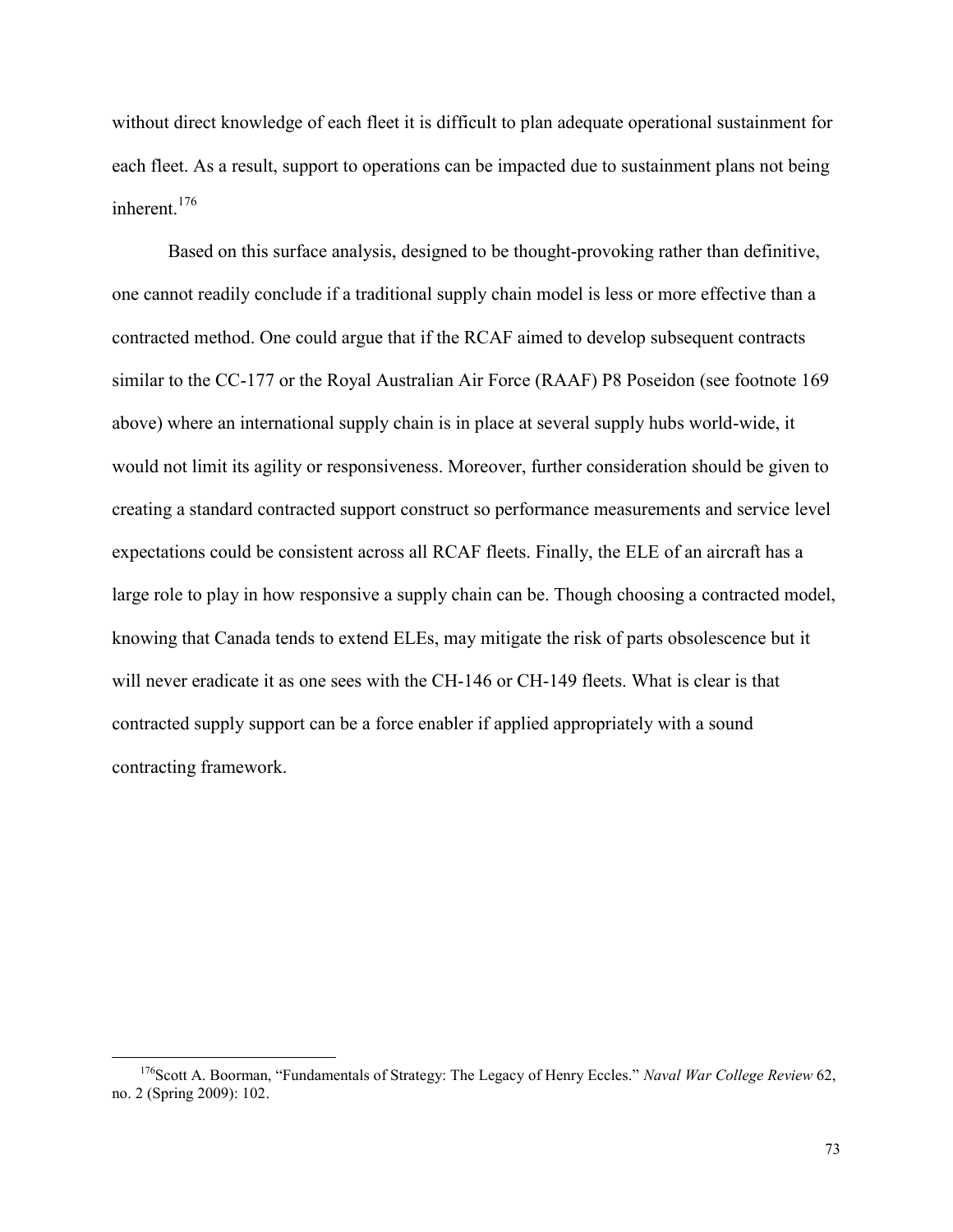without direct knowledge of each fleet it is difficult to plan adequate operational sustainment for each fleet. As a result, support to operations can be impacted due to sustainment plans not being inherent.[176]

Based on this surface analysis, designed to be thought-provoking rather than definitive, one cannot readily conclude if a traditional supply chain model is less or more effective than a contracted method. One could argue that if the RCAF aimed to develop subsequent contracts similar to the CC-177 or the Royal Australian Air Force (RAAF) P8 Poseidon (see footnote 169 above) where an international supply chain is in place at several supply hubs world-wide, it would not limit its agility or responsiveness. Moreover, further consideration should be given to creating a standard contracted support construct so performance measurements and service level expectations could be consistent across all RCAF fleets. Finally, the ELE of an aircraft has a large role to play in how responsive a supply chain can be. Though choosing a contracted model, knowing that Canada tends to extend ELEs, may mitigate the risk of parts obsolescence but it will never eradicate it as one sees with the CH-146 or CH-149 fleets. What is clear is that contracted supply support can be a force enabler if applied appropriately with a sound contracting framework.

---

[176] Scott A. Boorman, "Fundamentals of Strategy: The Legacy of Henry Eccles." *Naval War College Review* 62, no. 2 (Spring 2009): 102.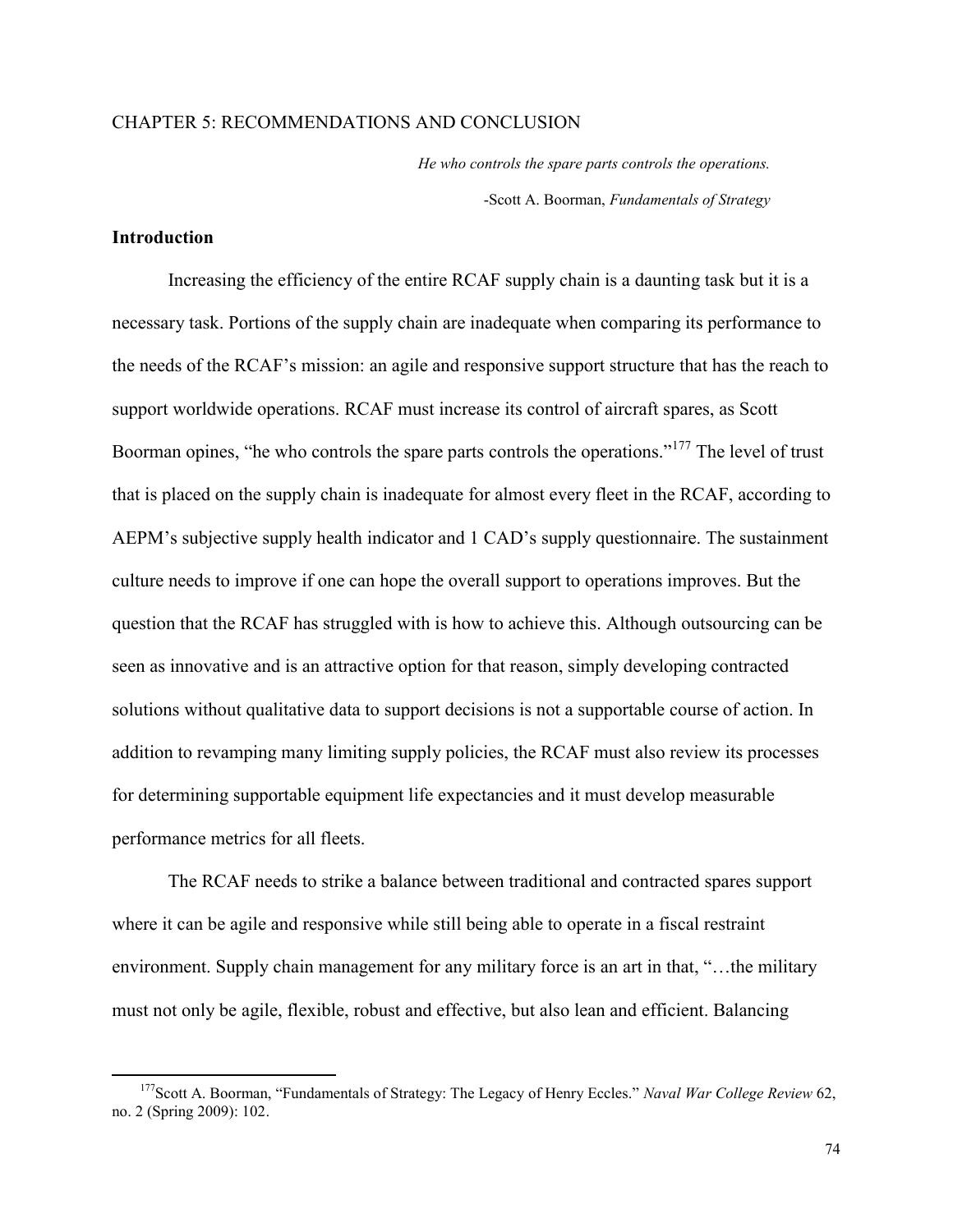# CHAPTER 5: RECOMMENDATIONS AND CONCLUSION

*He who controls the spare parts controls the operations.*

-Scott A. Boorman, *Fundamentals of Strategy*

## Introduction

Increasing the efficiency of the entire RCAF supply chain is a daunting task but it is a necessary task. Portions of the supply chain are inadequate when comparing its performance to the needs of the RCAF's mission: an agile and responsive support structure that has the reach to support worldwide operations. RCAF must increase its control of aircraft spares, as Scott Boorman opines, "he who controls the spare parts controls the operations."[177] The level of trust that is placed on the supply chain is inadequate for almost every fleet in the RCAF, according to AEPM's subjective supply health indicator and 1 CAD's supply questionnaire. The sustainment culture needs to improve if one can hope the overall support to operations improves. But the question that the RCAF has struggled with is how to achieve this. Although outsourcing can be seen as innovative and is an attractive option for that reason, simply developing contracted solutions without qualitative data to support decisions is not a supportable course of action. In addition to revamping many limiting supply policies, the RCAF must also review its processes for determining supportable equipment life expectancies and it must develop measurable performance metrics for all fleets.

The RCAF needs to strike a balance between traditional and contracted spares support where it can be agile and responsive while still being able to operate in a fiscal restraint environment. Supply chain management for any military force is an art in that, "…the military must not only be agile, flexible, robust and effective, but also lean and efficient. Balancing

[177] Scott A. Boorman, "Fundamentals of Strategy: The Legacy of Henry Eccles." *Naval War College Review* 62, no. 2 (Spring 2009): 102.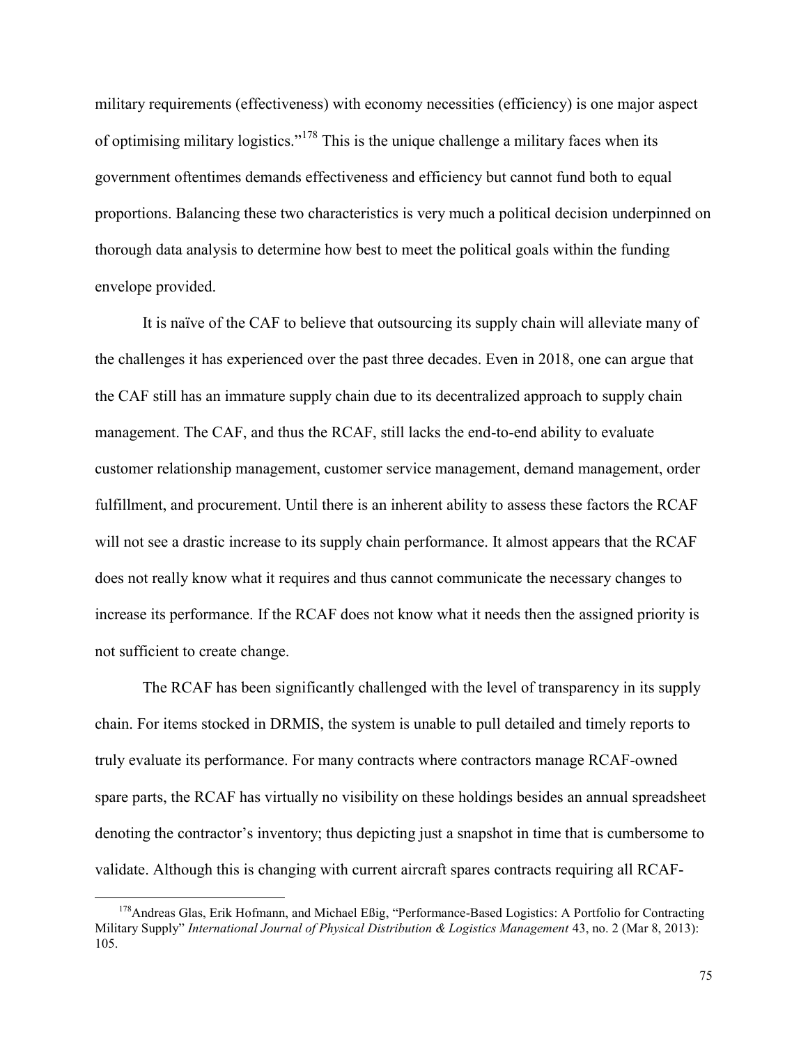military requirements (effectiveness) with economy necessities (efficiency) is one major aspect of optimising military logistics."[178] This is the unique challenge a military faces when its government oftentimes demands effectiveness and efficiency but cannot fund both to equal proportions. Balancing these two characteristics is very much a political decision underpinned on thorough data analysis to determine how best to meet the political goals within the funding envelope provided.

It is naïve of the CAF to believe that outsourcing its supply chain will alleviate many of the challenges it has experienced over the past three decades. Even in 2018, one can argue that the CAF still has an immature supply chain due to its decentralized approach to supply chain management. The CAF, and thus the RCAF, still lacks the end-to-end ability to evaluate customer relationship management, customer service management, demand management, order fulfillment, and procurement. Until there is an inherent ability to assess these factors the RCAF will not see a drastic increase to its supply chain performance. It almost appears that the RCAF does not really know what it requires and thus cannot communicate the necessary changes to increase its performance. If the RCAF does not know what it needs then the assigned priority is not sufficient to create change.

The RCAF has been significantly challenged with the level of transparency in its supply chain. For items stocked in DRMIS, the system is unable to pull detailed and timely reports to truly evaluate its performance. For many contracts where contractors manage RCAF-owned spare parts, the RCAF has virtually no visibility on these holdings besides an annual spreadsheet denoting the contractor's inventory; thus depicting just a snapshot in time that is cumbersome to validate. Although this is changing with current aircraft spares contracts requiring all RCAF-

[178] Andreas Glas, Erik Hofmann, and Michael Eßig, "Performance-Based Logistics: A Portfolio for Contracting Military Supply" *International Journal of Physical Distribution & Logistics Management* 43, no. 2 (Mar 8, 2013): 105.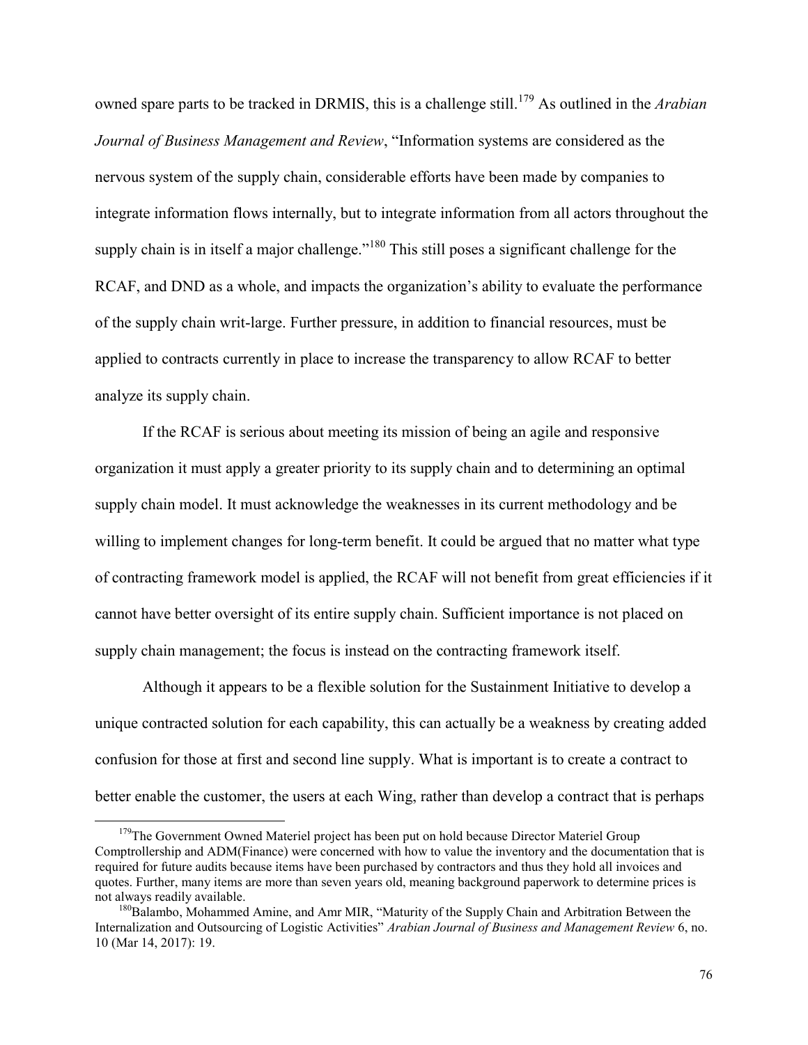owned spare parts to be tracked in DRMIS, this is a challenge still.[179] As outlined in the *Arabian Journal of Business Management and Review*, "Information systems are considered as the nervous system of the supply chain, considerable efforts have been made by companies to integrate information flows internally, but to integrate information from all actors throughout the supply chain is in itself a major challenge."[180] This still poses a significant challenge for the RCAF, and DND as a whole, and impacts the organization's ability to evaluate the performance of the supply chain writ-large. Further pressure, in addition to financial resources, must be applied to contracts currently in place to increase the transparency to allow RCAF to better analyze its supply chain.

If the RCAF is serious about meeting its mission of being an agile and responsive organization it must apply a greater priority to its supply chain and to determining an optimal supply chain model. It must acknowledge the weaknesses in its current methodology and be willing to implement changes for long-term benefit. It could be argued that no matter what type of contracting framework model is applied, the RCAF will not benefit from great efficiencies if it cannot have better oversight of its entire supply chain. Sufficient importance is not placed on supply chain management; the focus is instead on the contracting framework itself.

Although it appears to be a flexible solution for the Sustainment Initiative to develop a unique contracted solution for each capability, this can actually be a weakness by creating added confusion for those at first and second line supply. What is important is to create a contract to better enable the customer, the users at each Wing, rather than develop a contract that is perhaps

---

[179] The Government Owned Materiel project has been put on hold because Director Materiel Group Comptrollership and ADM(Finance) were concerned with how to value the inventory and the documentation that is required for future audits because items have been purchased by contractors and thus they hold all invoices and quotes. Further, many items are more than seven years old, meaning background paperwork to determine prices is not always readily available.

[180] Balambo, Mohammed Amine, and Amr MIR, "Maturity of the Supply Chain and Arbitration Between the Internalization and Outsourcing of Logistic Activities" *Arabian Journal of Business and Management Review* 6, no. 10 (Mar 14, 2017): 19.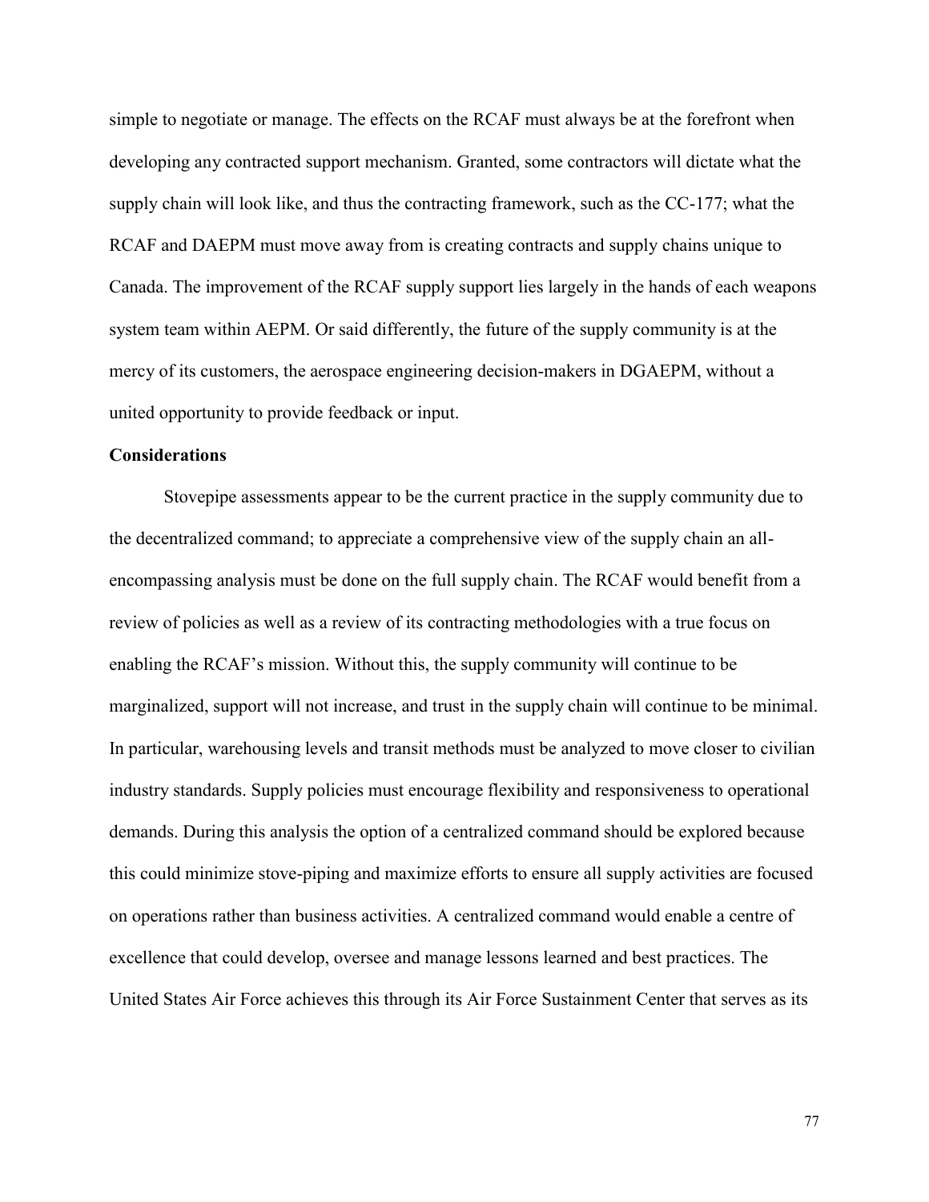simple to negotiate or manage. The effects on the RCAF must always be at the forefront when developing any contracted support mechanism. Granted, some contractors will dictate what the supply chain will look like, and thus the contracting framework, such as the CC-177; what the RCAF and DAEPM must move away from is creating contracts and supply chains unique to Canada. The improvement of the RCAF supply support lies largely in the hands of each weapons system team within AEPM. Or said differently, the future of the supply community is at the mercy of its customers, the aerospace engineering decision-makers in DGAEPM, without a united opportunity to provide feedback or input.

**Considerations**

Stovepipe assessments appear to be the current practice in the supply community due to the decentralized command; to appreciate a comprehensive view of the supply chain an all-encompassing analysis must be done on the full supply chain. The RCAF would benefit from a review of policies as well as a review of its contracting methodologies with a true focus on enabling the RCAF's mission. Without this, the supply community will continue to be marginalized, support will not increase, and trust in the supply chain will continue to be minimal. In particular, warehousing levels and transit methods must be analyzed to move closer to civilian industry standards. Supply policies must encourage flexibility and responsiveness to operational demands. During this analysis the option of a centralized command should be explored because this could minimize stove-piping and maximize efforts to ensure all supply activities are focused on operations rather than business activities. A centralized command would enable a centre of excellence that could develop, oversee and manage lessons learned and best practices. The United States Air Force achieves this through its Air Force Sustainment Center that serves as its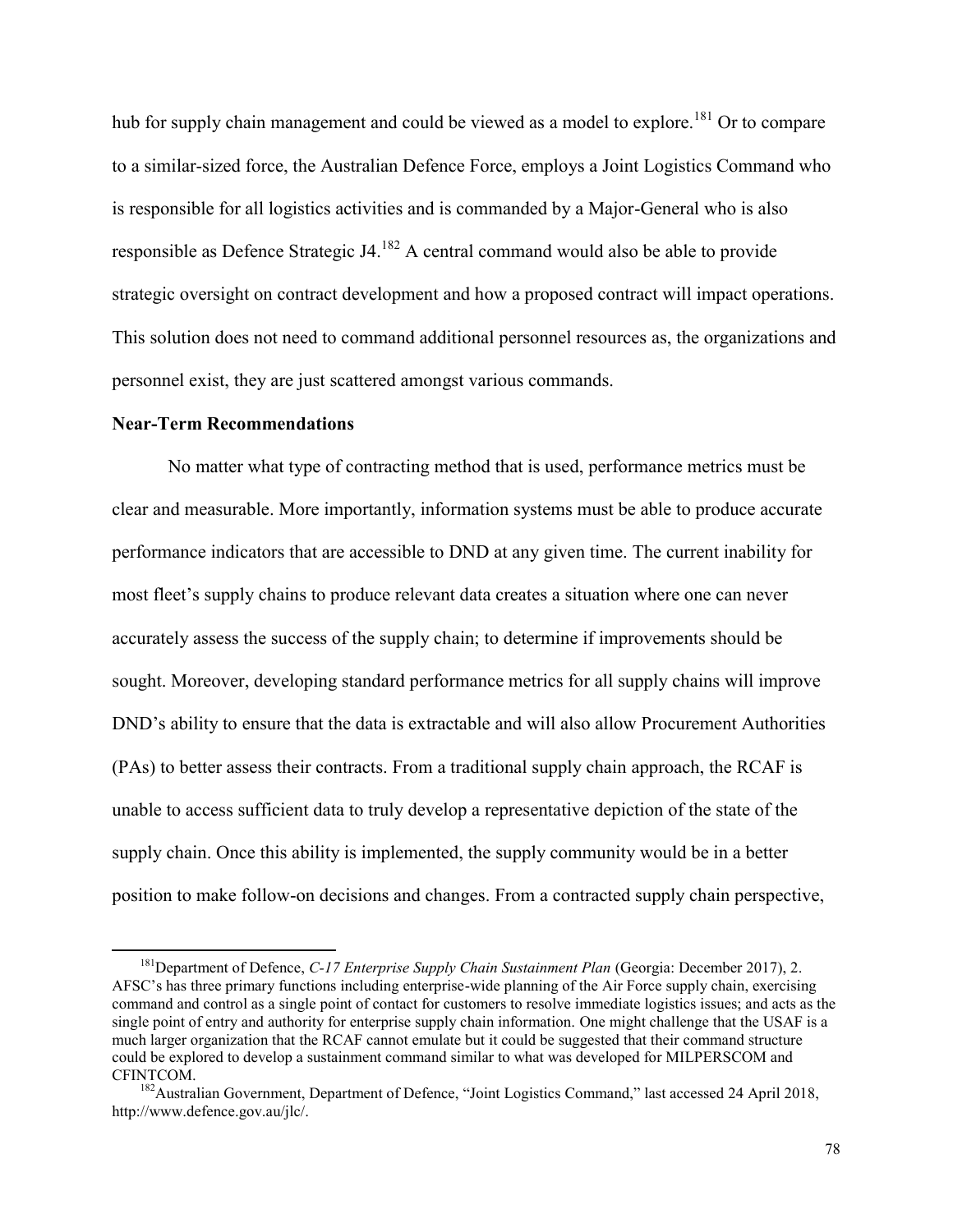hub for supply chain management and could be viewed as a model to explore.[181] Or to compare to a similar-sized force, the Australian Defence Force, employs a Joint Logistics Command who is responsible for all logistics activities and is commanded by a Major-General who is also responsible as Defence Strategic J4.[182] A central command would also be able to provide strategic oversight on contract development and how a proposed contract will impact operations. This solution does not need to command additional personnel resources as, the organizations and personnel exist, they are just scattered amongst various commands.

**Near-Term Recommendations**

No matter what type of contracting method that is used, performance metrics must be clear and measurable. More importantly, information systems must be able to produce accurate performance indicators that are accessible to DND at any given time. The current inability for most fleet's supply chains to produce relevant data creates a situation where one can never accurately assess the success of the supply chain; to determine if improvements should be sought. Moreover, developing standard performance metrics for all supply chains will improve DND's ability to ensure that the data is extractable and will also allow Procurement Authorities (PAs) to better assess their contracts. From a traditional supply chain approach, the RCAF is unable to access sufficient data to truly develop a representative depiction of the state of the supply chain. Once this ability is implemented, the supply community would be in a better position to make follow-on decisions and changes. From a contracted supply chain perspective,

---

[181] Department of Defence, *C-17 Enterprise Supply Chain Sustainment Plan* (Georgia: December 2017), 2. AFSC's has three primary functions including enterprise-wide planning of the Air Force supply chain, exercising command and control as a single point of contact for customers to resolve immediate logistics issues; and acts as the single point of entry and authority for enterprise supply chain information. One might challenge that the USAF is a much larger organization that the RCAF cannot emulate but it could be suggested that their command structure could be explored to develop a sustainment command similar to what was developed for MILPERSCOM and CFINTCOM.

[182] Australian Government, Department of Defence, "Joint Logistics Command," last accessed 24 April 2018, http://www.defence.gov.au/jlc/.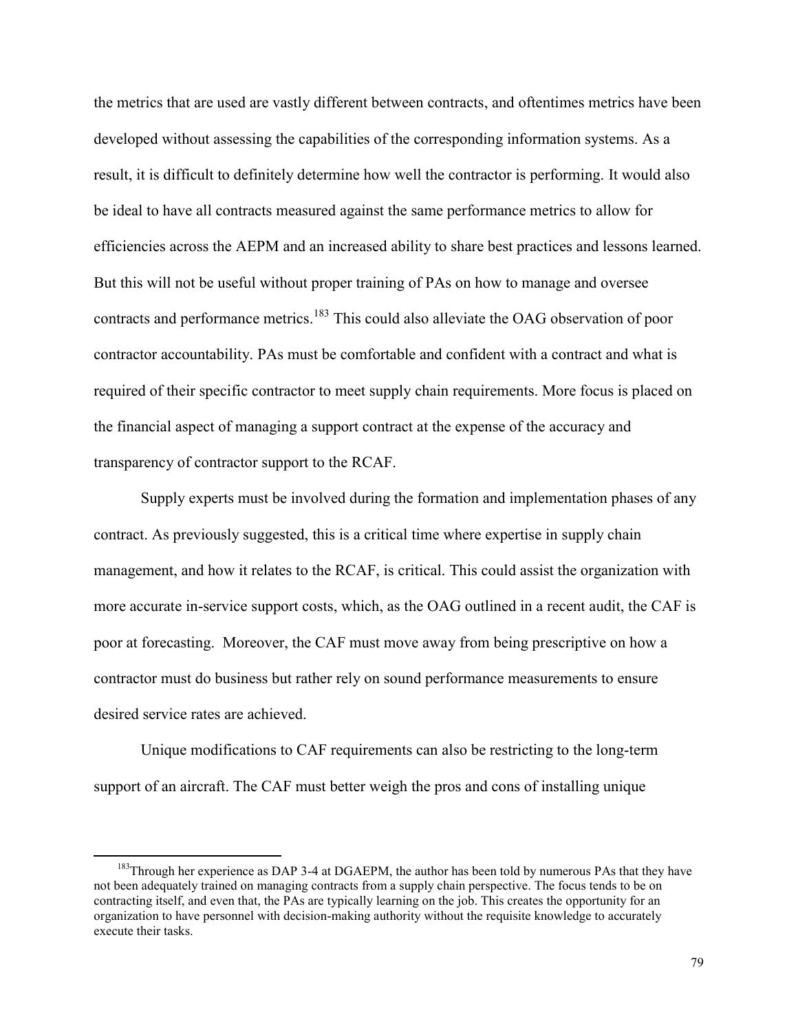the metrics that are used are vastly different between contracts, and oftentimes metrics have been developed without assessing the capabilities of the corresponding information systems. As a result, it is difficult to definitely determine how well the contractor is performing. It would also be ideal to have all contracts measured against the same performance metrics to allow for efficiencies across the AEPM and an increased ability to share best practices and lessons learned. But this will not be useful without proper training of PAs on how to manage and oversee contracts and performance metrics.[183] This could also alleviate the OAG observation of poor contractor accountability. PAs must be comfortable and confident with a contract and what is required of their specific contractor to meet supply chain requirements. More focus is placed on the financial aspect of managing a support contract at the expense of the accuracy and transparency of contractor support to the RCAF.

Supply experts must be involved during the formation and implementation phases of any contract. As previously suggested, this is a critical time where expertise in supply chain management, and how it relates to the RCAF, is critical. This could assist the organization with more accurate in-service support costs, which, as the OAG outlined in a recent audit, the CAF is poor at forecasting. Moreover, the CAF must move away from being prescriptive on how a contractor must do business but rather rely on sound performance measurements to ensure desired service rates are achieved.

Unique modifications to CAF requirements can also be restricting to the long-term support of an aircraft. The CAF must better weigh the pros and cons of installing unique

---

[183] Through her experience as DAP 3-4 at DGAEPM, the author has been told by numerous PAs that they have not been adequately trained on managing contracts from a supply chain perspective. The focus tends to be on contracting itself, and even that, the PAs are typically learning on the job. This creates the opportunity for an organization to have personnel with decision-making authority without the requisite knowledge to accurately execute their tasks.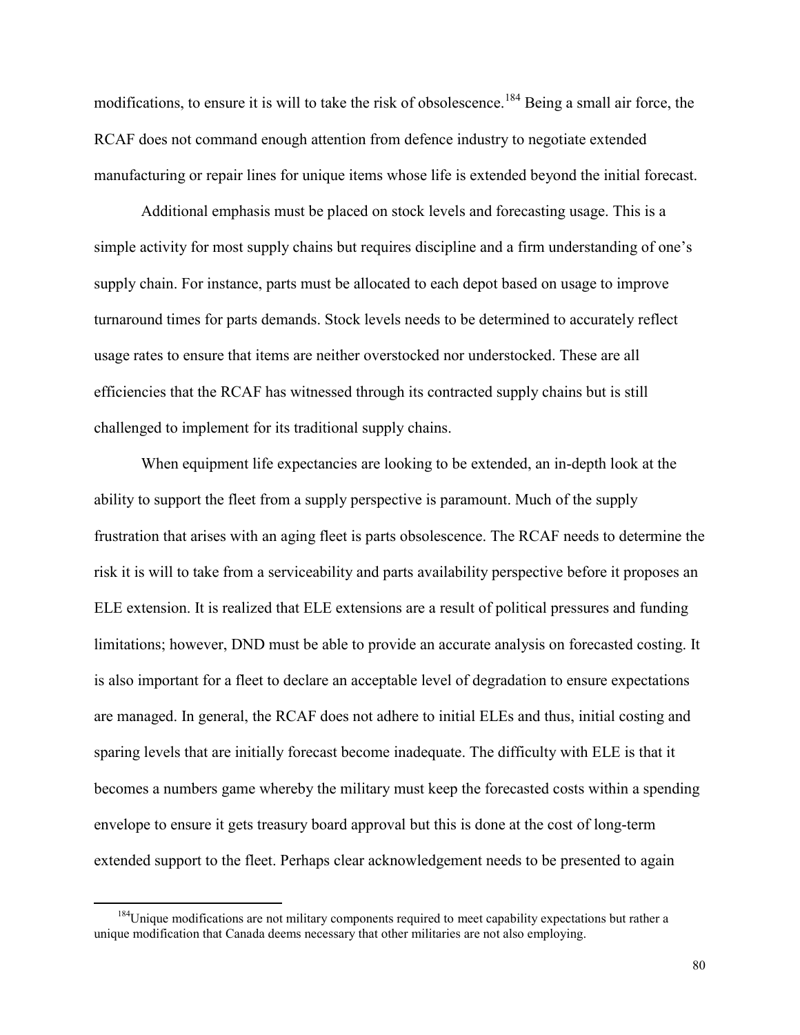modifications, to ensure it is will to take the risk of obsolescence.[184] Being a small air force, the RCAF does not command enough attention from defence industry to negotiate extended manufacturing or repair lines for unique items whose life is extended beyond the initial forecast.

Additional emphasis must be placed on stock levels and forecasting usage. This is a simple activity for most supply chains but requires discipline and a firm understanding of one's supply chain. For instance, parts must be allocated to each depot based on usage to improve turnaround times for parts demands. Stock levels needs to be determined to accurately reflect usage rates to ensure that items are neither overstocked nor understocked. These are all efficiencies that the RCAF has witnessed through its contracted supply chains but is still challenged to implement for its traditional supply chains.

When equipment life expectancies are looking to be extended, an in-depth look at the ability to support the fleet from a supply perspective is paramount. Much of the supply frustration that arises with an aging fleet is parts obsolescence. The RCAF needs to determine the risk it is will to take from a serviceability and parts availability perspective before it proposes an ELE extension. It is realized that ELE extensions are a result of political pressures and funding limitations; however, DND must be able to provide an accurate analysis on forecasted costing. It is also important for a fleet to declare an acceptable level of degradation to ensure expectations are managed. In general, the RCAF does not adhere to initial ELEs and thus, initial costing and sparing levels that are initially forecast become inadequate. The difficulty with ELE is that it becomes a numbers game whereby the military must keep the forecasted costs within a spending envelope to ensure it gets treasury board approval but this is done at the cost of long-term extended support to the fleet. Perhaps clear acknowledgement needs to be presented to again

[184]Unique modifications are not military components required to meet capability expectations but rather a unique modification that Canada deems necessary that other militaries are not also employing.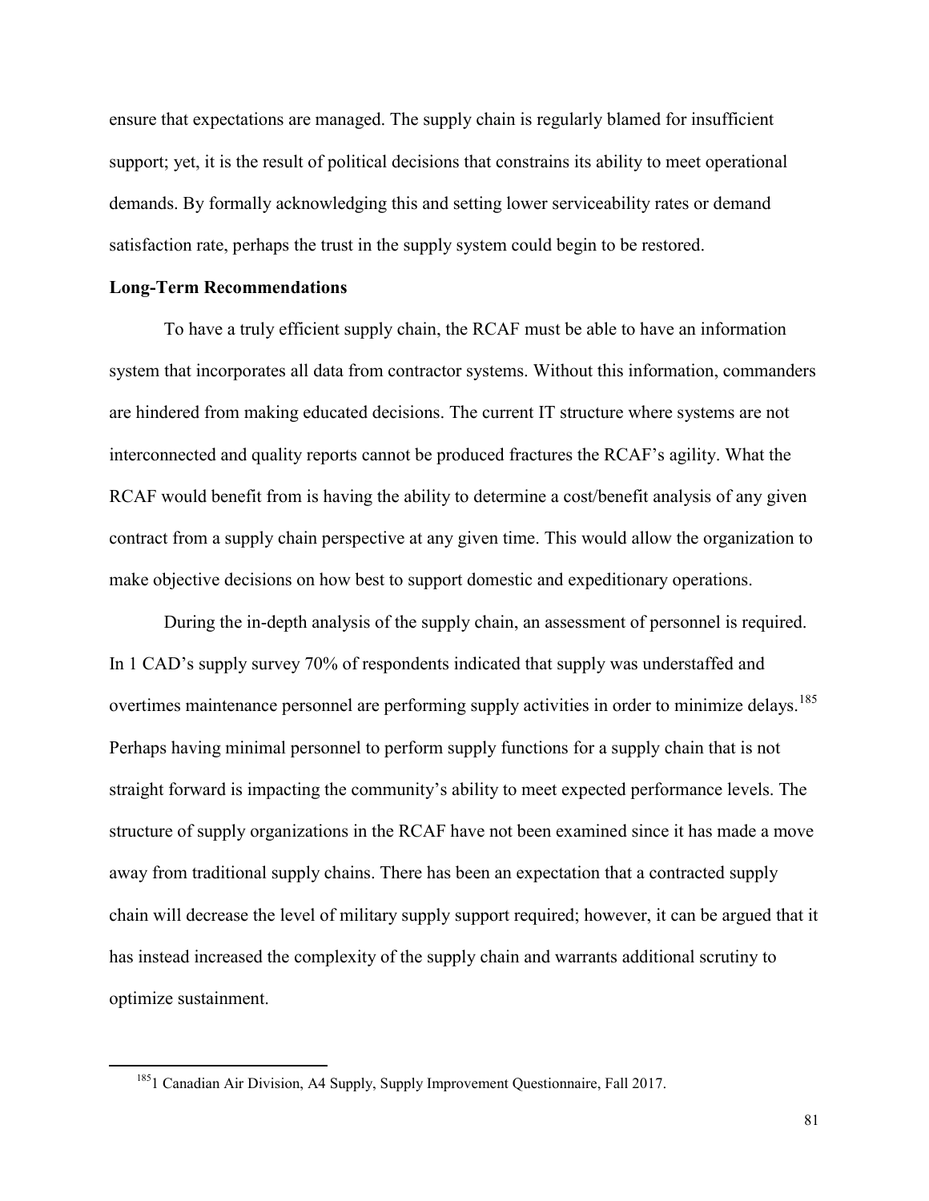ensure that expectations are managed. The supply chain is regularly blamed for insufficient support; yet, it is the result of political decisions that constrains its ability to meet operational demands. By formally acknowledging this and setting lower serviceability rates or demand satisfaction rate, perhaps the trust in the supply system could begin to be restored.

**Long-Term Recommendations**

To have a truly efficient supply chain, the RCAF must be able to have an information system that incorporates all data from contractor systems. Without this information, commanders are hindered from making educated decisions. The current IT structure where systems are not interconnected and quality reports cannot be produced fractures the RCAF's agility. What the RCAF would benefit from is having the ability to determine a cost/benefit analysis of any given contract from a supply chain perspective at any given time. This would allow the organization to make objective decisions on how best to support domestic and expeditionary operations.

During the in-depth analysis of the supply chain, an assessment of personnel is required. In 1 CAD's supply survey 70% of respondents indicated that supply was understaffed and overtimes maintenance personnel are performing supply activities in order to minimize delays.[185] Perhaps having minimal personnel to perform supply functions for a supply chain that is not straight forward is impacting the community's ability to meet expected performance levels. The structure of supply organizations in the RCAF have not been examined since it has made a move away from traditional supply chains. There has been an expectation that a contracted supply chain will decrease the level of military supply support required; however, it can be argued that it has instead increased the complexity of the supply chain and warrants additional scrutiny to optimize sustainment.

---

[185] 1 Canadian Air Division, A4 Supply, Supply Improvement Questionnaire, Fall 2017.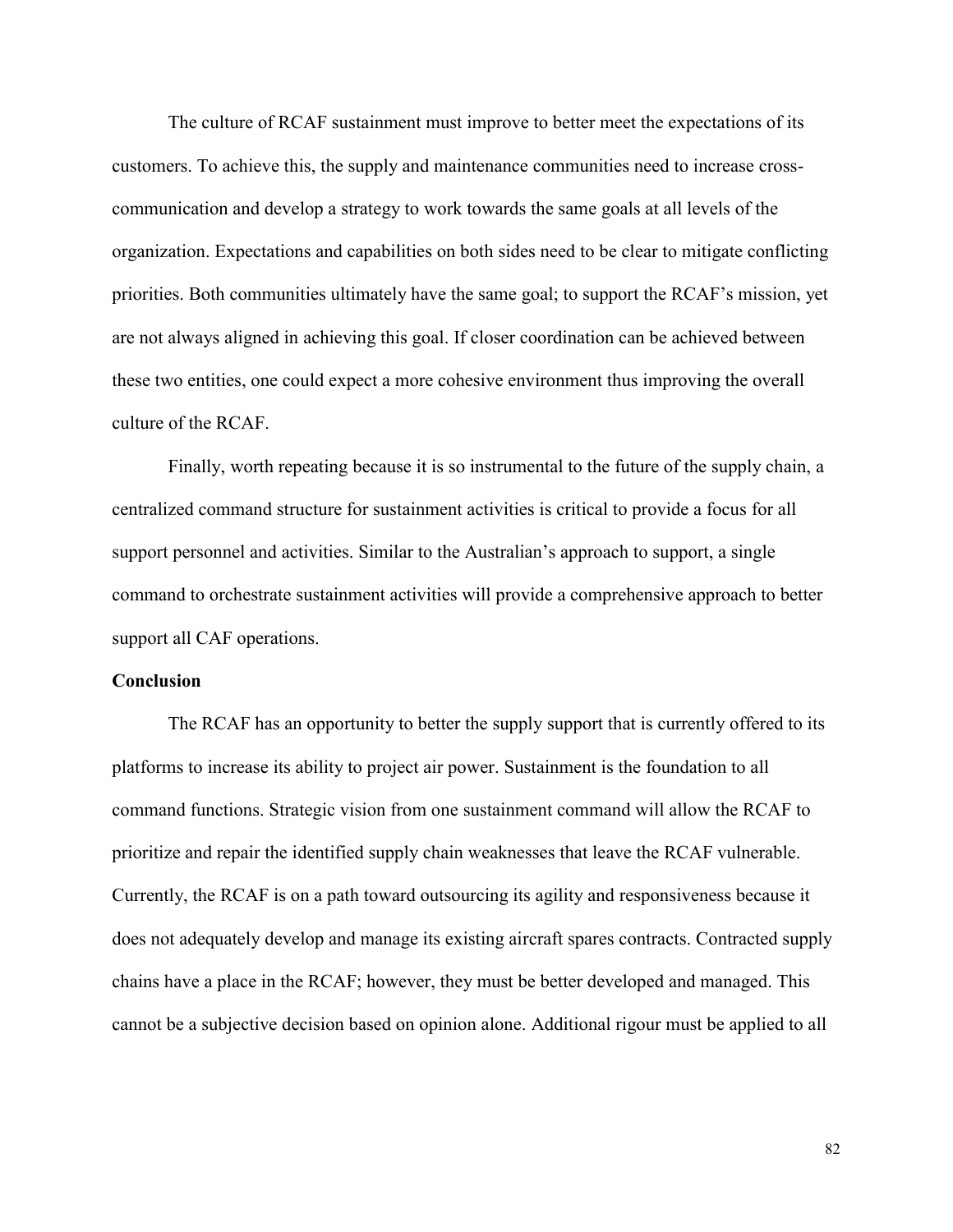The culture of RCAF sustainment must improve to better meet the expectations of its customers. To achieve this, the supply and maintenance communities need to increase cross-communication and develop a strategy to work towards the same goals at all levels of the organization. Expectations and capabilities on both sides need to be clear to mitigate conflicting priorities. Both communities ultimately have the same goal; to support the RCAF's mission, yet are not always aligned in achieving this goal. If closer coordination can be achieved between these two entities, one could expect a more cohesive environment thus improving the overall culture of the RCAF.

Finally, worth repeating because it is so instrumental to the future of the supply chain, a centralized command structure for sustainment activities is critical to provide a focus for all support personnel and activities. Similar to the Australian's approach to support, a single command to orchestrate sustainment activities will provide a comprehensive approach to better support all CAF operations.

**Conclusion**

The RCAF has an opportunity to better the supply support that is currently offered to its platforms to increase its ability to project air power. Sustainment is the foundation to all command functions. Strategic vision from one sustainment command will allow the RCAF to prioritize and repair the identified supply chain weaknesses that leave the RCAF vulnerable. Currently, the RCAF is on a path toward outsourcing its agility and responsiveness because it does not adequately develop and manage its existing aircraft spares contracts. Contracted supply chains have a place in the RCAF; however, they must be better developed and managed. This cannot be a subjective decision based on opinion alone. Additional rigour must be applied to all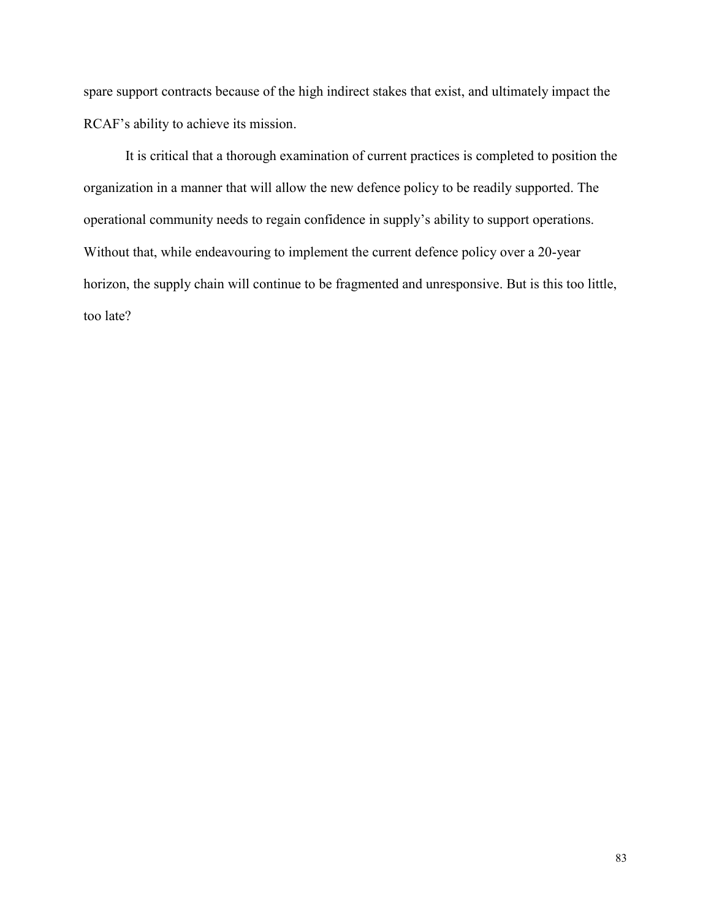spare support contracts because of the high indirect stakes that exist, and ultimately impact the RCAF's ability to achieve its mission.

It is critical that a thorough examination of current practices is completed to position the organization in a manner that will allow the new defence policy to be readily supported. The operational community needs to regain confidence in supply's ability to support operations. Without that, while endeavouring to implement the current defence policy over a 20-year horizon, the supply chain will continue to be fragmented and unresponsive. But is this too little, too late?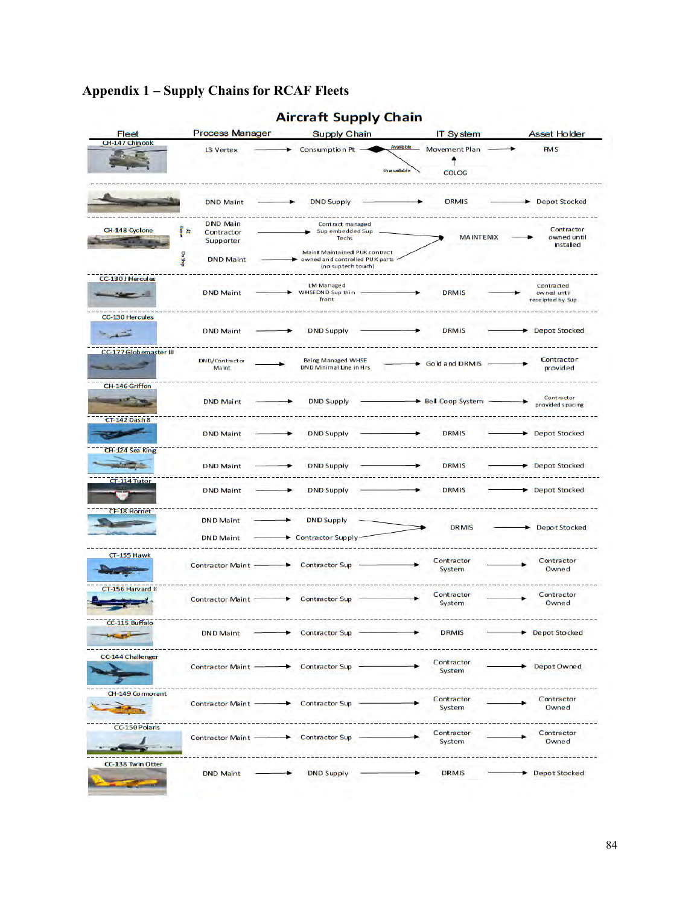# Appendix 1 – Supply Chains for RCAF Fleets

## Aircraft Supply Chain

| Fleet | Process Manager | Supply Chain | IT System | Asset Holder |
|---|---|---|---|---|
| CH-147 Chinook | L3 Vertex | Consumption Pt (Available / Unavailable) | Movement Plan; COLOG | FMS |
| | DND Maint | DND Supply | DRMIS | Depot Stocked |
| CH-148 Cyclone | At Home: DND Main Contractor Supporter; On Ship: DND Maint | Contract managed Sup embedded Sup Techs; Maint Maintained PUK contract owned and controlled PUK parts (no sup tech touch) | MAINTENIX | Contractor owned until installed |
| CC-130 J Hercules | DND Maint | LM Managed WHSE DND Sup thin front | DRMIS | Contracted owned until receipted by Sup |
| CC-130 Hercules | DND Maint | DND Supply | DRMIS | Depot Stocked |
| CC-177 Globemaster III | DND/Contractor Maint | Being Managed WHSE DND Minimal Line in Hrs | Gold and DRMIS | Contractor provided |
| CH-146 Griffon | DND Maint | DND Supply | Bell Coop System | Contractor provided spacing |
| CT-142 Dash 8 | DND Maint | DND Supply | DRMIS | Depot Stocked |
| CH-124 Sea King | DND Maint | DND Supply | DRMIS | Depot Stocked |
| CT-114 Tutor | DND Maint | DND Supply | DRMIS | Depot Stocked |
| CF-18 Hornet | DND Maint; DND Maint | DND Supply; Contractor Supply | DRMIS | Depot Stocked |
| CT-155 Hawk | Contractor Maint | Contractor Sup | Contractor System | Contractor Owned |
| CT-156 Harvard II | Contractor Maint | Contractor Sup | Contractor System | Contractor Owned |
| CC-115 Buffalo | DND Maint | Contractor Sup | DRMIS | Depot Stocked |
| CC-144 Challenger | Contractor Maint | Contractor Sup | Contractor System | Depot Owned |
| CH-149 Cormorant | Contractor Maint | Contractor Sup | Contractor System | Contractor Owned |
| CC-150 Polaris | Contractor Maint | Contractor Sup | Contractor System | Contractor Owned |
| CC-138 Twin Otter | DND Maint | DND Supply | DRMIS | Depot Stocked |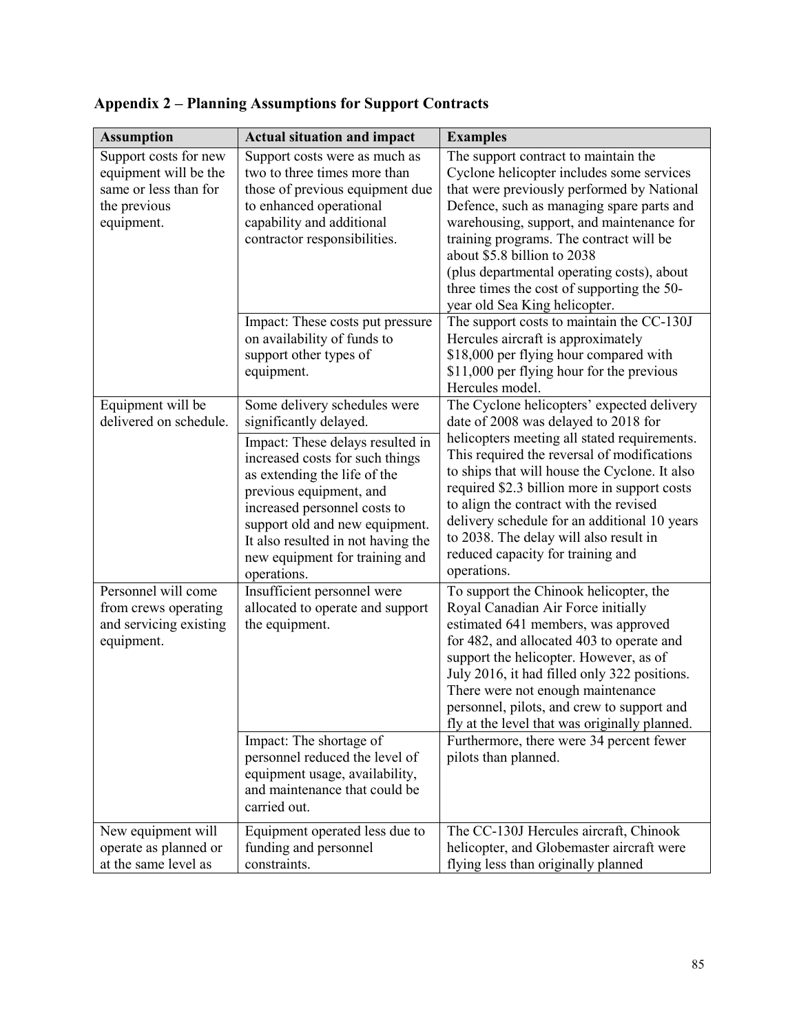## Appendix 2 – Planning Assumptions for Support Contracts

| Assumption | Actual situation and impact | Examples |
| --- | --- | --- |
| Support costs for new equipment will be the same or less than for the previous equipment. | Support costs were as much as two to three times more than those of previous equipment due to enhanced operational capability and additional contractor responsibilities. | The support contract to maintain the Cyclone helicopter includes some services that were previously performed by National Defence, such as managing spare parts and warehousing, support, and maintenance for training programs. The contract will be about $5.8 billion to 2038 (plus departmental operating costs), about three times the cost of supporting the 50-year old Sea King helicopter. |
| | Impact: These costs put pressure on availability of funds to support other types of equipment. | The support costs to maintain the CC-130J Hercules aircraft is approximately $18,000 per flying hour compared with $11,000 per flying hour for the previous Hercules model. |
| Equipment will be delivered on schedule. | Some delivery schedules were significantly delayed. | The Cyclone helicopters' expected delivery date of 2008 was delayed to 2018 for helicopters meeting all stated requirements. This required the reversal of modifications to ships that will house the Cyclone. It also required $2.3 billion more in support costs to align the contract with the revised delivery schedule for an additional 10 years to 2038. The delay will also result in reduced capacity for training and operations. |
| | Impact: These delays resulted in increased costs for such things as extending the life of the previous equipment, and increased personnel costs to support old and new equipment. It also resulted in not having the new equipment for training and operations. | |
| Personnel will come from crews operating and servicing existing equipment. | Insufficient personnel were allocated to operate and support the equipment. | To support the Chinook helicopter, the Royal Canadian Air Force initially estimated 641 members, was approved for 482, and allocated 403 to operate and support the helicopter. However, as of July 2016, it had filled only 322 positions. There were not enough maintenance personnel, pilots, and crew to support and fly at the level that was originally planned. |
| | Impact: The shortage of personnel reduced the level of equipment usage, availability, and maintenance that could be carried out. | Furthermore, there were 34 percent fewer pilots than planned. |
| New equipment will operate as planned or at the same level as | Equipment operated less due to funding and personnel constraints. | The CC-130J Hercules aircraft, Chinook helicopter, and Globemaster aircraft were flying less than originally planned |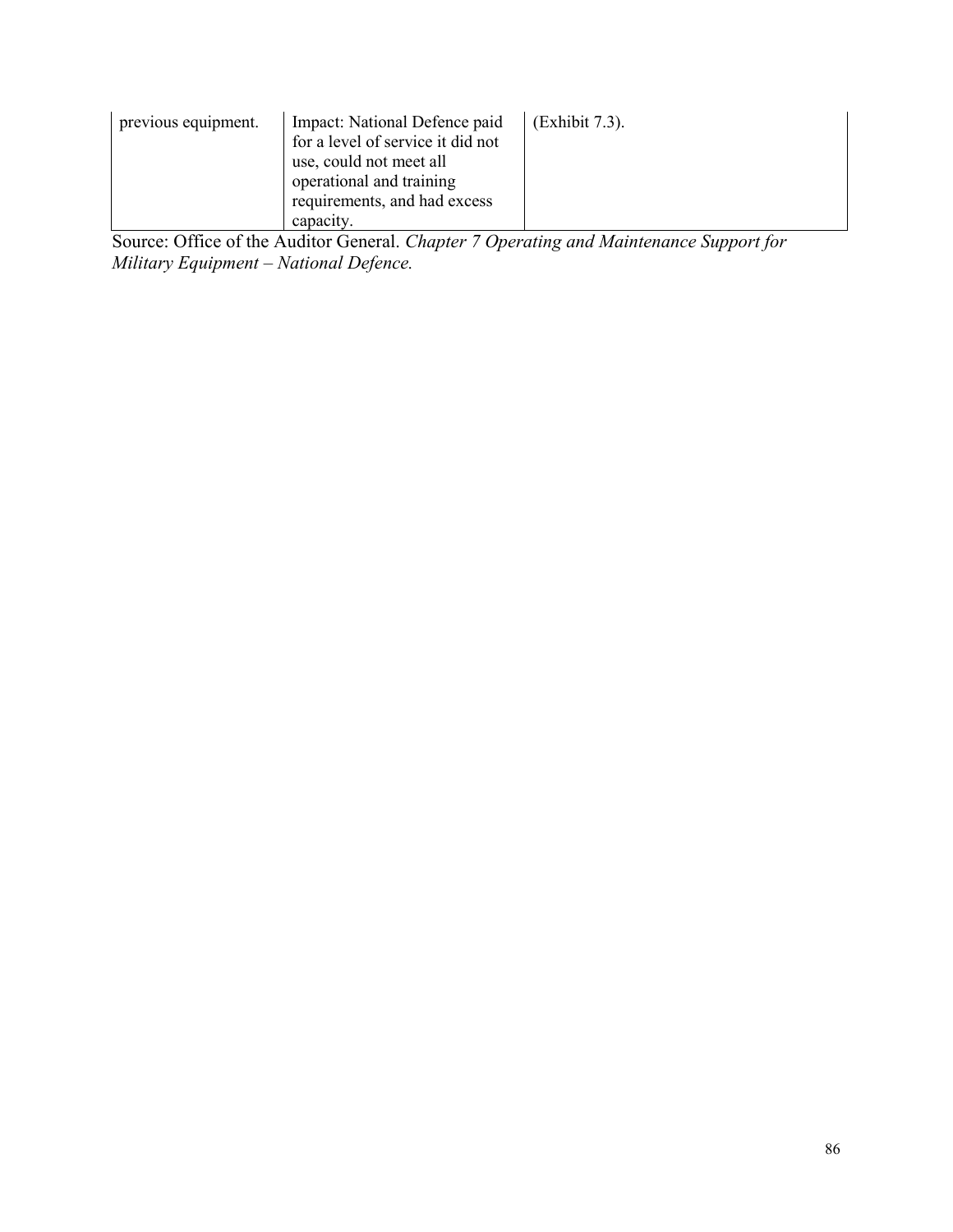| | | |
|---|---|---|
| previous equipment. | Impact: National Defence paid for a level of service it did not use, could not meet all operational and training requirements, and had excess capacity. | (Exhibit 7.3). |

Source: Office of the Auditor General. *Chapter 7 Operating and Maintenance Support for Military Equipment – National Defence.*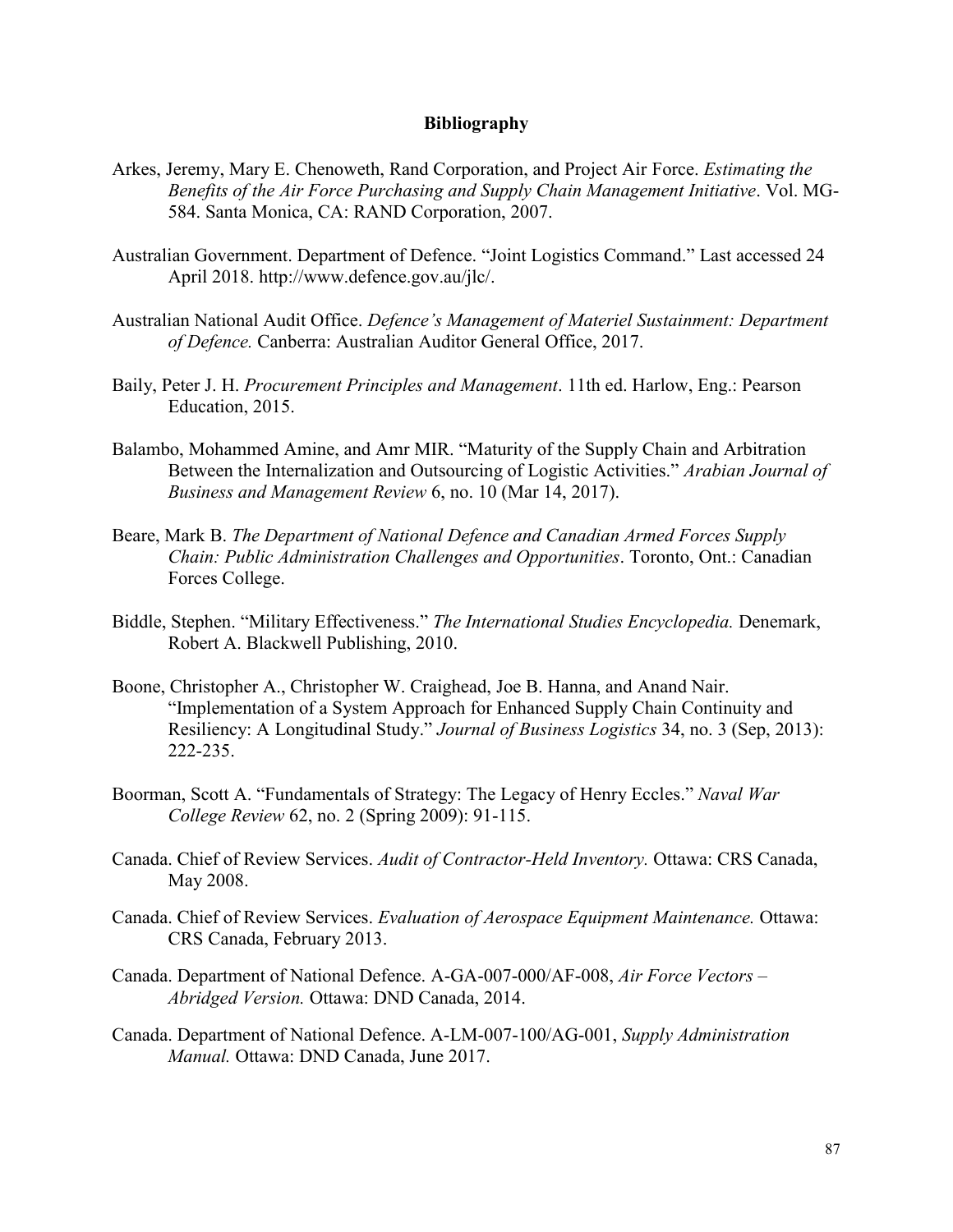# Bibliography

Arkes, Jeremy, Mary E. Chenoweth, Rand Corporation, and Project Air Force. *Estimating the Benefits of the Air Force Purchasing and Supply Chain Management Initiative*. Vol. MG-584. Santa Monica, CA: RAND Corporation, 2007.

Australian Government. Department of Defence. "Joint Logistics Command." Last accessed 24 April 2018. http://www.defence.gov.au/jlc/.

Australian National Audit Office. *Defence's Management of Materiel Sustainment: Department of Defence.* Canberra: Australian Auditor General Office, 2017.

Baily, Peter J. H. *Procurement Principles and Management*. 11th ed. Harlow, Eng.: Pearson Education, 2015.

Balambo, Mohammed Amine, and Amr MIR. "Maturity of the Supply Chain and Arbitration Between the Internalization and Outsourcing of Logistic Activities." *Arabian Journal of Business and Management Review* 6, no. 10 (Mar 14, 2017).

Beare, Mark B. *The Department of National Defence and Canadian Armed Forces Supply Chain: Public Administration Challenges and Opportunities*. Toronto, Ont.: Canadian Forces College.

Biddle, Stephen. "Military Effectiveness." *The International Studies Encyclopedia.* Denemark, Robert A. Blackwell Publishing, 2010.

Boone, Christopher A., Christopher W. Craighead, Joe B. Hanna, and Anand Nair. "Implementation of a System Approach for Enhanced Supply Chain Continuity and Resiliency: A Longitudinal Study." *Journal of Business Logistics* 34, no. 3 (Sep, 2013): 222-235.

Boorman, Scott A. "Fundamentals of Strategy: The Legacy of Henry Eccles." *Naval War College Review* 62, no. 2 (Spring 2009): 91-115.

Canada. Chief of Review Services. *Audit of Contractor-Held Inventory.* Ottawa: CRS Canada, May 2008.

Canada. Chief of Review Services. *Evaluation of Aerospace Equipment Maintenance.* Ottawa: CRS Canada, February 2013.

Canada. Department of National Defence. A-GA-007-000/AF-008, *Air Force Vectors – Abridged Version.* Ottawa: DND Canada, 2014.

Canada. Department of National Defence. A-LM-007-100/AG-001, *Supply Administration Manual.* Ottawa: DND Canada, June 2017.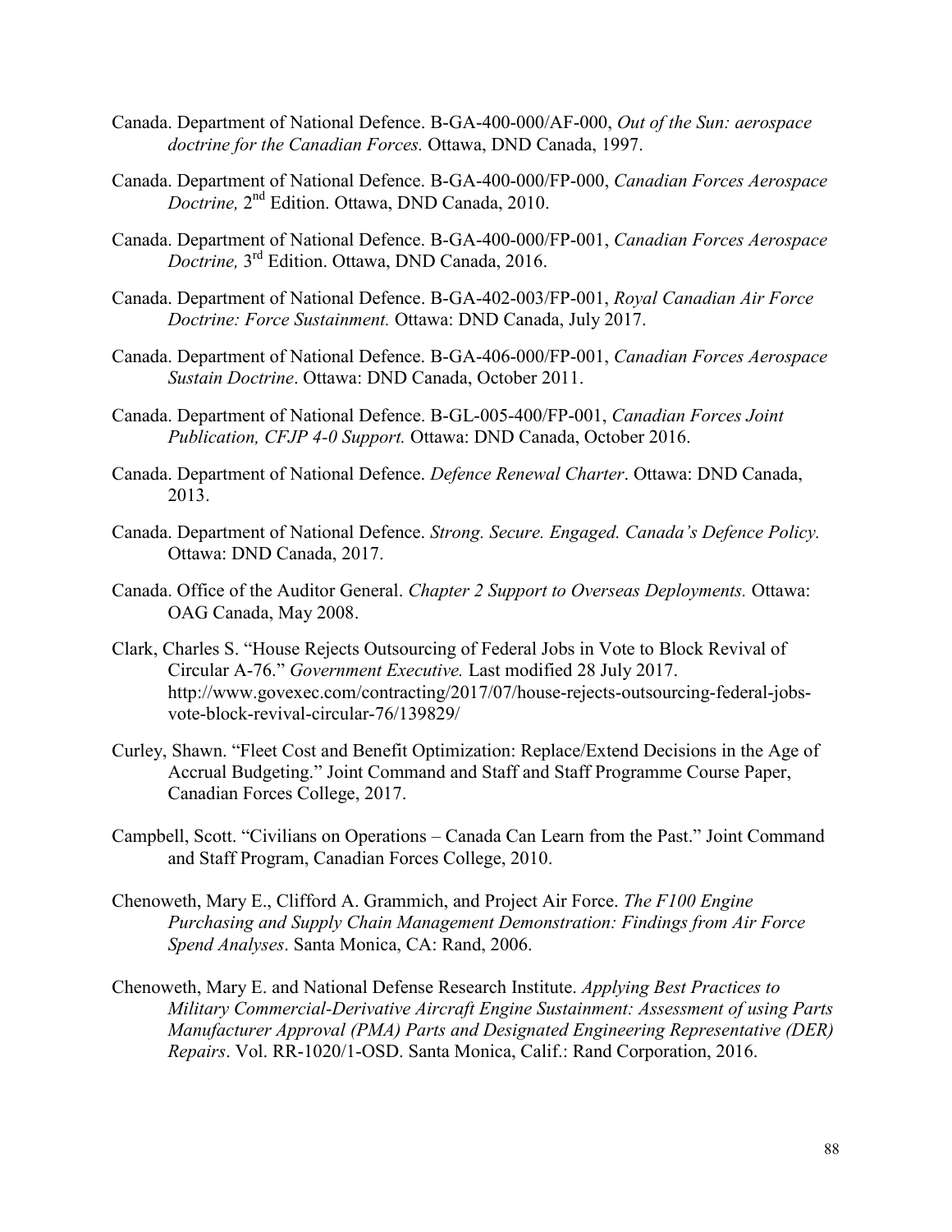Canada. Department of National Defence. B-GA-400-000/AF-000, *Out of the Sun: aerospace doctrine for the Canadian Forces.* Ottawa, DND Canada, 1997.

Canada. Department of National Defence. B-GA-400-000/FP-000, *Canadian Forces Aerospace Doctrine,* 2nd Edition. Ottawa, DND Canada, 2010.

Canada. Department of National Defence. B-GA-400-000/FP-001, *Canadian Forces Aerospace Doctrine,* 3rd Edition. Ottawa, DND Canada, 2016.

Canada. Department of National Defence. B-GA-402-003/FP-001, *Royal Canadian Air Force Doctrine: Force Sustainment.* Ottawa: DND Canada, July 2017.

Canada. Department of National Defence. B-GA-406-000/FP-001, *Canadian Forces Aerospace Sustain Doctrine*. Ottawa: DND Canada, October 2011.

Canada. Department of National Defence. B-GL-005-400/FP-001, *Canadian Forces Joint Publication, CFJP 4-0 Support.* Ottawa: DND Canada, October 2016.

Canada. Department of National Defence. *Defence Renewal Charter*. Ottawa: DND Canada, 2013.

Canada. Department of National Defence. *Strong. Secure. Engaged. Canada's Defence Policy.* Ottawa: DND Canada, 2017.

Canada. Office of the Auditor General. *Chapter 2 Support to Overseas Deployments.* Ottawa: OAG Canada, May 2008.

Clark, Charles S. "House Rejects Outsourcing of Federal Jobs in Vote to Block Revival of Circular A-76." *Government Executive.* Last modified 28 July 2017. http://www.govexec.com/contracting/2017/07/house-rejects-outsourcing-federal-jobs-vote-block-revival-circular-76/139829/

Curley, Shawn. "Fleet Cost and Benefit Optimization: Replace/Extend Decisions in the Age of Accrual Budgeting." Joint Command and Staff and Staff Programme Course Paper, Canadian Forces College, 2017.

Campbell, Scott. "Civilians on Operations – Canada Can Learn from the Past." Joint Command and Staff Program, Canadian Forces College, 2010.

Chenoweth, Mary E., Clifford A. Grammich, and Project Air Force. *The F100 Engine Purchasing and Supply Chain Management Demonstration: Findings from Air Force Spend Analyses*. Santa Monica, CA: Rand, 2006.

Chenoweth, Mary E. and National Defense Research Institute. *Applying Best Practices to Military Commercial-Derivative Aircraft Engine Sustainment: Assessment of using Parts Manufacturer Approval (PMA) Parts and Designated Engineering Representative (DER) Repairs*. Vol. RR-1020/1-OSD. Santa Monica, Calif.: Rand Corporation, 2016.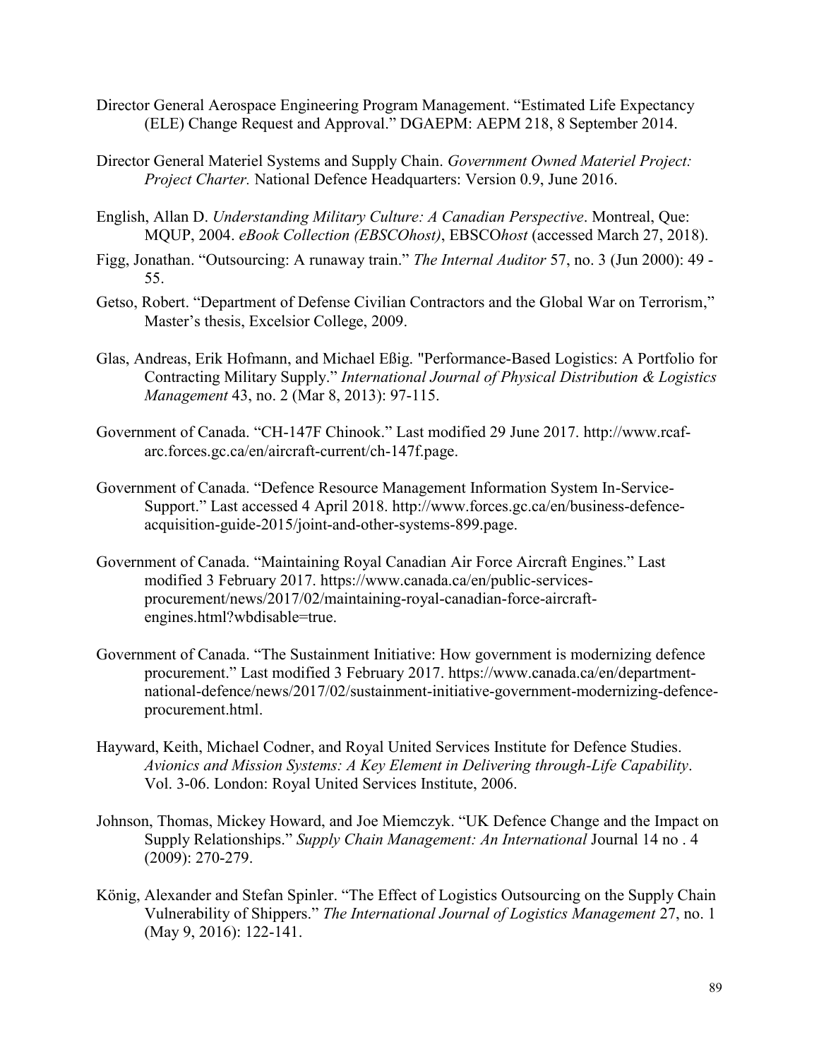Director General Aerospace Engineering Program Management. "Estimated Life Expectancy (ELE) Change Request and Approval." DGAEPM: AEPM 218, 8 September 2014.

Director General Materiel Systems and Supply Chain. *Government Owned Materiel Project: Project Charter.* National Defence Headquarters: Version 0.9, June 2016.

English, Allan D. *Understanding Military Culture: A Canadian Perspective*. Montreal, Que: MQUP, 2004. *eBook Collection (EBSCOhost)*, EBSCO*host* (accessed March 27, 2018).

Figg, Jonathan. "Outsourcing: A runaway train." *The Internal Auditor* 57, no. 3 (Jun 2000): 49 - 55.

Getso, Robert. "Department of Defense Civilian Contractors and the Global War on Terrorism," Master's thesis, Excelsior College, 2009.

Glas, Andreas, Erik Hofmann, and Michael Eßig. "Performance-Based Logistics: A Portfolio for Contracting Military Supply." *International Journal of Physical Distribution & Logistics Management* 43, no. 2 (Mar 8, 2013): 97-115.

Government of Canada. "CH-147F Chinook." Last modified 29 June 2017. http://www.rcaf-arc.forces.gc.ca/en/aircraft-current/ch-147f.page.

Government of Canada. "Defence Resource Management Information System In-Service-Support." Last accessed 4 April 2018. http://www.forces.gc.ca/en/business-defence-acquisition-guide-2015/joint-and-other-systems-899.page.

Government of Canada. "Maintaining Royal Canadian Air Force Aircraft Engines." Last modified 3 February 2017. https://www.canada.ca/en/public-services-procurement/news/2017/02/maintaining-royal-canadian-force-aircraft-engines.html?wbdisable=true.

Government of Canada. "The Sustainment Initiative: How government is modernizing defence procurement." Last modified 3 February 2017. https://www.canada.ca/en/department-national-defence/news/2017/02/sustainment-initiative-government-modernizing-defence-procurement.html.

Hayward, Keith, Michael Codner, and Royal United Services Institute for Defence Studies. *Avionics and Mission Systems: A Key Element in Delivering through-Life Capability*. Vol. 3-06. London: Royal United Services Institute, 2006.

Johnson, Thomas, Mickey Howard, and Joe Miemczyk. "UK Defence Change and the Impact on Supply Relationships." *Supply Chain Management: An International* Journal 14 no . 4 (2009): 270-279.

König, Alexander and Stefan Spinler. "The Effect of Logistics Outsourcing on the Supply Chain Vulnerability of Shippers." *The International Journal of Logistics Management* 27, no. 1 (May 9, 2016): 122-141.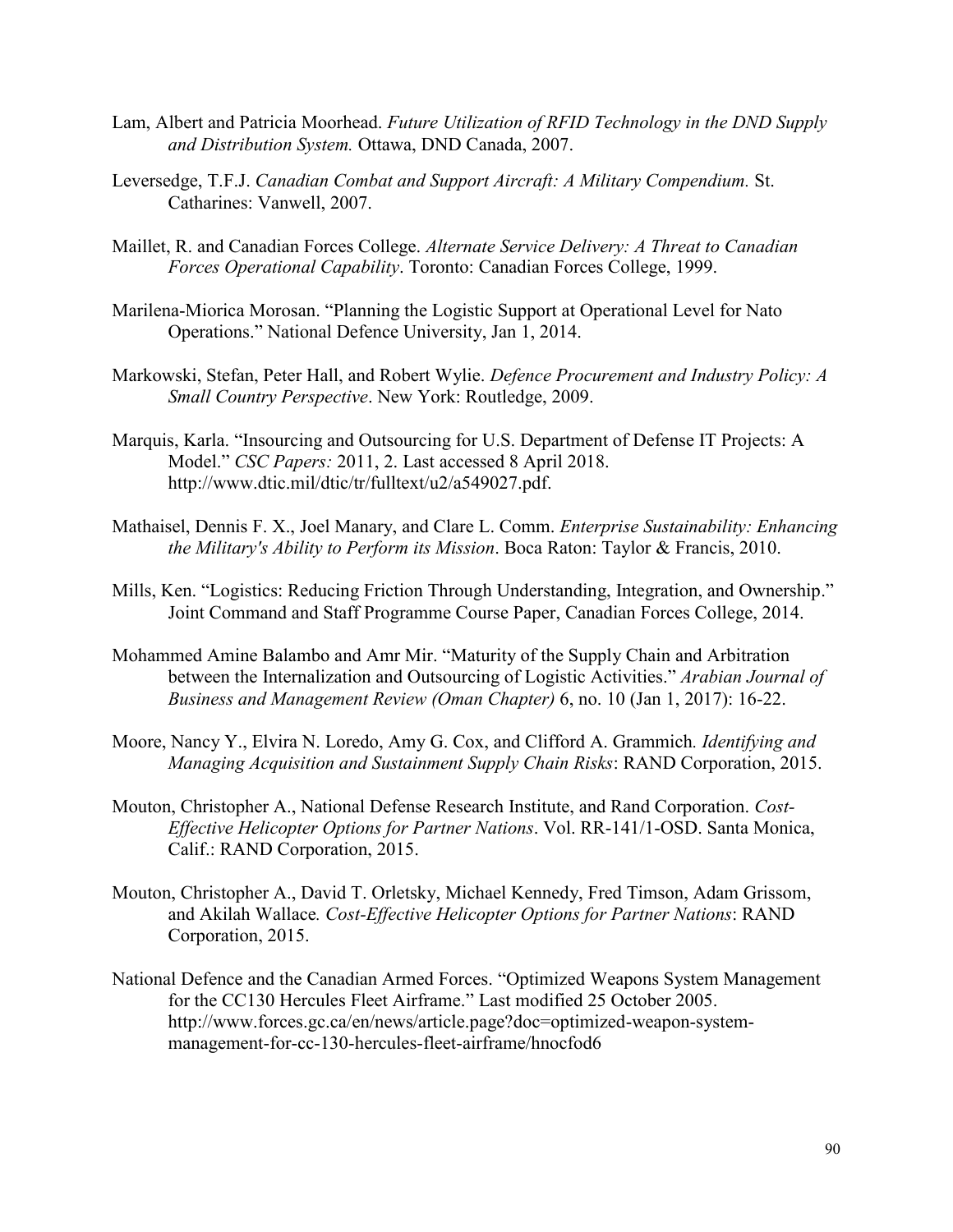Lam, Albert and Patricia Moorhead. *Future Utilization of RFID Technology in the DND Supply and Distribution System.* Ottawa, DND Canada, 2007.

Leversedge, T.F.J. *Canadian Combat and Support Aircraft: A Military Compendium.* St. Catharines: Vanwell, 2007.

Maillet, R. and Canadian Forces College. *Alternate Service Delivery: A Threat to Canadian Forces Operational Capability*. Toronto: Canadian Forces College, 1999.

Marilena-Miorica Morosan. "Planning the Logistic Support at Operational Level for Nato Operations." National Defence University, Jan 1, 2014.

Markowski, Stefan, Peter Hall, and Robert Wylie. *Defence Procurement and Industry Policy: A Small Country Perspective*. New York: Routledge, 2009.

Marquis, Karla. "Insourcing and Outsourcing for U.S. Department of Defense IT Projects: A Model." *CSC Papers:* 2011, 2. Last accessed 8 April 2018. http://www.dtic.mil/dtic/tr/fulltext/u2/a549027.pdf.

Mathaisel, Dennis F. X., Joel Manary, and Clare L. Comm. *Enterprise Sustainability: Enhancing the Military's Ability to Perform its Mission*. Boca Raton: Taylor & Francis, 2010.

Mills, Ken. "Logistics: Reducing Friction Through Understanding, Integration, and Ownership." Joint Command and Staff Programme Course Paper, Canadian Forces College, 2014.

Mohammed Amine Balambo and Amr Mir. "Maturity of the Supply Chain and Arbitration between the Internalization and Outsourcing of Logistic Activities." *Arabian Journal of Business and Management Review (Oman Chapter)* 6, no. 10 (Jan 1, 2017): 16-22.

Moore, Nancy Y., Elvira N. Loredo, Amy G. Cox, and Clifford A. Grammich*. Identifying and Managing Acquisition and Sustainment Supply Chain Risks*: RAND Corporation, 2015.

Mouton, Christopher A., National Defense Research Institute, and Rand Corporation. *Cost-Effective Helicopter Options for Partner Nations*. Vol. RR-141/1-OSD. Santa Monica, Calif.: RAND Corporation, 2015.

Mouton, Christopher A., David T. Orletsky, Michael Kennedy, Fred Timson, Adam Grissom, and Akilah Wallace*. Cost-Effective Helicopter Options for Partner Nations*: RAND Corporation, 2015.

National Defence and the Canadian Armed Forces. "Optimized Weapons System Management for the CC130 Hercules Fleet Airframe." Last modified 25 October 2005. http://www.forces.gc.ca/en/news/article.page?doc=optimized-weapon-system-management-for-cc-130-hercules-fleet-airframe/hnocfod6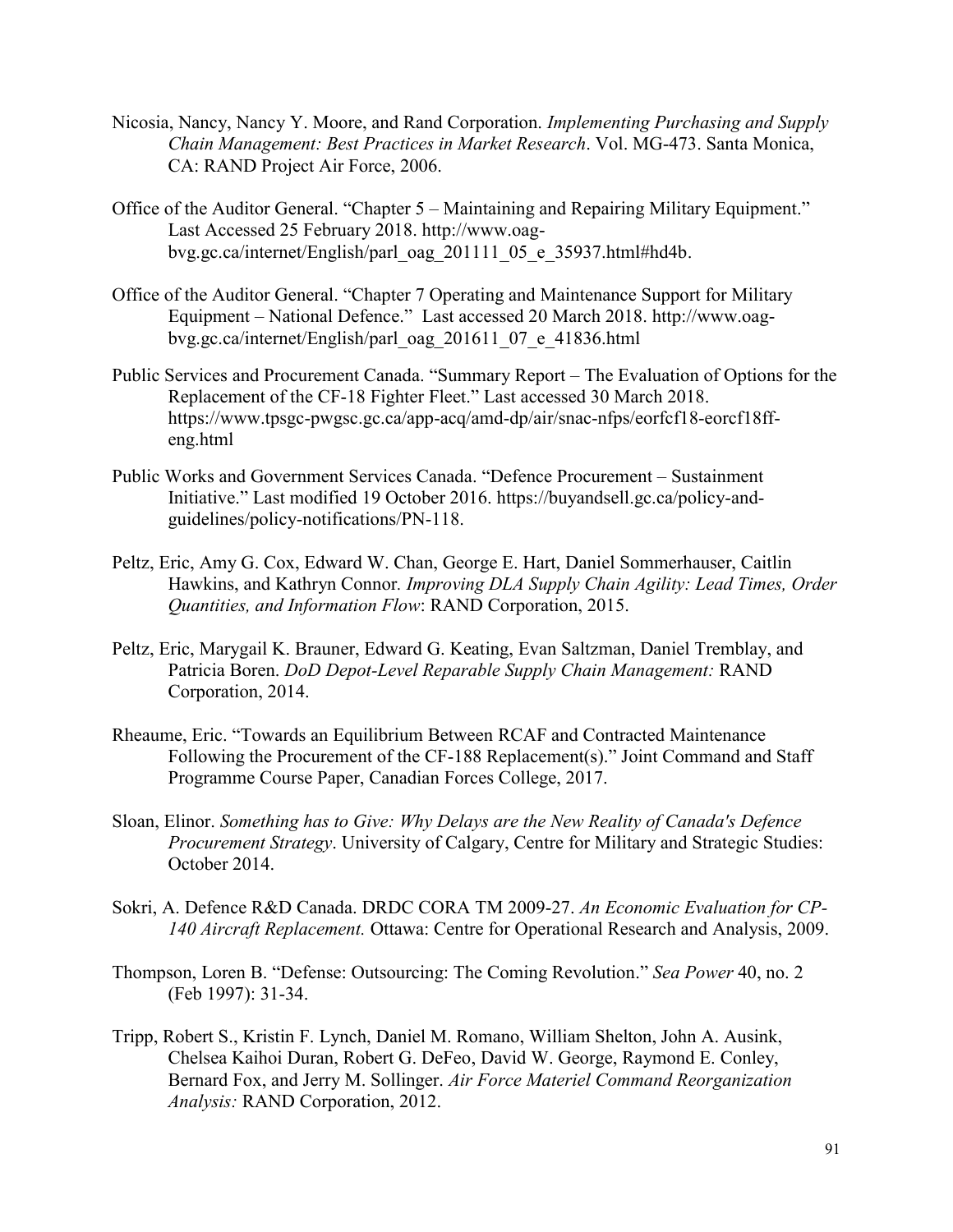Nicosia, Nancy, Nancy Y. Moore, and Rand Corporation. *Implementing Purchasing and Supply Chain Management: Best Practices in Market Research*. Vol. MG-473. Santa Monica, CA: RAND Project Air Force, 2006.

Office of the Auditor General. "Chapter 5 – Maintaining and Repairing Military Equipment." Last Accessed 25 February 2018. http://www.oag-bvg.gc.ca/internet/English/parl_oag_201111_05_e_35937.html#hd4b.

Office of the Auditor General. "Chapter 7 Operating and Maintenance Support for Military Equipment – National Defence." Last accessed 20 March 2018. http://www.oag-bvg.gc.ca/internet/English/parl_oag_201611_07_e_41836.html

Public Services and Procurement Canada. "Summary Report – The Evaluation of Options for the Replacement of the CF-18 Fighter Fleet." Last accessed 30 March 2018. https://www.tpsgc-pwgsc.gc.ca/app-acq/amd-dp/air/snac-nfps/eorfcf18-eorcf18ff-eng.html

Public Works and Government Services Canada. "Defence Procurement – Sustainment Initiative." Last modified 19 October 2016. https://buyandsell.gc.ca/policy-and-guidelines/policy-notifications/PN-118.

Peltz, Eric, Amy G. Cox, Edward W. Chan, George E. Hart, Daniel Sommerhauser, Caitlin Hawkins, and Kathryn Connor. *Improving DLA Supply Chain Agility: Lead Times, Order Quantities, and Information Flow*: RAND Corporation, 2015.

Peltz, Eric, Marygail K. Brauner, Edward G. Keating, Evan Saltzman, Daniel Tremblay, and Patricia Boren. *DoD Depot-Level Reparable Supply Chain Management:* RAND Corporation, 2014.

Rheaume, Eric. "Towards an Equilibrium Between RCAF and Contracted Maintenance Following the Procurement of the CF-188 Replacement(s)." Joint Command and Staff Programme Course Paper, Canadian Forces College, 2017.

Sloan, Elinor. *Something has to Give: Why Delays are the New Reality of Canada's Defence Procurement Strategy*. University of Calgary, Centre for Military and Strategic Studies: October 2014.

Sokri, A. Defence R&D Canada. DRDC CORA TM 2009-27. *An Economic Evaluation for CP-140 Aircraft Replacement.* Ottawa: Centre for Operational Research and Analysis, 2009.

Thompson, Loren B. "Defense: Outsourcing: The Coming Revolution." *Sea Power* 40, no. 2 (Feb 1997): 31-34.

Tripp, Robert S., Kristin F. Lynch, Daniel M. Romano, William Shelton, John A. Ausink, Chelsea Kaihoi Duran, Robert G. DeFeo, David W. George, Raymond E. Conley, Bernard Fox, and Jerry M. Sollinger. *Air Force Materiel Command Reorganization Analysis:* RAND Corporation, 2012.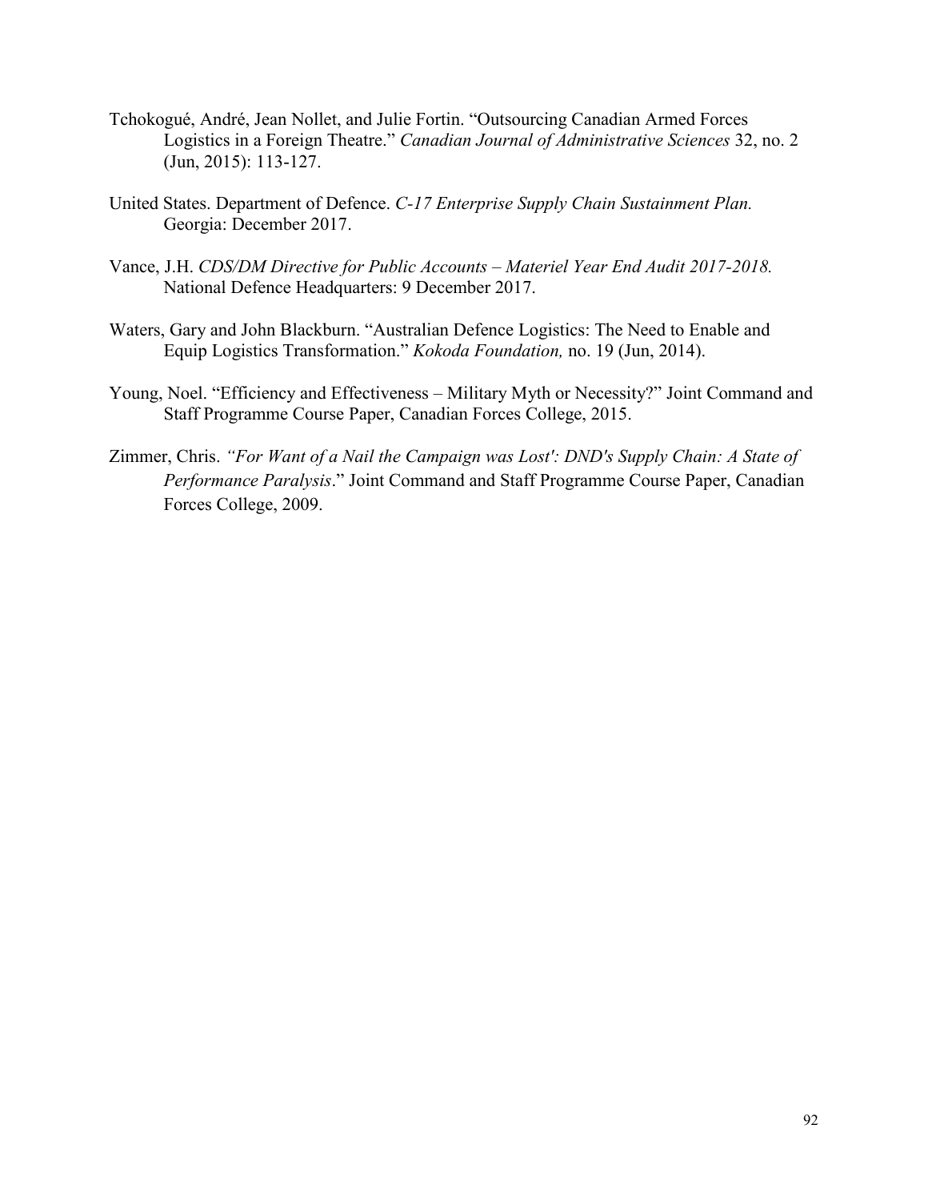Tchokogué, André, Jean Nollet, and Julie Fortin. "Outsourcing Canadian Armed Forces Logistics in a Foreign Theatre." *Canadian Journal of Administrative Sciences* 32, no. 2 (Jun, 2015): 113-127.

United States. Department of Defence. *C-17 Enterprise Supply Chain Sustainment Plan.* Georgia: December 2017.

Vance, J.H. *CDS/DM Directive for Public Accounts – Materiel Year End Audit 2017-2018.* National Defence Headquarters: 9 December 2017.

Waters, Gary and John Blackburn. "Australian Defence Logistics: The Need to Enable and Equip Logistics Transformation." *Kokoda Foundation,* no. 19 (Jun, 2014).

Young, Noel. "Efficiency and Effectiveness – Military Myth or Necessity?" Joint Command and Staff Programme Course Paper, Canadian Forces College, 2015.

Zimmer, Chris. *"For Want of a Nail the Campaign was Lost': DND's Supply Chain: A State of Performance Paralysis*." Joint Command and Staff Programme Course Paper, Canadian Forces College, 2009.